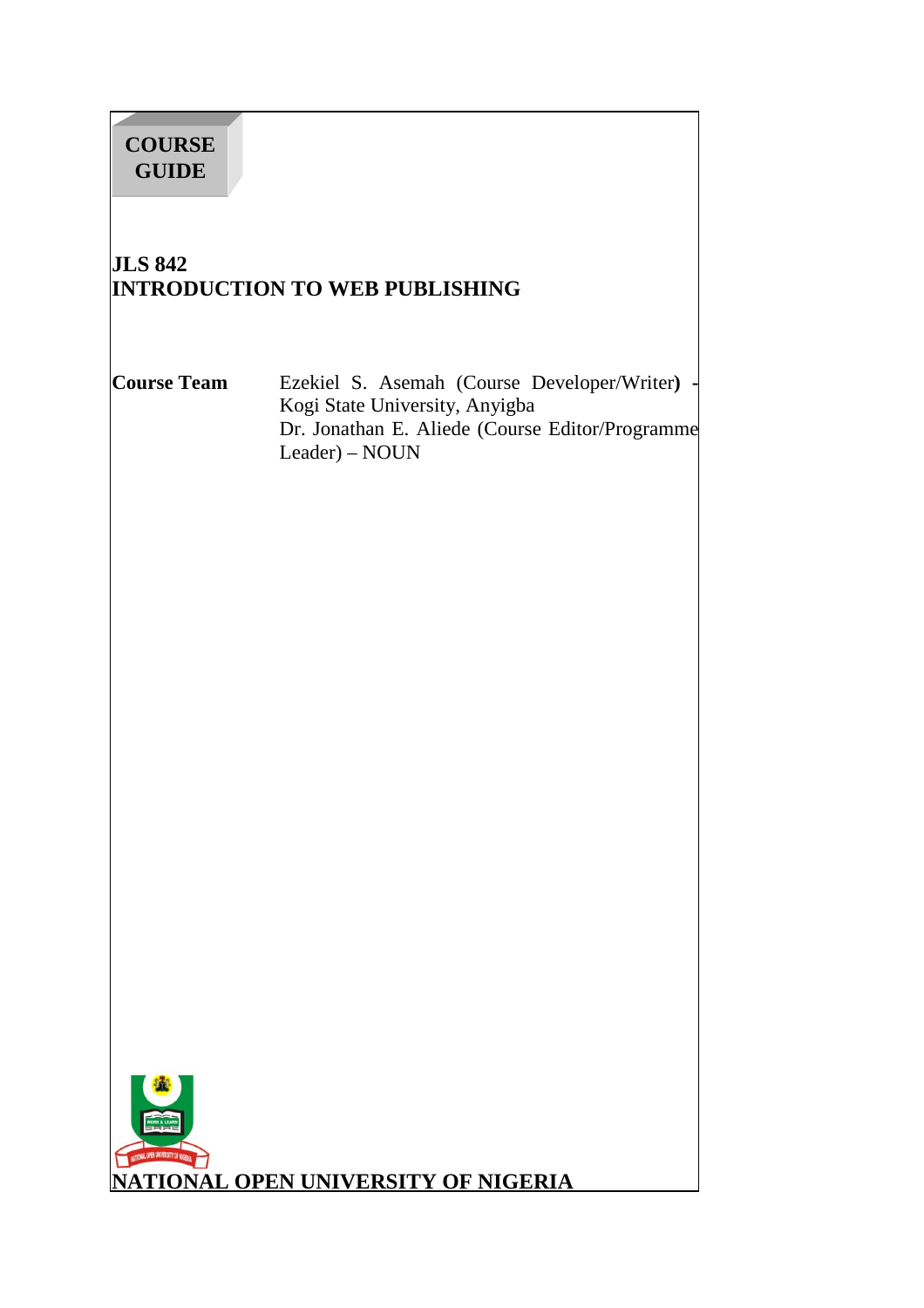**COURSE GUIDE**

# JLS 842
# INTRODUCTION TO WEB PUBLISHING

| **Course Team** | Ezekiel S. Asemah (Course Developer/Writer) - Kogi State University, Anyigba<br>Dr. Jonathan E. Aliede (Course Editor/Programme Leader) – NOUN |
|---|---|

**NATIONAL OPEN UNIVERSITY OF NIGERIA**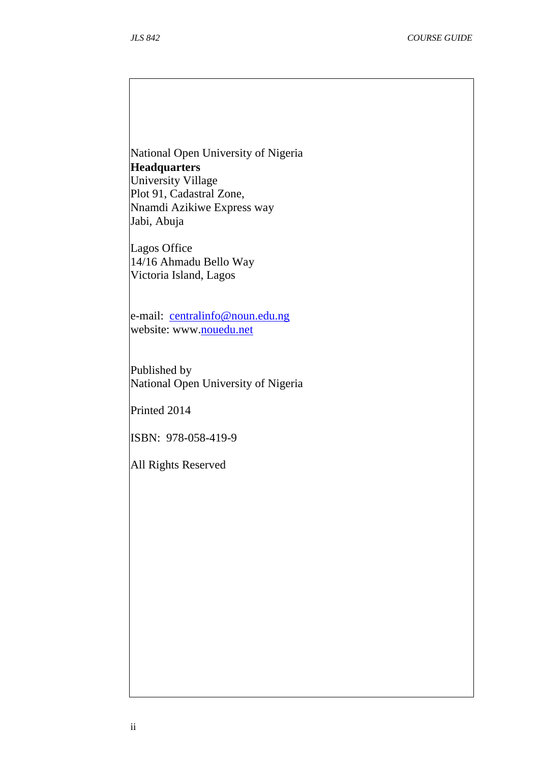National Open University of Nigeria
**Headquarters**
University Village
Plot 91, Cadastral Zone,
Nnamdi Azikiwe Express way
Jabi, Abuja

Lagos Office
14/16 Ahmadu Bello Way
Victoria Island, Lagos

e-mail: centralinfo@noun.edu.ng
website: www.nouedu.net

Published by
National Open University of Nigeria

Printed 2014

ISBN: 978-058-419-9

All Rights Reserved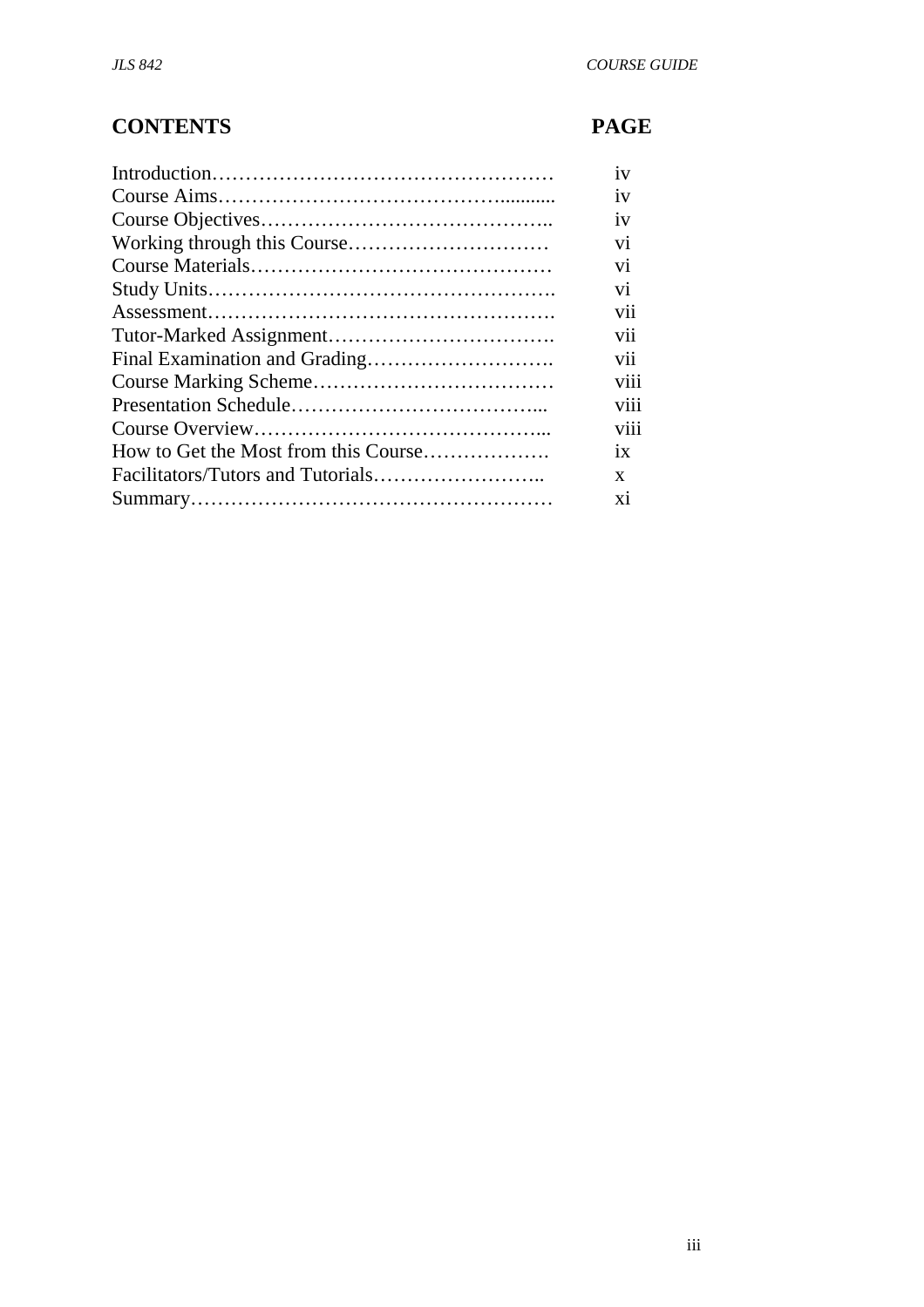## CONTENTS

| CONTENTS | PAGE |
|---|---|
| Introduction | iv |
| Course Aims | iv |
| Course Objectives | iv |
| Working through this Course | vi |
| Course Materials | vi |
| Study Units | vi |
| Assessment | vii |
| Tutor-Marked Assignment | vii |
| Final Examination and Grading | vii |
| Course Marking Scheme | viii |
| Presentation Schedule | viii |
| Course Overview | viii |
| How to Get the Most from this Course | ix |
| Facilitators/Tutors and Tutorials | x |
| Summary | xi |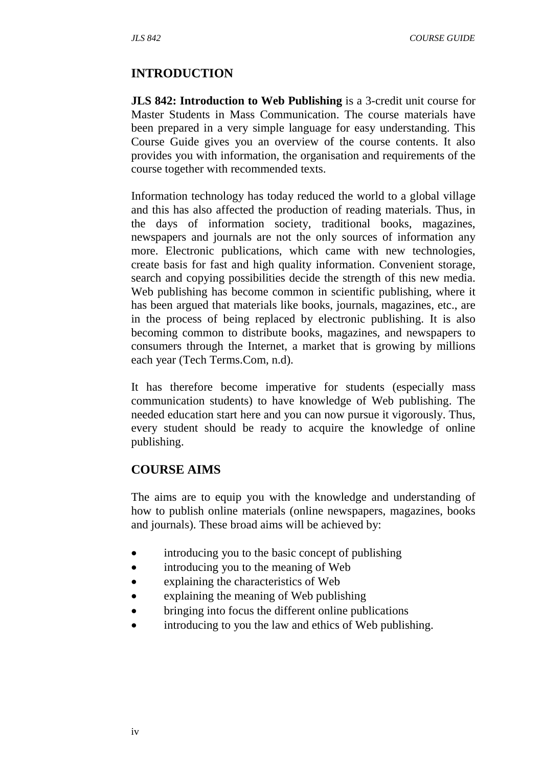## INTRODUCTION

**JLS 842: Introduction to Web Publishing** is a 3-credit unit course for Master Students in Mass Communication. The course materials have been prepared in a very simple language for easy understanding. This Course Guide gives you an overview of the course contents. It also provides you with information, the organisation and requirements of the course together with recommended texts.

Information technology has today reduced the world to a global village and this has also affected the production of reading materials. Thus, in the days of information society, traditional books, magazines, newspapers and journals are not the only sources of information any more. Electronic publications, which came with new technologies, create basis for fast and high quality information. Convenient storage, search and copying possibilities decide the strength of this new media. Web publishing has become common in scientific publishing, where it has been argued that materials like books, journals, magazines, etc., are in the process of being replaced by electronic publishing. It is also becoming common to distribute books, magazines, and newspapers to consumers through the Internet, a market that is growing by millions each year (Tech Terms.Com, n.d).

It has therefore become imperative for students (especially mass communication students) to have knowledge of Web publishing. The needed education start here and you can now pursue it vigorously. Thus, every student should be ready to acquire the knowledge of online publishing.

## COURSE AIMS

The aims are to equip you with the knowledge and understanding of how to publish online materials (online newspapers, magazines, books and journals). These broad aims will be achieved by:

- introducing you to the basic concept of publishing
- introducing you to the meaning of Web
- explaining the characteristics of Web
- explaining the meaning of Web publishing
- bringing into focus the different online publications
- introducing to you the law and ethics of Web publishing.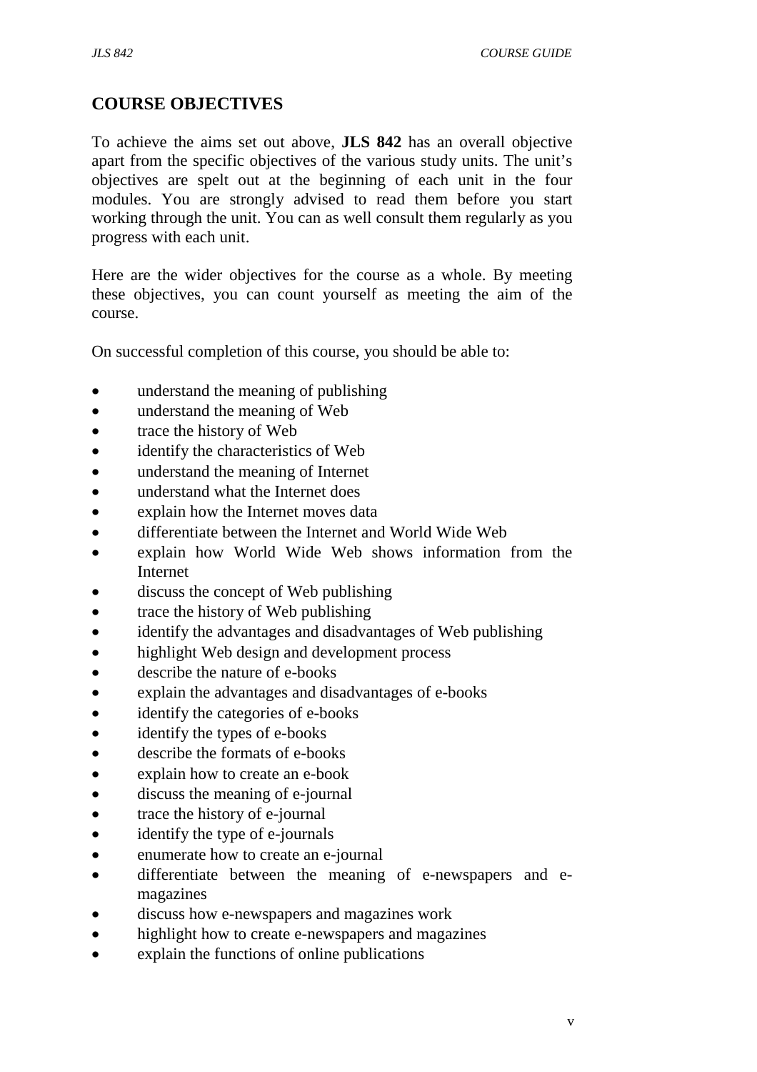## COURSE OBJECTIVES

To achieve the aims set out above, **JLS 842** has an overall objective apart from the specific objectives of the various study units. The unit's objectives are spelt out at the beginning of each unit in the four modules. You are strongly advised to read them before you start working through the unit. You can as well consult them regularly as you progress with each unit.

Here are the wider objectives for the course as a whole. By meeting these objectives, you can count yourself as meeting the aim of the course.

On successful completion of this course, you should be able to:

- understand the meaning of publishing
- understand the meaning of Web
- trace the history of Web
- identify the characteristics of Web
- understand the meaning of Internet
- understand what the Internet does
- explain how the Internet moves data
- differentiate between the Internet and World Wide Web
- explain how World Wide Web shows information from the Internet
- discuss the concept of Web publishing
- trace the history of Web publishing
- identify the advantages and disadvantages of Web publishing
- highlight Web design and development process
- describe the nature of e-books
- explain the advantages and disadvantages of e-books
- identify the categories of e-books
- identify the types of e-books
- describe the formats of e-books
- explain how to create an e-book
- discuss the meaning of e-journal
- trace the history of e-journal
- identify the type of e-journals
- enumerate how to create an e-journal
- differentiate between the meaning of e-newspapers and e-magazines
- discuss how e-newspapers and magazines work
- highlight how to create e-newspapers and magazines
- explain the functions of online publications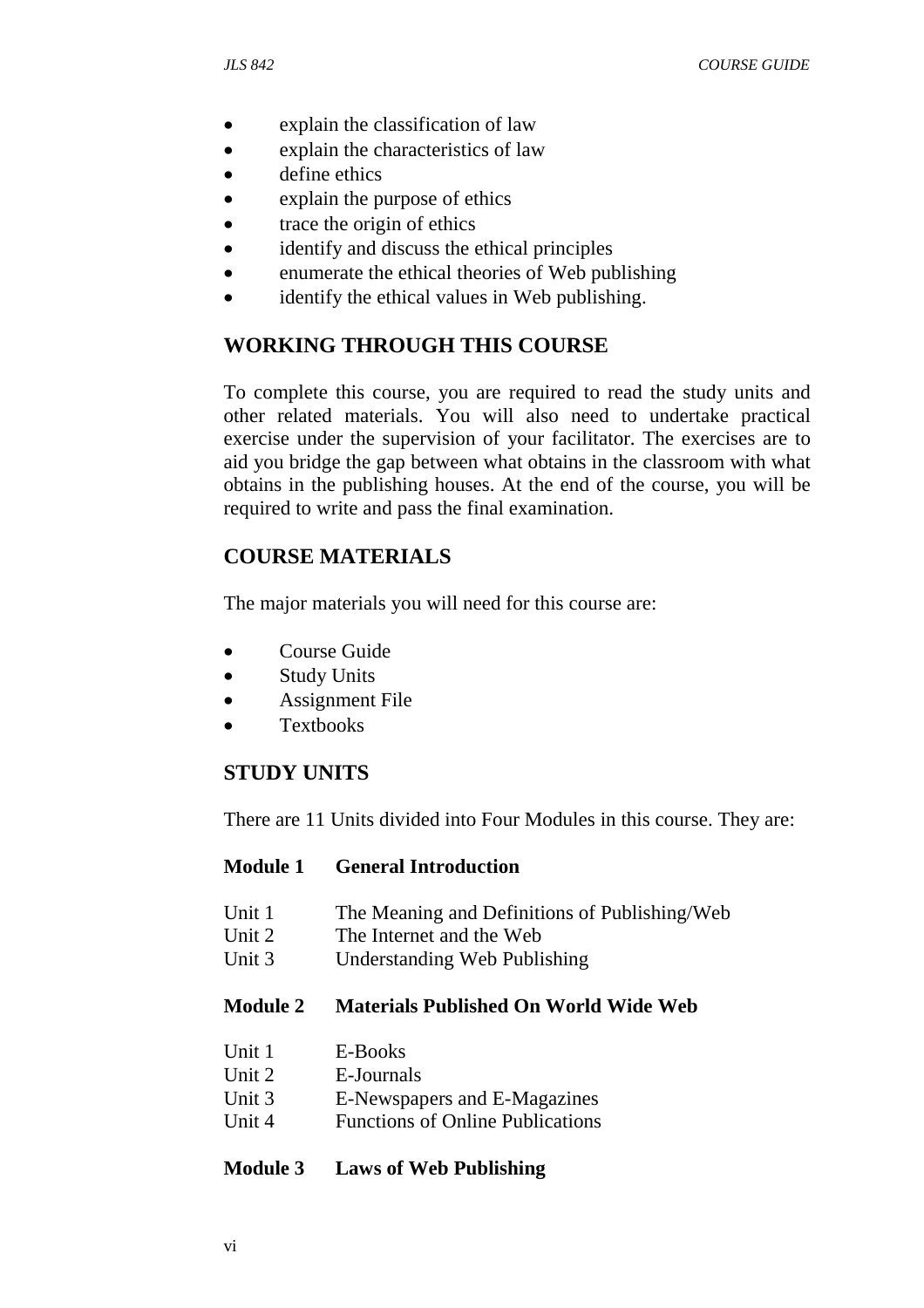- explain the classification of law
- explain the characteristics of law
- define ethics
- explain the purpose of ethics
- trace the origin of ethics
- identify and discuss the ethical principles
- enumerate the ethical theories of Web publishing
- identify the ethical values in Web publishing.

## WORKING THROUGH THIS COURSE

To complete this course, you are required to read the study units and other related materials. You will also need to undertake practical exercise under the supervision of your facilitator. The exercises are to aid you bridge the gap between what obtains in the classroom with what obtains in the publishing houses. At the end of the course, you will be required to write and pass the final examination.

## COURSE MATERIALS

The major materials you will need for this course are:

- Course Guide
- Study Units
- Assignment File
- Textbooks

## STUDY UNITS

There are 11 Units divided into Four Modules in this course. They are:

**Module 1 General Introduction**

Unit 1 The Meaning and Definitions of Publishing/Web
Unit 2 The Internet and the Web
Unit 3 Understanding Web Publishing

**Module 2 Materials Published On World Wide Web**

Unit 1 E-Books
Unit 2 E-Journals
Unit 3 E-Newspapers and E-Magazines
Unit 4 Functions of Online Publications

**Module 3 Laws of Web Publishing**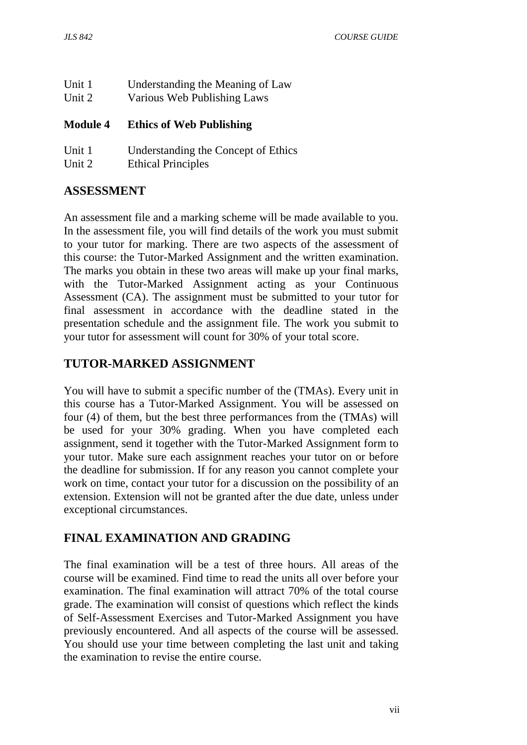Unit 1	Understanding the Meaning of Law
Unit 2	Various Web Publishing Laws

**Module 4	Ethics of Web Publishing**

Unit 1	Understanding the Concept of Ethics
Unit 2	Ethical Principles

## ASSESSMENT

An assessment file and a marking scheme will be made available to you. In the assessment file, you will find details of the work you must submit to your tutor for marking. There are two aspects of the assessment of this course: the Tutor-Marked Assignment and the written examination. The marks you obtain in these two areas will make up your final marks, with the Tutor-Marked Assignment acting as your Continuous Assessment (CA). The assignment must be submitted to your tutor for final assessment in accordance with the deadline stated in the presentation schedule and the assignment file. The work you submit to your tutor for assessment will count for 30% of your total score.

## TUTOR-MARKED ASSIGNMENT

You will have to submit a specific number of the (TMAs). Every unit in this course has a Tutor-Marked Assignment. You will be assessed on four (4) of them, but the best three performances from the (TMAs) will be used for your 30% grading. When you have completed each assignment, send it together with the Tutor-Marked Assignment form to your tutor. Make sure each assignment reaches your tutor on or before the deadline for submission. If for any reason you cannot complete your work on time, contact your tutor for a discussion on the possibility of an extension. Extension will not be granted after the due date, unless under exceptional circumstances.

## FINAL EXAMINATION AND GRADING

The final examination will be a test of three hours. All areas of the course will be examined. Find time to read the units all over before your examination. The final examination will attract 70% of the total course grade. The examination will consist of questions which reflect the kinds of Self-Assessment Exercises and Tutor-Marked Assignment you have previously encountered. And all aspects of the course will be assessed. You should use your time between completing the last unit and taking the examination to revise the entire course.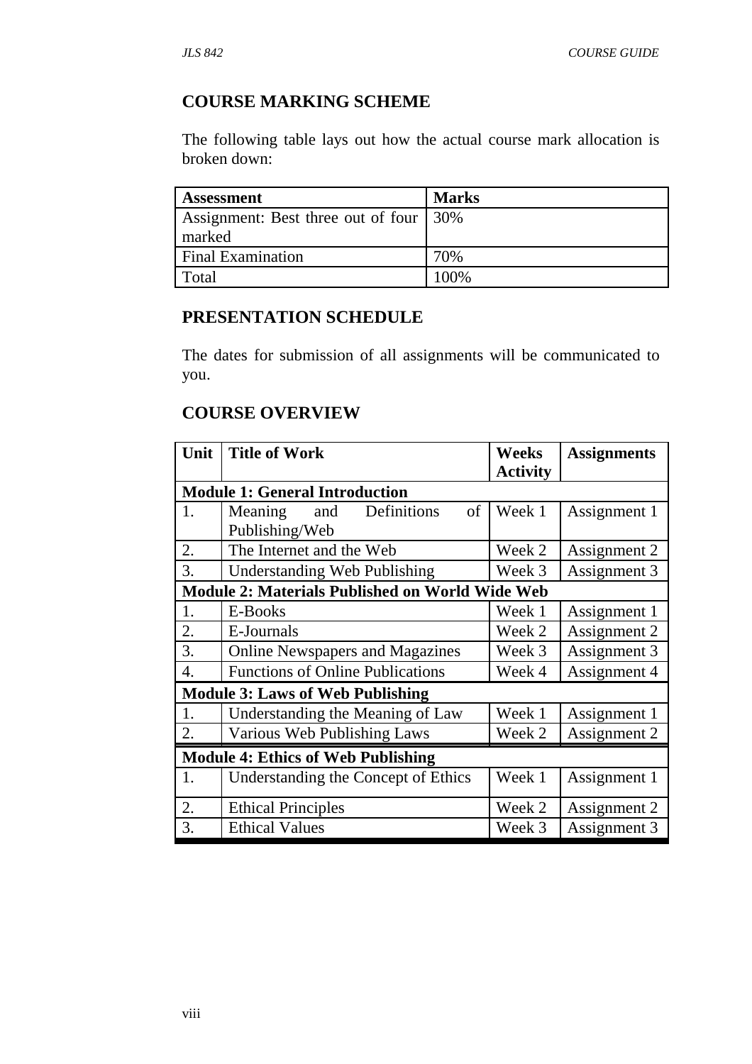## COURSE MARKING SCHEME

The following table lays out how the actual course mark allocation is broken down:

| Assessment | Marks |
|---|---|
| Assignment: Best three out of four marked | 30% |
| Final Examination | 70% |
| Total | 100% |

## PRESENTATION SCHEDULE

The dates for submission of all assignments will be communicated to you.

## COURSE OVERVIEW

| Unit | Title of Work | Weeks Activity | Assignments |
|---|---|---|---|
| **Module 1: General Introduction** | | | |
| 1. | Meaning and Definitions of Publishing/Web | Week 1 | Assignment 1 |
| 2. | The Internet and the Web | Week 2 | Assignment 2 |
| 3. | Understanding Web Publishing | Week 3 | Assignment 3 |
| **Module 2: Materials Published on World Wide Web** | | | |
| 1. | E-Books | Week 1 | Assignment 1 |
| 2. | E-Journals | Week 2 | Assignment 2 |
| 3. | Online Newspapers and Magazines | Week 3 | Assignment 3 |
| 4. | Functions of Online Publications | Week 4 | Assignment 4 |
| **Module 3: Laws of Web Publishing** | | | |
| 1. | Understanding the Meaning of Law | Week 1 | Assignment 1 |
| 2. | Various Web Publishing Laws | Week 2 | Assignment 2 |
| **Module 4: Ethics of Web Publishing** | | | |
| 1. | Understanding the Concept of Ethics | Week 1 | Assignment 1 |
| 2. | Ethical Principles | Week 2 | Assignment 2 |
| 3. | Ethical Values | Week 3 | Assignment 3 |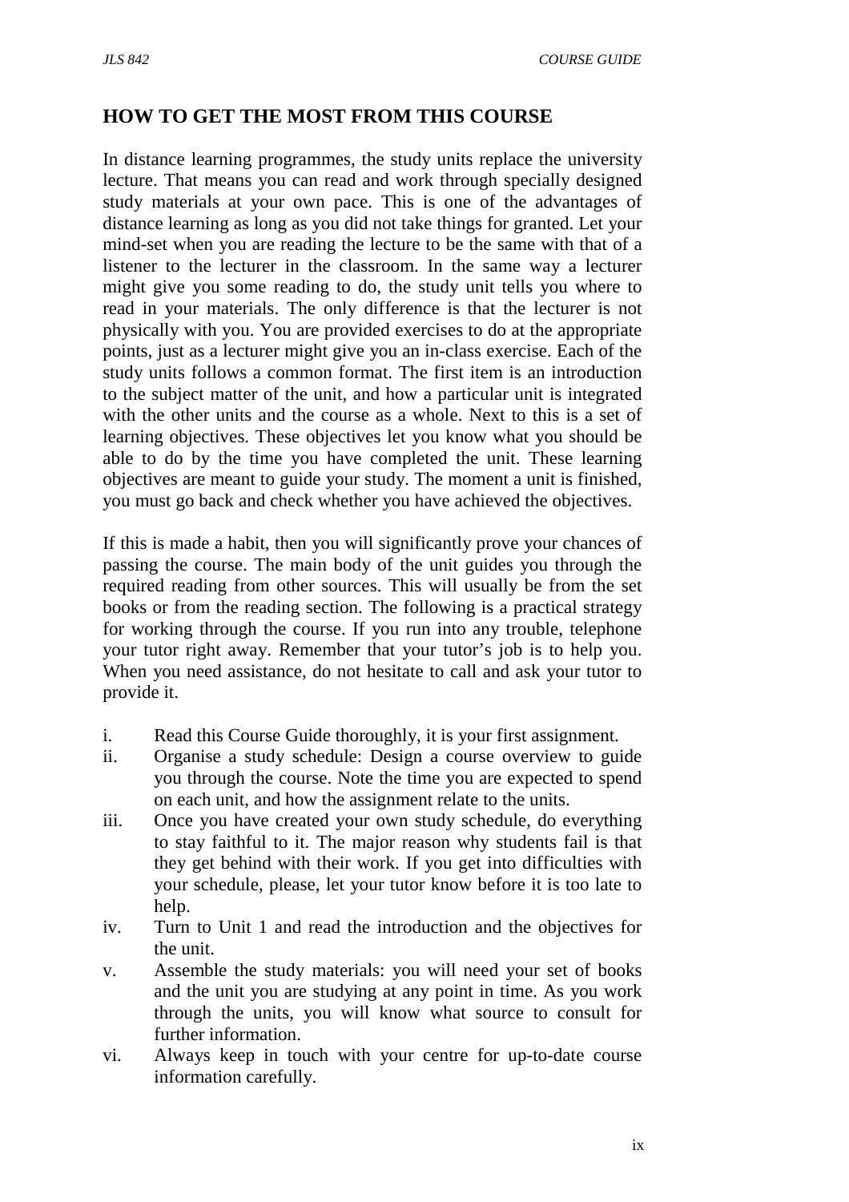## HOW TO GET THE MOST FROM THIS COURSE

In distance learning programmes, the study units replace the university lecture. That means you can read and work through specially designed study materials at your own pace. This is one of the advantages of distance learning as long as you did not take things for granted. Let your mind-set when you are reading the lecture to be the same with that of a listener to the lecturer in the classroom. In the same way a lecturer might give you some reading to do, the study unit tells you where to read in your materials. The only difference is that the lecturer is not physically with you. You are provided exercises to do at the appropriate points, just as a lecturer might give you an in-class exercise. Each of the study units follows a common format. The first item is an introduction to the subject matter of the unit, and how a particular unit is integrated with the other units and the course as a whole. Next to this is a set of learning objectives. These objectives let you know what you should be able to do by the time you have completed the unit. These learning objectives are meant to guide your study. The moment a unit is finished, you must go back and check whether you have achieved the objectives.

If this is made a habit, then you will significantly prove your chances of passing the course. The main body of the unit guides you through the required reading from other sources. This will usually be from the set books or from the reading section. The following is a practical strategy for working through the course. If you run into any trouble, telephone your tutor right away. Remember that your tutor's job is to help you. When you need assistance, do not hesitate to call and ask your tutor to provide it.

i. Read this Course Guide thoroughly, it is your first assignment.
ii. Organise a study schedule: Design a course overview to guide you through the course. Note the time you are expected to spend on each unit, and how the assignment relate to the units.
iii. Once you have created your own study schedule, do everything to stay faithful to it. The major reason why students fail is that they get behind with their work. If you get into difficulties with your schedule, please, let your tutor know before it is too late to help.
iv. Turn to Unit 1 and read the introduction and the objectives for the unit.
v. Assemble the study materials: you will need your set of books and the unit you are studying at any point in time. As you work through the units, you will know what source to consult for further information.
vi. Always keep in touch with your centre for up-to-date course information carefully.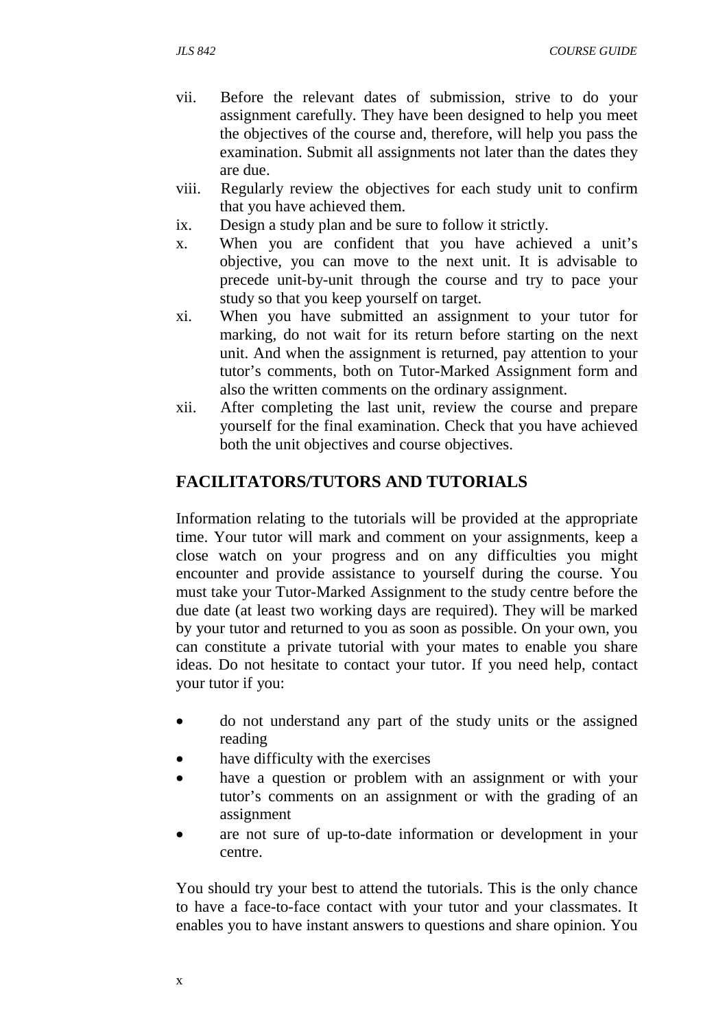vii. Before the relevant dates of submission, strive to do your assignment carefully. They have been designed to help you meet the objectives of the course and, therefore, will help you pass the examination. Submit all assignments not later than the dates they are due.

viii. Regularly review the objectives for each study unit to confirm that you have achieved them.

ix. Design a study plan and be sure to follow it strictly.

x. When you are confident that you have achieved a unit's objective, you can move to the next unit. It is advisable to precede unit-by-unit through the course and try to pace your study so that you keep yourself on target.

xi. When you have submitted an assignment to your tutor for marking, do not wait for its return before starting on the next unit. And when the assignment is returned, pay attention to your tutor's comments, both on Tutor-Marked Assignment form and also the written comments on the ordinary assignment.

xii. After completing the last unit, review the course and prepare yourself for the final examination. Check that you have achieved both the unit objectives and course objectives.

## FACILITATORS/TUTORS AND TUTORIALS

Information relating to the tutorials will be provided at the appropriate time. Your tutor will mark and comment on your assignments, keep a close watch on your progress and on any difficulties you might encounter and provide assistance to yourself during the course. You must take your Tutor-Marked Assignment to the study centre before the due date (at least two working days are required). They will be marked by your tutor and returned to you as soon as possible. On your own, you can constitute a private tutorial with your mates to enable you share ideas. Do not hesitate to contact your tutor. If you need help, contact your tutor if you:

- do not understand any part of the study units or the assigned reading
- have difficulty with the exercises
- have a question or problem with an assignment or with your tutor's comments on an assignment or with the grading of an assignment
- are not sure of up-to-date information or development in your centre.

You should try your best to attend the tutorials. This is the only chance to have a face-to-face contact with your tutor and your classmates. It enables you to have instant answers to questions and share opinion. You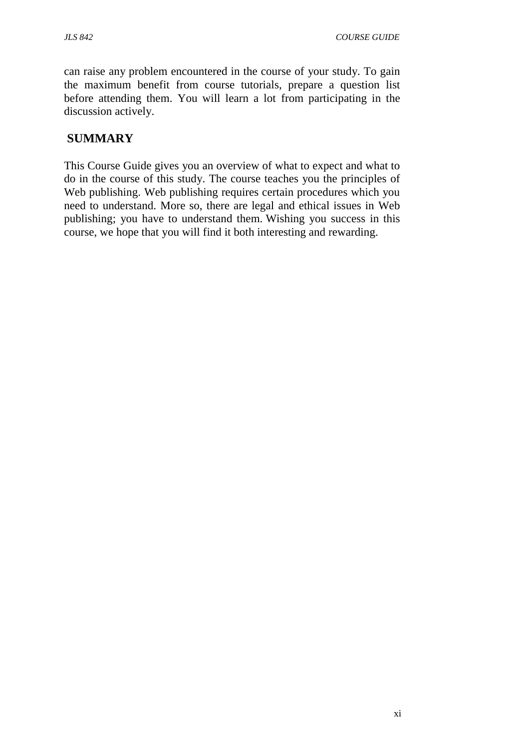can raise any problem encountered in the course of your study. To gain the maximum benefit from course tutorials, prepare a question list before attending them. You will learn a lot from participating in the discussion actively.

## SUMMARY

This Course Guide gives you an overview of what to expect and what to do in the course of this study. The course teaches you the principles of Web publishing. Web publishing requires certain procedures which you need to understand. More so, there are legal and ethical issues in Web publishing; you have to understand them. Wishing you success in this course, we hope that you will find it both interesting and rewarding.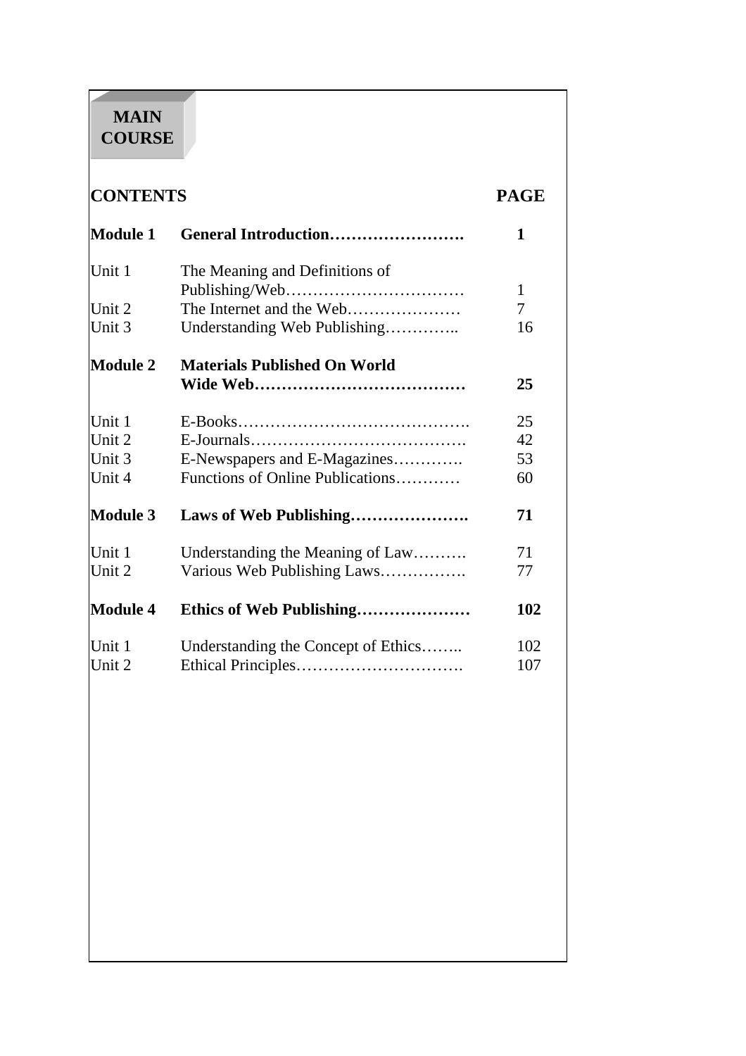# MAIN COURSE

| CONTENTS | | PAGE |
|---|---|---|
| **Module 1** | **General Introduction……………………** | **1** |
| Unit 1 | The Meaning and Definitions of Publishing/Web…………………………… | 1 |
| Unit 2 | The Internet and the Web………………… | 7 |
| Unit 3 | Understanding Web Publishing………….. | 16 |
| **Module 2** | **Materials Published On World Wide Web…………………………………** | **25** |
| Unit 1 | E-Books……………………………………. | 25 |
| Unit 2 | E-Journals…………………………………. | 42 |
| Unit 3 | E-Newspapers and E-Magazines…………. | 53 |
| Unit 4 | Functions of Online Publications………… | 60 |
| **Module 3** | **Laws of Web Publishing………………….** | **71** |
| Unit 1 | Understanding the Meaning of Law………. | 71 |
| Unit 2 | Various Web Publishing Laws……………. | 77 |
| **Module 4** | **Ethics of Web Publishing…………………** | **102** |
| Unit 1 | Understanding the Concept of Ethics…….. | 102 |
| Unit 2 | Ethical Principles…………………………. | 107 |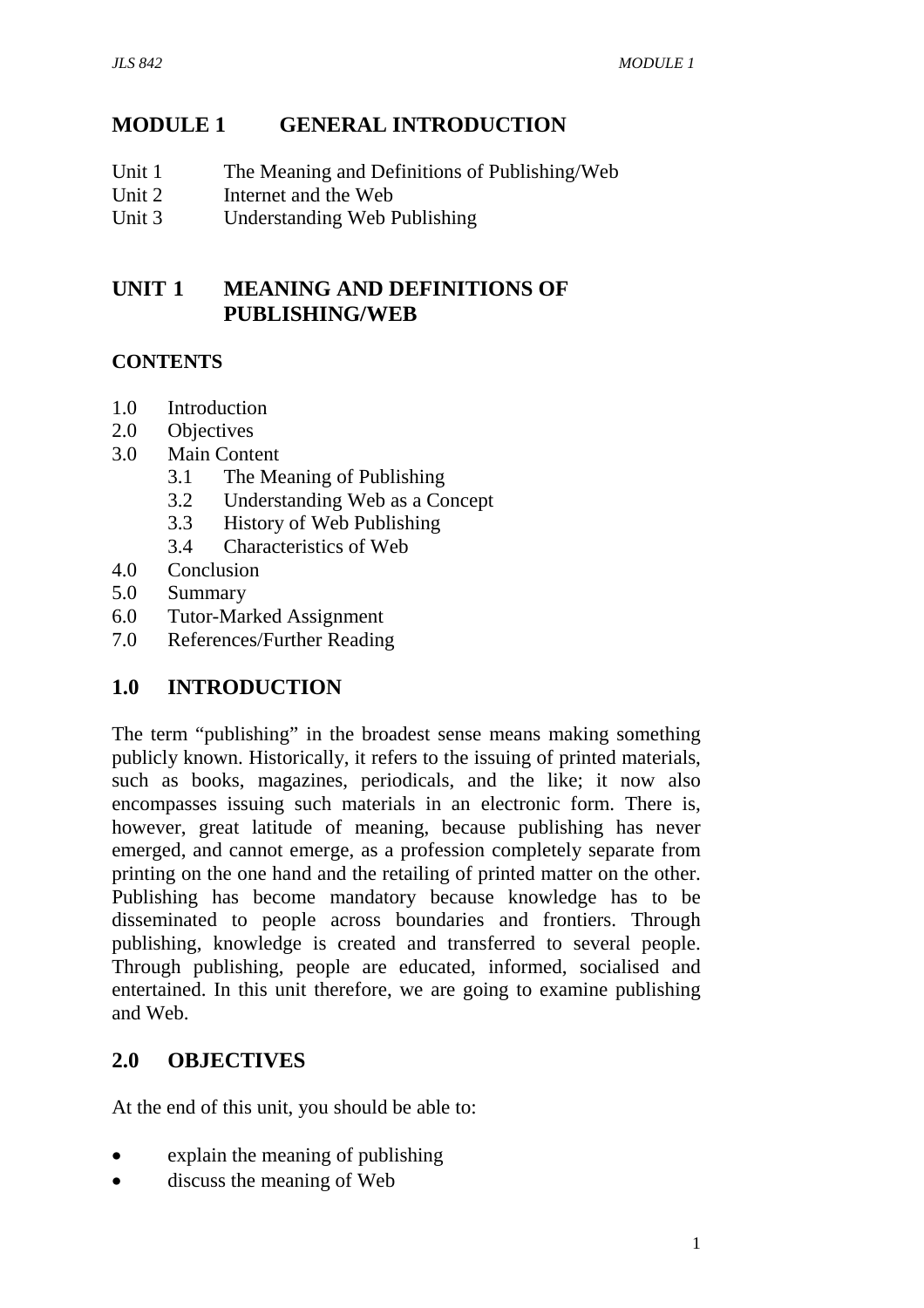# MODULE 1 GENERAL INTRODUCTION

| | |
|---|---|
| Unit 1 | The Meaning and Definitions of Publishing/Web |
| Unit 2 | Internet and the Web |
| Unit 3 | Understanding Web Publishing |

## UNIT 1 MEANING AND DEFINITIONS OF PUBLISHING/WEB

**CONTENTS**

- 1.0 Introduction
- 2.0 Objectives
- 3.0 Main Content
  - 3.1 The Meaning of Publishing
  - 3.2 Understanding Web as a Concept
  - 3.3 History of Web Publishing
  - 3.4 Characteristics of Web
- 4.0 Conclusion
- 5.0 Summary
- 6.0 Tutor-Marked Assignment
- 7.0 References/Further Reading

## 1.0 INTRODUCTION

The term "publishing" in the broadest sense means making something publicly known. Historically, it refers to the issuing of printed materials, such as books, magazines, periodicals, and the like; it now also encompasses issuing such materials in an electronic form. There is, however, great latitude of meaning, because publishing has never emerged, and cannot emerge, as a profession completely separate from printing on the one hand and the retailing of printed matter on the other. Publishing has become mandatory because knowledge has to be disseminated to people across boundaries and frontiers. Through publishing, knowledge is created and transferred to several people. Through publishing, people are educated, informed, socialised and entertained. In this unit therefore, we are going to examine publishing and Web.

## 2.0 OBJECTIVES

At the end of this unit, you should be able to:

- explain the meaning of publishing
- discuss the meaning of Web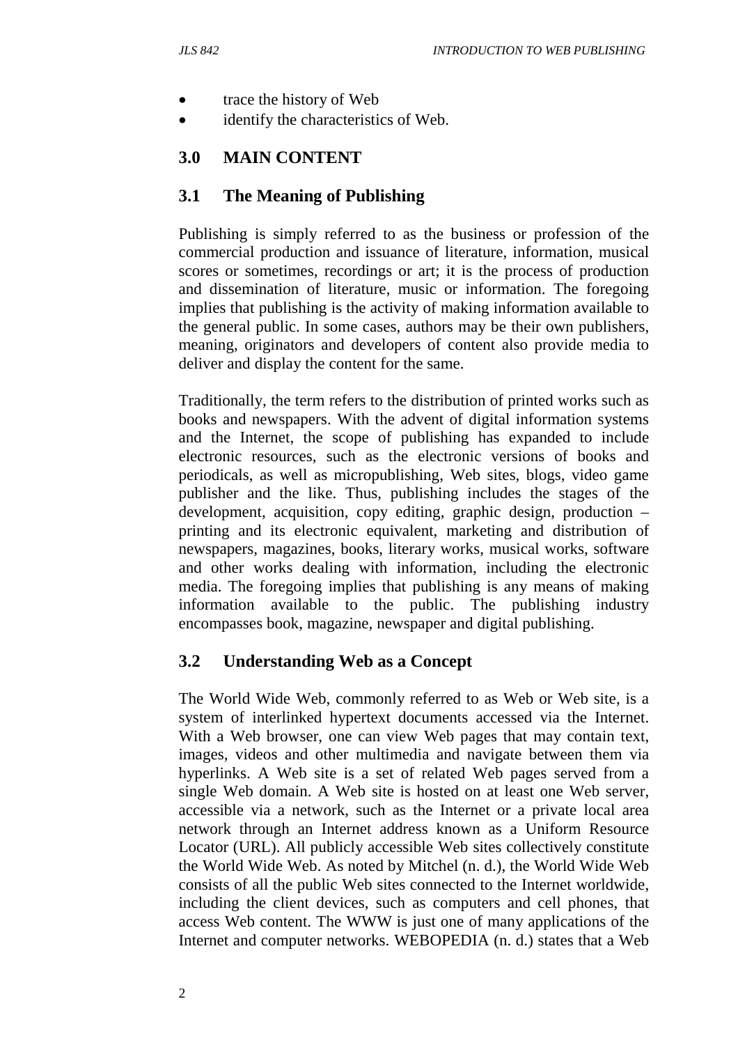- trace the history of Web
- identify the characteristics of Web.

## 3.0 MAIN CONTENT

### 3.1 The Meaning of Publishing

Publishing is simply referred to as the business or profession of the commercial production and issuance of literature, information, musical scores or sometimes, recordings or art; it is the process of production and dissemination of literature, music or information. The foregoing implies that publishing is the activity of making information available to the general public. In some cases, authors may be their own publishers, meaning, originators and developers of content also provide media to deliver and display the content for the same.

Traditionally, the term refers to the distribution of printed works such as books and newspapers. With the advent of digital information systems and the Internet, the scope of publishing has expanded to include electronic resources, such as the electronic versions of books and periodicals, as well as micropublishing, Web sites, blogs, video game publisher and the like. Thus, publishing includes the stages of the development, acquisition, copy editing, graphic design, production – printing and its electronic equivalent, marketing and distribution of newspapers, magazines, books, literary works, musical works, software and other works dealing with information, including the electronic media. The foregoing implies that publishing is any means of making information available to the public. The publishing industry encompasses book, magazine, newspaper and digital publishing.

### 3.2 Understanding Web as a Concept

The World Wide Web, commonly referred to as Web or Web site, is a system of interlinked hypertext documents accessed via the Internet. With a Web browser, one can view Web pages that may contain text, images, videos and other multimedia and navigate between them via hyperlinks. A Web site is a set of related Web pages served from a single Web domain. A Web site is hosted on at least one Web server, accessible via a network, such as the Internet or a private local area network through an Internet address known as a Uniform Resource Locator (URL). All publicly accessible Web sites collectively constitute the World Wide Web. As noted by Mitchel (n. d.), the World Wide Web consists of all the public Web sites connected to the Internet worldwide, including the client devices, such as computers and cell phones, that access Web content. The WWW is just one of many applications of the Internet and computer networks. WEBOPEDIA (n. d.) states that a Web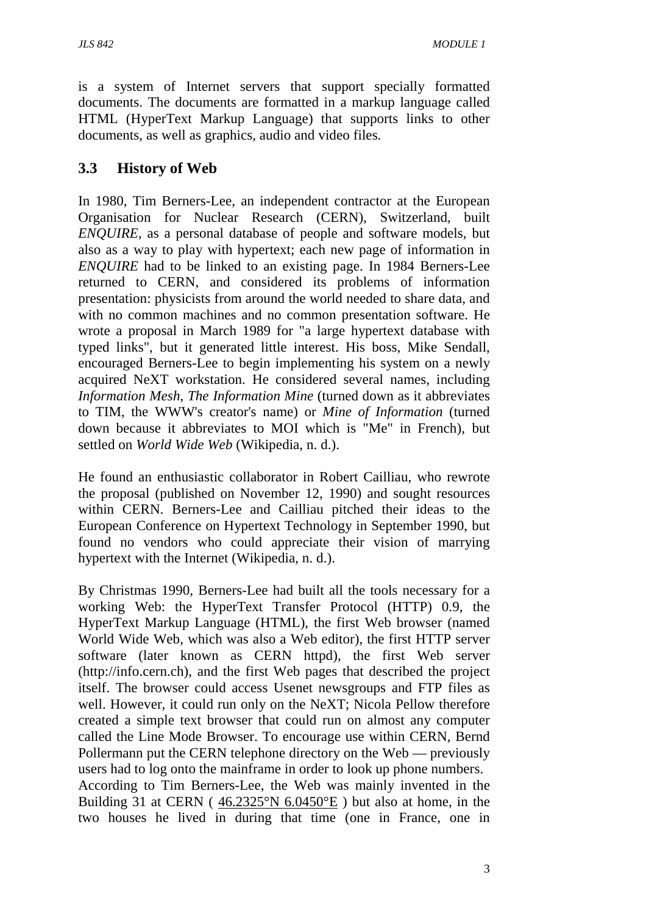is a system of Internet servers that support specially formatted documents. The documents are formatted in a markup language called HTML (HyperText Markup Language) that supports links to other documents, as well as graphics, audio and video files.

## 3.3 History of Web

In 1980, Tim Berners-Lee, an independent contractor at the European Organisation for Nuclear Research (CERN), Switzerland, built *ENQUIRE*, as a personal database of people and software models, but also as a way to play with hypertext; each new page of information in *ENQUIRE* had to be linked to an existing page. In 1984 Berners-Lee returned to CERN, and considered its problems of information presentation: physicists from around the world needed to share data, and with no common machines and no common presentation software. He wrote a proposal in March 1989 for "a large hypertext database with typed links", but it generated little interest. His boss, Mike Sendall, encouraged Berners-Lee to begin implementing his system on a newly acquired NeXT workstation. He considered several names, including *Information Mesh*, *The Information Mine* (turned down as it abbreviates to TIM, the WWW's creator's name) or *Mine of Information* (turned down because it abbreviates to MOI which is "Me" in French), but settled on *World Wide Web* (Wikipedia, n. d.).

He found an enthusiastic collaborator in Robert Cailliau, who rewrote the proposal (published on November 12, 1990) and sought resources within CERN. Berners-Lee and Cailliau pitched their ideas to the European Conference on Hypertext Technology in September 1990, but found no vendors who could appreciate their vision of marrying hypertext with the Internet (Wikipedia, n. d.).

By Christmas 1990, Berners-Lee had built all the tools necessary for a working Web: the HyperText Transfer Protocol (HTTP) 0.9, the HyperText Markup Language (HTML), the first Web browser (named World Wide Web, which was also a Web editor), the first HTTP server software (later known as CERN httpd), the first Web server (http://info.cern.ch), and the first Web pages that described the project itself. The browser could access Usenet newsgroups and FTP files as well. However, it could run only on the NeXT; Nicola Pellow therefore created a simple text browser that could run on almost any computer called the Line Mode Browser. To encourage use within CERN, Bernd Pollermann put the CERN telephone directory on the Web — previously users had to log onto the mainframe in order to look up phone numbers.
According to Tim Berners-Lee, the Web was mainly invented in the Building 31 at CERN ( 46.2325°N 6.0450°E ) but also at home, in the two houses he lived in during that time (one in France, one in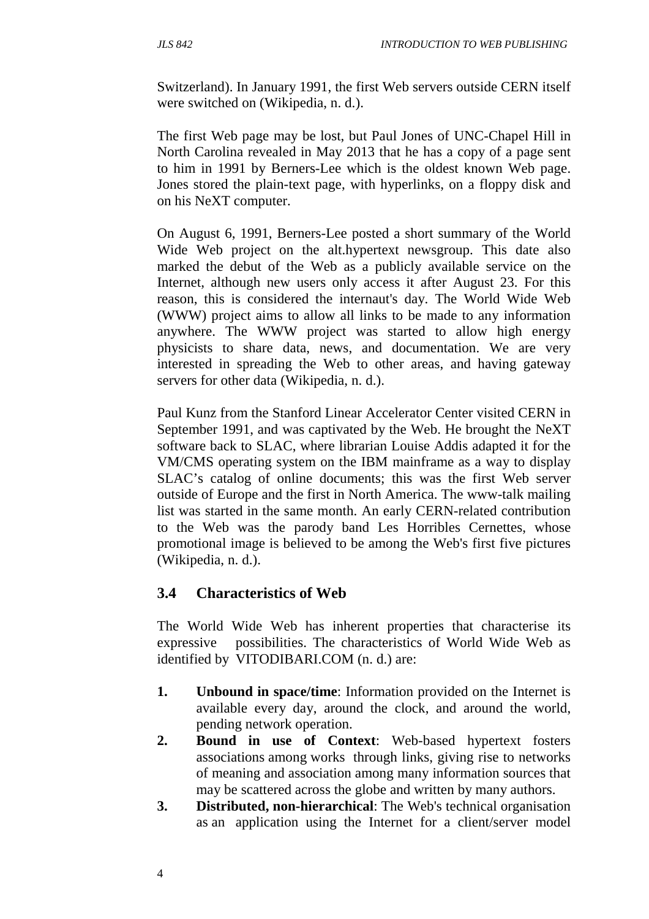Switzerland). In January 1991, the first Web servers outside CERN itself were switched on (Wikipedia, n. d.).

The first Web page may be lost, but Paul Jones of UNC-Chapel Hill in North Carolina revealed in May 2013 that he has a copy of a page sent to him in 1991 by Berners-Lee which is the oldest known Web page. Jones stored the plain-text page, with hyperlinks, on a floppy disk and on his NeXT computer.

On August 6, 1991, Berners-Lee posted a short summary of the World Wide Web project on the alt.hypertext newsgroup. This date also marked the debut of the Web as a publicly available service on the Internet, although new users only access it after August 23. For this reason, this is considered the internaut's day. The World Wide Web (WWW) project aims to allow all links to be made to any information anywhere. The WWW project was started to allow high energy physicists to share data, news, and documentation. We are very interested in spreading the Web to other areas, and having gateway servers for other data (Wikipedia, n. d.).

Paul Kunz from the Stanford Linear Accelerator Center visited CERN in September 1991, and was captivated by the Web. He brought the NeXT software back to SLAC, where librarian Louise Addis adapted it for the VM/CMS operating system on the IBM mainframe as a way to display SLAC's catalog of online documents; this was the first Web server outside of Europe and the first in North America. The www-talk mailing list was started in the same month. An early CERN-related contribution to the Web was the parody band Les Horribles Cernettes, whose promotional image is believed to be among the Web's first five pictures (Wikipedia, n. d.).

## 3.4 Characteristics of Web

The World Wide Web has inherent properties that characterise its expressive possibilities. The characteristics of World Wide Web as identified by VITODIBARI.COM (n. d.) are:

1. **Unbound in space/time**: Information provided on the Internet is available every day, around the clock, and around the world, pending network operation.
2. **Bound in use of Context**: Web-based hypertext fosters associations among works through links, giving rise to networks of meaning and association among many information sources that may be scattered across the globe and written by many authors.
3. **Distributed, non-hierarchical**: The Web's technical organisation as an application using the Internet for a client/server model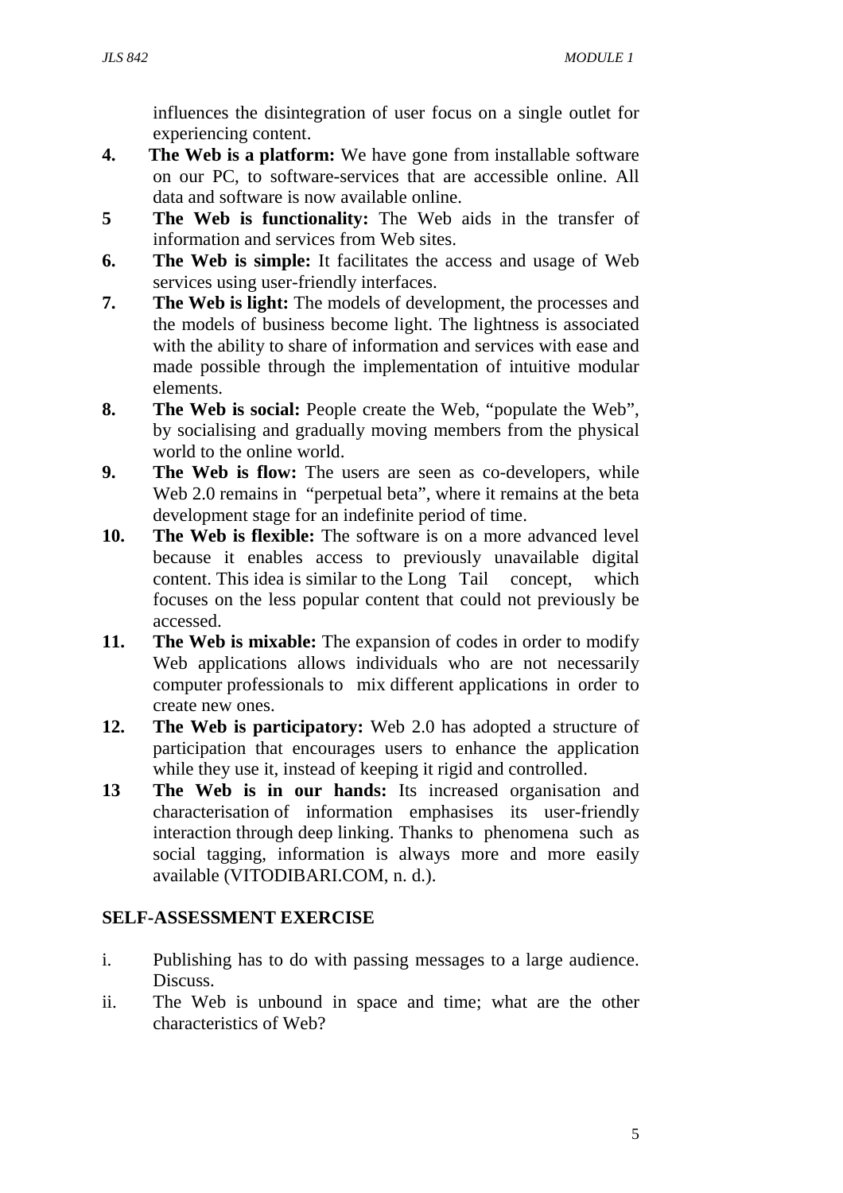influences the disintegration of user focus on a single outlet for experiencing content.

4. **The Web is a platform:** We have gone from installable software on our PC, to software-services that are accessible online. All data and software is now available online.
5. **The Web is functionality:** The Web aids in the transfer of information and services from Web sites.
6. **The Web is simple:** It facilitates the access and usage of Web services using user-friendly interfaces.
7. **The Web is light:** The models of development, the processes and the models of business become light. The lightness is associated with the ability to share of information and services with ease and made possible through the implementation of intuitive modular elements.
8. **The Web is social:** People create the Web, "populate the Web", by socialising and gradually moving members from the physical world to the online world.
9. **The Web is flow:** The users are seen as co-developers, while Web 2.0 remains in "perpetual beta", where it remains at the beta development stage for an indefinite period of time.
10. **The Web is flexible:** The software is on a more advanced level because it enables access to previously unavailable digital content. This idea is similar to the Long Tail concept, which focuses on the less popular content that could not previously be accessed.
11. **The Web is mixable:** The expansion of codes in order to modify Web applications allows individuals who are not necessarily computer professionals to mix different applications in order to create new ones.
12. **The Web is participatory:** Web 2.0 has adopted a structure of participation that encourages users to enhance the application while they use it, instead of keeping it rigid and controlled.
13. **The Web is in our hands:** Its increased organisation and characterisation of information emphasises its user-friendly interaction through deep linking. Thanks to phenomena such as social tagging, information is always more and more easily available (VITODIBARI.COM, n. d.).

## SELF-ASSESSMENT EXERCISE

i. Publishing has to do with passing messages to a large audience. Discuss.

ii. The Web is unbound in space and time; what are the other characteristics of Web?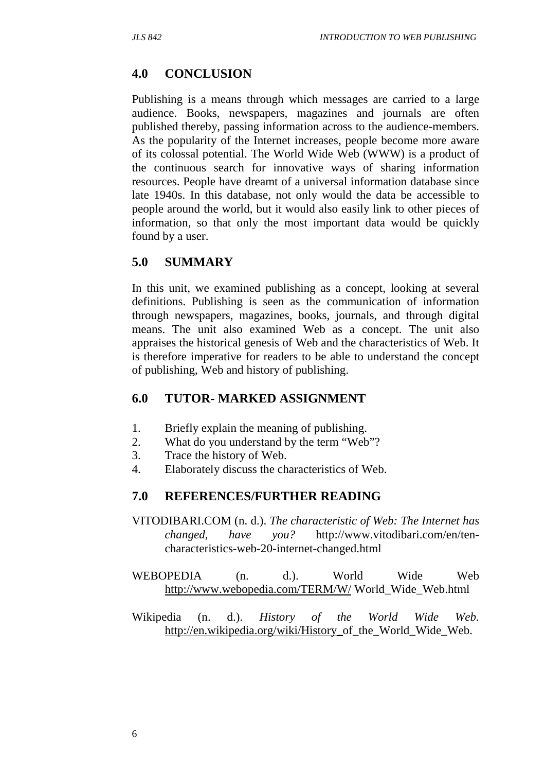## 4.0 CONCLUSION

Publishing is a means through which messages are carried to a large audience. Books, newspapers, magazines and journals are often published thereby, passing information across to the audience-members. As the popularity of the Internet increases, people become more aware of its colossal potential. The World Wide Web (WWW) is a product of the continuous search for innovative ways of sharing information resources. People have dreamt of a universal information database since late 1940s. In this database, not only would the data be accessible to people around the world, but it would also easily link to other pieces of information, so that only the most important data would be quickly found by a user.

## 5.0 SUMMARY

In this unit, we examined publishing as a concept, looking at several definitions. Publishing is seen as the communication of information through newspapers, magazines, books, journals, and through digital means. The unit also examined Web as a concept. The unit also appraises the historical genesis of Web and the characteristics of Web. It is therefore imperative for readers to be able to understand the concept of publishing, Web and history of publishing.

## 6.0 TUTOR- MARKED ASSIGNMENT

1. Briefly explain the meaning of publishing.
2. What do you understand by the term "Web"?
3. Trace the history of Web.
4. Elaborately discuss the characteristics of Web.

## 7.0 REFERENCES/FURTHER READING

VITODIBARI.COM (n. d.). *The characteristic of Web: The Internet has changed, have you?* http://www.vitodibari.com/en/ten-characteristics-web-20-internet-changed.html

WEBOPEDIA (n. d.). World Wide Web http://www.webopedia.com/TERM/W/ World_Wide_Web.html

Wikipedia (n. d.). *History of the World Wide Web.* http://en.wikipedia.org/wiki/History_of_the_World_Wide_Web.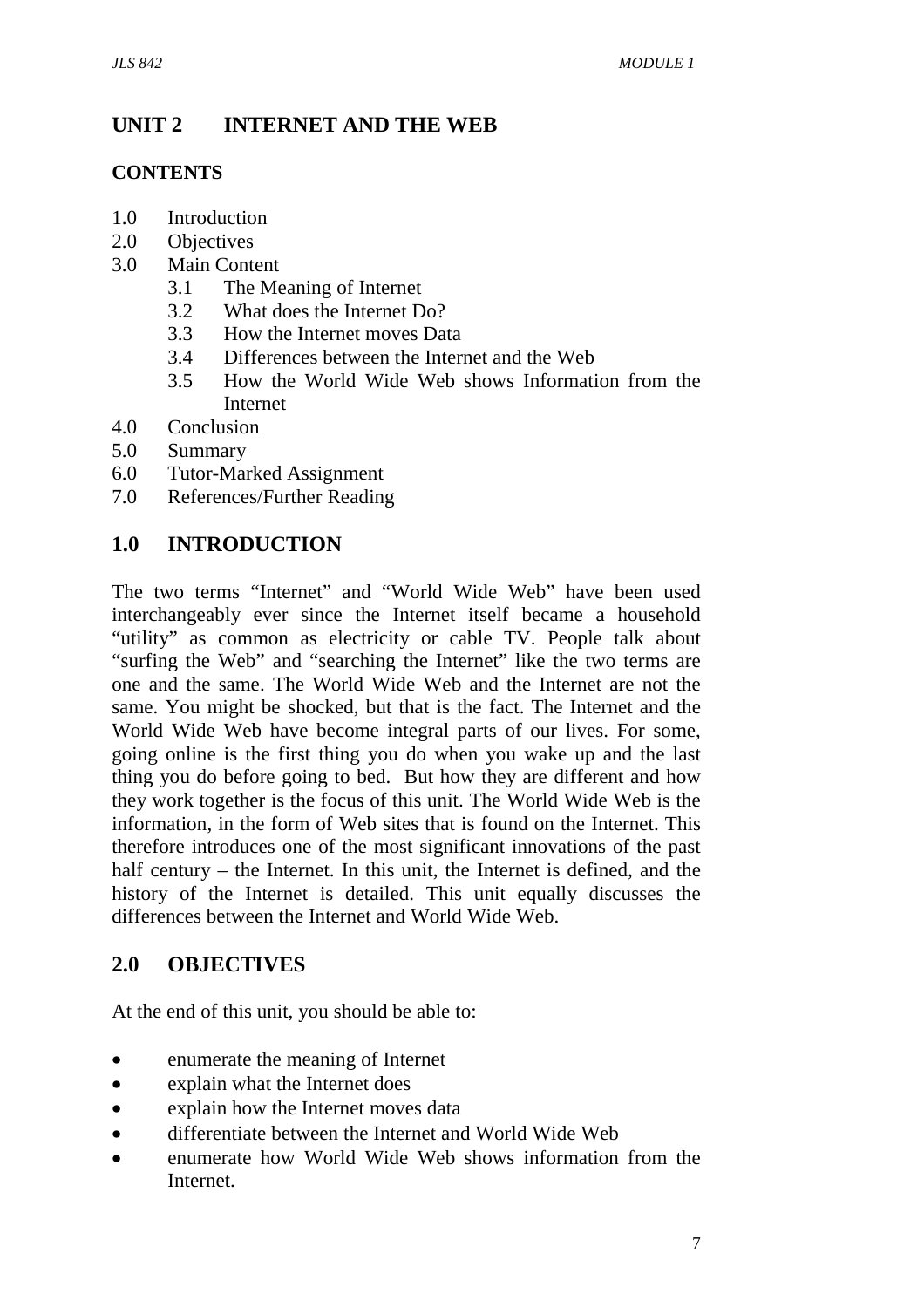# UNIT 2 INTERNET AND THE WEB

**CONTENTS**

1.0 Introduction
2.0 Objectives
3.0 Main Content
  3.1 The Meaning of Internet
  3.2 What does the Internet Do?
  3.3 How the Internet moves Data
  3.4 Differences between the Internet and the Web
  3.5 How the World Wide Web shows Information from the Internet
4.0 Conclusion
5.0 Summary
6.0 Tutor-Marked Assignment
7.0 References/Further Reading

## 1.0 INTRODUCTION

The two terms "Internet" and "World Wide Web" have been used interchangeably ever since the Internet itself became a household "utility" as common as electricity or cable TV. People talk about "surfing the Web" and "searching the Internet" like the two terms are one and the same. The World Wide Web and the Internet are not the same. You might be shocked, but that is the fact. The Internet and the World Wide Web have become integral parts of our lives. For some, going online is the first thing you do when you wake up and the last thing you do before going to bed. But how they are different and how they work together is the focus of this unit. The World Wide Web is the information, in the form of Web sites that is found on the Internet. This therefore introduces one of the most significant innovations of the past half century – the Internet. In this unit, the Internet is defined, and the history of the Internet is detailed. This unit equally discusses the differences between the Internet and World Wide Web.

## 2.0 OBJECTIVES

At the end of this unit, you should be able to:

- enumerate the meaning of Internet
- explain what the Internet does
- explain how the Internet moves data
- differentiate between the Internet and World Wide Web
- enumerate how World Wide Web shows information from the Internet.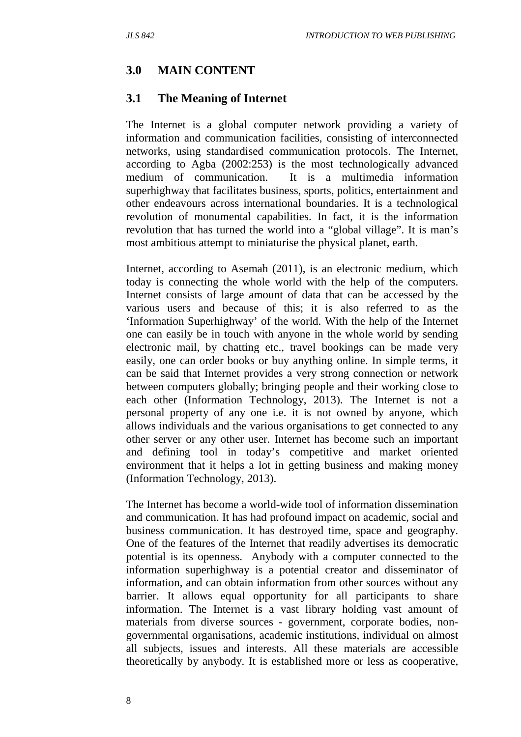## 3.0 MAIN CONTENT

### 3.1 The Meaning of Internet

The Internet is a global computer network providing a variety of information and communication facilities, consisting of interconnected networks, using standardised communication protocols. The Internet, according to Agba (2002:253) is the most technologically advanced medium of communication. It is a multimedia information superhighway that facilitates business, sports, politics, entertainment and other endeavours across international boundaries. It is a technological revolution of monumental capabilities. In fact, it is the information revolution that has turned the world into a "global village". It is man's most ambitious attempt to miniaturise the physical planet, earth.

Internet, according to Asemah (2011), is an electronic medium, which today is connecting the whole world with the help of the computers. Internet consists of large amount of data that can be accessed by the various users and because of this; it is also referred to as the 'Information Superhighway' of the world. With the help of the Internet one can easily be in touch with anyone in the whole world by sending electronic mail, by chatting etc., travel bookings can be made very easily, one can order books or buy anything online. In simple terms, it can be said that Internet provides a very strong connection or network between computers globally; bringing people and their working close to each other (Information Technology, 2013). The Internet is not a personal property of any one i.e. it is not owned by anyone, which allows individuals and the various organisations to get connected to any other server or any other user. Internet has become such an important and defining tool in today's competitive and market oriented environment that it helps a lot in getting business and making money (Information Technology, 2013).

The Internet has become a world-wide tool of information dissemination and communication. It has had profound impact on academic, social and business communication. It has destroyed time, space and geography. One of the features of the Internet that readily advertises its democratic potential is its openness. Anybody with a computer connected to the information superhighway is a potential creator and disseminator of information, and can obtain information from other sources without any barrier. It allows equal opportunity for all participants to share information. The Internet is a vast library holding vast amount of materials from diverse sources - government, corporate bodies, non-governmental organisations, academic institutions, individual on almost all subjects, issues and interests. All these materials are accessible theoretically by anybody. It is established more or less as cooperative,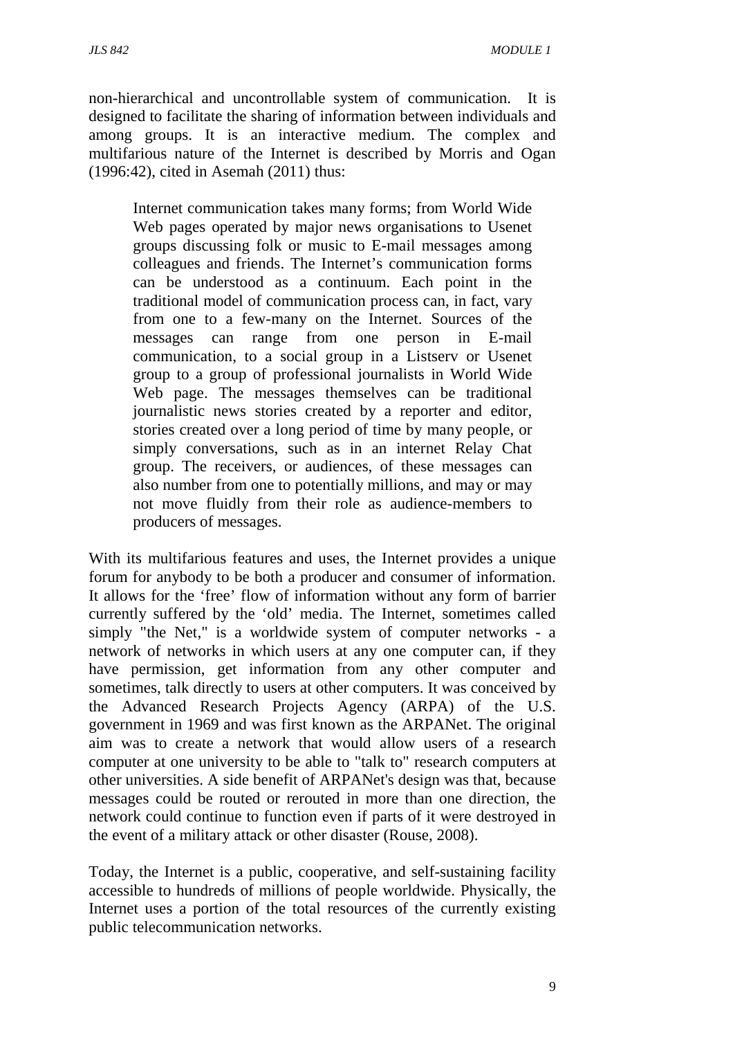non-hierarchical and uncontrollable system of communication. It is designed to facilitate the sharing of information between individuals and among groups. It is an interactive medium. The complex and multifarious nature of the Internet is described by Morris and Ogan (1996:42), cited in Asemah (2011) thus:

> Internet communication takes many forms; from World Wide Web pages operated by major news organisations to Usenet groups discussing folk or music to E-mail messages among colleagues and friends. The Internet's communication forms can be understood as a continuum. Each point in the traditional model of communication process can, in fact, vary from one to a few-many on the Internet. Sources of the messages can range from one person in E-mail communication, to a social group in a Listserv or Usenet group to a group of professional journalists in World Wide Web page. The messages themselves can be traditional journalistic news stories created by a reporter and editor, stories created over a long period of time by many people, or simply conversations, such as in an internet Relay Chat group. The receivers, or audiences, of these messages can also number from one to potentially millions, and may or may not move fluidly from their role as audience-members to producers of messages.

With its multifarious features and uses, the Internet provides a unique forum for anybody to be both a producer and consumer of information. It allows for the 'free' flow of information without any form of barrier currently suffered by the 'old' media. The Internet, sometimes called simply "the Net," is a worldwide system of computer networks - a network of networks in which users at any one computer can, if they have permission, get information from any other computer and sometimes, talk directly to users at other computers. It was conceived by the Advanced Research Projects Agency (ARPA) of the U.S. government in 1969 and was first known as the ARPANet. The original aim was to create a network that would allow users of a research computer at one university to be able to "talk to" research computers at other universities. A side benefit of ARPANet's design was that, because messages could be routed or rerouted in more than one direction, the network could continue to function even if parts of it were destroyed in the event of a military attack or other disaster (Rouse, 2008).

Today, the Internet is a public, cooperative, and self-sustaining facility accessible to hundreds of millions of people worldwide. Physically, the Internet uses a portion of the total resources of the currently existing public telecommunication networks.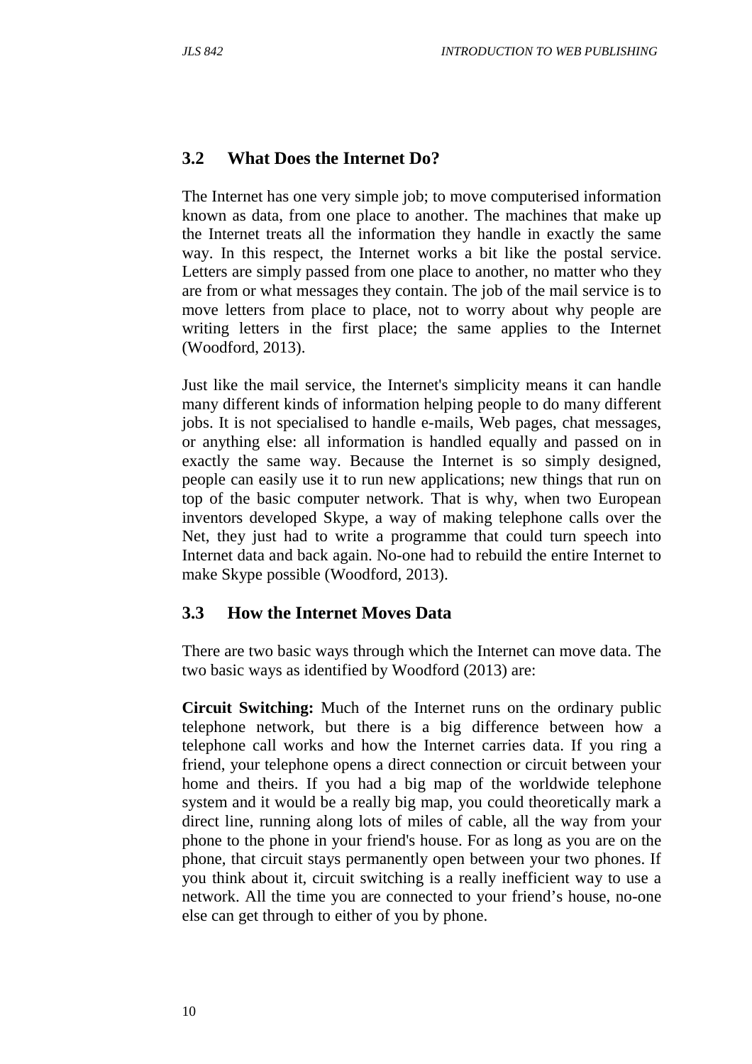## 3.2 What Does the Internet Do?

The Internet has one very simple job; to move computerised information known as data, from one place to another. The machines that make up the Internet treats all the information they handle in exactly the same way. In this respect, the Internet works a bit like the postal service. Letters are simply passed from one place to another, no matter who they are from or what messages they contain. The job of the mail service is to move letters from place to place, not to worry about why people are writing letters in the first place; the same applies to the Internet (Woodford, 2013).

Just like the mail service, the Internet's simplicity means it can handle many different kinds of information helping people to do many different jobs. It is not specialised to handle e-mails, Web pages, chat messages, or anything else: all information is handled equally and passed on in exactly the same way. Because the Internet is so simply designed, people can easily use it to run new applications; new things that run on top of the basic computer network. That is why, when two European inventors developed Skype, a way of making telephone calls over the Net, they just had to write a programme that could turn speech into Internet data and back again. No-one had to rebuild the entire Internet to make Skype possible (Woodford, 2013).

## 3.3 How the Internet Moves Data

There are two basic ways through which the Internet can move data. The two basic ways as identified by Woodford (2013) are:

**Circuit Switching:** Much of the Internet runs on the ordinary public telephone network, but there is a big difference between how a telephone call works and how the Internet carries data. If you ring a friend, your telephone opens a direct connection or circuit between your home and theirs. If you had a big map of the worldwide telephone system and it would be a really big map, you could theoretically mark a direct line, running along lots of miles of cable, all the way from your phone to the phone in your friend's house. For as long as you are on the phone, that circuit stays permanently open between your two phones. If you think about it, circuit switching is a really inefficient way to use a network. All the time you are connected to your friend's house, no-one else can get through to either of you by phone.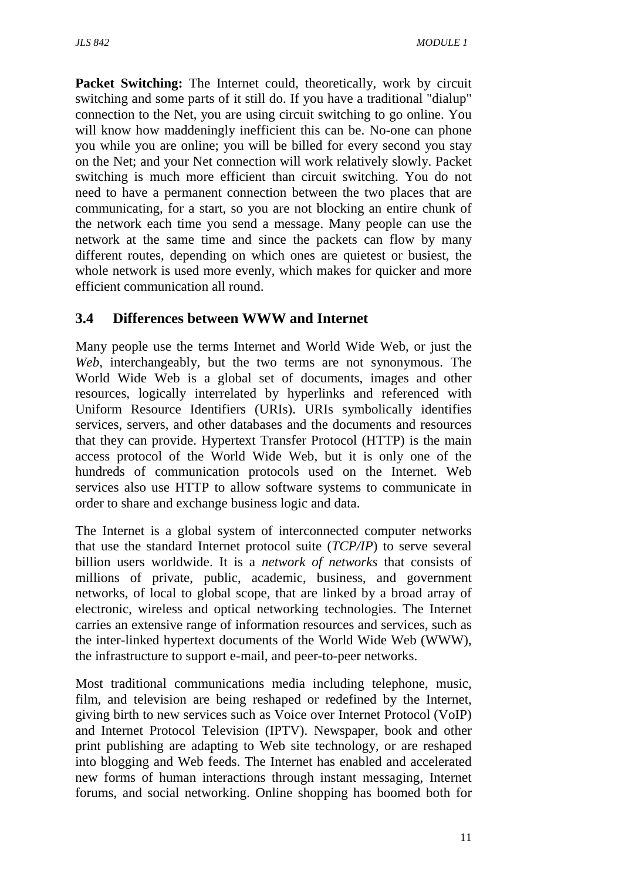**Packet Switching:** The Internet could, theoretically, work by circuit switching and some parts of it still do. If you have a traditional "dialup" connection to the Net, you are using circuit switching to go online. You will know how maddeningly inefficient this can be. No-one can phone you while you are online; you will be billed for every second you stay on the Net; and your Net connection will work relatively slowly. Packet switching is much more efficient than circuit switching. You do not need to have a permanent connection between the two places that are communicating, for a start, so you are not blocking an entire chunk of the network each time you send a message. Many people can use the network at the same time and since the packets can flow by many different routes, depending on which ones are quietest or busiest, the whole network is used more evenly, which makes for quicker and more efficient communication all round.

## 3.4 Differences between WWW and Internet

Many people use the terms Internet and World Wide Web, or just the *Web*, interchangeably, but the two terms are not synonymous. The World Wide Web is a global set of documents, images and other resources, logically interrelated by hyperlinks and referenced with Uniform Resource Identifiers (URIs). URIs symbolically identifies services, servers, and other databases and the documents and resources that they can provide. Hypertext Transfer Protocol (HTTP) is the main access protocol of the World Wide Web, but it is only one of the hundreds of communication protocols used on the Internet. Web services also use HTTP to allow software systems to communicate in order to share and exchange business logic and data.

The Internet is a global system of interconnected computer networks that use the standard Internet protocol suite (*TCP/IP*) to serve several billion users worldwide. It is a *network of networks* that consists of millions of private, public, academic, business, and government networks, of local to global scope, that are linked by a broad array of electronic, wireless and optical networking technologies. The Internet carries an extensive range of information resources and services, such as the inter-linked hypertext documents of the World Wide Web (WWW), the infrastructure to support e-mail, and peer-to-peer networks.

Most traditional communications media including telephone, music, film, and television are being reshaped or redefined by the Internet, giving birth to new services such as Voice over Internet Protocol (VoIP) and Internet Protocol Television (IPTV). Newspaper, book and other print publishing are adapting to Web site technology, or are reshaped into blogging and Web feeds. The Internet has enabled and accelerated new forms of human interactions through instant messaging, Internet forums, and social networking. Online shopping has boomed both for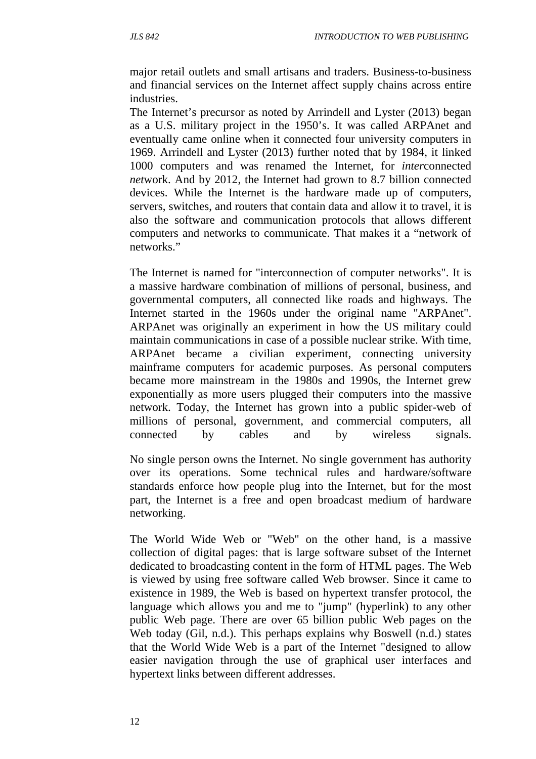major retail outlets and small artisans and traders. Business-to-business and financial services on the Internet affect supply chains across entire industries.

The Internet's precursor as noted by Arrindell and Lyster (2013) began as a U.S. military project in the 1950's. It was called ARPAnet and eventually came online when it connected four university computers in 1969. Arrindell and Lyster (2013) further noted that by 1984, it linked 1000 computers and was renamed the Internet, for *inter*connected *net*work. And by 2012, the Internet had grown to 8.7 billion connected devices. While the Internet is the hardware made up of computers, servers, switches, and routers that contain data and allow it to travel, it is also the software and communication protocols that allows different computers and networks to communicate. That makes it a "network of networks."

The Internet is named for "interconnection of computer networks". It is a massive hardware combination of millions of personal, business, and governmental computers, all connected like roads and highways. The Internet started in the 1960s under the original name "ARPAnet". ARPAnet was originally an experiment in how the US military could maintain communications in case of a possible nuclear strike. With time, ARPAnet became a civilian experiment, connecting university mainframe computers for academic purposes. As personal computers became more mainstream in the 1980s and 1990s, the Internet grew exponentially as more users plugged their computers into the massive network. Today, the Internet has grown into a public spider-web of millions of personal, government, and commercial computers, all connected by cables and by wireless signals.

No single person owns the Internet. No single government has authority over its operations. Some technical rules and hardware/software standards enforce how people plug into the Internet, but for the most part, the Internet is a free and open broadcast medium of hardware networking.

The World Wide Web or "Web" on the other hand, is a massive collection of digital pages: that is large software subset of the Internet dedicated to broadcasting content in the form of HTML pages. The Web is viewed by using free software called Web browser. Since it came to existence in 1989, the Web is based on hypertext transfer protocol, the language which allows you and me to "jump" (hyperlink) to any other public Web page. There are over 65 billion public Web pages on the Web today (Gil, n.d.). This perhaps explains why Boswell (n.d.) states that the World Wide Web is a part of the Internet "designed to allow easier navigation through the use of graphical user interfaces and hypertext links between different addresses.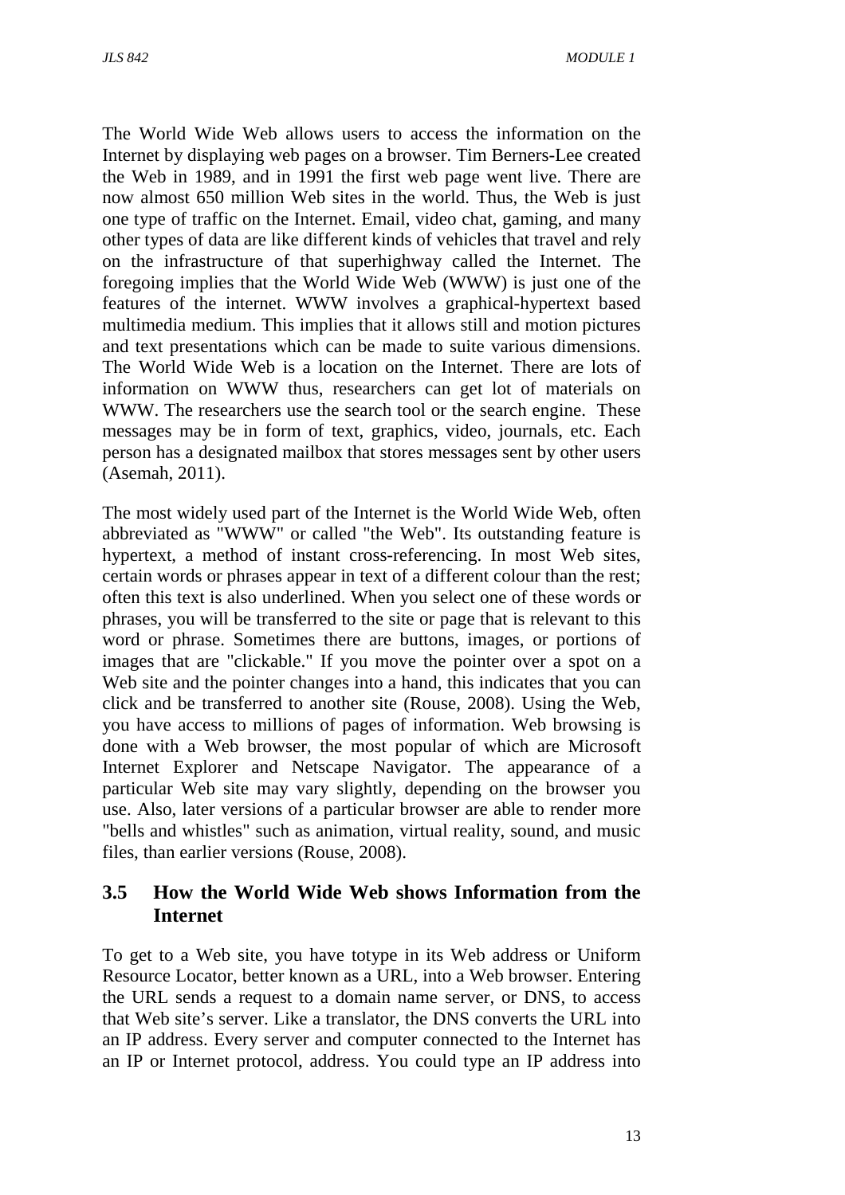The World Wide Web allows users to access the information on the Internet by displaying web pages on a browser. Tim Berners-Lee created the Web in 1989, and in 1991 the first web page went live. There are now almost 650 million Web sites in the world. Thus, the Web is just one type of traffic on the Internet. Email, video chat, gaming, and many other types of data are like different kinds of vehicles that travel and rely on the infrastructure of that superhighway called the Internet. The foregoing implies that the World Wide Web (WWW) is just one of the features of the internet. WWW involves a graphical-hypertext based multimedia medium. This implies that it allows still and motion pictures and text presentations which can be made to suite various dimensions. The World Wide Web is a location on the Internet. There are lots of information on WWW thus, researchers can get lot of materials on WWW. The researchers use the search tool or the search engine. These messages may be in form of text, graphics, video, journals, etc. Each person has a designated mailbox that stores messages sent by other users (Asemah, 2011).

The most widely used part of the Internet is the World Wide Web, often abbreviated as "WWW" or called "the Web". Its outstanding feature is hypertext, a method of instant cross-referencing. In most Web sites, certain words or phrases appear in text of a different colour than the rest; often this text is also underlined. When you select one of these words or phrases, you will be transferred to the site or page that is relevant to this word or phrase. Sometimes there are buttons, images, or portions of images that are "clickable." If you move the pointer over a spot on a Web site and the pointer changes into a hand, this indicates that you can click and be transferred to another site (Rouse, 2008). Using the Web, you have access to millions of pages of information. Web browsing is done with a Web browser, the most popular of which are Microsoft Internet Explorer and Netscape Navigator. The appearance of a particular Web site may vary slightly, depending on the browser you use. Also, later versions of a particular browser are able to render more "bells and whistles" such as animation, virtual reality, sound, and music files, than earlier versions (Rouse, 2008).

## 3.5 How the World Wide Web shows Information from the Internet

To get to a Web site, you have totype in its Web address or Uniform Resource Locator, better known as a URL, into a Web browser. Entering the URL sends a request to a domain name server, or DNS, to access that Web site's server. Like a translator, the DNS converts the URL into an IP address. Every server and computer connected to the Internet has an IP or Internet protocol, address. You could type an IP address into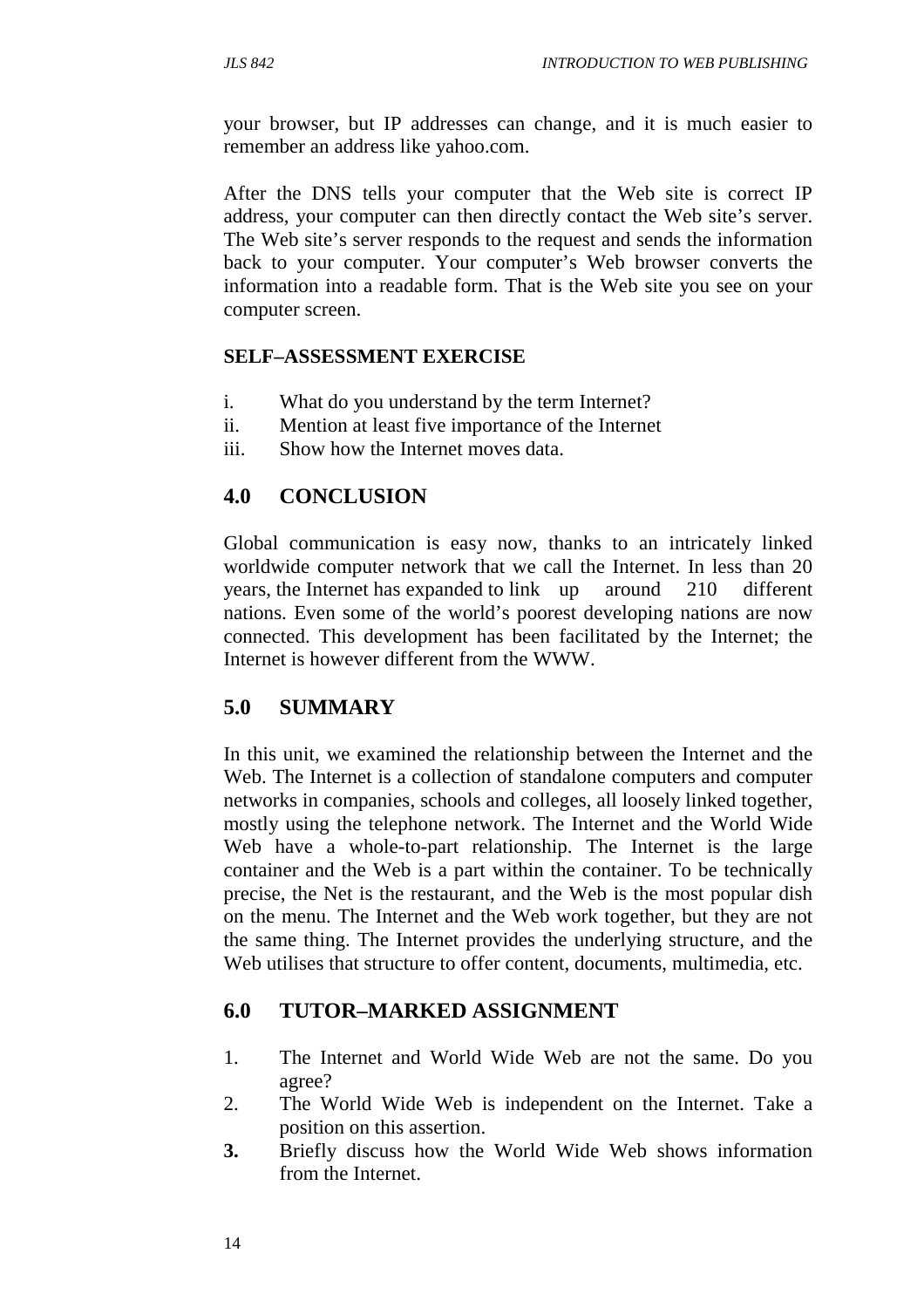your browser, but IP addresses can change, and it is much easier to remember an address like yahoo.com.

After the DNS tells your computer that the Web site is correct IP address, your computer can then directly contact the Web site's server. The Web site's server responds to the request and sends the information back to your computer. Your computer's Web browser converts the information into a readable form. That is the Web site you see on your computer screen.

**SELF–ASSESSMENT EXERCISE**

i. What do you understand by the term Internet?
ii. Mention at least five importance of the Internet
iii. Show how the Internet moves data.

## 4.0 CONCLUSION

Global communication is easy now, thanks to an intricately linked worldwide computer network that we call the Internet. In less than 20 years, the Internet has expanded to link up around 210 different nations. Even some of the world's poorest developing nations are now connected. This development has been facilitated by the Internet; the Internet is however different from the WWW.

## 5.0 SUMMARY

In this unit, we examined the relationship between the Internet and the Web. The Internet is a collection of standalone computers and computer networks in companies, schools and colleges, all loosely linked together, mostly using the telephone network. The Internet and the World Wide Web have a whole-to-part relationship. The Internet is the large container and the Web is a part within the container. To be technically precise, the Net is the restaurant, and the Web is the most popular dish on the menu. The Internet and the Web work together, but they are not the same thing. The Internet provides the underlying structure, and the Web utilises that structure to offer content, documents, multimedia, etc.

## 6.0 TUTOR–MARKED ASSIGNMENT

1. The Internet and World Wide Web are not the same. Do you agree?
2. The World Wide Web is independent on the Internet. Take a position on this assertion.
3. Briefly discuss how the World Wide Web shows information from the Internet.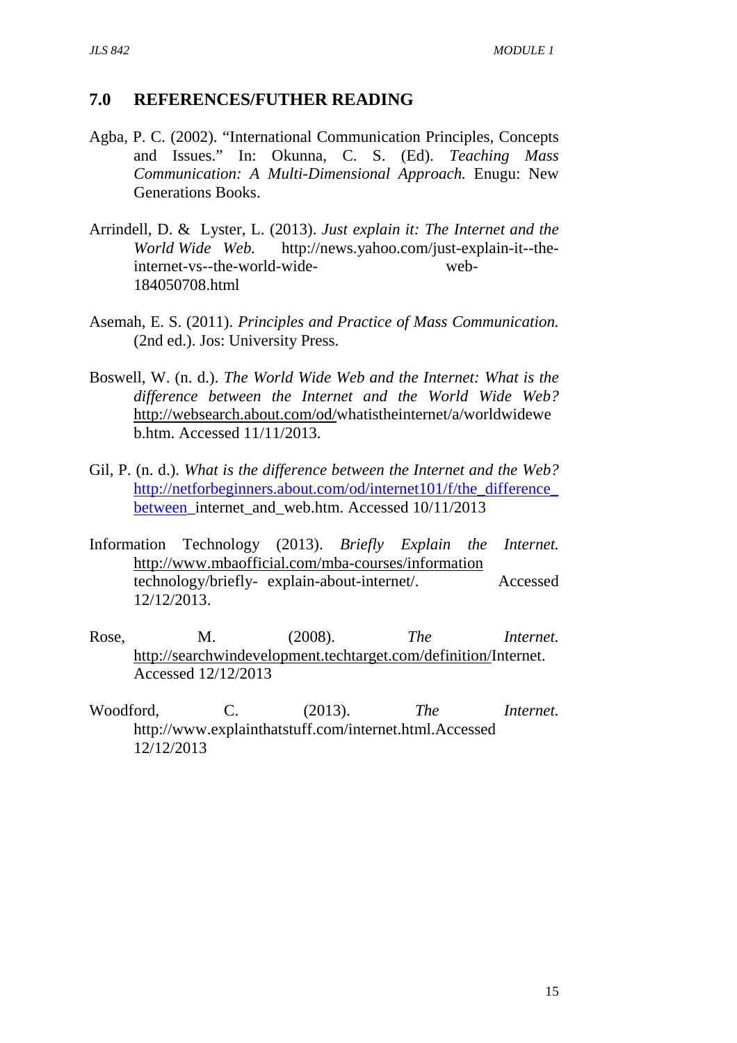## 7.0 REFERENCES/FUTHER READING

Agba, P. C. (2002). "International Communication Principles, Concepts and Issues." In: Okunna, C. S. (Ed). *Teaching Mass Communication: A Multi-Dimensional Approach.* Enugu: New Generations Books.

Arrindell, D. & Lyster, L. (2013). *Just explain it: The Internet and the World Wide Web.* http://news.yahoo.com/just-explain-it--the-internet-vs--the-world-wide-web-184050708.html

Asemah, E. S. (2011). *Principles and Practice of Mass Communication.* (2nd ed.). Jos: University Press.

Boswell, W. (n. d.). *The World Wide Web and the Internet: What is the difference between the Internet and the World Wide Web?* http://websearch.about.com/od/whatistheinternet/a/worldwideweb.htm. Accessed 11/11/2013.

Gil, P. (n. d.). *What is the difference between the Internet and the Web?* http://netforbeginners.about.com/od/internet101/f/the_difference_between_internet_and_web.htm. Accessed 10/11/2013

Information Technology (2013). *Briefly Explain the Internet.* http://www.mbaofficial.com/mba-courses/information technology/briefly- explain-about-internet/. Accessed 12/12/2013.

Rose, M. (2008). *The Internet.* http://searchwindevelopment.techtarget.com/definition/Internet. Accessed 12/12/2013

Woodford, C. (2013). *The Internet.* http://www.explainthatstuff.com/internet.html.Accessed 12/12/2013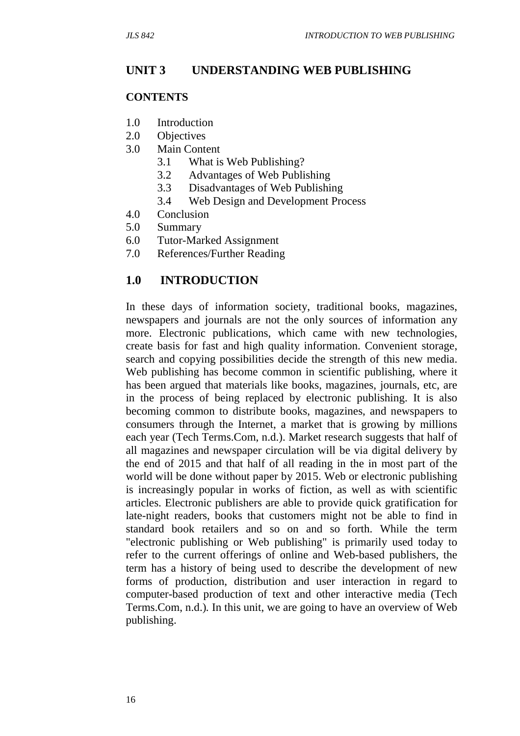## UNIT 3 UNDERSTANDING WEB PUBLISHING

### CONTENTS

1.0 Introduction
2.0 Objectives
3.0 Main Content
    3.1 What is Web Publishing?
    3.2 Advantages of Web Publishing
    3.3 Disadvantages of Web Publishing
    3.4 Web Design and Development Process
4.0 Conclusion
5.0 Summary
6.0 Tutor-Marked Assignment
7.0 References/Further Reading

## 1.0 INTRODUCTION

In these days of information society, traditional books, magazines, newspapers and journals are not the only sources of information any more. Electronic publications, which came with new technologies, create basis for fast and high quality information. Convenient storage, search and copying possibilities decide the strength of this new media. Web publishing has become common in scientific publishing, where it has been argued that materials like books, magazines, journals, etc, are in the process of being replaced by electronic publishing. It is also becoming common to distribute books, magazines, and newspapers to consumers through the Internet, a market that is growing by millions each year (Tech Terms.Com, n.d.). Market research suggests that half of all magazines and newspaper circulation will be via digital delivery by the end of 2015 and that half of all reading in the in most part of the world will be done without paper by 2015. Web or electronic publishing is increasingly popular in works of fiction, as well as with scientific articles. Electronic publishers are able to provide quick gratification for late-night readers, books that customers might not be able to find in standard book retailers and so on and so forth. While the term "electronic publishing or Web publishing" is primarily used today to refer to the current offerings of online and Web-based publishers, the term has a history of being used to describe the development of new forms of production, distribution and user interaction in regard to computer-based production of text and other interactive media (Tech Terms.Com, n.d.). In this unit, we are going to have an overview of Web publishing.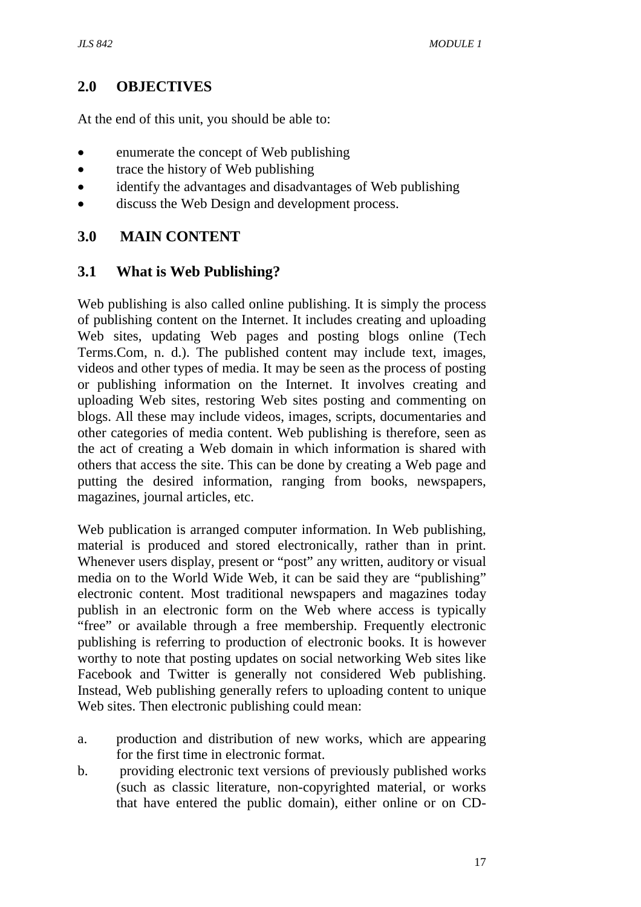## 2.0 OBJECTIVES

At the end of this unit, you should be able to:

- enumerate the concept of Web publishing
- trace the history of Web publishing
- identify the advantages and disadvantages of Web publishing
- discuss the Web Design and development process.

## 3.0 MAIN CONTENT

### 3.1 What is Web Publishing?

Web publishing is also called online publishing. It is simply the process of publishing content on the Internet. It includes creating and uploading Web sites, updating Web pages and posting blogs online (Tech Terms.Com, n. d.). The published content may include text, images, videos and other types of media. It may be seen as the process of posting or publishing information on the Internet. It involves creating and uploading Web sites, restoring Web sites posting and commenting on blogs. All these may include videos, images, scripts, documentaries and other categories of media content. Web publishing is therefore, seen as the act of creating a Web domain in which information is shared with others that access the site. This can be done by creating a Web page and putting the desired information, ranging from books, newspapers, magazines, journal articles, etc.

Web publication is arranged computer information. In Web publishing, material is produced and stored electronically, rather than in print. Whenever users display, present or "post" any written, auditory or visual media on to the World Wide Web, it can be said they are "publishing" electronic content. Most traditional newspapers and magazines today publish in an electronic form on the Web where access is typically "free" or available through a free membership. Frequently electronic publishing is referring to production of electronic books. It is however worthy to note that posting updates on social networking Web sites like Facebook and Twitter is generally not considered Web publishing. Instead, Web publishing generally refers to uploading content to unique Web sites. Then electronic publishing could mean:

a. production and distribution of new works, which are appearing for the first time in electronic format.
b. providing electronic text versions of previously published works (such as classic literature, non-copyrighted material, or works that have entered the public domain), either online or on CD-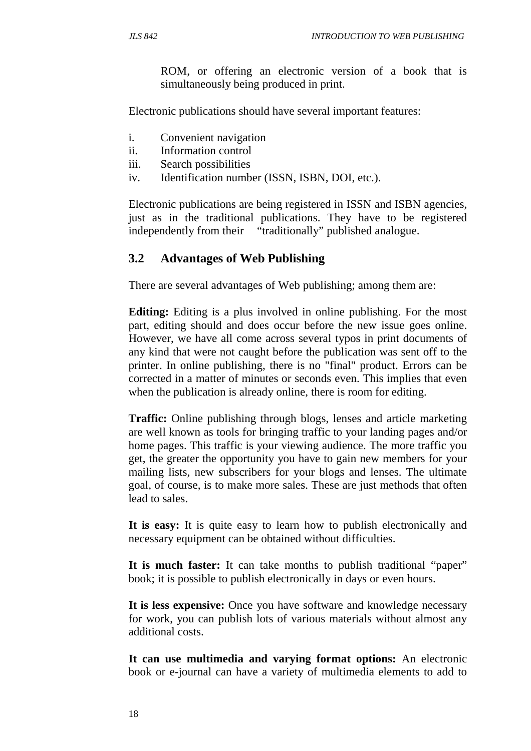ROM, or offering an electronic version of a book that is simultaneously being produced in print.

Electronic publications should have several important features:

i. Convenient navigation
ii. Information control
iii. Search possibilities
iv. Identification number (ISSN, ISBN, DOI, etc.).

Electronic publications are being registered in ISSN and ISBN agencies, just as in the traditional publications. They have to be registered independently from their "traditionally" published analogue.

## 3.2 Advantages of Web Publishing

There are several advantages of Web publishing; among them are:

**Editing:** Editing is a plus involved in online publishing. For the most part, editing should and does occur before the new issue goes online. However, we have all come across several typos in print documents of any kind that were not caught before the publication was sent off to the printer. In online publishing, there is no "final" product. Errors can be corrected in a matter of minutes or seconds even. This implies that even when the publication is already online, there is room for editing.

**Traffic:** Online publishing through blogs, lenses and article marketing are well known as tools for bringing traffic to your landing pages and/or home pages. This traffic is your viewing audience. The more traffic you get, the greater the opportunity you have to gain new members for your mailing lists, new subscribers for your blogs and lenses. The ultimate goal, of course, is to make more sales. These are just methods that often lead to sales.

**It is easy:** It is quite easy to learn how to publish electronically and necessary equipment can be obtained without difficulties.

**It is much faster:** It can take months to publish traditional "paper" book; it is possible to publish electronically in days or even hours.

**It is less expensive:** Once you have software and knowledge necessary for work, you can publish lots of various materials without almost any additional costs.

**It can use multimedia and varying format options:** An electronic book or e-journal can have a variety of multimedia elements to add to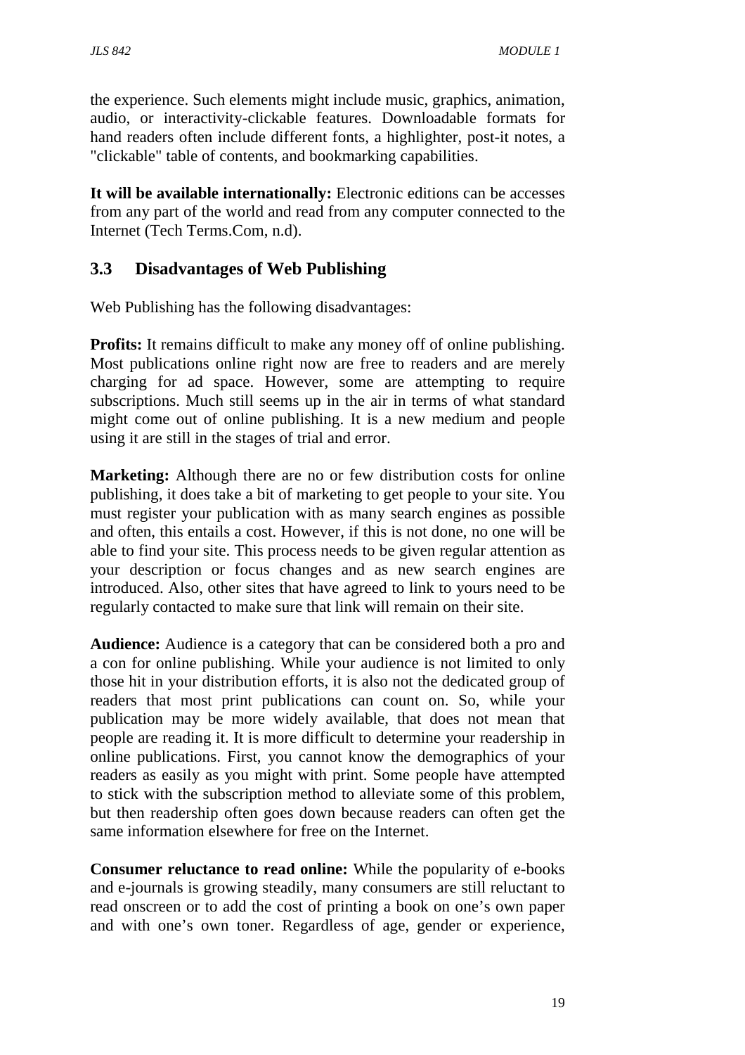the experience. Such elements might include music, graphics, animation, audio, or interactivity-clickable features. Downloadable formats for hand readers often include different fonts, a highlighter, post-it notes, a "clickable" table of contents, and bookmarking capabilities.

**It will be available internationally:** Electronic editions can be accesses from any part of the world and read from any computer connected to the Internet (Tech Terms.Com, n.d).

## 3.3 Disadvantages of Web Publishing

Web Publishing has the following disadvantages:

**Profits:** It remains difficult to make any money off of online publishing. Most publications online right now are free to readers and are merely charging for ad space. However, some are attempting to require subscriptions. Much still seems up in the air in terms of what standard might come out of online publishing. It is a new medium and people using it are still in the stages of trial and error.

**Marketing:** Although there are no or few distribution costs for online publishing, it does take a bit of marketing to get people to your site. You must register your publication with as many search engines as possible and often, this entails a cost. However, if this is not done, no one will be able to find your site. This process needs to be given regular attention as your description or focus changes and as new search engines are introduced. Also, other sites that have agreed to link to yours need to be regularly contacted to make sure that link will remain on their site.

**Audience:** Audience is a category that can be considered both a pro and a con for online publishing. While your audience is not limited to only those hit in your distribution efforts, it is also not the dedicated group of readers that most print publications can count on. So, while your publication may be more widely available, that does not mean that people are reading it. It is more difficult to determine your readership in online publications. First, you cannot know the demographics of your readers as easily as you might with print. Some people have attempted to stick with the subscription method to alleviate some of this problem, but then readership often goes down because readers can often get the same information elsewhere for free on the Internet.

**Consumer reluctance to read online:** While the popularity of e-books and e-journals is growing steadily, many consumers are still reluctant to read onscreen or to add the cost of printing a book on one's own paper and with one's own toner. Regardless of age, gender or experience,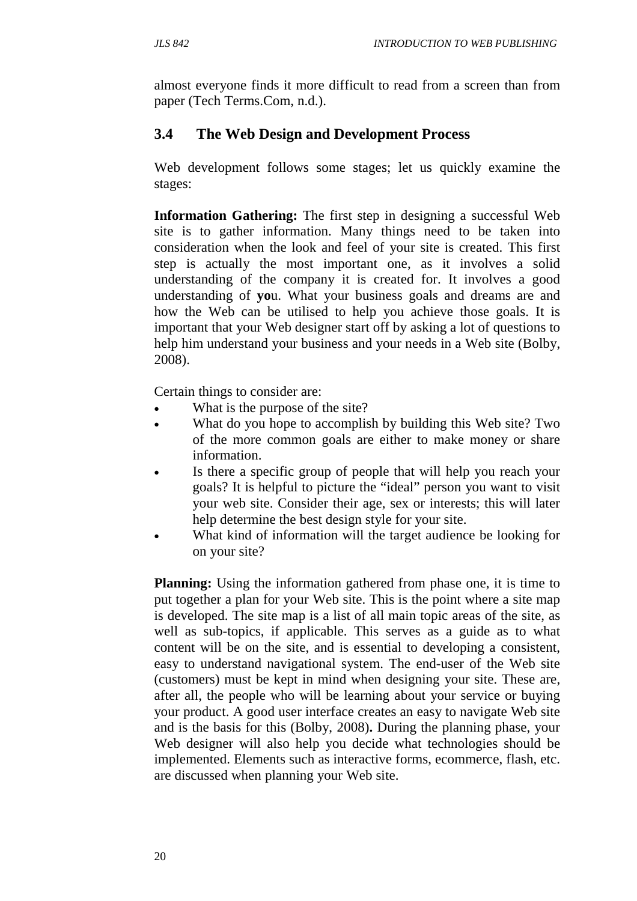almost everyone finds it more difficult to read from a screen than from paper (Tech Terms.Com, n.d.).

## 3.4 The Web Design and Development Process

Web development follows some stages; let us quickly examine the stages:

**Information Gathering:** The first step in designing a successful Web site is to gather information. Many things need to be taken into consideration when the look and feel of your site is created. This first step is actually the most important one, as it involves a solid understanding of the company it is created for. It involves a good understanding of **yo**u. What your business goals and dreams are and how the Web can be utilised to help you achieve those goals. It is important that your Web designer start off by asking a lot of questions to help him understand your business and your needs in a Web site (Bolby, 2008).

Certain things to consider are:

- What is the purpose of the site?
- What do you hope to accomplish by building this Web site? Two of the more common goals are either to make money or share information.
- Is there a specific group of people that will help you reach your goals? It is helpful to picture the "ideal" person you want to visit your web site. Consider their age, sex or interests; this will later help determine the best design style for your site.
- What kind of information will the target audience be looking for on your site?

**Planning:** Using the information gathered from phase one, it is time to put together a plan for your Web site. This is the point where a site map is developed. The site map is a list of all main topic areas of the site, as well as sub-topics, if applicable. This serves as a guide as to what content will be on the site, and is essential to developing a consistent, easy to understand navigational system. The end-user of the Web site (customers) must be kept in mind when designing your site. These are, after all, the people who will be learning about your service or buying your product. A good user interface creates an easy to navigate Web site and is the basis for this (Bolby, 2008)**.** During the planning phase, your Web designer will also help you decide what technologies should be implemented. Elements such as interactive forms, ecommerce, flash, etc. are discussed when planning your Web site.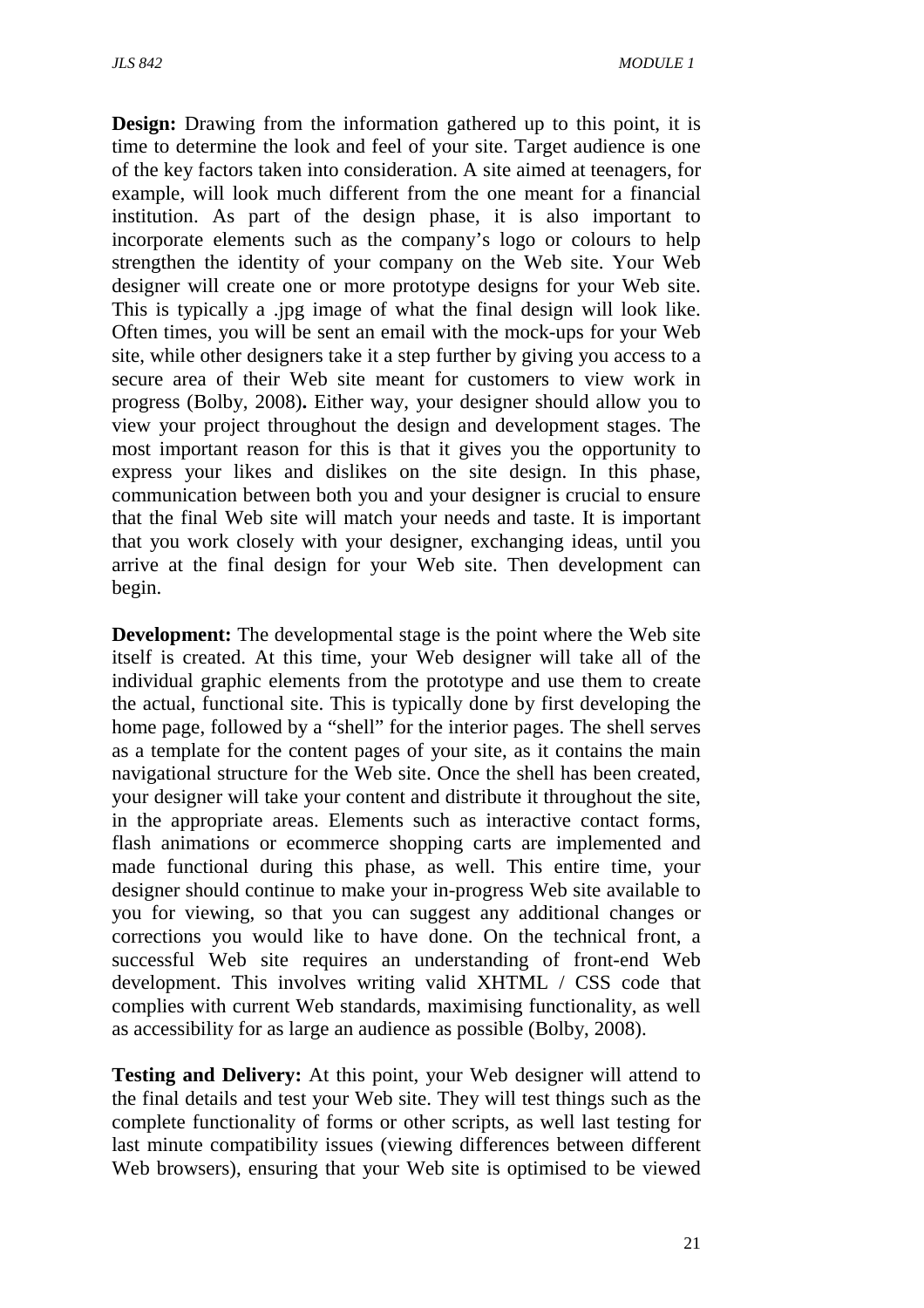**Design:** Drawing from the information gathered up to this point, it is time to determine the look and feel of your site. Target audience is one of the key factors taken into consideration. A site aimed at teenagers, for example, will look much different from the one meant for a financial institution. As part of the design phase, it is also important to incorporate elements such as the company's logo or colours to help strengthen the identity of your company on the Web site. Your Web designer will create one or more prototype designs for your Web site. This is typically a .jpg image of what the final design will look like. Often times, you will be sent an email with the mock-ups for your Web site, while other designers take it a step further by giving you access to a secure area of their Web site meant for customers to view work in progress (Bolby, 2008)**.** Either way, your designer should allow you to view your project throughout the design and development stages. The most important reason for this is that it gives you the opportunity to express your likes and dislikes on the site design. In this phase, communication between both you and your designer is crucial to ensure that the final Web site will match your needs and taste. It is important that you work closely with your designer, exchanging ideas, until you arrive at the final design for your Web site. Then development can begin.

**Development:** The developmental stage is the point where the Web site itself is created. At this time, your Web designer will take all of the individual graphic elements from the prototype and use them to create the actual, functional site. This is typically done by first developing the home page, followed by a "shell" for the interior pages. The shell serves as a template for the content pages of your site, as it contains the main navigational structure for the Web site. Once the shell has been created, your designer will take your content and distribute it throughout the site, in the appropriate areas. Elements such as interactive contact forms, flash animations or ecommerce shopping carts are implemented and made functional during this phase, as well. This entire time, your designer should continue to make your in-progress Web site available to you for viewing, so that you can suggest any additional changes or corrections you would like to have done. On the technical front, a successful Web site requires an understanding of front-end Web development. This involves writing valid XHTML / CSS code that complies with current Web standards, maximising functionality, as well as accessibility for as large an audience as possible (Bolby, 2008).

**Testing and Delivery:** At this point, your Web designer will attend to the final details and test your Web site. They will test things such as the complete functionality of forms or other scripts, as well last testing for last minute compatibility issues (viewing differences between different Web browsers), ensuring that your Web site is optimised to be viewed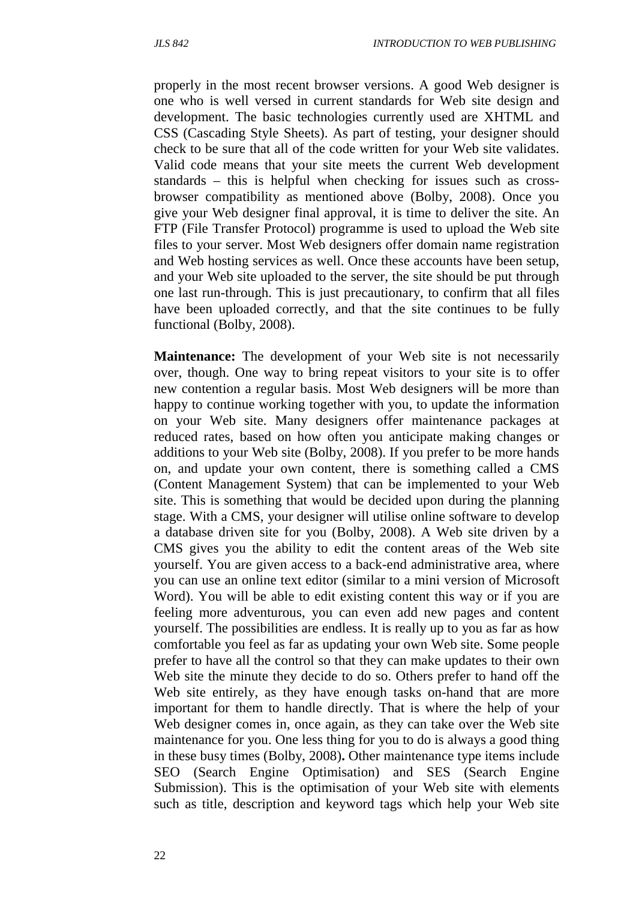properly in the most recent browser versions. A good Web designer is one who is well versed in current standards for Web site design and development. The basic technologies currently used are XHTML and CSS (Cascading Style Sheets). As part of testing, your designer should check to be sure that all of the code written for your Web site validates. Valid code means that your site meets the current Web development standards – this is helpful when checking for issues such as cross-browser compatibility as mentioned above (Bolby, 2008). Once you give your Web designer final approval, it is time to deliver the site. An FTP (File Transfer Protocol) programme is used to upload the Web site files to your server. Most Web designers offer domain name registration and Web hosting services as well. Once these accounts have been setup, and your Web site uploaded to the server, the site should be put through one last run-through. This is just precautionary, to confirm that all files have been uploaded correctly, and that the site continues to be fully functional (Bolby, 2008).

**Maintenance:** The development of your Web site is not necessarily over, though. One way to bring repeat visitors to your site is to offer new contention a regular basis. Most Web designers will be more than happy to continue working together with you, to update the information on your Web site. Many designers offer maintenance packages at reduced rates, based on how often you anticipate making changes or additions to your Web site (Bolby, 2008). If you prefer to be more hands on, and update your own content, there is something called a CMS (Content Management System) that can be implemented to your Web site. This is something that would be decided upon during the planning stage. With a CMS, your designer will utilise online software to develop a database driven site for you (Bolby, 2008). A Web site driven by a CMS gives you the ability to edit the content areas of the Web site yourself. You are given access to a back-end administrative area, where you can use an online text editor (similar to a mini version of Microsoft Word). You will be able to edit existing content this way or if you are feeling more adventurous, you can even add new pages and content yourself. The possibilities are endless. It is really up to you as far as how comfortable you feel as far as updating your own Web site. Some people prefer to have all the control so that they can make updates to their own Web site the minute they decide to do so. Others prefer to hand off the Web site entirely, as they have enough tasks on-hand that are more important for them to handle directly. That is where the help of your Web designer comes in, once again, as they can take over the Web site maintenance for you. One less thing for you to do is always a good thing in these busy times (Bolby, 2008). Other maintenance type items include SEO (Search Engine Optimisation) and SES (Search Engine Submission). This is the optimisation of your Web site with elements such as title, description and keyword tags which help your Web site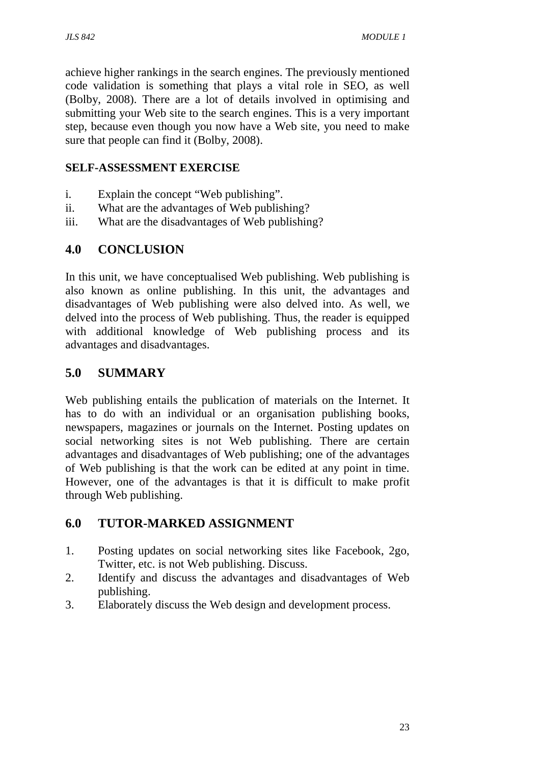achieve higher rankings in the search engines. The previously mentioned code validation is something that plays a vital role in SEO, as well (Bolby, 2008). There are a lot of details involved in optimising and submitting your Web site to the search engines. This is a very important step, because even though you now have a Web site, you need to make sure that people can find it (Bolby, 2008).

**SELF-ASSESSMENT EXERCISE**

i. Explain the concept "Web publishing".
ii. What are the advantages of Web publishing?
iii. What are the disadvantages of Web publishing?

## 4.0 CONCLUSION

In this unit, we have conceptualised Web publishing. Web publishing is also known as online publishing. In this unit, the advantages and disadvantages of Web publishing were also delved into. As well, we delved into the process of Web publishing. Thus, the reader is equipped with additional knowledge of Web publishing process and its advantages and disadvantages.

## 5.0 SUMMARY

Web publishing entails the publication of materials on the Internet. It has to do with an individual or an organisation publishing books, newspapers, magazines or journals on the Internet. Posting updates on social networking sites is not Web publishing. There are certain advantages and disadvantages of Web publishing; one of the advantages of Web publishing is that the work can be edited at any point in time. However, one of the advantages is that it is difficult to make profit through Web publishing.

## 6.0 TUTOR-MARKED ASSIGNMENT

1. Posting updates on social networking sites like Facebook, 2go, Twitter, etc. is not Web publishing. Discuss.
2. Identify and discuss the advantages and disadvantages of Web publishing.
3. Elaborately discuss the Web design and development process.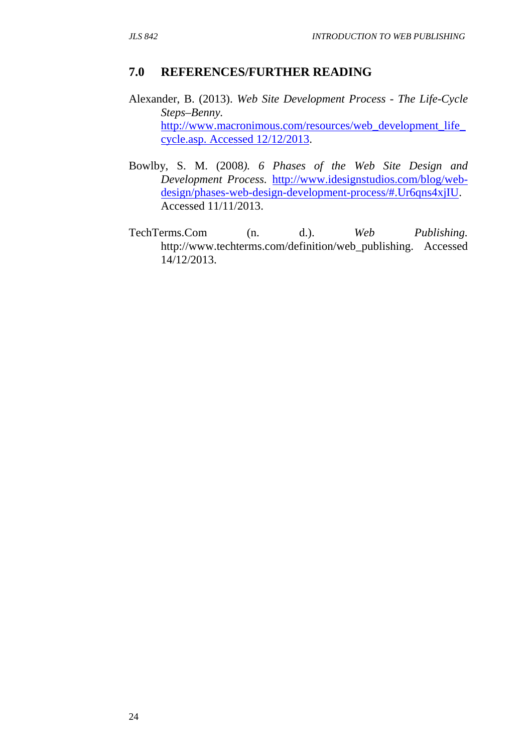## 7.0 REFERENCES/FURTHER READING

Alexander, B. (2013). *Web Site Development Process - The Life-Cycle Steps–Benny*. http://www.macronimous.com/resources/web_development_life_cycle.asp. Accessed 12/12/2013.

Bowlby, S. M. (2008). *6 Phases of the Web Site Design and Development Process*. http://www.idesignstudios.com/blog/web-design/phases-web-design-development-process/#.Ur6qns4xjIU. Accessed 11/11/2013.

TechTerms.Com (n. d.). *Web Publishing.* http://www.techterms.com/definition/web_publishing. Accessed 14/12/2013.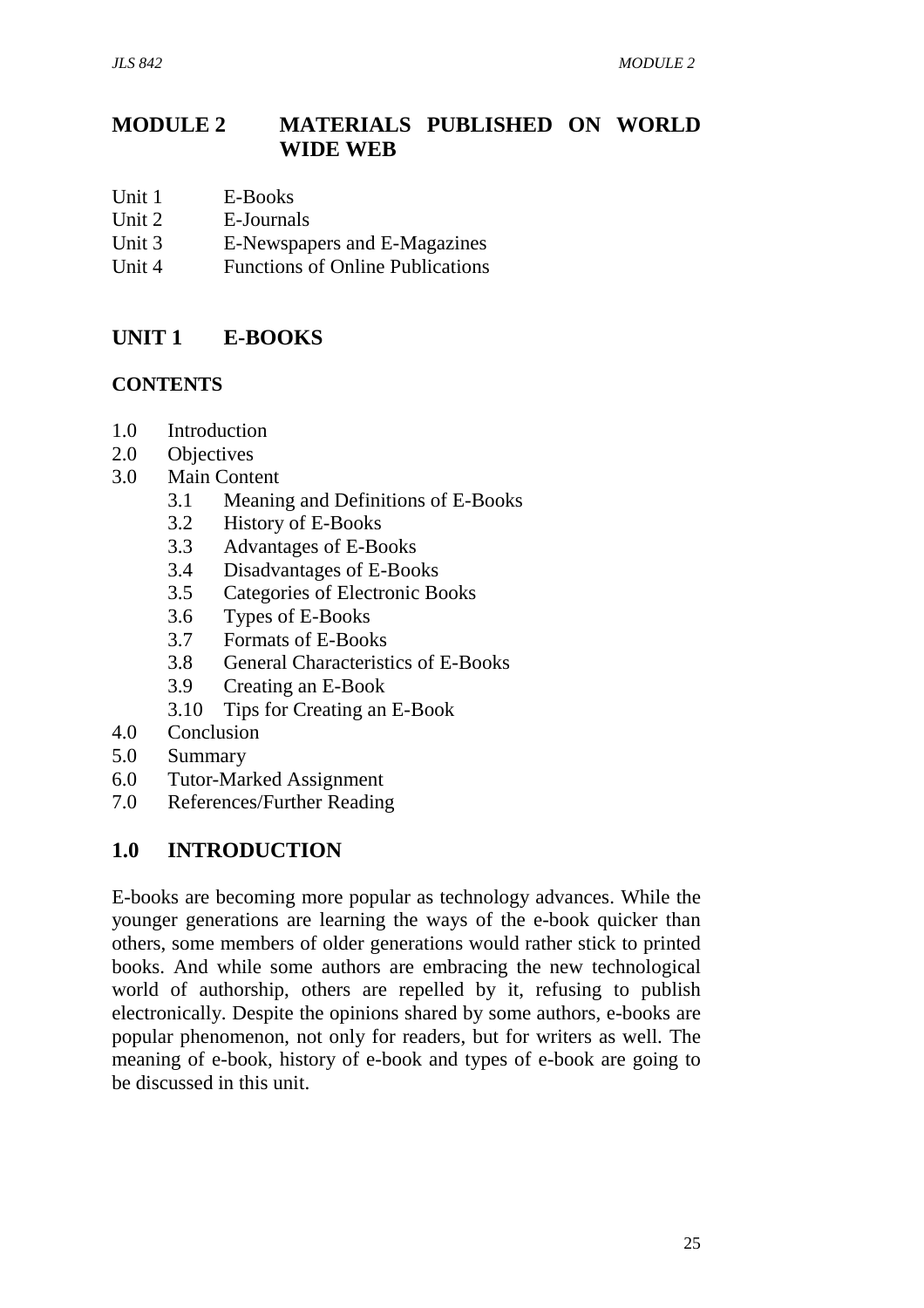# MODULE 2 MATERIALS PUBLISHED ON WORLD WIDE WEB

Unit 1 E-Books
Unit 2 E-Journals
Unit 3 E-Newspapers and E-Magazines
Unit 4 Functions of Online Publications

## UNIT 1 E-BOOKS

### CONTENTS

- 1.0 Introduction
- 2.0 Objectives
- 3.0 Main Content
  - 3.1 Meaning and Definitions of E-Books
  - 3.2 History of E-Books
  - 3.3 Advantages of E-Books
  - 3.4 Disadvantages of E-Books
  - 3.5 Categories of Electronic Books
  - 3.6 Types of E-Books
  - 3.7 Formats of E-Books
  - 3.8 General Characteristics of E-Books
  - 3.9 Creating an E-Book
  - 3.10 Tips for Creating an E-Book
- 4.0 Conclusion
- 5.0 Summary
- 6.0 Tutor-Marked Assignment
- 7.0 References/Further Reading

## 1.0 INTRODUCTION

E-books are becoming more popular as technology advances. While the younger generations are learning the ways of the e-book quicker than others, some members of older generations would rather stick to printed books. And while some authors are embracing the new technological world of authorship, others are repelled by it, refusing to publish electronically. Despite the opinions shared by some authors, e-books are popular phenomenon, not only for readers, but for writers as well. The meaning of e-book, history of e-book and types of e-book are going to be discussed in this unit.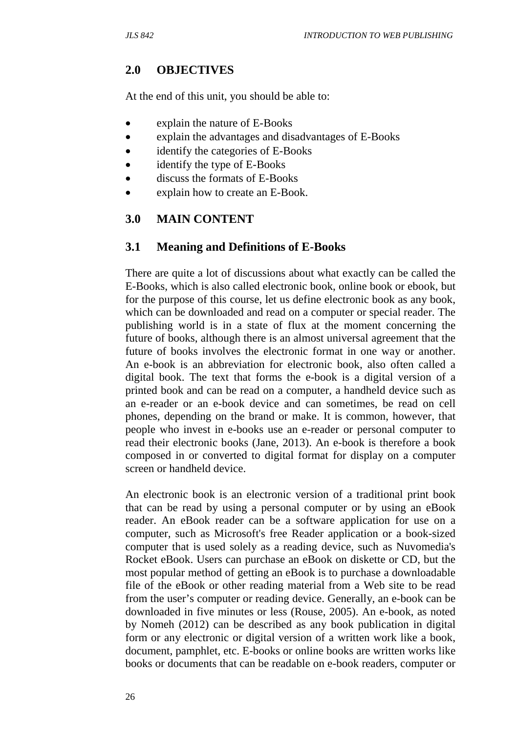## 2.0 OBJECTIVES

At the end of this unit, you should be able to:

- explain the nature of E-Books
- explain the advantages and disadvantages of E-Books
- identify the categories of E-Books
- identify the type of E-Books
- discuss the formats of E-Books
- explain how to create an E-Book.

## 3.0 MAIN CONTENT

### 3.1 Meaning and Definitions of E-Books

There are quite a lot of discussions about what exactly can be called the E-Books, which is also called electronic book, online book or ebook, but for the purpose of this course, let us define electronic book as any book, which can be downloaded and read on a computer or special reader. The publishing world is in a state of flux at the moment concerning the future of books, although there is an almost universal agreement that the future of books involves the electronic format in one way or another. An e-book is an abbreviation for electronic book, also often called a digital book. The text that forms the e-book is a digital version of a printed book and can be read on a computer, a handheld device such as an e-reader or an e-book device and can sometimes, be read on cell phones, depending on the brand or make. It is common, however, that people who invest in e-books use an e-reader or personal computer to read their electronic books (Jane, 2013). An e-book is therefore a book composed in or converted to digital format for display on a computer screen or handheld device.

An electronic book is an electronic version of a traditional print book that can be read by using a personal computer or by using an eBook reader. An eBook reader can be a software application for use on a computer, such as Microsoft's free Reader application or a book-sized computer that is used solely as a reading device, such as Nuvomedia's Rocket eBook. Users can purchase an eBook on diskette or CD, but the most popular method of getting an eBook is to purchase a downloadable file of the eBook or other reading material from a Web site to be read from the user's computer or reading device. Generally, an e-book can be downloaded in five minutes or less (Rouse, 2005). An e-book, as noted by Nomeh (2012) can be described as any book publication in digital form or any electronic or digital version of a written work like a book, document, pamphlet, etc. E-books or online books are written works like books or documents that can be readable on e-book readers, computer or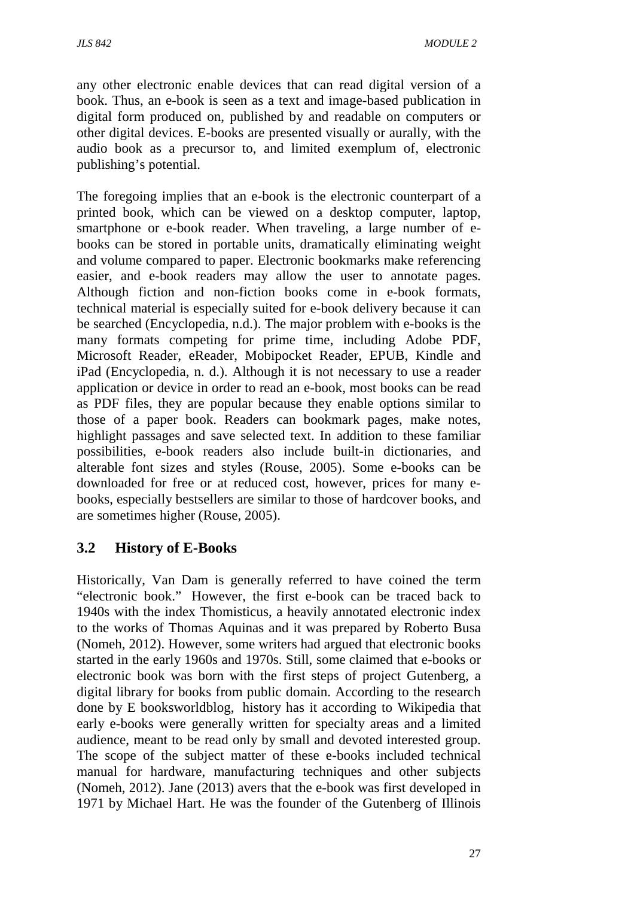any other electronic enable devices that can read digital version of a book. Thus, an e-book is seen as a text and image-based publication in digital form produced on, published by and readable on computers or other digital devices. E-books are presented visually or aurally, with the audio book as a precursor to, and limited exemplum of, electronic publishing's potential.

The foregoing implies that an e-book is the electronic counterpart of a printed book, which can be viewed on a desktop computer, laptop, smartphone or e-book reader. When traveling, a large number of e-books can be stored in portable units, dramatically eliminating weight and volume compared to paper. Electronic bookmarks make referencing easier, and e-book readers may allow the user to annotate pages. Although fiction and non-fiction books come in e-book formats, technical material is especially suited for e-book delivery because it can be searched (Encyclopedia, n.d.). The major problem with e-books is the many formats competing for prime time, including Adobe PDF, Microsoft Reader, eReader, Mobipocket Reader, EPUB, Kindle and iPad (Encyclopedia, n. d.). Although it is not necessary to use a reader application or device in order to read an e-book, most books can be read as PDF files, they are popular because they enable options similar to those of a paper book. Readers can bookmark pages, make notes, highlight passages and save selected text. In addition to these familiar possibilities, e-book readers also include built-in dictionaries, and alterable font sizes and styles (Rouse, 2005). Some e-books can be downloaded for free or at reduced cost, however, prices for many e-books, especially bestsellers are similar to those of hardcover books, and are sometimes higher (Rouse, 2005).

## 3.2 History of E-Books

Historically, Van Dam is generally referred to have coined the term "electronic book." However, the first e-book can be traced back to 1940s with the index Thomisticus, a heavily annotated electronic index to the works of Thomas Aquinas and it was prepared by Roberto Busa (Nomeh, 2012). However, some writers had argued that electronic books started in the early 1960s and 1970s. Still, some claimed that e-books or electronic book was born with the first steps of project Gutenberg, a digital library for books from public domain. According to the research done by E booksworldblog, history has it according to Wikipedia that early e-books were generally written for specialty areas and a limited audience, meant to be read only by small and devoted interested group. The scope of the subject matter of these e-books included technical manual for hardware, manufacturing techniques and other subjects (Nomeh, 2012). Jane (2013) avers that the e-book was first developed in 1971 by Michael Hart. He was the founder of the Gutenberg of Illinois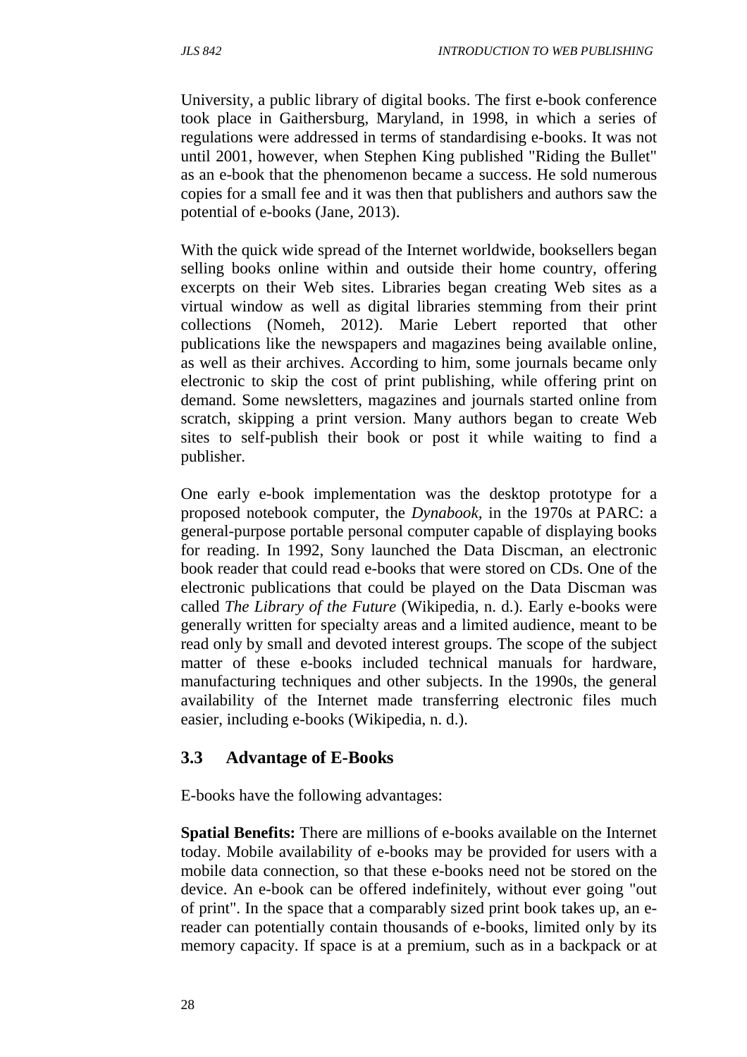University, a public library of digital books. The first e-book conference took place in Gaithersburg, Maryland, in 1998, in which a series of regulations were addressed in terms of standardising e-books. It was not until 2001, however, when Stephen King published "Riding the Bullet" as an e-book that the phenomenon became a success. He sold numerous copies for a small fee and it was then that publishers and authors saw the potential of e-books (Jane, 2013).

With the quick wide spread of the Internet worldwide, booksellers began selling books online within and outside their home country, offering excerpts on their Web sites. Libraries began creating Web sites as a virtual window as well as digital libraries stemming from their print collections (Nomeh, 2012). Marie Lebert reported that other publications like the newspapers and magazines being available online, as well as their archives. According to him, some journals became only electronic to skip the cost of print publishing, while offering print on demand. Some newsletters, magazines and journals started online from scratch, skipping a print version. Many authors began to create Web sites to self-publish their book or post it while waiting to find a publisher.

One early e-book implementation was the desktop prototype for a proposed notebook computer, the *Dynabook*, in the 1970s at PARC: a general-purpose portable personal computer capable of displaying books for reading. In 1992, Sony launched the Data Discman, an electronic book reader that could read e-books that were stored on CDs. One of the electronic publications that could be played on the Data Discman was called *The Library of the Future* (Wikipedia, n. d.). Early e-books were generally written for specialty areas and a limited audience, meant to be read only by small and devoted interest groups. The scope of the subject matter of these e-books included technical manuals for hardware, manufacturing techniques and other subjects. In the 1990s, the general availability of the Internet made transferring electronic files much easier, including e-books (Wikipedia, n. d.).

## 3.3 Advantage of E-Books

E-books have the following advantages:

**Spatial Benefits:** There are millions of e-books available on the Internet today. Mobile availability of e-books may be provided for users with a mobile data connection, so that these e-books need not be stored on the device. An e-book can be offered indefinitely, without ever going "out of print". In the space that a comparably sized print book takes up, an e-reader can potentially contain thousands of e-books, limited only by its memory capacity. If space is at a premium, such as in a backpack or at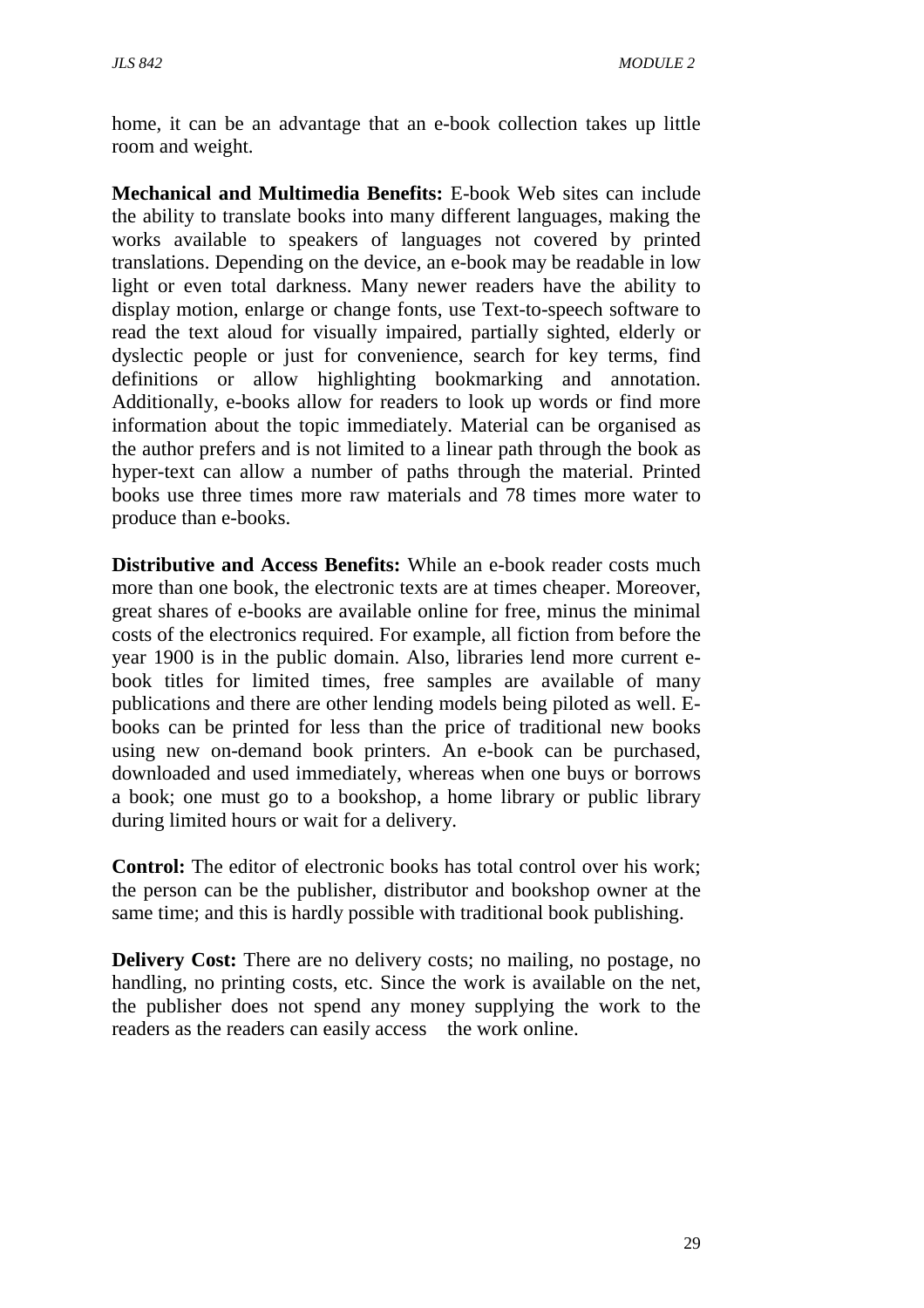home, it can be an advantage that an e-book collection takes up little room and weight.

**Mechanical and Multimedia Benefits:** E-book Web sites can include the ability to translate books into many different languages, making the works available to speakers of languages not covered by printed translations. Depending on the device, an e-book may be readable in low light or even total darkness. Many newer readers have the ability to display motion, enlarge or change fonts, use Text-to-speech software to read the text aloud for visually impaired, partially sighted, elderly or dyslectic people or just for convenience, search for key terms, find definitions or allow highlighting bookmarking and annotation. Additionally, e-books allow for readers to look up words or find more information about the topic immediately. Material can be organised as the author prefers and is not limited to a linear path through the book as hyper-text can allow a number of paths through the material. Printed books use three times more raw materials and 78 times more water to produce than e-books.

**Distributive and Access Benefits:** While an e-book reader costs much more than one book, the electronic texts are at times cheaper. Moreover, great shares of e-books are available online for free, minus the minimal costs of the electronics required. For example, all fiction from before the year 1900 is in the public domain. Also, libraries lend more current e-book titles for limited times, free samples are available of many publications and there are other lending models being piloted as well. E-books can be printed for less than the price of traditional new books using new on-demand book printers. An e-book can be purchased, downloaded and used immediately, whereas when one buys or borrows a book; one must go to a bookshop, a home library or public library during limited hours or wait for a delivery.

**Control:** The editor of electronic books has total control over his work; the person can be the publisher, distributor and bookshop owner at the same time; and this is hardly possible with traditional book publishing.

**Delivery Cost:** There are no delivery costs; no mailing, no postage, no handling, no printing costs, etc. Since the work is available on the net, the publisher does not spend any money supplying the work to the readers as the readers can easily access the work online.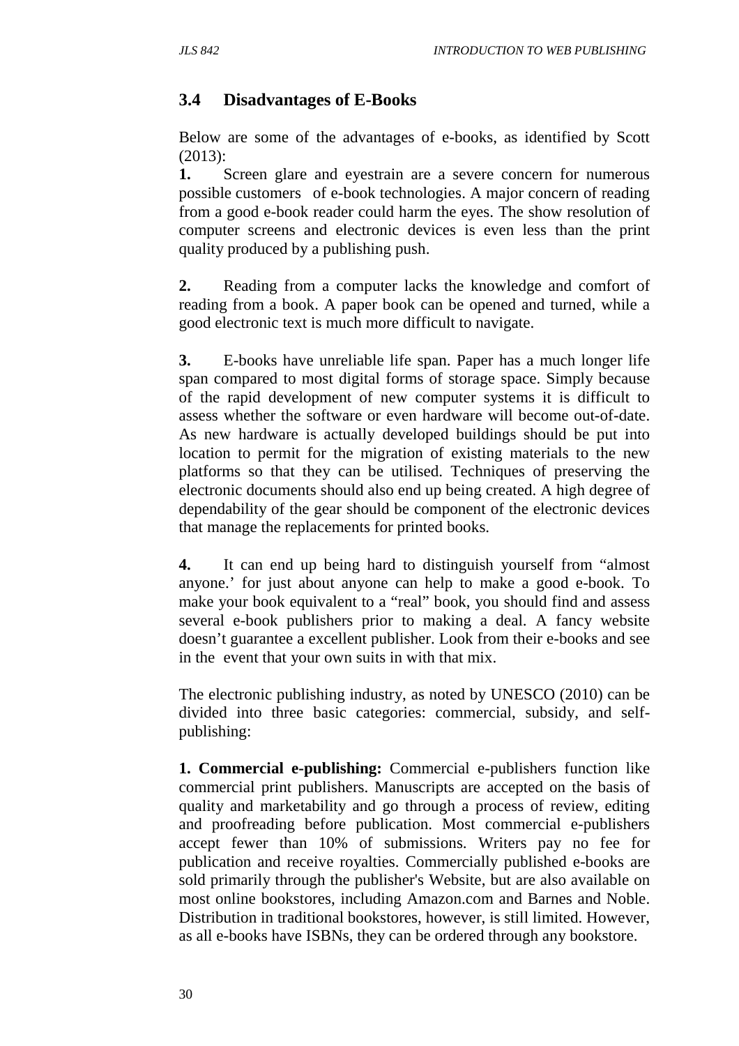### 3.4 Disadvantages of E-Books

Below are some of the advantages of e-books, as identified by Scott (2013):

**1.** Screen glare and eyestrain are a severe concern for numerous possible customers of e-book technologies. A major concern of reading from a good e-book reader could harm the eyes. The show resolution of computer screens and electronic devices is even less than the print quality produced by a publishing push.

**2.** Reading from a computer lacks the knowledge and comfort of reading from a book. A paper book can be opened and turned, while a good electronic text is much more difficult to navigate.

**3.** E-books have unreliable life span. Paper has a much longer life span compared to most digital forms of storage space. Simply because of the rapid development of new computer systems it is difficult to assess whether the software or even hardware will become out-of-date. As new hardware is actually developed buildings should be put into location to permit for the migration of existing materials to the new platforms so that they can be utilised. Techniques of preserving the electronic documents should also end up being created. A high degree of dependability of the gear should be component of the electronic devices that manage the replacements for printed books.

**4.** It can end up being hard to distinguish yourself from "almost anyone.' for just about anyone can help to make a good e-book. To make your book equivalent to a "real" book, you should find and assess several e-book publishers prior to making a deal. A fancy website doesn't guarantee a excellent publisher. Look from their e-books and see in the event that your own suits in with that mix.

The electronic publishing industry, as noted by UNESCO (2010) can be divided into three basic categories: commercial, subsidy, and self-publishing:

**1. Commercial e-publishing:** Commercial e-publishers function like commercial print publishers. Manuscripts are accepted on the basis of quality and marketability and go through a process of review, editing and proofreading before publication. Most commercial e-publishers accept fewer than 10% of submissions. Writers pay no fee for publication and receive royalties. Commercially published e-books are sold primarily through the publisher's Website, but are also available on most online bookstores, including Amazon.com and Barnes and Noble. Distribution in traditional bookstores, however, is still limited. However, as all e-books have ISBNs, they can be ordered through any bookstore.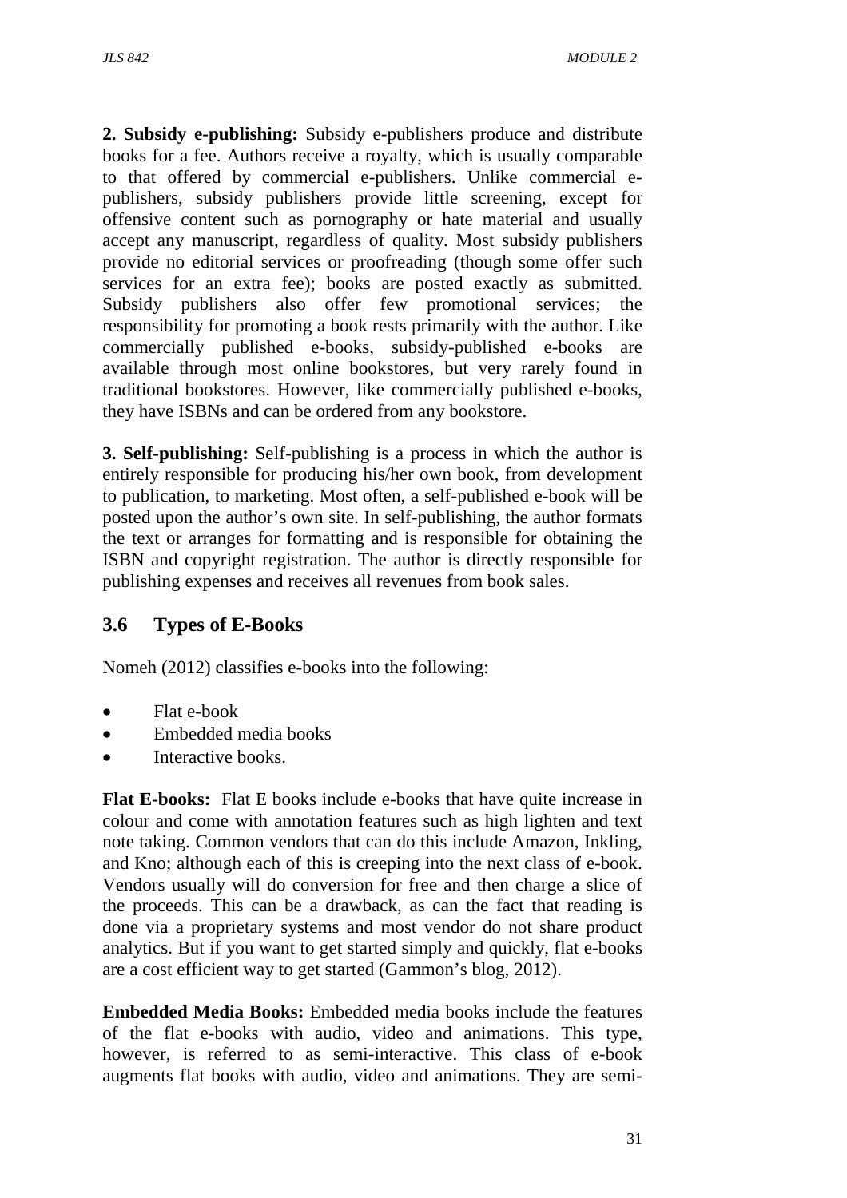**2. Subsidy e-publishing:** Subsidy e-publishers produce and distribute books for a fee. Authors receive a royalty, which is usually comparable to that offered by commercial e-publishers. Unlike commercial e-publishers, subsidy publishers provide little screening, except for offensive content such as pornography or hate material and usually accept any manuscript, regardless of quality. Most subsidy publishers provide no editorial services or proofreading (though some offer such services for an extra fee); books are posted exactly as submitted. Subsidy publishers also offer few promotional services; the responsibility for promoting a book rests primarily with the author. Like commercially published e-books, subsidy-published e-books are available through most online bookstores, but very rarely found in traditional bookstores. However, like commercially published e-books, they have ISBNs and can be ordered from any bookstore.

**3. Self-publishing:** Self-publishing is a process in which the author is entirely responsible for producing his/her own book, from development to publication, to marketing. Most often, a self-published e-book will be posted upon the author's own site. In self-publishing, the author formats the text or arranges for formatting and is responsible for obtaining the ISBN and copyright registration. The author is directly responsible for publishing expenses and receives all revenues from book sales.

## 3.6 Types of E-Books

Nomeh (2012) classifies e-books into the following:

- Flat e-book
- Embedded media books
- Interactive books.

**Flat E-books:** Flat E books include e-books that have quite increase in colour and come with annotation features such as high lighten and text note taking. Common vendors that can do this include Amazon, Inkling, and Kno; although each of this is creeping into the next class of e-book. Vendors usually will do conversion for free and then charge a slice of the proceeds. This can be a drawback, as can the fact that reading is done via a proprietary systems and most vendor do not share product analytics. But if you want to get started simply and quickly, flat e-books are a cost efficient way to get started (Gammon's blog, 2012).

**Embedded Media Books:** Embedded media books include the features of the flat e-books with audio, video and animations. This type, however, is referred to as semi-interactive. This class of e-book augments flat books with audio, video and animations. They are semi-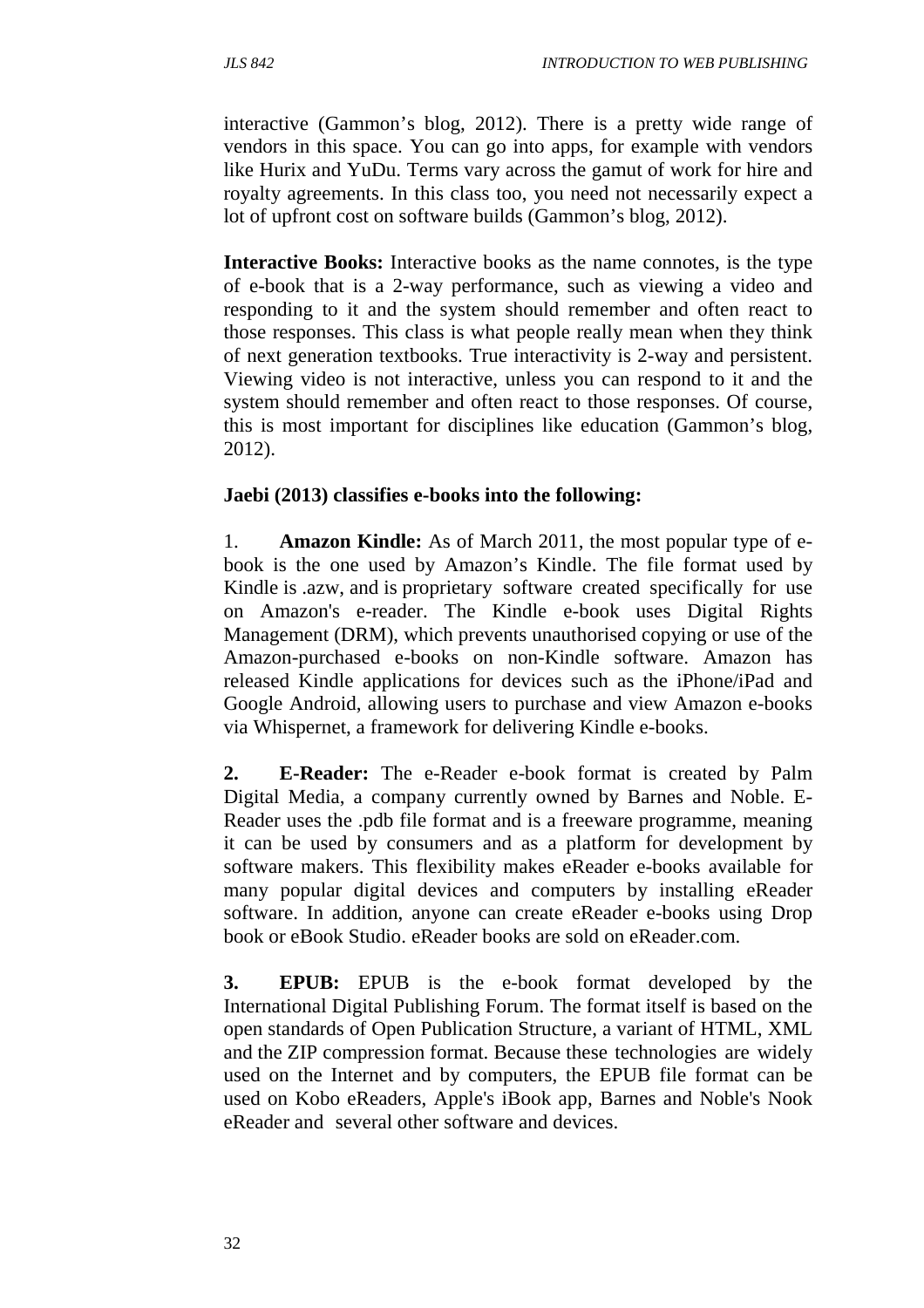interactive (Gammon's blog, 2012). There is a pretty wide range of vendors in this space. You can go into apps, for example with vendors like Hurix and YuDu. Terms vary across the gamut of work for hire and royalty agreements. In this class too, you need not necessarily expect a lot of upfront cost on software builds (Gammon's blog, 2012).

**Interactive Books:** Interactive books as the name connotes, is the type of e-book that is a 2-way performance, such as viewing a video and responding to it and the system should remember and often react to those responses. This class is what people really mean when they think of next generation textbooks. True interactivity is 2-way and persistent. Viewing video is not interactive, unless you can respond to it and the system should remember and often react to those responses. Of course, this is most important for disciplines like education (Gammon's blog, 2012).

**Jaebi (2013) classifies e-books into the following:**

1. **Amazon Kindle:** As of March 2011, the most popular type of e-book is the one used by Amazon's Kindle. The file format used by Kindle is .azw, and is proprietary software created specifically for use on Amazon's e-reader. The Kindle e-book uses Digital Rights Management (DRM), which prevents unauthorised copying or use of the Amazon-purchased e-books on non-Kindle software. Amazon has released Kindle applications for devices such as the iPhone/iPad and Google Android, allowing users to purchase and view Amazon e-books via Whispernet, a framework for delivering Kindle e-books.

2. **E-Reader:** The e-Reader e-book format is created by Palm Digital Media, a company currently owned by Barnes and Noble. E-Reader uses the .pdb file format and is a freeware programme, meaning it can be used by consumers and as a platform for development by software makers. This flexibility makes eReader e-books available for many popular digital devices and computers by installing eReader software. In addition, anyone can create eReader e-books using Drop book or eBook Studio. eReader books are sold on eReader.com.

3. **EPUB:** EPUB is the e-book format developed by the International Digital Publishing Forum. The format itself is based on the open standards of Open Publication Structure, a variant of HTML, XML and the ZIP compression format. Because these technologies are widely used on the Internet and by computers, the EPUB file format can be used on Kobo eReaders, Apple's iBook app, Barnes and Noble's Nook eReader and several other software and devices.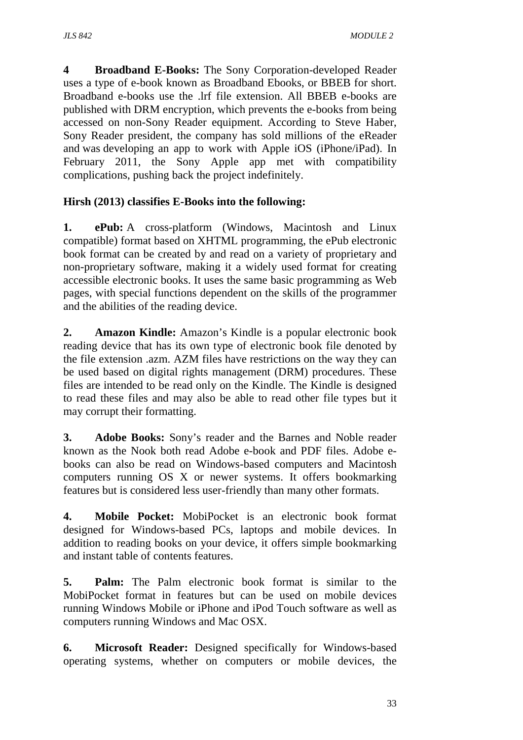**4 Broadband E-Books:** The Sony Corporation-developed Reader uses a type of e-book known as Broadband Ebooks, or BBEB for short. Broadband e-books use the .lrf file extension. All BBEB e-books are published with DRM encryption, which prevents the e-books from being accessed on non-Sony Reader equipment. According to Steve Haber, Sony Reader president, the company has sold millions of the eReader and was developing an app to work with Apple iOS (iPhone/iPad). In February 2011, the Sony Apple app met with compatibility complications, pushing back the project indefinitely.

**Hirsh (2013) classifies E-Books into the following:**

**1. ePub:** A cross-platform (Windows, Macintosh and Linux compatible) format based on XHTML programming, the ePub electronic book format can be created by and read on a variety of proprietary and non-proprietary software, making it a widely used format for creating accessible electronic books. It uses the same basic programming as Web pages, with special functions dependent on the skills of the programmer and the abilities of the reading device.

**2. Amazon Kindle:** Amazon's Kindle is a popular electronic book reading device that has its own type of electronic book file denoted by the file extension .azm. AZM files have restrictions on the way they can be used based on digital rights management (DRM) procedures. These files are intended to be read only on the Kindle. The Kindle is designed to read these files and may also be able to read other file types but it may corrupt their formatting.

**3. Adobe Books:** Sony's reader and the Barnes and Noble reader known as the Nook both read Adobe e-book and PDF files. Adobe e-books can also be read on Windows-based computers and Macintosh computers running OS X or newer systems. It offers bookmarking features but is considered less user-friendly than many other formats.

**4. Mobile Pocket:** MobiPocket is an electronic book format designed for Windows-based PCs, laptops and mobile devices. In addition to reading books on your device, it offers simple bookmarking and instant table of contents features.

**5. Palm:** The Palm electronic book format is similar to the MobiPocket format in features but can be used on mobile devices running Windows Mobile or iPhone and iPod Touch software as well as computers running Windows and Mac OSX.

**6. Microsoft Reader:** Designed specifically for Windows-based operating systems, whether on computers or mobile devices, the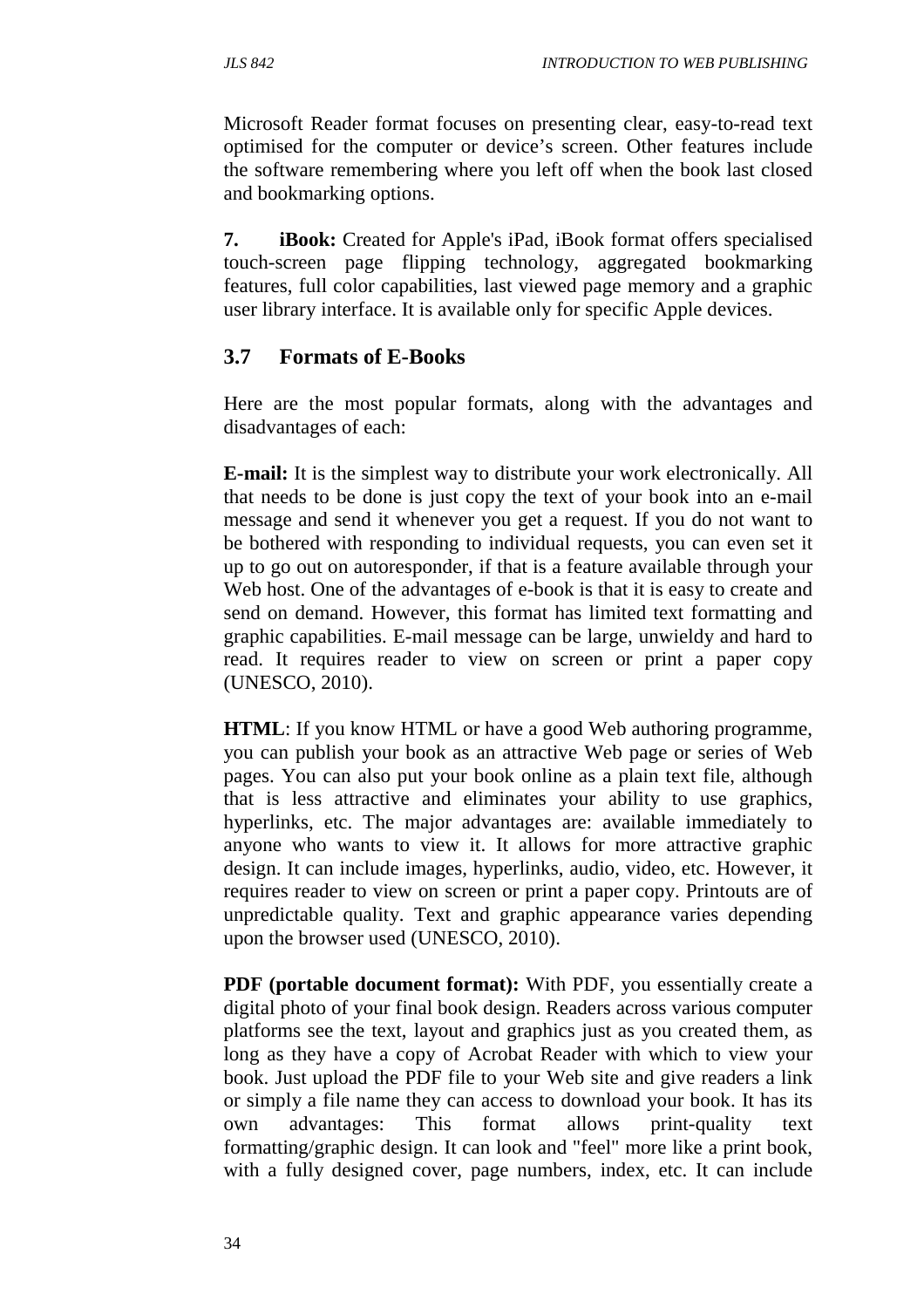Microsoft Reader format focuses on presenting clear, easy-to-read text optimised for the computer or device's screen. Other features include the software remembering where you left off when the book last closed and bookmarking options.

**7. iBook:** Created for Apple's iPad, iBook format offers specialised touch-screen page flipping technology, aggregated bookmarking features, full color capabilities, last viewed page memory and a graphic user library interface. It is available only for specific Apple devices.

## 3.7 Formats of E-Books

Here are the most popular formats, along with the advantages and disadvantages of each:

**E-mail:** It is the simplest way to distribute your work electronically. All that needs to be done is just copy the text of your book into an e-mail message and send it whenever you get a request. If you do not want to be bothered with responding to individual requests, you can even set it up to go out on autoresponder, if that is a feature available through your Web host. One of the advantages of e-book is that it is easy to create and send on demand. However, this format has limited text formatting and graphic capabilities. E-mail message can be large, unwieldy and hard to read. It requires reader to view on screen or print a paper copy (UNESCO, 2010).

**HTML**: If you know HTML or have a good Web authoring programme, you can publish your book as an attractive Web page or series of Web pages. You can also put your book online as a plain text file, although that is less attractive and eliminates your ability to use graphics, hyperlinks, etc. The major advantages are: available immediately to anyone who wants to view it. It allows for more attractive graphic design. It can include images, hyperlinks, audio, video, etc. However, it requires reader to view on screen or print a paper copy. Printouts are of unpredictable quality. Text and graphic appearance varies depending upon the browser used (UNESCO, 2010).

**PDF (portable document format):** With PDF, you essentially create a digital photo of your final book design. Readers across various computer platforms see the text, layout and graphics just as you created them, as long as they have a copy of Acrobat Reader with which to view your book. Just upload the PDF file to your Web site and give readers a link or simply a file name they can access to download your book. It has its own advantages: This format allows print-quality text formatting/graphic design. It can look and "feel" more like a print book, with a fully designed cover, page numbers, index, etc. It can include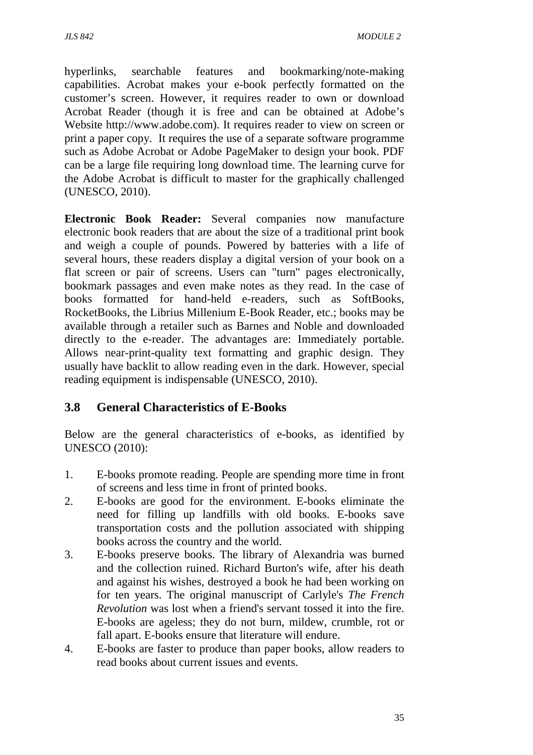hyperlinks, searchable features and bookmarking/note-making capabilities. Acrobat makes your e-book perfectly formatted on the customer's screen. However, it requires reader to own or download Acrobat Reader (though it is free and can be obtained at Adobe's Website http://www.adobe.com). It requires reader to view on screen or print a paper copy. It requires the use of a separate software programme such as Adobe Acrobat or Adobe PageMaker to design your book. PDF can be a large file requiring long download time. The learning curve for the Adobe Acrobat is difficult to master for the graphically challenged (UNESCO, 2010).

**Electronic Book Reader:** Several companies now manufacture electronic book readers that are about the size of a traditional print book and weigh a couple of pounds. Powered by batteries with a life of several hours, these readers display a digital version of your book on a flat screen or pair of screens. Users can "turn" pages electronically, bookmark passages and even make notes as they read. In the case of books formatted for hand-held e-readers, such as SoftBooks, RocketBooks, the Librius Millenium E-Book Reader, etc.; books may be available through a retailer such as Barnes and Noble and downloaded directly to the e-reader. The advantages are: Immediately portable. Allows near-print-quality text formatting and graphic design. They usually have backlit to allow reading even in the dark. However, special reading equipment is indispensable (UNESCO, 2010).

## 3.8 General Characteristics of E-Books

Below are the general characteristics of e-books, as identified by UNESCO (2010):

1. E-books promote reading. People are spending more time in front of screens and less time in front of printed books.
2. E-books are good for the environment. E-books eliminate the need for filling up landfills with old books. E-books save transportation costs and the pollution associated with shipping books across the country and the world.
3. E-books preserve books. The library of Alexandria was burned and the collection ruined. Richard Burton's wife, after his death and against his wishes, destroyed a book he had been working on for ten years. The original manuscript of Carlyle's *The French Revolution* was lost when a friend's servant tossed it into the fire. E-books are ageless; they do not burn, mildew, crumble, rot or fall apart. E-books ensure that literature will endure.
4. E-books are faster to produce than paper books, allow readers to read books about current issues and events.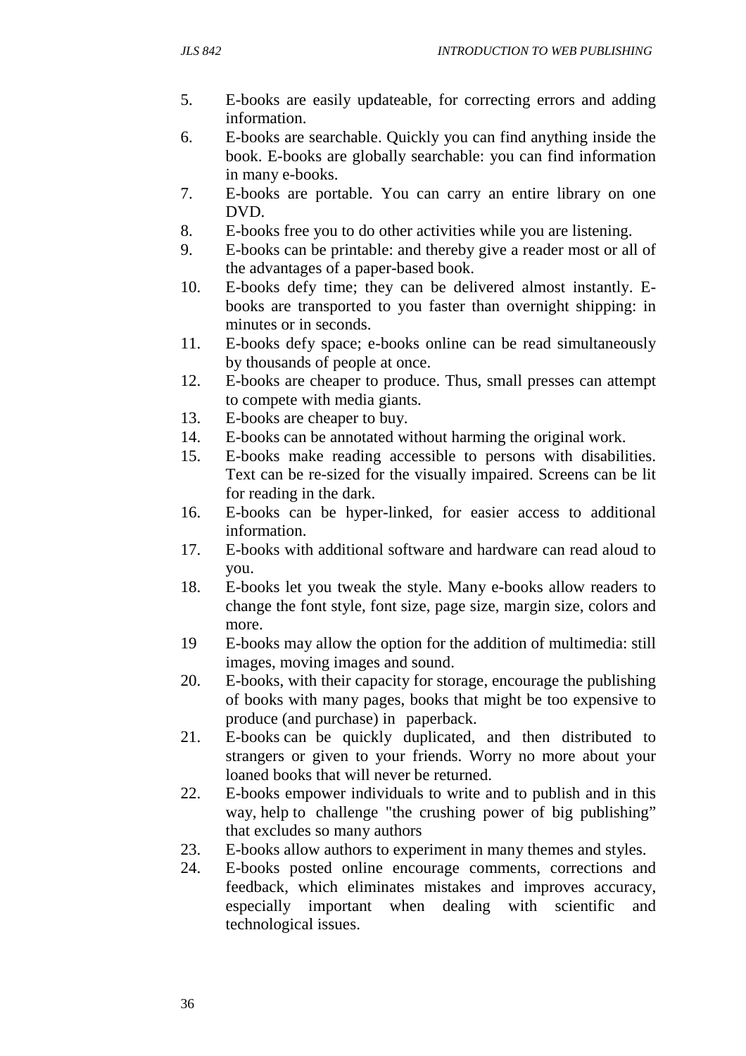5. E-books are easily updateable, for correcting errors and adding information.
6. E-books are searchable. Quickly you can find anything inside the book. E-books are globally searchable: you can find information in many e-books.
7. E-books are portable. You can carry an entire library on one DVD.
8. E-books free you to do other activities while you are listening.
9. E-books can be printable: and thereby give a reader most or all of the advantages of a paper-based book.
10. E-books defy time; they can be delivered almost instantly. E-books are transported to you faster than overnight shipping: in minutes or in seconds.
11. E-books defy space; e-books online can be read simultaneously by thousands of people at once.
12. E-books are cheaper to produce. Thus, small presses can attempt to compete with media giants.
13. E-books are cheaper to buy.
14. E-books can be annotated without harming the original work.
15. E-books make reading accessible to persons with disabilities. Text can be re-sized for the visually impaired. Screens can be lit for reading in the dark.
16. E-books can be hyper-linked, for easier access to additional information.
17. E-books with additional software and hardware can read aloud to you.
18. E-books let you tweak the style. Many e-books allow readers to change the font style, font size, page size, margin size, colors and more.
19. E-books may allow the option for the addition of multimedia: still images, moving images and sound.
20. E-books, with their capacity for storage, encourage the publishing of books with many pages, books that might be too expensive to produce (and purchase) in paperback.
21. E-books can be quickly duplicated, and then distributed to strangers or given to your friends. Worry no more about your loaned books that will never be returned.
22. E-books empower individuals to write and to publish and in this way, help to challenge "the crushing power of big publishing" that excludes so many authors
23. E-books allow authors to experiment in many themes and styles.
24. E-books posted online encourage comments, corrections and feedback, which eliminates mistakes and improves accuracy, especially important when dealing with scientific and technological issues.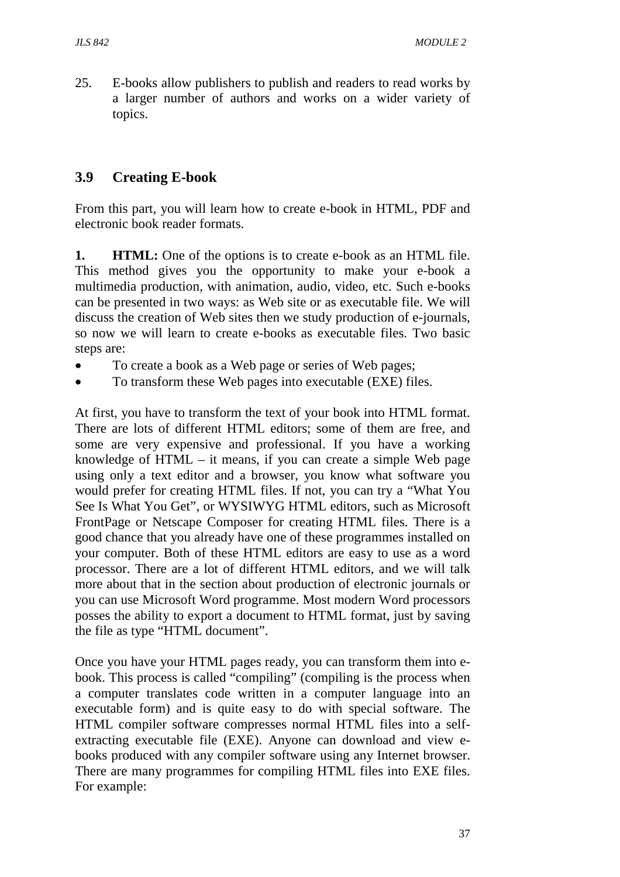25. E-books allow publishers to publish and readers to read works by a larger number of authors and works on a wider variety of topics.

## 3.9 Creating E-book

From this part, you will learn how to create e-book in HTML, PDF and electronic book reader formats.

**1. HTML:** One of the options is to create e-book as an HTML file. This method gives you the opportunity to make your e-book a multimedia production, with animation, audio, video, etc. Such e-books can be presented in two ways: as Web site or as executable file. We will discuss the creation of Web sites then we study production of e-journals, so now we will learn to create e-books as executable files. Two basic steps are:

- To create a book as a Web page or series of Web pages;
- To transform these Web pages into executable (EXE) files.

At first, you have to transform the text of your book into HTML format. There are lots of different HTML editors; some of them are free, and some are very expensive and professional. If you have a working knowledge of HTML – it means, if you can create a simple Web page using only a text editor and a browser, you know what software you would prefer for creating HTML files. If not, you can try a "What You See Is What You Get", or WYSIWYG HTML editors, such as Microsoft FrontPage or Netscape Composer for creating HTML files. There is a good chance that you already have one of these programmes installed on your computer. Both of these HTML editors are easy to use as a word processor. There are a lot of different HTML editors, and we will talk more about that in the section about production of electronic journals or you can use Microsoft Word programme. Most modern Word processors posses the ability to export a document to HTML format, just by saving the file as type "HTML document".

Once you have your HTML pages ready, you can transform them into e-book. This process is called "compiling" (compiling is the process when a computer translates code written in a computer language into an executable form) and is quite easy to do with special software. The HTML compiler software compresses normal HTML files into a self-extracting executable file (EXE). Anyone can download and view e-books produced with any compiler software using any Internet browser. There are many programmes for compiling HTML files into EXE files. For example: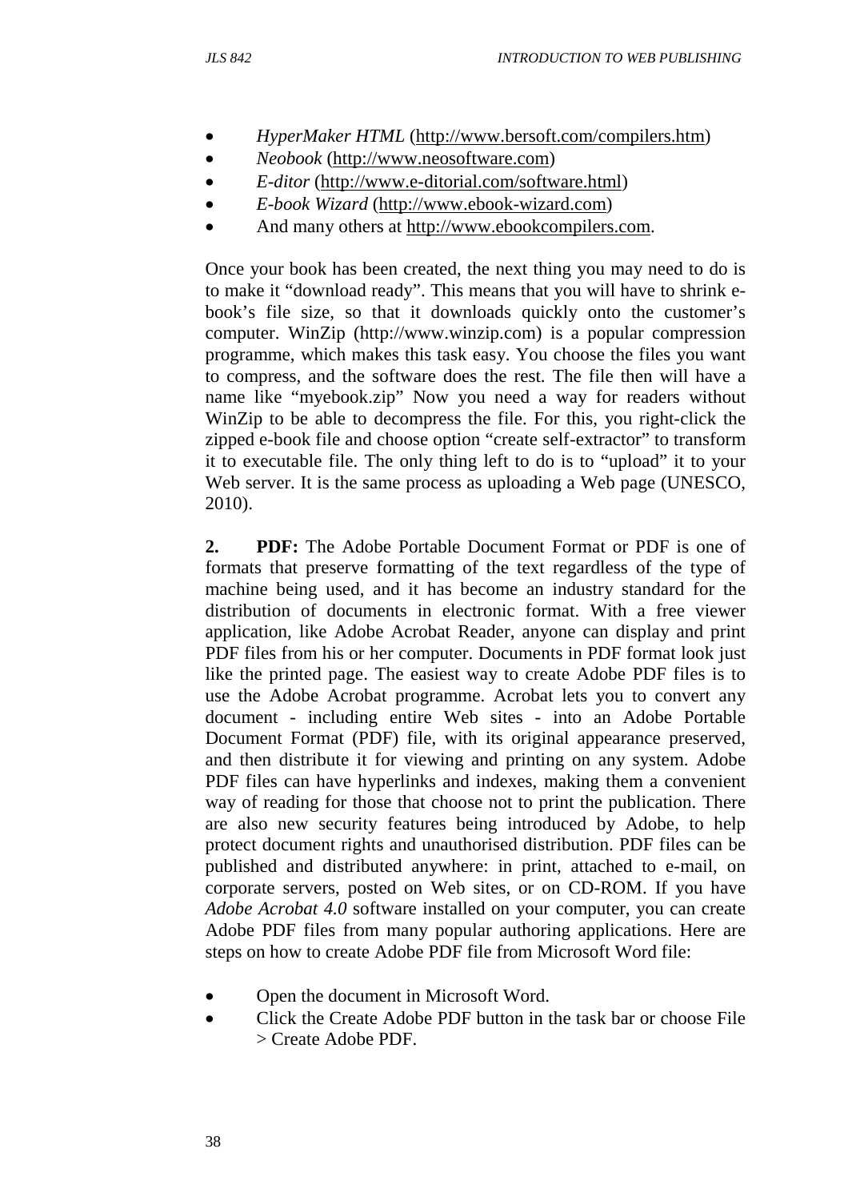- *HyperMaker HTML* (http://www.bersoft.com/compilers.htm)
- *Neobook* (http://www.neosoftware.com)
- *E-ditor* (http://www.e-ditorial.com/software.html)
- *E-book Wizard* (http://www.ebook-wizard.com)
- And many others at http://www.ebookcompilers.com.

Once your book has been created, the next thing you may need to do is to make it "download ready". This means that you will have to shrink e-book's file size, so that it downloads quickly onto the customer's computer. WinZip (http://www.winzip.com) is a popular compression programme, which makes this task easy. You choose the files you want to compress, and the software does the rest. The file then will have a name like "myebook.zip" Now you need a way for readers without WinZip to be able to decompress the file. For this, you right-click the zipped e-book file and choose option "create self-extractor" to transform it to executable file. The only thing left to do is to "upload" it to your Web server. It is the same process as uploading a Web page (UNESCO, 2010).

**2. PDF:** The Adobe Portable Document Format or PDF is one of formats that preserve formatting of the text regardless of the type of machine being used, and it has become an industry standard for the distribution of documents in electronic format. With a free viewer application, like Adobe Acrobat Reader, anyone can display and print PDF files from his or her computer. Documents in PDF format look just like the printed page. The easiest way to create Adobe PDF files is to use the Adobe Acrobat programme. Acrobat lets you to convert any document - including entire Web sites - into an Adobe Portable Document Format (PDF) file, with its original appearance preserved, and then distribute it for viewing and printing on any system. Adobe PDF files can have hyperlinks and indexes, making them a convenient way of reading for those that choose not to print the publication. There are also new security features being introduced by Adobe, to help protect document rights and unauthorised distribution. PDF files can be published and distributed anywhere: in print, attached to e-mail, on corporate servers, posted on Web sites, or on CD-ROM. If you have *Adobe Acrobat 4.0* software installed on your computer, you can create Adobe PDF files from many popular authoring applications. Here are steps on how to create Adobe PDF file from Microsoft Word file:

- Open the document in Microsoft Word.
- Click the Create Adobe PDF button in the task bar or choose File > Create Adobe PDF.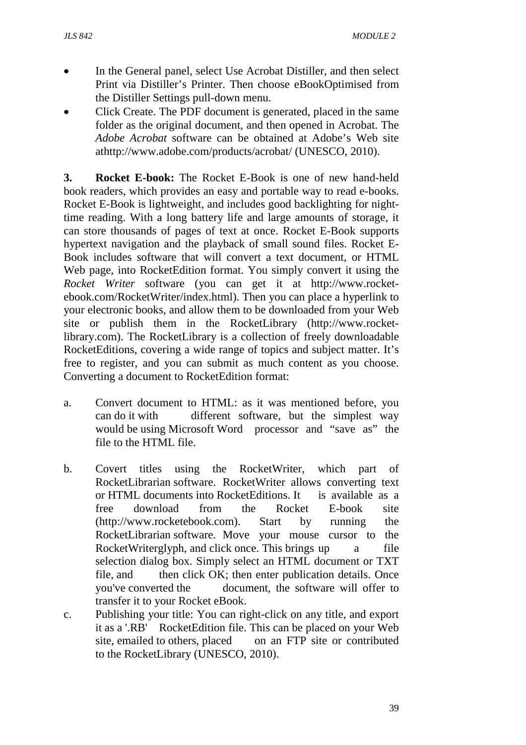- In the General panel, select Use Acrobat Distiller, and then select Print via Distiller's Printer. Then choose eBookOptimised from the Distiller Settings pull-down menu.
- Click Create. The PDF document is generated, placed in the same folder as the original document, and then opened in Acrobat. The *Adobe Acrobat* software can be obtained at Adobe's Web site athttp://www.adobe.com/products/acrobat/ (UNESCO, 2010).

**3. Rocket E-book:** The Rocket E-Book is one of new hand-held book readers, which provides an easy and portable way to read e-books. Rocket E-Book is lightweight, and includes good backlighting for night-time reading. With a long battery life and large amounts of storage, it can store thousands of pages of text at once. Rocket E-Book supports hypertext navigation and the playback of small sound files. Rocket E-Book includes software that will convert a text document, or HTML Web page, into RocketEdition format. You simply convert it using the *Rocket Writer* software (you can get it at http://www.rocket-ebook.com/RocketWriter/index.html). Then you can place a hyperlink to your electronic books, and allow them to be downloaded from your Web site or publish them in the RocketLibrary (http://www.rocket-library.com). The RocketLibrary is a collection of freely downloadable RocketEditions, covering a wide range of topics and subject matter. It's free to register, and you can submit as much content as you choose. Converting a document to RocketEdition format:

a. Convert document to HTML: as it was mentioned before, you can do it with different software, but the simplest way would be using Microsoft Word processor and "save as" the file to the HTML file.

b. Covert titles using the RocketWriter, which part of RocketLibrarian software. RocketWriter allows converting text or HTML documents into RocketEditions. It is available as a free download from the Rocket E-book site (http://www.rocketebook.com). Start by running the RocketLibrarian software. Move your mouse cursor to the RocketWriterglyph, and click once. This brings up a file selection dialog box. Simply select an HTML document or TXT file, and then click OK; then enter publication details. Once you've converted the document, the software will offer to transfer it to your Rocket eBook.

c. Publishing your title: You can right-click on any title, and export it as a '.RB' RocketEdition file. This can be placed on your Web site, emailed to others, placed on an FTP site or contributed to the RocketLibrary (UNESCO, 2010).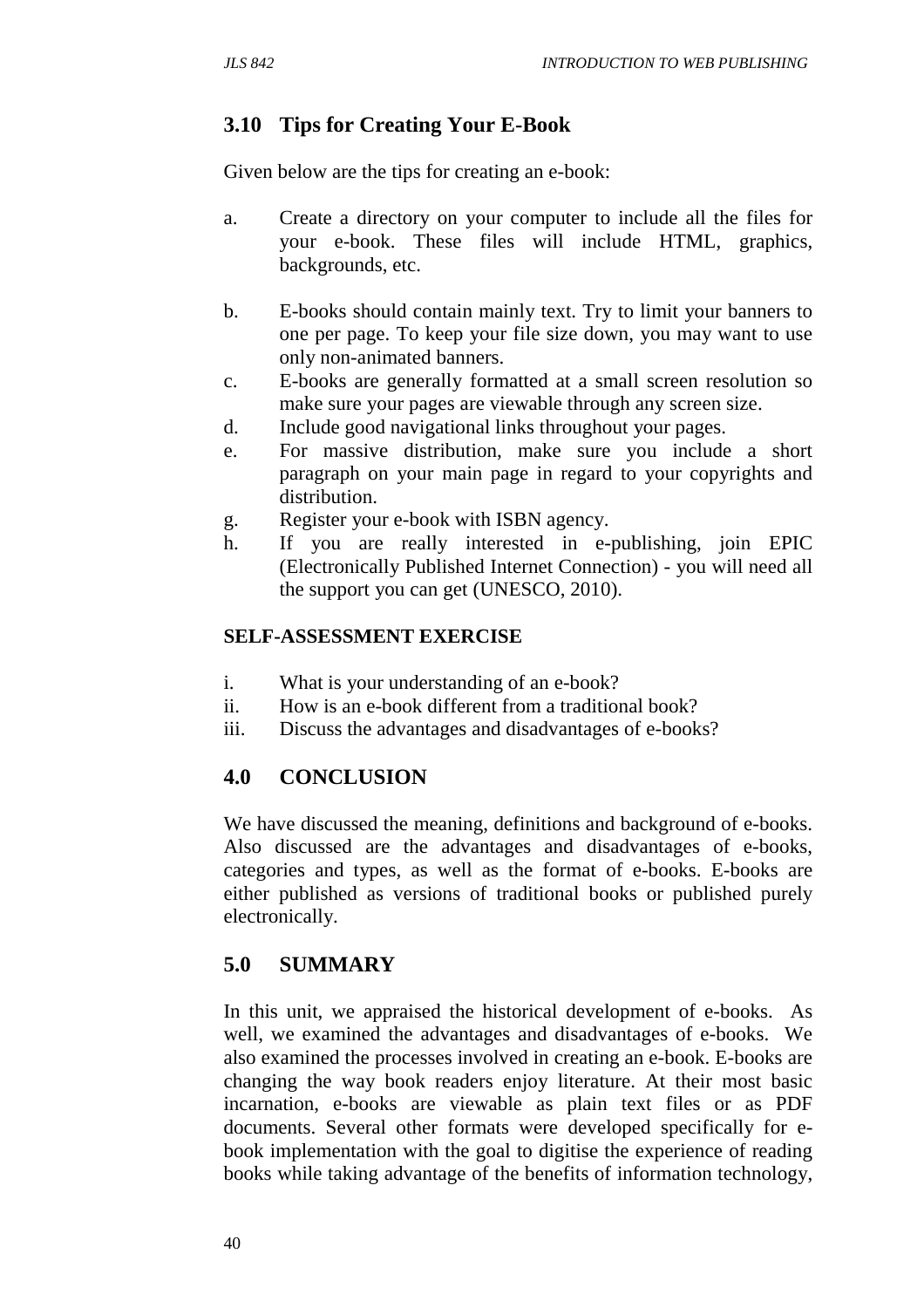## 3.10 Tips for Creating Your E-Book

Given below are the tips for creating an e-book:

a. Create a directory on your computer to include all the files for your e-book. These files will include HTML, graphics, backgrounds, etc.

b. E-books should contain mainly text. Try to limit your banners to one per page. To keep your file size down, you may want to use only non-animated banners.
c. E-books are generally formatted at a small screen resolution so make sure your pages are viewable through any screen size.
d. Include good navigational links throughout your pages.
e. For massive distribution, make sure you include a short paragraph on your main page in regard to your copyrights and distribution.
g. Register your e-book with ISBN agency.
h. If you are really interested in e-publishing, join EPIC (Electronically Published Internet Connection) - you will need all the support you can get (UNESCO, 2010).

**SELF-ASSESSMENT EXERCISE**

i. What is your understanding of an e-book?
ii. How is an e-book different from a traditional book?
iii. Discuss the advantages and disadvantages of e-books?

## 4.0 CONCLUSION

We have discussed the meaning, definitions and background of e-books. Also discussed are the advantages and disadvantages of e-books, categories and types, as well as the format of e-books. E-books are either published as versions of traditional books or published purely electronically.

## 5.0 SUMMARY

In this unit, we appraised the historical development of e-books. As well, we examined the advantages and disadvantages of e-books. We also examined the processes involved in creating an e-book. E-books are changing the way book readers enjoy literature. At their most basic incarnation, e-books are viewable as plain text files or as PDF documents. Several other formats were developed specifically for e-book implementation with the goal to digitise the experience of reading books while taking advantage of the benefits of information technology,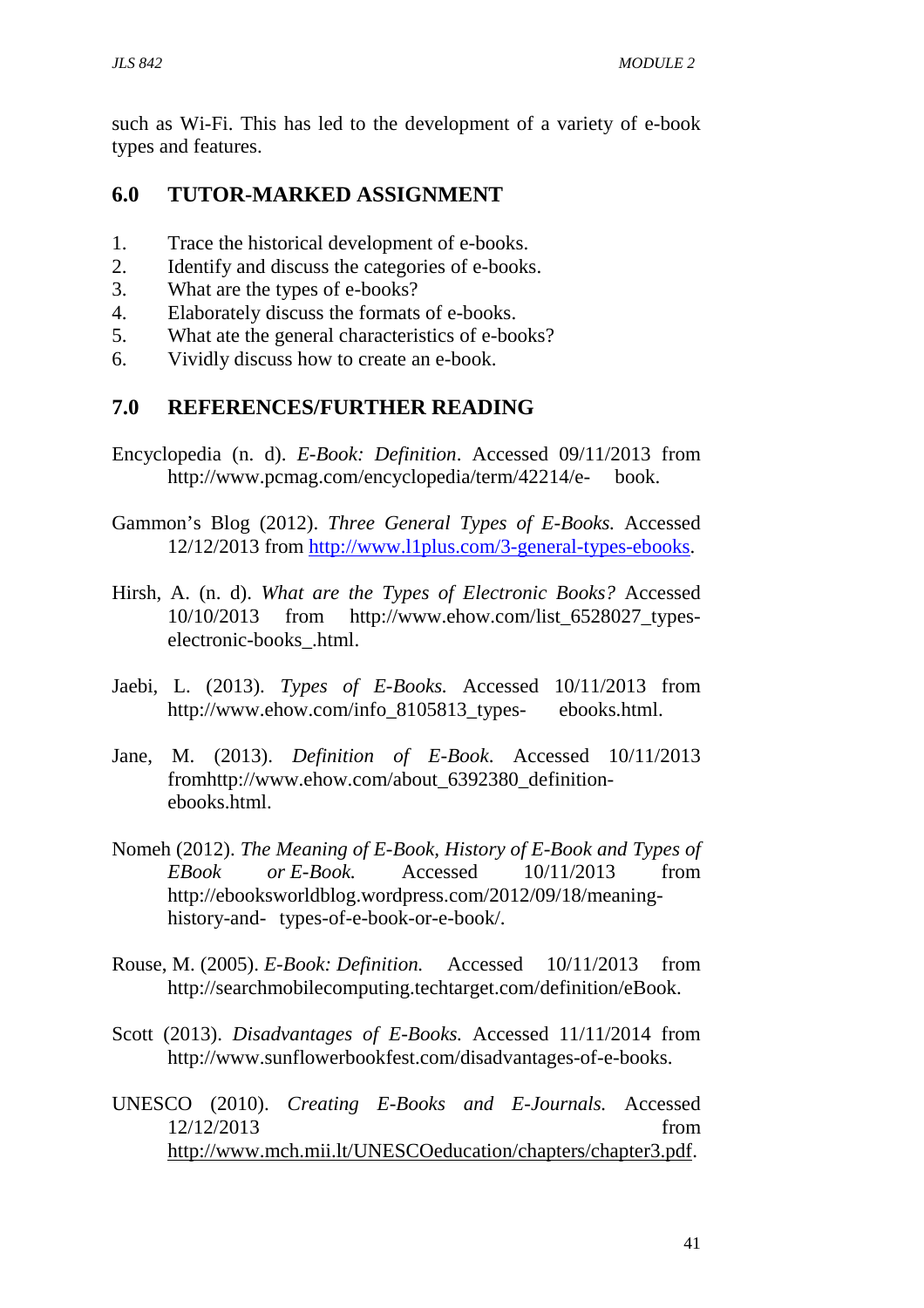such as Wi-Fi. This has led to the development of a variety of e-book types and features.

## 6.0 TUTOR-MARKED ASSIGNMENT

1. Trace the historical development of e-books.
2. Identify and discuss the categories of e-books.
3. What are the types of e-books?
4. Elaborately discuss the formats of e-books.
5. What ate the general characteristics of e-books?
6. Vividly discuss how to create an e-book.

## 7.0 REFERENCES/FURTHER READING

Encyclopedia (n. d). *E-Book: Definition*. Accessed 09/11/2013 from http://www.pcmag.com/encyclopedia/term/42214/e- book.

Gammon's Blog (2012). *Three General Types of E-Books.* Accessed 12/12/2013 from http://www.l1plus.com/3-general-types-ebooks.

Hirsh, A. (n. d). *What are the Types of Electronic Books?* Accessed 10/10/2013 from http://www.ehow.com/list_6528027_types-electronic-books_.html.

Jaebi, L. (2013). *Types of E-Books.* Accessed 10/11/2013 from http://www.ehow.com/info_8105813_types- ebooks.html.

Jane, M. (2013). *Definition of E-Book*. Accessed 10/11/2013 fromhttp://www.ehow.com/about_6392380_definition-ebooks.html.

Nomeh (2012). *The Meaning of E-Book, History of E-Book and Types of EBook or E-Book.* Accessed 10/11/2013 from http://ebooksworldblog.wordpress.com/2012/09/18/meaning-history-and- types-of-e-book-or-e-book/.

Rouse, M. (2005). *E-Book: Definition.* Accessed 10/11/2013 from http://searchmobilecomputing.techtarget.com/definition/eBook.

Scott (2013). *Disadvantages of E-Books.* Accessed 11/11/2014 from http://www.sunflowerbookfest.com/disadvantages-of-e-books.

UNESCO (2010). *Creating E-Books and E-Journals.* Accessed 12/12/2013 from http://www.mch.mii.lt/UNESCOeducation/chapters/chapter3.pdf.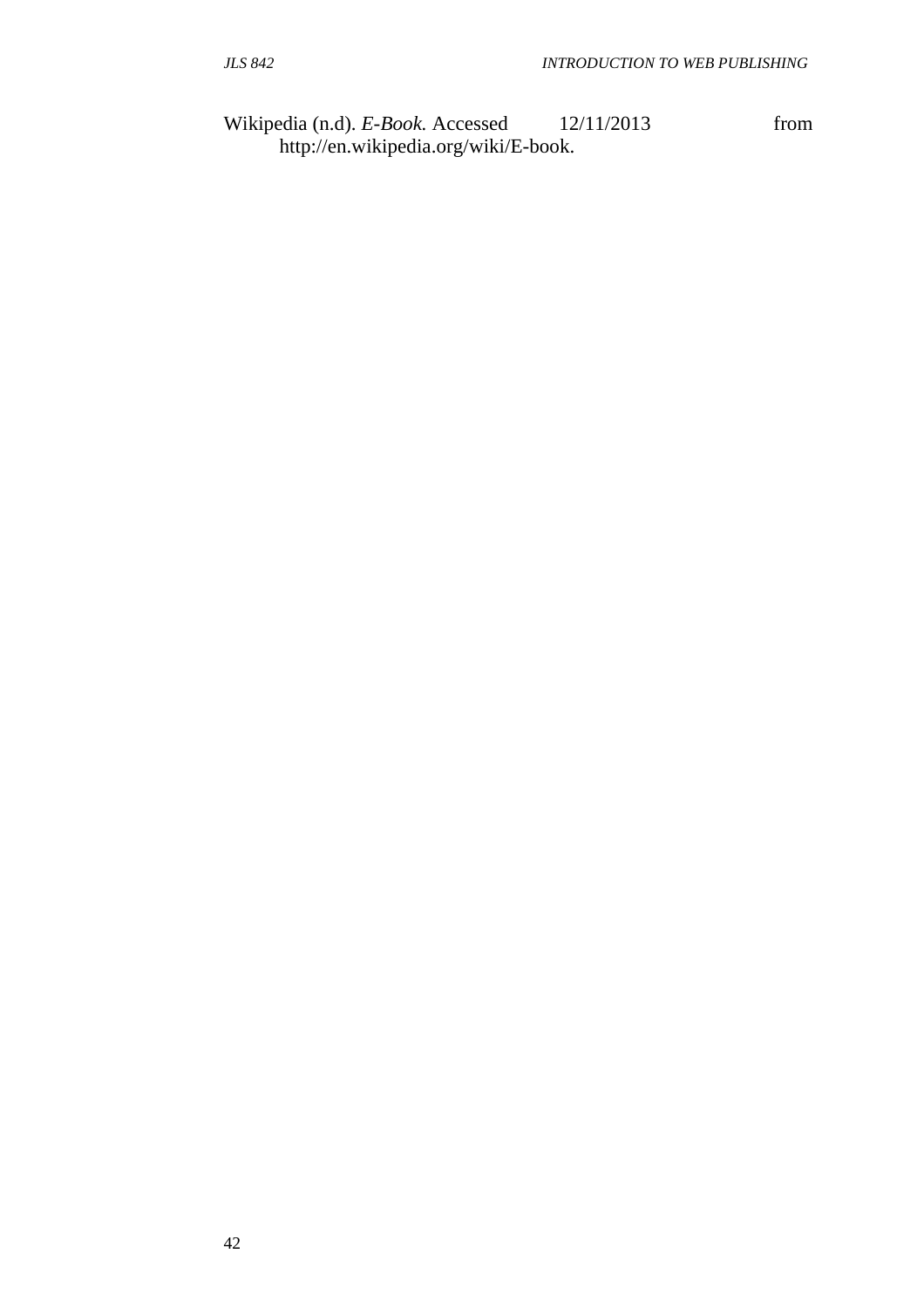Wikipedia (n.d). *E-Book.* Accessed 12/11/2013 from http://en.wikipedia.org/wiki/E-book.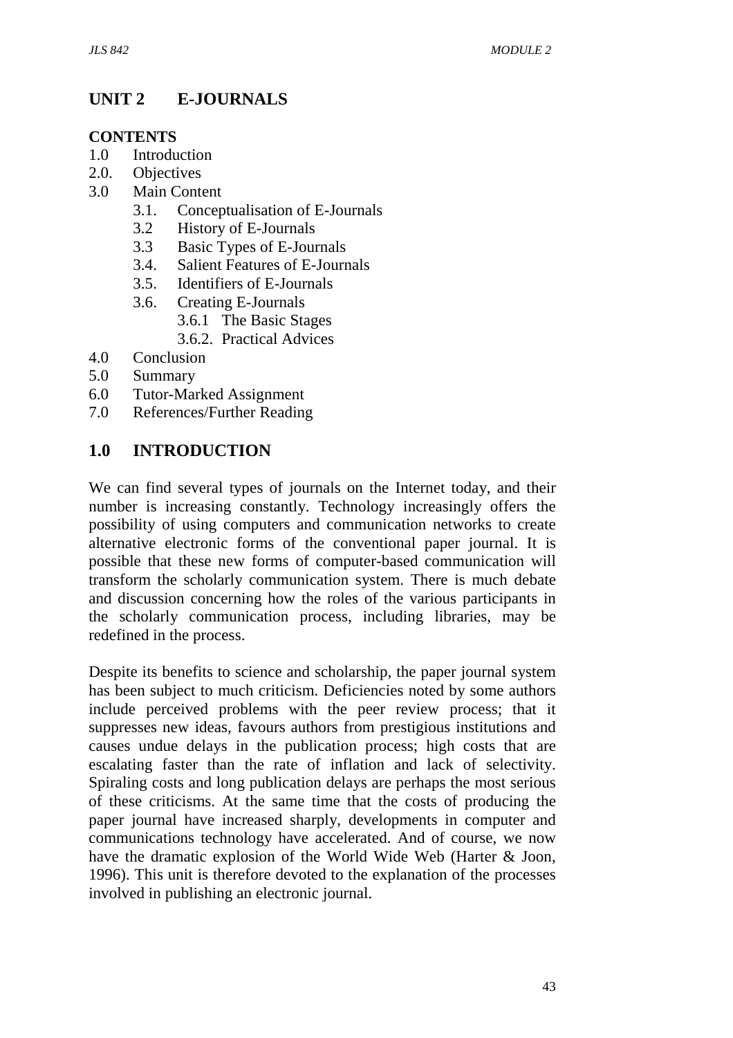# UNIT 2 E-JOURNALS

**CONTENTS**

1.0 Introduction
2.0. Objectives
3.0 Main Content
    3.1. Conceptualisation of E-Journals
    3.2 History of E-Journals
    3.3 Basic Types of E-Journals
    3.4. Salient Features of E-Journals
    3.5. Identifiers of E-Journals
    3.6. Creating E-Journals
        3.6.1 The Basic Stages
        3.6.2. Practical Advices
4.0 Conclusion
5.0 Summary
6.0 Tutor-Marked Assignment
7.0 References/Further Reading

## 1.0 INTRODUCTION

We can find several types of journals on the Internet today, and their number is increasing constantly. Technology increasingly offers the possibility of using computers and communication networks to create alternative electronic forms of the conventional paper journal. It is possible that these new forms of computer-based communication will transform the scholarly communication system. There is much debate and discussion concerning how the roles of the various participants in the scholarly communication process, including libraries, may be redefined in the process.

Despite its benefits to science and scholarship, the paper journal system has been subject to much criticism. Deficiencies noted by some authors include perceived problems with the peer review process; that it suppresses new ideas, favours authors from prestigious institutions and causes undue delays in the publication process; high costs that are escalating faster than the rate of inflation and lack of selectivity. Spiraling costs and long publication delays are perhaps the most serious of these criticisms. At the same time that the costs of producing the paper journal have increased sharply, developments in computer and communications technology have accelerated. And of course, we now have the dramatic explosion of the World Wide Web (Harter & Joon, 1996). This unit is therefore devoted to the explanation of the processes involved in publishing an electronic journal.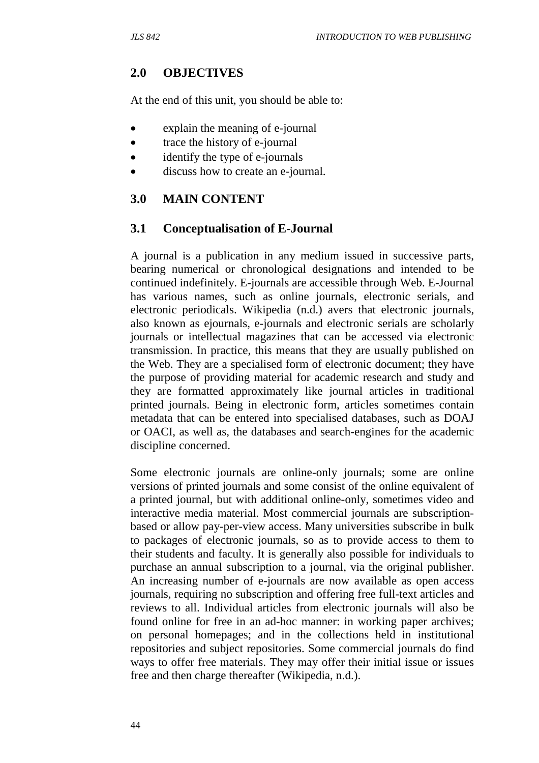## 2.0 OBJECTIVES

At the end of this unit, you should be able to:

- explain the meaning of e-journal
- trace the history of e-journal
- identify the type of e-journals
- discuss how to create an e-journal.

## 3.0 MAIN CONTENT

### 3.1 Conceptualisation of E-Journal

A journal is a publication in any medium issued in successive parts, bearing numerical or chronological designations and intended to be continued indefinitely. E-journals are accessible through Web. E-Journal has various names, such as online journals, electronic serials, and electronic periodicals. Wikipedia (n.d.) avers that electronic journals, also known as ejournals, e-journals and electronic serials are scholarly journals or intellectual magazines that can be accessed via electronic transmission. In practice, this means that they are usually published on the Web. They are a specialised form of electronic document; they have the purpose of providing material for academic research and study and they are formatted approximately like journal articles in traditional printed journals. Being in electronic form, articles sometimes contain metadata that can be entered into specialised databases, such as DOAJ or OACI, as well as, the databases and search-engines for the academic discipline concerned.

Some electronic journals are online-only journals; some are online versions of printed journals and some consist of the online equivalent of a printed journal, but with additional online-only, sometimes video and interactive media material. Most commercial journals are subscription-based or allow pay-per-view access. Many universities subscribe in bulk to packages of electronic journals, so as to provide access to them to their students and faculty. It is generally also possible for individuals to purchase an annual subscription to a journal, via the original publisher. An increasing number of e-journals are now available as open access journals, requiring no subscription and offering free full-text articles and reviews to all. Individual articles from electronic journals will also be found online for free in an ad-hoc manner: in working paper archives; on personal homepages; and in the collections held in institutional repositories and subject repositories. Some commercial journals do find ways to offer free materials. They may offer their initial issue or issues free and then charge thereafter (Wikipedia, n.d.).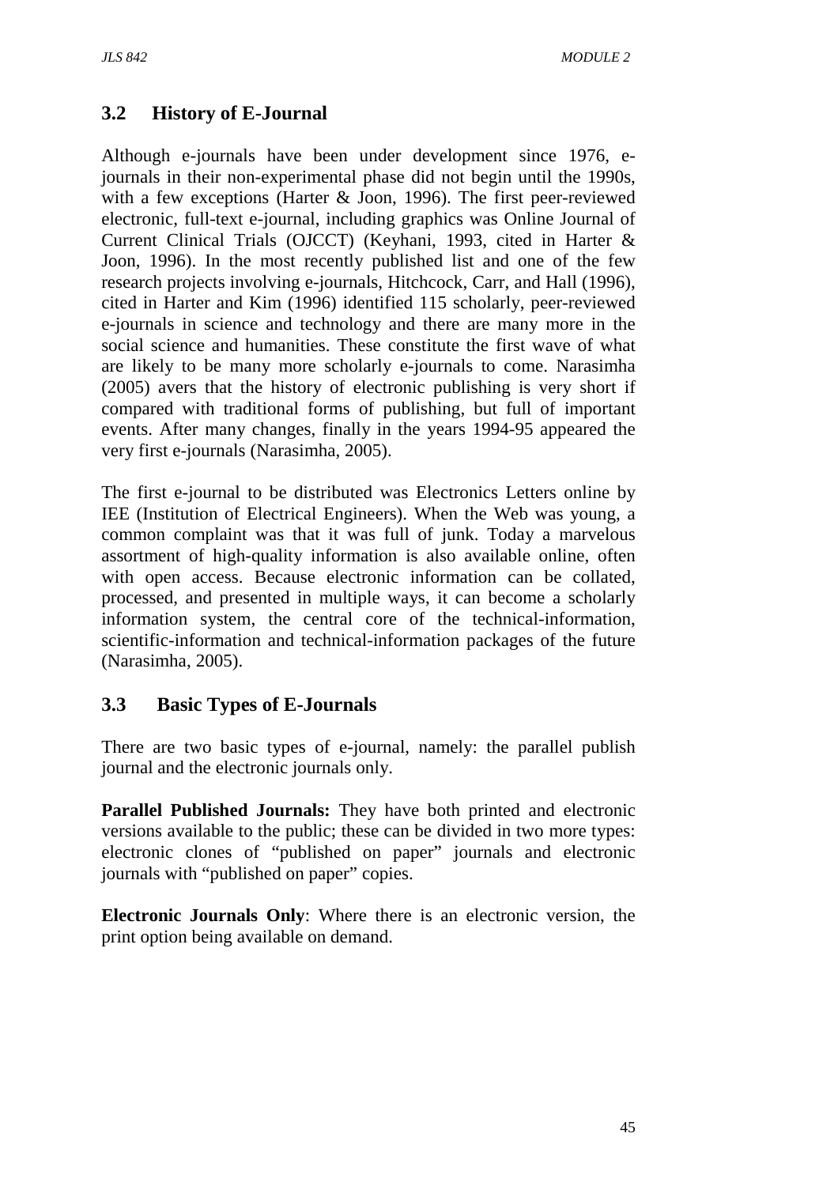## 3.2 History of E-Journal

Although e-journals have been under development since 1976, e-journals in their non-experimental phase did not begin until the 1990s, with a few exceptions (Harter & Joon, 1996). The first peer-reviewed electronic, full-text e-journal, including graphics was Online Journal of Current Clinical Trials (OJCCT) (Keyhani, 1993, cited in Harter & Joon, 1996). In the most recently published list and one of the few research projects involving e-journals, Hitchcock, Carr, and Hall (1996), cited in Harter and Kim (1996) identified 115 scholarly, peer-reviewed e-journals in science and technology and there are many more in the social science and humanities. These constitute the first wave of what are likely to be many more scholarly e-journals to come. Narasimha (2005) avers that the history of electronic publishing is very short if compared with traditional forms of publishing, but full of important events. After many changes, finally in the years 1994-95 appeared the very first e-journals (Narasimha, 2005).

The first e-journal to be distributed was Electronics Letters online by IEE (Institution of Electrical Engineers). When the Web was young, a common complaint was that it was full of junk. Today a marvelous assortment of high-quality information is also available online, often with open access. Because electronic information can be collated, processed, and presented in multiple ways, it can become a scholarly information system, the central core of the technical-information, scientific-information and technical-information packages of the future (Narasimha, 2005).

## 3.3 Basic Types of E-Journals

There are two basic types of e-journal, namely: the parallel publish journal and the electronic journals only.

**Parallel Published Journals:** They have both printed and electronic versions available to the public; these can be divided in two more types: electronic clones of "published on paper" journals and electronic journals with "published on paper" copies.

**Electronic Journals Only**: Where there is an electronic version, the print option being available on demand.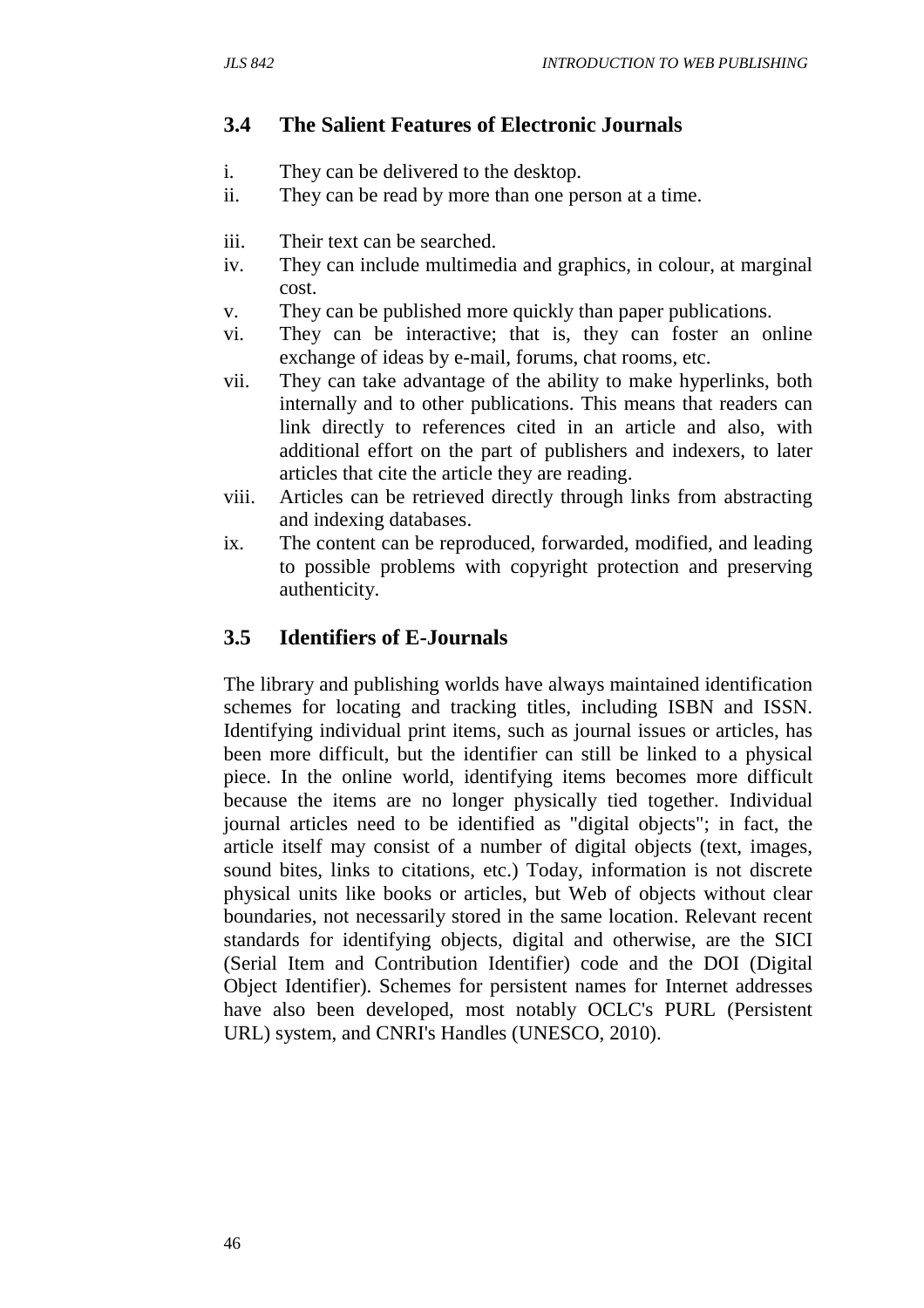## 3.4 The Salient Features of Electronic Journals

i. They can be delivered to the desktop.
ii. They can be read by more than one person at a time.
iii. Their text can be searched.
iv. They can include multimedia and graphics, in colour, at marginal cost.
v. They can be published more quickly than paper publications.
vi. They can be interactive; that is, they can foster an online exchange of ideas by e-mail, forums, chat rooms, etc.
vii. They can take advantage of the ability to make hyperlinks, both internally and to other publications. This means that readers can link directly to references cited in an article and also, with additional effort on the part of publishers and indexers, to later articles that cite the article they are reading.
viii. Articles can be retrieved directly through links from abstracting and indexing databases.
ix. The content can be reproduced, forwarded, modified, and leading to possible problems with copyright protection and preserving authenticity.

## 3.5 Identifiers of E-Journals

The library and publishing worlds have always maintained identification schemes for locating and tracking titles, including ISBN and ISSN. Identifying individual print items, such as journal issues or articles, has been more difficult, but the identifier can still be linked to a physical piece. In the online world, identifying items becomes more difficult because the items are no longer physically tied together. Individual journal articles need to be identified as "digital objects"; in fact, the article itself may consist of a number of digital objects (text, images, sound bites, links to citations, etc.) Today, information is not discrete physical units like books or articles, but Web of objects without clear boundaries, not necessarily stored in the same location. Relevant recent standards for identifying objects, digital and otherwise, are the SICI (Serial Item and Contribution Identifier) code and the DOI (Digital Object Identifier). Schemes for persistent names for Internet addresses have also been developed, most notably OCLC's PURL (Persistent URL) system, and CNRI's Handles (UNESCO, 2010).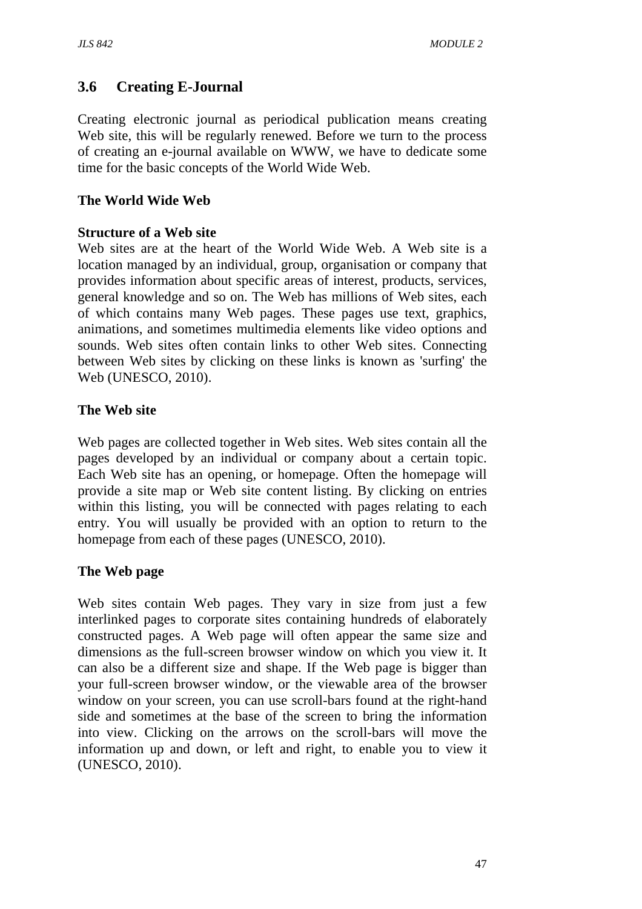## 3.6 Creating E-Journal

Creating electronic journal as periodical publication means creating Web site, this will be regularly renewed. Before we turn to the process of creating an e-journal available on WWW, we have to dedicate some time for the basic concepts of the World Wide Web.

**The World Wide Web**

**Structure of a Web site**

Web sites are at the heart of the World Wide Web. A Web site is a location managed by an individual, group, organisation or company that provides information about specific areas of interest, products, services, general knowledge and so on. The Web has millions of Web sites, each of which contains many Web pages. These pages use text, graphics, animations, and sometimes multimedia elements like video options and sounds. Web sites often contain links to other Web sites. Connecting between Web sites by clicking on these links is known as 'surfing' the Web (UNESCO, 2010).

**The Web site**

Web pages are collected together in Web sites. Web sites contain all the pages developed by an individual or company about a certain topic. Each Web site has an opening, or homepage. Often the homepage will provide a site map or Web site content listing. By clicking on entries within this listing, you will be connected with pages relating to each entry. You will usually be provided with an option to return to the homepage from each of these pages (UNESCO, 2010).

**The Web page**

Web sites contain Web pages. They vary in size from just a few interlinked pages to corporate sites containing hundreds of elaborately constructed pages. A Web page will often appear the same size and dimensions as the full-screen browser window on which you view it. It can also be a different size and shape. If the Web page is bigger than your full-screen browser window, or the viewable area of the browser window on your screen, you can use scroll-bars found at the right-hand side and sometimes at the base of the screen to bring the information into view. Clicking on the arrows on the scroll-bars will move the information up and down, or left and right, to enable you to view it (UNESCO, 2010).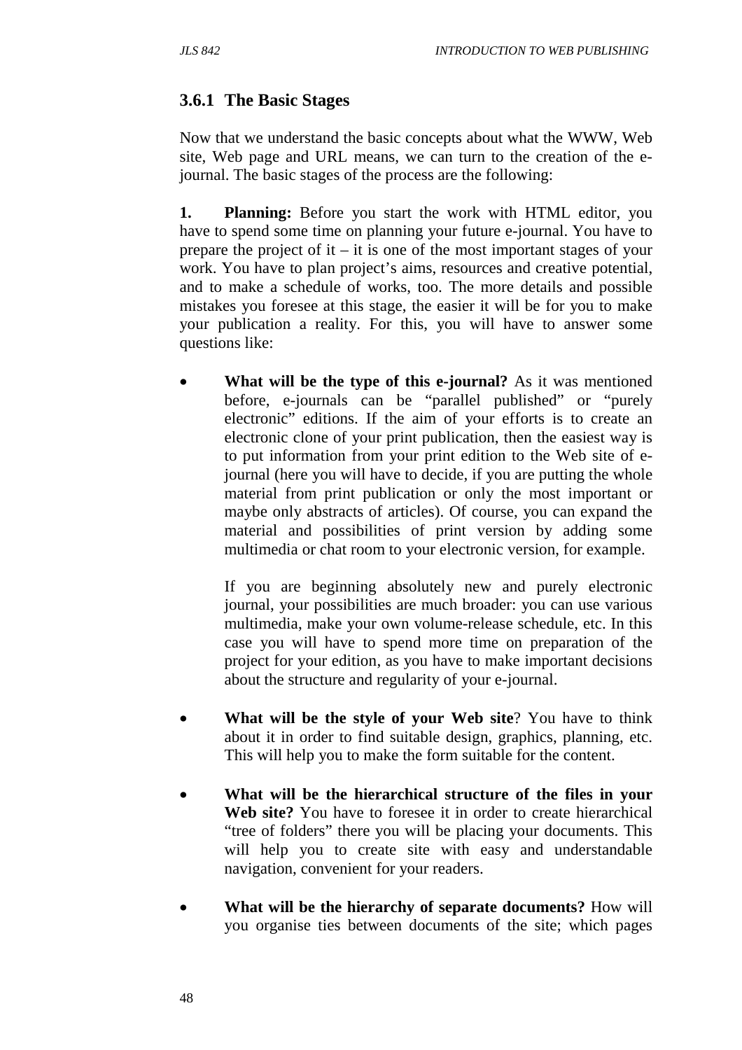### 3.6.1 The Basic Stages

Now that we understand the basic concepts about what the WWW, Web site, Web page and URL means, we can turn to the creation of the e-journal. The basic stages of the process are the following:

**1. Planning:** Before you start the work with HTML editor, you have to spend some time on planning your future e-journal. You have to prepare the project of it – it is one of the most important stages of your work. You have to plan project's aims, resources and creative potential, and to make a schedule of works, too. The more details and possible mistakes you foresee at this stage, the easier it will be for you to make your publication a reality. For this, you will have to answer some questions like:

- **What will be the type of this e-journal?** As it was mentioned before, e-journals can be "parallel published" or "purely electronic" editions. If the aim of your efforts is to create an electronic clone of your print publication, then the easiest way is to put information from your print edition to the Web site of e-journal (here you will have to decide, if you are putting the whole material from print publication or only the most important or maybe only abstracts of articles). Of course, you can expand the material and possibilities of print version by adding some multimedia or chat room to your electronic version, for example.

  If you are beginning absolutely new and purely electronic journal, your possibilities are much broader: you can use various multimedia, make your own volume-release schedule, etc. In this case you will have to spend more time on preparation of the project for your edition, as you have to make important decisions about the structure and regularity of your e-journal.

- **What will be the style of your Web site**? You have to think about it in order to find suitable design, graphics, planning, etc. This will help you to make the form suitable for the content.

- **What will be the hierarchical structure of the files in your Web site?** You have to foresee it in order to create hierarchical "tree of folders" there you will be placing your documents. This will help you to create site with easy and understandable navigation, convenient for your readers.

- **What will be the hierarchy of separate documents?** How will you organise ties between documents of the site; which pages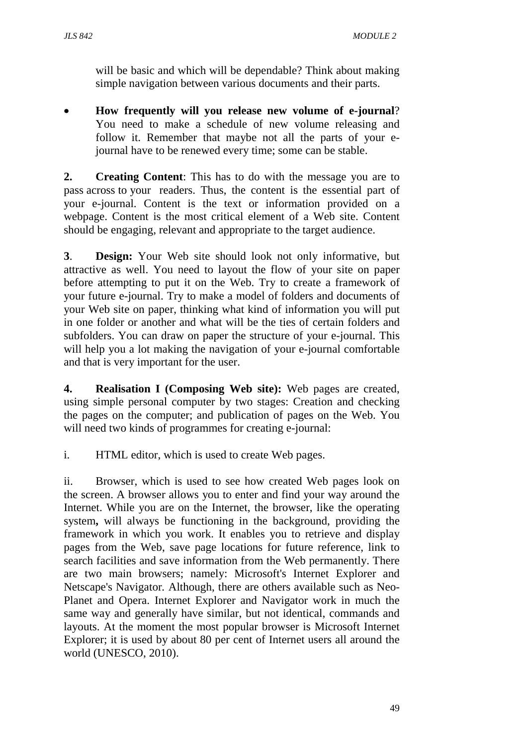will be basic and which will be dependable? Think about making simple navigation between various documents and their parts.

- **How frequently will you release new volume of e-journal**? You need to make a schedule of new volume releasing and follow it. Remember that maybe not all the parts of your e-journal have to be renewed every time; some can be stable.

**2. Creating Content**: This has to do with the message you are to pass across to your readers. Thus, the content is the essential part of your e-journal. Content is the text or information provided on a webpage. Content is the most critical element of a Web site. Content should be engaging, relevant and appropriate to the target audience.

**3**. **Design:** Your Web site should look not only informative, but attractive as well. You need to layout the flow of your site on paper before attempting to put it on the Web. Try to create a framework of your future e-journal. Try to make a model of folders and documents of your Web site on paper, thinking what kind of information you will put in one folder or another and what will be the ties of certain folders and subfolders. You can draw on paper the structure of your e-journal. This will help you a lot making the navigation of your e-journal comfortable and that is very important for the user.

**4. Realisation I (Composing Web site):** Web pages are created, using simple personal computer by two stages: Creation and checking the pages on the computer; and publication of pages on the Web. You will need two kinds of programmes for creating e-journal:

i. HTML editor, which is used to create Web pages.

ii. Browser, which is used to see how created Web pages look on the screen. A browser allows you to enter and find your way around the Internet. While you are on the Internet, the browser, like the operating system**,** will always be functioning in the background, providing the framework in which you work. It enables you to retrieve and display pages from the Web, save page locations for future reference, link to search facilities and save information from the Web permanently. There are two main browsers; namely: Microsoft's Internet Explorer and Netscape's Navigator. Although, there are others available such as Neo-Planet and Opera. Internet Explorer and Navigator work in much the same way and generally have similar, but not identical, commands and layouts. At the moment the most popular browser is Microsoft Internet Explorer; it is used by about 80 per cent of Internet users all around the world (UNESCO, 2010).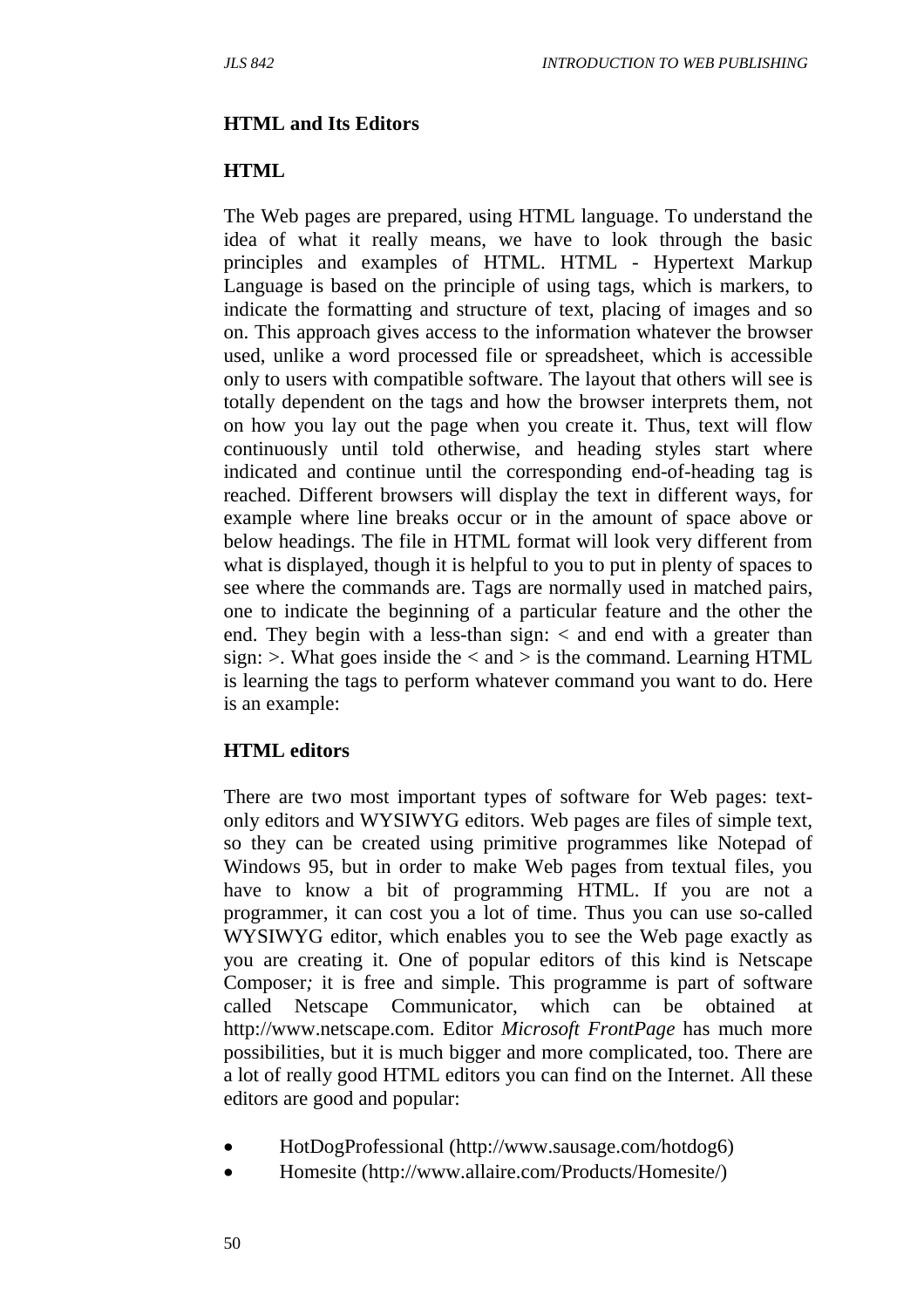## HTML and Its Editors

### HTML

The Web pages are prepared, using HTML language. To understand the idea of what it really means, we have to look through the basic principles and examples of HTML. HTML - Hypertext Markup Language is based on the principle of using tags, which is markers, to indicate the formatting and structure of text, placing of images and so on. This approach gives access to the information whatever the browser used, unlike a word processed file or spreadsheet, which is accessible only to users with compatible software. The layout that others will see is totally dependent on the tags and how the browser interprets them, not on how you lay out the page when you create it. Thus, text will flow continuously until told otherwise, and heading styles start where indicated and continue until the corresponding end-of-heading tag is reached. Different browsers will display the text in different ways, for example where line breaks occur or in the amount of space above or below headings. The file in HTML format will look very different from what is displayed, though it is helpful to you to put in plenty of spaces to see where the commands are. Tags are normally used in matched pairs, one to indicate the beginning of a particular feature and the other the end. They begin with a less-than sign: < and end with a greater than sign: >. What goes inside the < and > is the command. Learning HTML is learning the tags to perform whatever command you want to do. Here is an example:

### HTML editors

There are two most important types of software for Web pages: text-only editors and WYSIWYG editors. Web pages are files of simple text, so they can be created using primitive programmes like Notepad of Windows 95, but in order to make Web pages from textual files, you have to know a bit of programming HTML. If you are not a programmer, it can cost you a lot of time. Thus you can use so-called WYSIWYG editor, which enables you to see the Web page exactly as you are creating it. One of popular editors of this kind is Netscape Composer*;* it is free and simple. This programme is part of software called Netscape Communicator, which can be obtained at http://www.netscape.com. Editor *Microsoft FrontPage* has much more possibilities, but it is much bigger and more complicated, too. There are a lot of really good HTML editors you can find on the Internet. All these editors are good and popular:

- HotDogProfessional (http://www.sausage.com/hotdog6)
- Homesite (http://www.allaire.com/Products/Homesite/)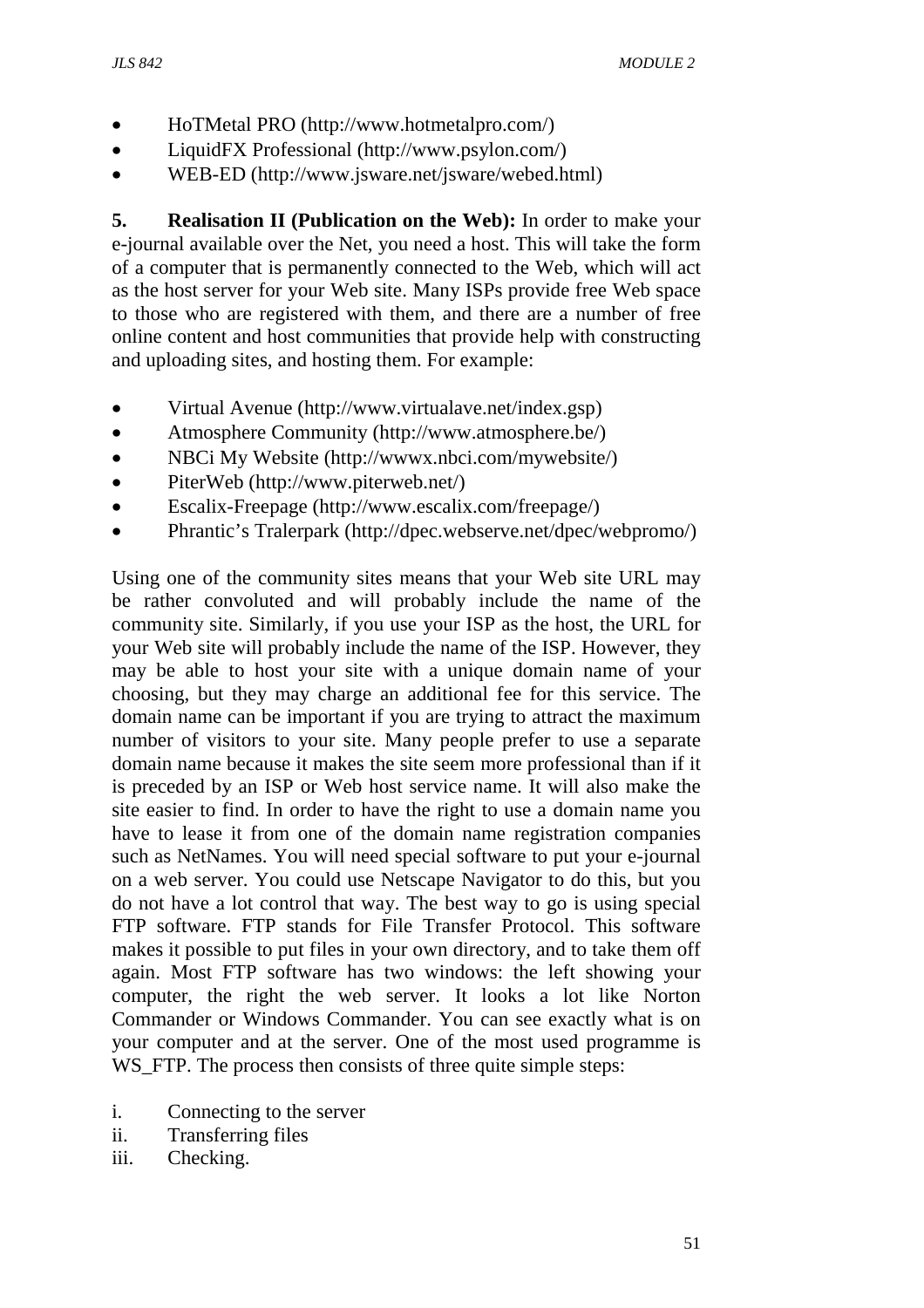- HoTMetal PRO (http://www.hotmetalpro.com/)
- LiquidFX Professional (http://www.psylon.com/)
- WEB-ED (http://www.jsware.net/jsware/webed.html)

**5. Realisation II (Publication on the Web):** In order to make your e-journal available over the Net, you need a host. This will take the form of a computer that is permanently connected to the Web, which will act as the host server for your Web site. Many ISPs provide free Web space to those who are registered with them, and there are a number of free online content and host communities that provide help with constructing and uploading sites, and hosting them. For example:

- Virtual Avenue (http://www.virtualave.net/index.gsp)
- Atmosphere Community (http://www.atmosphere.be/)
- NBCi My Website (http://wwwx.nbci.com/mywebsite/)
- PiterWeb (http://www.piterweb.net/)
- Escalix-Freepage (http://www.escalix.com/freepage/)
- Phrantic's Tralerpark (http://dpec.webserve.net/dpec/webpromo/)

Using one of the community sites means that your Web site URL may be rather convoluted and will probably include the name of the community site. Similarly, if you use your ISP as the host, the URL for your Web site will probably include the name of the ISP. However, they may be able to host your site with a unique domain name of your choosing, but they may charge an additional fee for this service. The domain name can be important if you are trying to attract the maximum number of visitors to your site. Many people prefer to use a separate domain name because it makes the site seem more professional than if it is preceded by an ISP or Web host service name. It will also make the site easier to find. In order to have the right to use a domain name you have to lease it from one of the domain name registration companies such as NetNames. You will need special software to put your e-journal on a web server. You could use Netscape Navigator to do this, but you do not have a lot control that way. The best way to go is using special FTP software. FTP stands for File Transfer Protocol. This software makes it possible to put files in your own directory, and to take them off again. Most FTP software has two windows: the left showing your computer, the right the web server. It looks a lot like Norton Commander or Windows Commander. You can see exactly what is on your computer and at the server. One of the most used programme is WS_FTP. The process then consists of three quite simple steps:

i. Connecting to the server
ii. Transferring files
iii. Checking.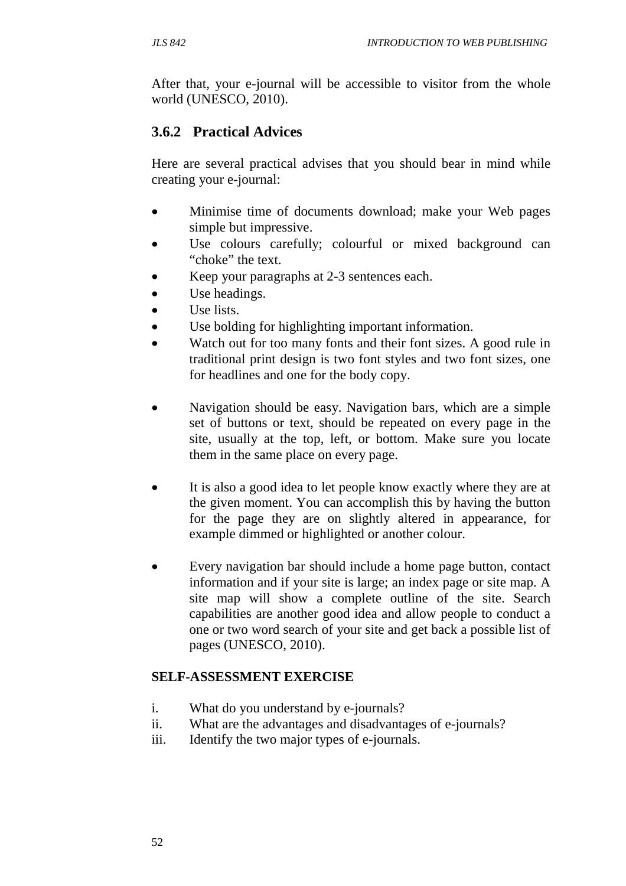After that, your e-journal will be accessible to visitor from the whole world (UNESCO, 2010).

### 3.6.2 Practical Advices

Here are several practical advises that you should bear in mind while creating your e-journal:

- Minimise time of documents download; make your Web pages simple but impressive.
- Use colours carefully; colourful or mixed background can "choke" the text.
- Keep your paragraphs at 2-3 sentences each.
- Use headings.
- Use lists.
- Use bolding for highlighting important information.
- Watch out for too many fonts and their font sizes. A good rule in traditional print design is two font styles and two font sizes, one for headlines and one for the body copy.
- Navigation should be easy. Navigation bars, which are a simple set of buttons or text, should be repeated on every page in the site, usually at the top, left, or bottom. Make sure you locate them in the same place on every page.
- It is also a good idea to let people know exactly where they are at the given moment. You can accomplish this by having the button for the page they are on slightly altered in appearance, for example dimmed or highlighted or another colour.
- Every navigation bar should include a home page button, contact information and if your site is large; an index page or site map. A site map will show a complete outline of the site. Search capabilities are another good idea and allow people to conduct a one or two word search of your site and get back a possible list of pages (UNESCO, 2010).

**SELF-ASSESSMENT EXERCISE**

i. What do you understand by e-journals?
ii. What are the advantages and disadvantages of e-journals?
iii. Identify the two major types of e-journals.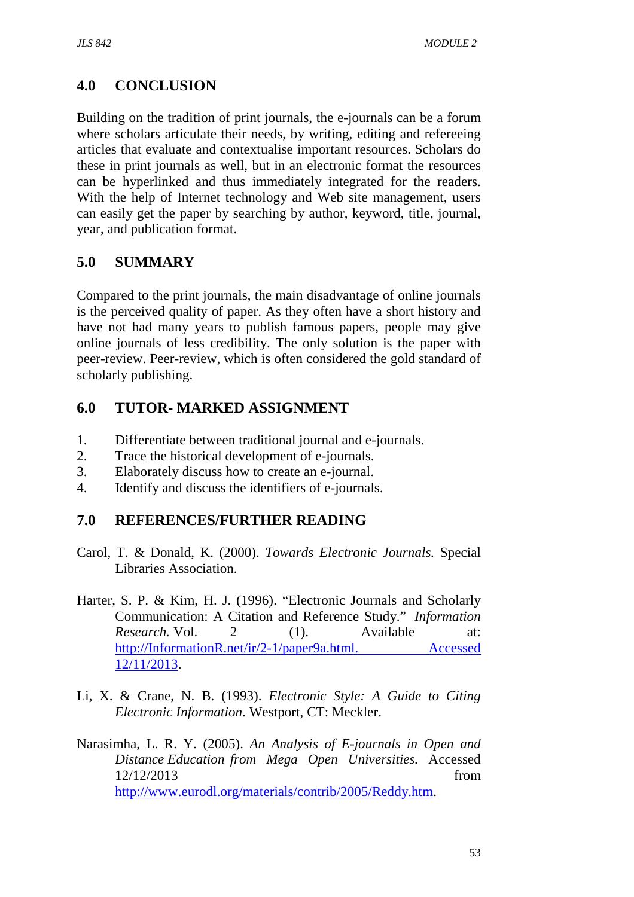## 4.0 CONCLUSION

Building on the tradition of print journals, the e-journals can be a forum where scholars articulate their needs, by writing, editing and refereeing articles that evaluate and contextualise important resources. Scholars do these in print journals as well, but in an electronic format the resources can be hyperlinked and thus immediately integrated for the readers. With the help of Internet technology and Web site management, users can easily get the paper by searching by author, keyword, title, journal, year, and publication format.

## 5.0 SUMMARY

Compared to the print journals, the main disadvantage of online journals is the perceived quality of paper. As they often have a short history and have not had many years to publish famous papers, people may give online journals of less credibility. The only solution is the paper with peer-review. Peer-review, which is often considered the gold standard of scholarly publishing.

## 6.0 TUTOR- MARKED ASSIGNMENT

1. Differentiate between traditional journal and e-journals.
2. Trace the historical development of e-journals.
3. Elaborately discuss how to create an e-journal.
4. Identify and discuss the identifiers of e-journals.

## 7.0 REFERENCES/FURTHER READING

Carol, T. & Donald, K. (2000). *Towards Electronic Journals.* Special Libraries Association.

Harter, S. P. & Kim, H. J. (1996). "Electronic Journals and Scholarly Communication: A Citation and Reference Study." *Information Research.* Vol. 2 (1). Available at: http://InformationR.net/ir/2-1/paper9a.html. Accessed 12/11/2013.

Li, X. & Crane, N. B. (1993). *Electronic Style: A Guide to Citing Electronic Information.* Westport, CT: Meckler.

Narasimha, L. R. Y. (2005). *An Analysis of E-journals in Open and Distance Education from Mega Open Universities.* Accessed 12/12/2013 from http://www.eurodl.org/materials/contrib/2005/Reddy.htm.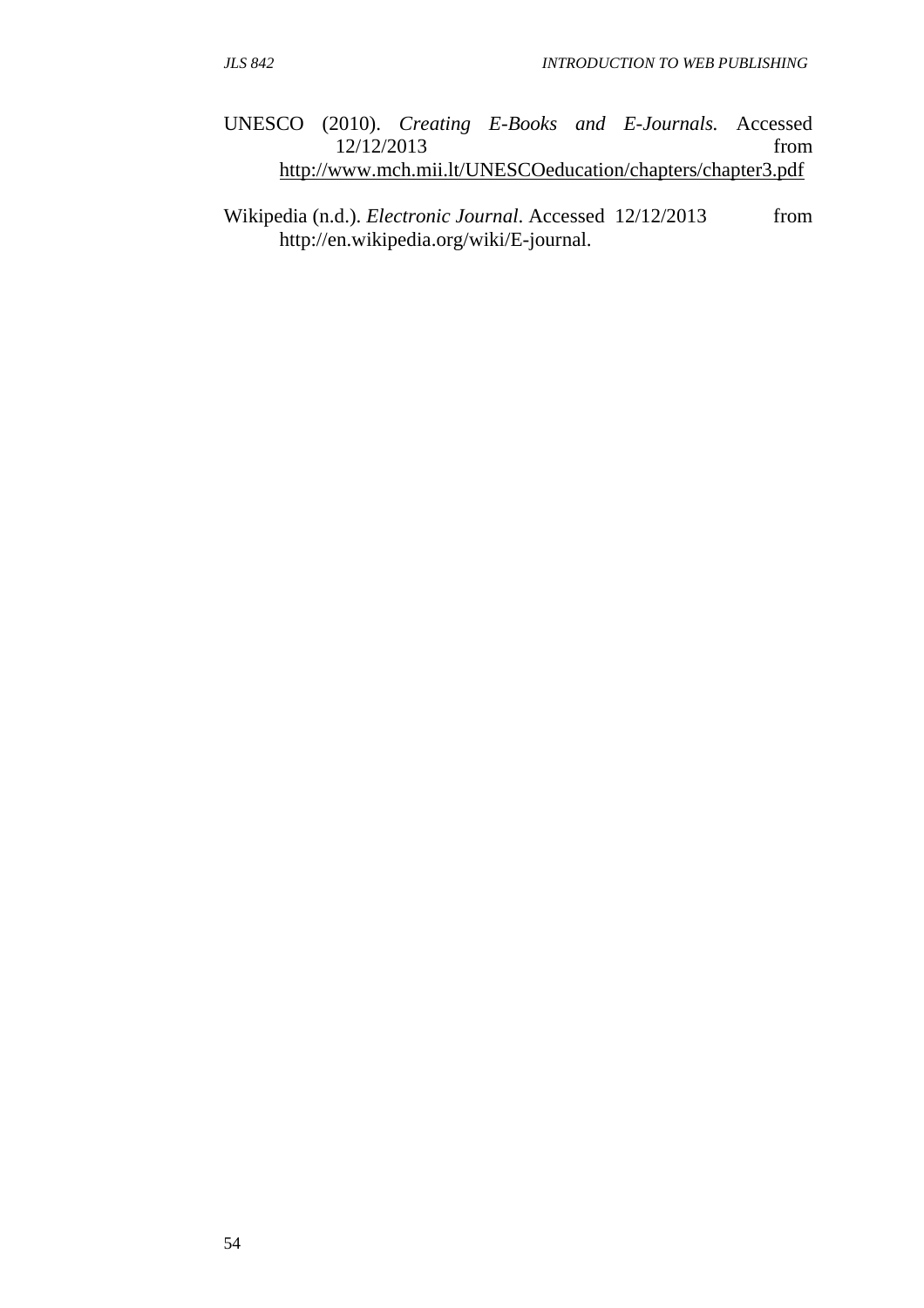UNESCO (2010). *Creating E-Books and E-Journals.* Accessed 12/12/2013 from http://www.mch.mii.lt/UNESCOeducation/chapters/chapter3.pdf

Wikipedia (n.d.). *Electronic Journal*. Accessed 12/12/2013 from http://en.wikipedia.org/wiki/E-journal.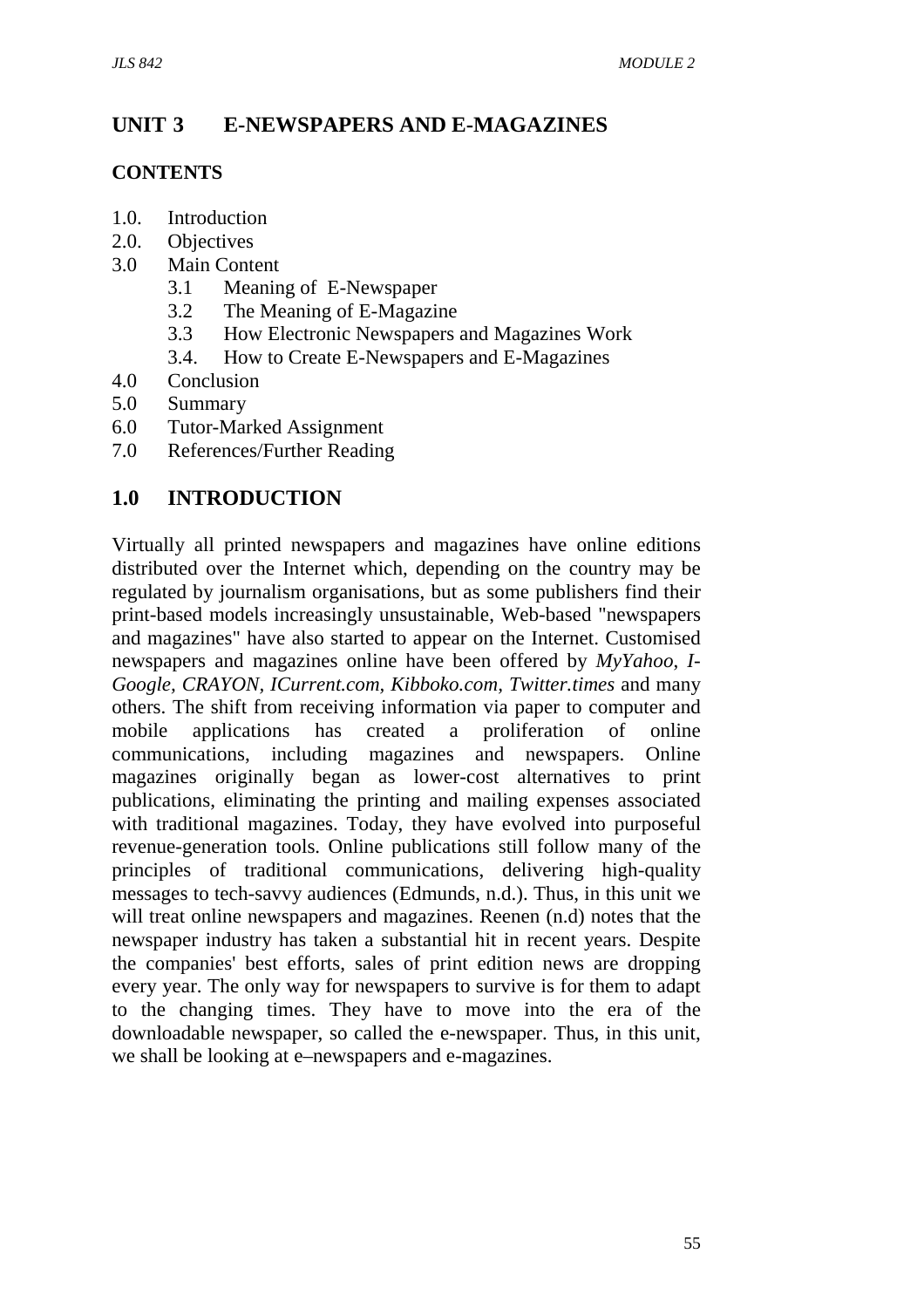# UNIT 3 E-NEWSPAPERS AND E-MAGAZINES

## CONTENTS

1.0. Introduction
2.0. Objectives
3.0 Main Content
  3.1 Meaning of E-Newspaper
  3.2 The Meaning of E-Magazine
  3.3 How Electronic Newspapers and Magazines Work
  3.4. How to Create E-Newspapers and E-Magazines
4.0 Conclusion
5.0 Summary
6.0 Tutor-Marked Assignment
7.0 References/Further Reading

## 1.0 INTRODUCTION

Virtually all printed newspapers and magazines have online editions distributed over the Internet which, depending on the country may be regulated by journalism organisations, but as some publishers find their print-based models increasingly unsustainable, Web-based "newspapers and magazines" have also started to appear on the Internet. Customised newspapers and magazines online have been offered by *MyYahoo*, *I-Google, CRAYON, ICurrent.com, Kibboko.com, Twitter.times* and many others. The shift from receiving information via paper to computer and mobile applications has created a proliferation of online communications, including magazines and newspapers. Online magazines originally began as lower-cost alternatives to print publications, eliminating the printing and mailing expenses associated with traditional magazines. Today, they have evolved into purposeful revenue-generation tools. Online publications still follow many of the principles of traditional communications, delivering high-quality messages to tech-savvy audiences (Edmunds, n.d.). Thus, in this unit we will treat online newspapers and magazines. Reenen (n.d) notes that the newspaper industry has taken a substantial hit in recent years. Despite the companies' best efforts, sales of print edition news are dropping every year. The only way for newspapers to survive is for them to adapt to the changing times. They have to move into the era of the downloadable newspaper, so called the e-newspaper. Thus, in this unit, we shall be looking at e–newspapers and e-magazines.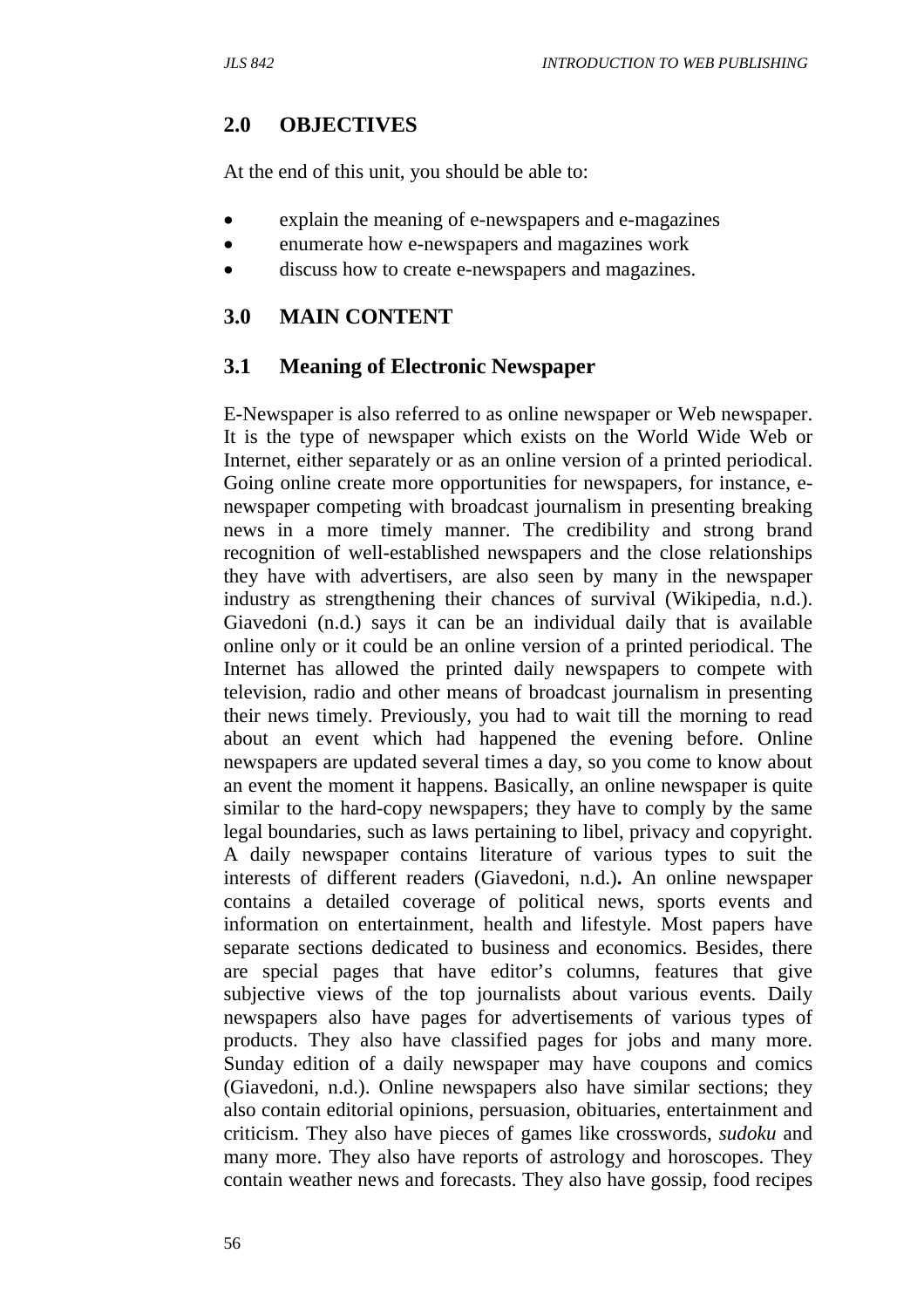## 2.0 OBJECTIVES

At the end of this unit, you should be able to:

- explain the meaning of e-newspapers and e-magazines
- enumerate how e-newspapers and magazines work
- discuss how to create e-newspapers and magazines.

## 3.0 MAIN CONTENT

### 3.1 Meaning of Electronic Newspaper

E-Newspaper is also referred to as online newspaper or Web newspaper. It is the type of newspaper which exists on the World Wide Web or Internet, either separately or as an online version of a printed periodical. Going online create more opportunities for newspapers, for instance, e-newspaper competing with broadcast journalism in presenting breaking news in a more timely manner. The credibility and strong brand recognition of well-established newspapers and the close relationships they have with advertisers, are also seen by many in the newspaper industry as strengthening their chances of survival (Wikipedia, n.d.). Giavedoni (n.d.) says it can be an individual daily that is available online only or it could be an online version of a printed periodical. The Internet has allowed the printed daily newspapers to compete with television, radio and other means of broadcast journalism in presenting their news timely. Previously, you had to wait till the morning to read about an event which had happened the evening before. Online newspapers are updated several times a day, so you come to know about an event the moment it happens. Basically, an online newspaper is quite similar to the hard-copy newspapers; they have to comply by the same legal boundaries, such as laws pertaining to libel, privacy and copyright. A daily newspaper contains literature of various types to suit the interests of different readers (Giavedoni, n.d.)**.** An online newspaper contains a detailed coverage of political news, sports events and information on entertainment, health and lifestyle. Most papers have separate sections dedicated to business and economics. Besides, there are special pages that have editor's columns, features that give subjective views of the top journalists about various events. Daily newspapers also have pages for advertisements of various types of products. They also have classified pages for jobs and many more. Sunday edition of a daily newspaper may have coupons and comics (Giavedoni, n.d.). Online newspapers also have similar sections; they also contain editorial opinions, persuasion, obituaries, entertainment and criticism. They also have pieces of games like crosswords, *sudoku* and many more. They also have reports of astrology and horoscopes. They contain weather news and forecasts. They also have gossip, food recipes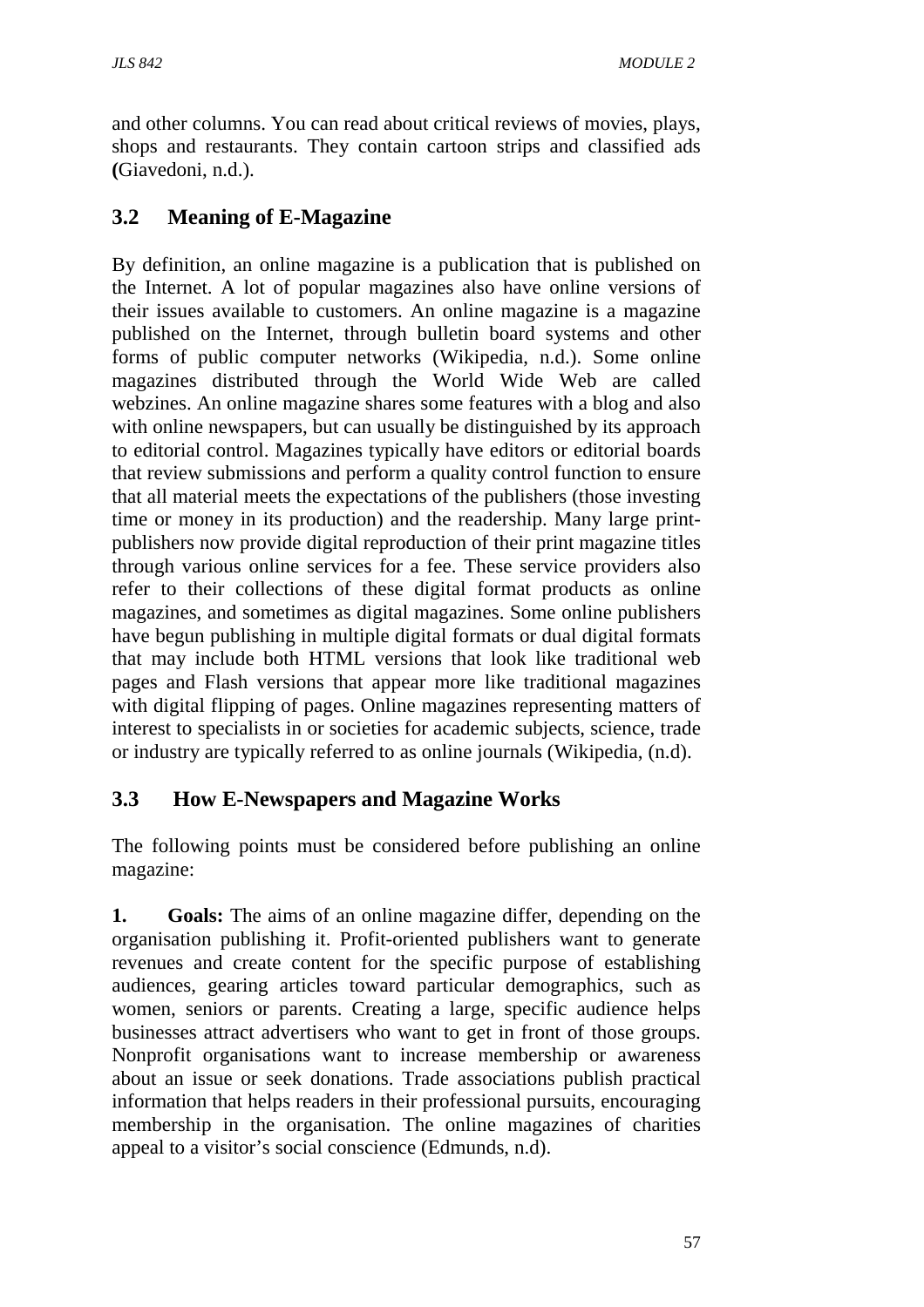and other columns. You can read about critical reviews of movies, plays, shops and restaurants. They contain cartoon strips and classified ads **(**Giavedoni, n.d.).

## 3.2 Meaning of E-Magazine

By definition, an online magazine is a publication that is published on the Internet. A lot of popular magazines also have online versions of their issues available to customers. An online magazine is a magazine published on the Internet, through bulletin board systems and other forms of public computer networks (Wikipedia, n.d.). Some online magazines distributed through the World Wide Web are called webzines. An online magazine shares some features with a blog and also with online newspapers, but can usually be distinguished by its approach to editorial control. Magazines typically have editors or editorial boards that review submissions and perform a quality control function to ensure that all material meets the expectations of the publishers (those investing time or money in its production) and the readership. Many large print-publishers now provide digital reproduction of their print magazine titles through various online services for a fee. These service providers also refer to their collections of these digital format products as online magazines, and sometimes as digital magazines. Some online publishers have begun publishing in multiple digital formats or dual digital formats that may include both HTML versions that look like traditional web pages and Flash versions that appear more like traditional magazines with digital flipping of pages. Online magazines representing matters of interest to specialists in or societies for academic subjects, science, trade or industry are typically referred to as online journals (Wikipedia, (n.d).

## 3.3 How E-Newspapers and Magazine Works

The following points must be considered before publishing an online magazine:

**1. Goals:** The aims of an online magazine differ, depending on the organisation publishing it. Profit-oriented publishers want to generate revenues and create content for the specific purpose of establishing audiences, gearing articles toward particular demographics, such as women, seniors or parents. Creating a large, specific audience helps businesses attract advertisers who want to get in front of those groups. Nonprofit organisations want to increase membership or awareness about an issue or seek donations. Trade associations publish practical information that helps readers in their professional pursuits, encouraging membership in the organisation. The online magazines of charities appeal to a visitor's social conscience (Edmunds, n.d).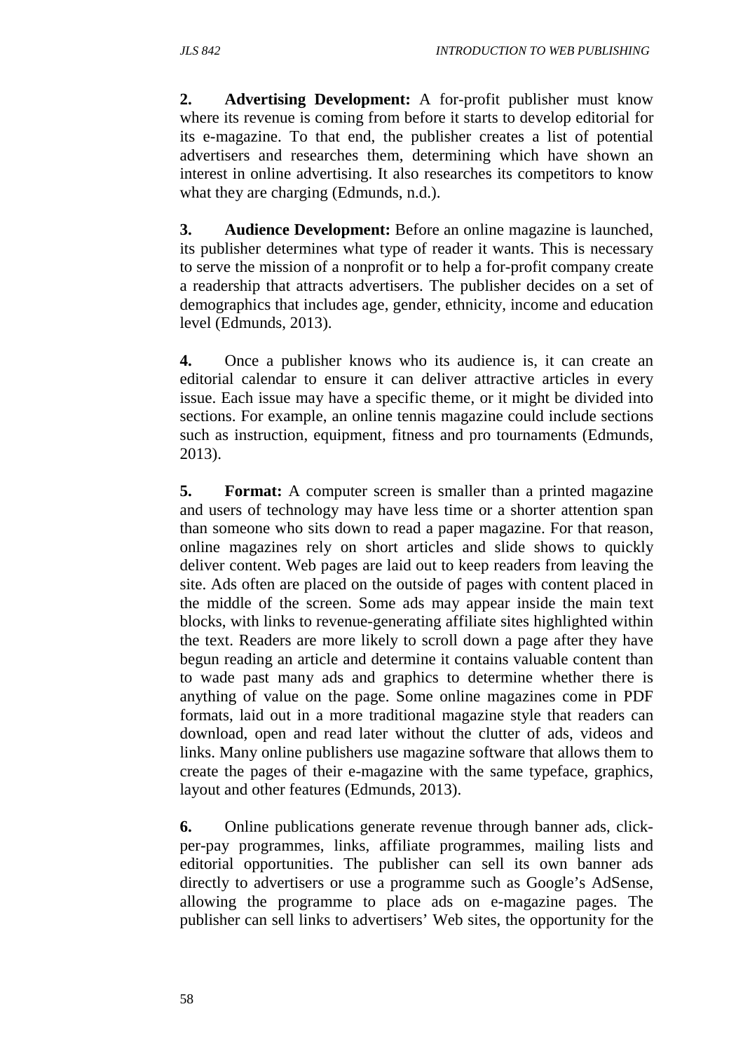**2.** **Advertising Development:** A for-profit publisher must know where its revenue is coming from before it starts to develop editorial for its e-magazine. To that end, the publisher creates a list of potential advertisers and researches them, determining which have shown an interest in online advertising. It also researches its competitors to know what they are charging (Edmunds, n.d.).

**3.** **Audience Development:** Before an online magazine is launched, its publisher determines what type of reader it wants. This is necessary to serve the mission of a nonprofit or to help a for-profit company create a readership that attracts advertisers. The publisher decides on a set of demographics that includes age, gender, ethnicity, income and education level (Edmunds, 2013).

**4.** Once a publisher knows who its audience is, it can create an editorial calendar to ensure it can deliver attractive articles in every issue. Each issue may have a specific theme, or it might be divided into sections. For example, an online tennis magazine could include sections such as instruction, equipment, fitness and pro tournaments (Edmunds, 2013).

**5.** **Format:** A computer screen is smaller than a printed magazine and users of technology may have less time or a shorter attention span than someone who sits down to read a paper magazine. For that reason, online magazines rely on short articles and slide shows to quickly deliver content. Web pages are laid out to keep readers from leaving the site. Ads often are placed on the outside of pages with content placed in the middle of the screen. Some ads may appear inside the main text blocks, with links to revenue-generating affiliate sites highlighted within the text. Readers are more likely to scroll down a page after they have begun reading an article and determine it contains valuable content than to wade past many ads and graphics to determine whether there is anything of value on the page. Some online magazines come in PDF formats, laid out in a more traditional magazine style that readers can download, open and read later without the clutter of ads, videos and links. Many online publishers use magazine software that allows them to create the pages of their e-magazine with the same typeface, graphics, layout and other features (Edmunds, 2013).

**6.** Online publications generate revenue through banner ads, click-per-pay programmes, links, affiliate programmes, mailing lists and editorial opportunities. The publisher can sell its own banner ads directly to advertisers or use a programme such as Google's AdSense, allowing the programme to place ads on e-magazine pages. The publisher can sell links to advertisers' Web sites, the opportunity for the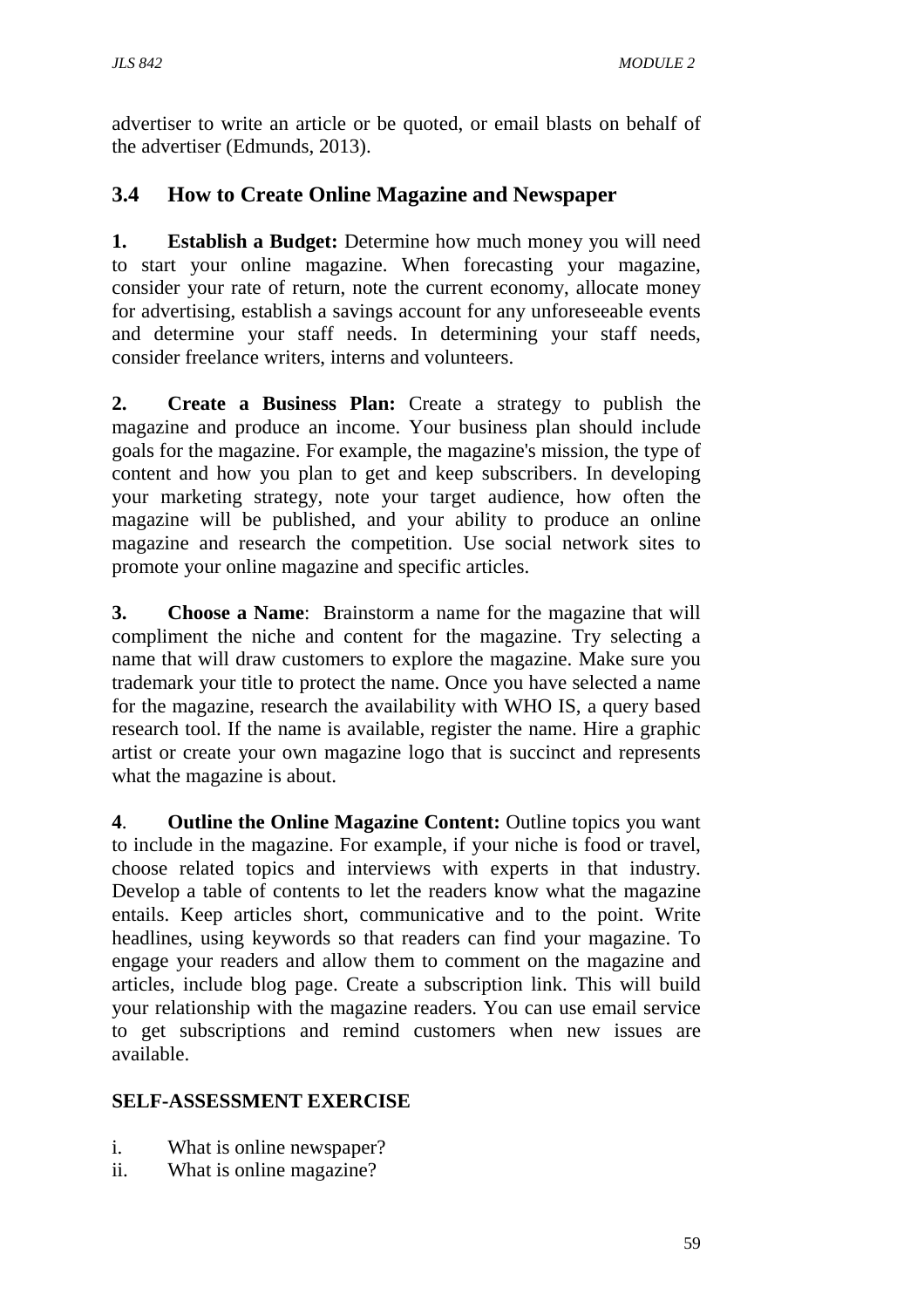advertiser to write an article or be quoted, or email blasts on behalf of the advertiser (Edmunds, 2013).

### 3.4 How to Create Online Magazine and Newspaper

**1. Establish a Budget:** Determine how much money you will need to start your online magazine. When forecasting your magazine, consider your rate of return, note the current economy, allocate money for advertising, establish a savings account for any unforeseeable events and determine your staff needs. In determining your staff needs, consider freelance writers, interns and volunteers.

**2. Create a Business Plan:** Create a strategy to publish the magazine and produce an income. Your business plan should include goals for the magazine. For example, the magazine's mission, the type of content and how you plan to get and keep subscribers. In developing your marketing strategy, note your target audience, how often the magazine will be published, and your ability to produce an online magazine and research the competition. Use social network sites to promote your online magazine and specific articles.

**3. Choose a Name**: Brainstorm a name for the magazine that will compliment the niche and content for the magazine. Try selecting a name that will draw customers to explore the magazine. Make sure you trademark your title to protect the name. Once you have selected a name for the magazine, research the availability with WHO IS, a query based research tool. If the name is available, register the name. Hire a graphic artist or create your own magazine logo that is succinct and represents what the magazine is about.

**4**. **Outline the Online Magazine Content:** Outline topics you want to include in the magazine. For example, if your niche is food or travel, choose related topics and interviews with experts in that industry. Develop a table of contents to let the readers know what the magazine entails. Keep articles short, communicative and to the point. Write headlines, using keywords so that readers can find your magazine. To engage your readers and allow them to comment on the magazine and articles, include blog page. Create a subscription link. This will build your relationship with the magazine readers. You can use email service to get subscriptions and remind customers when new issues are available.

**SELF-ASSESSMENT EXERCISE**

i. What is online newspaper?
ii. What is online magazine?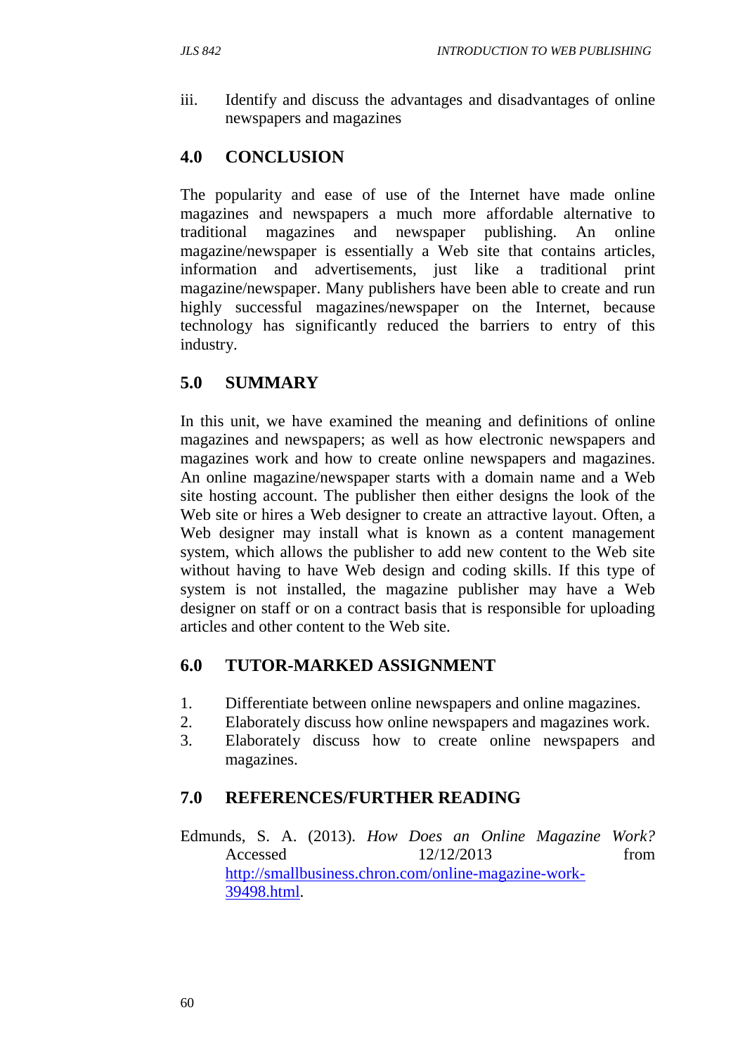iii. Identify and discuss the advantages and disadvantages of online newspapers and magazines

## 4.0 CONCLUSION

The popularity and ease of use of the Internet have made online magazines and newspapers a much more affordable alternative to traditional magazines and newspaper publishing. An online magazine/newspaper is essentially a Web site that contains articles, information and advertisements, just like a traditional print magazine/newspaper. Many publishers have been able to create and run highly successful magazines/newspaper on the Internet, because technology has significantly reduced the barriers to entry of this industry.

## 5.0 SUMMARY

In this unit, we have examined the meaning and definitions of online magazines and newspapers; as well as how electronic newspapers and magazines work and how to create online newspapers and magazines. An online magazine/newspaper starts with a domain name and a Web site hosting account. The publisher then either designs the look of the Web site or hires a Web designer to create an attractive layout. Often, a Web designer may install what is known as a content management system, which allows the publisher to add new content to the Web site without having to have Web design and coding skills. If this type of system is not installed, the magazine publisher may have a Web designer on staff or on a contract basis that is responsible for uploading articles and other content to the Web site.

## 6.0 TUTOR-MARKED ASSIGNMENT

1. Differentiate between online newspapers and online magazines.
2. Elaborately discuss how online newspapers and magazines work.
3. Elaborately discuss how to create online newspapers and magazines.

## 7.0 REFERENCES/FURTHER READING

Edmunds, S. A. (2013). *How Does an Online Magazine Work?* Accessed 12/12/2013 from http://smallbusiness.chron.com/online-magazine-work-39498.html.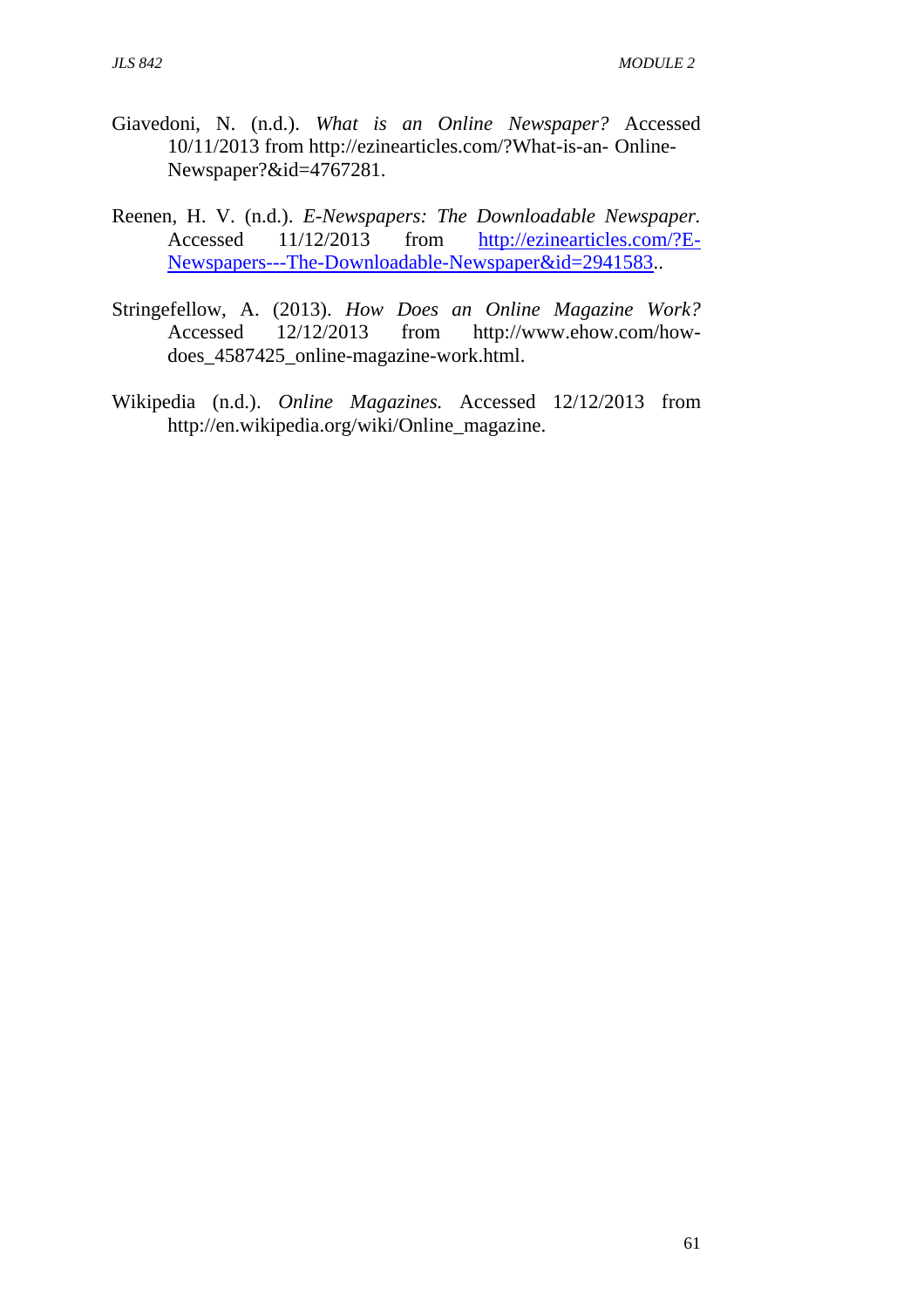Giavedoni, N. (n.d.). *What is an Online Newspaper?* Accessed 10/11/2013 from http://ezinearticles.com/?What-is-an- Online-Newspaper?&id=4767281.

Reenen, H. V. (n.d.). *E-Newspapers: The Downloadable Newspaper.* Accessed 11/12/2013 from http://ezinearticles.com/?E-Newspapers---The-Downloadable-Newspaper&id=2941583..

Stringefellow, A. (2013). *How Does an Online Magazine Work?* Accessed 12/12/2013 from http://www.ehow.com/how-does_4587425_online-magazine-work.html.

Wikipedia (n.d.). *Online Magazines.* Accessed 12/12/2013 from http://en.wikipedia.org/wiki/Online_magazine.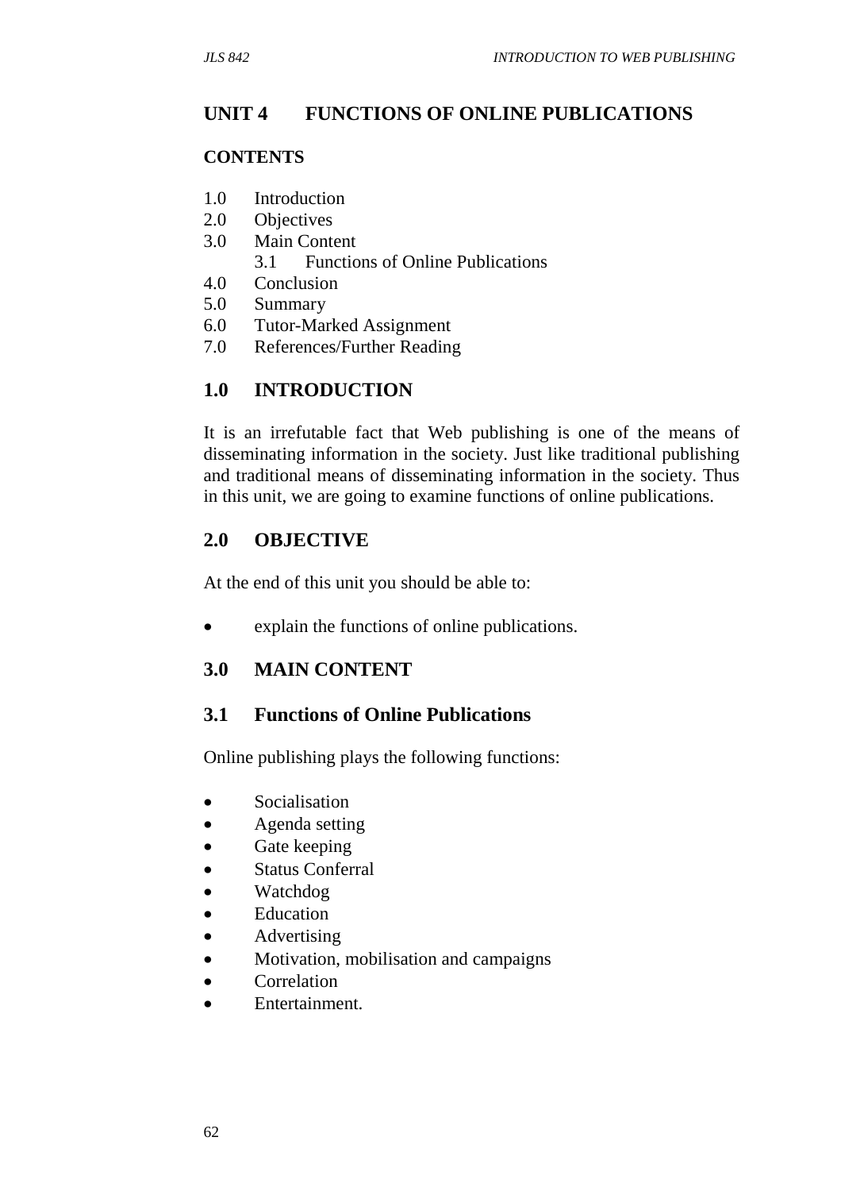## UNIT 4 FUNCTIONS OF ONLINE PUBLICATIONS

**CONTENTS**

1.0 Introduction
2.0 Objectives
3.0 Main Content
    3.1 Functions of Online Publications
4.0 Conclusion
5.0 Summary
6.0 Tutor-Marked Assignment
7.0 References/Further Reading

## 1.0 INTRODUCTION

It is an irrefutable fact that Web publishing is one of the means of disseminating information in the society. Just like traditional publishing and traditional means of disseminating information in the society. Thus in this unit, we are going to examine functions of online publications.

## 2.0 OBJECTIVE

At the end of this unit you should be able to:

- explain the functions of online publications.

## 3.0 MAIN CONTENT

### 3.1 Functions of Online Publications

Online publishing plays the following functions:

- Socialisation
- Agenda setting
- Gate keeping
- Status Conferral
- Watchdog
- Education
- Advertising
- Motivation, mobilisation and campaigns
- Correlation
- Entertainment.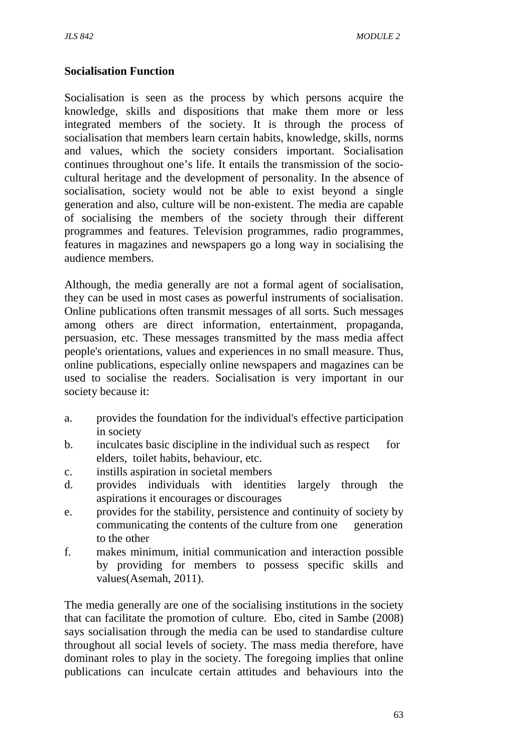**Socialisation Function**

Socialisation is seen as the process by which persons acquire the knowledge, skills and dispositions that make them more or less integrated members of the society. It is through the process of socialisation that members learn certain habits, knowledge, skills, norms and values, which the society considers important. Socialisation continues throughout one's life. It entails the transmission of the socio-cultural heritage and the development of personality. In the absence of socialisation, society would not be able to exist beyond a single generation and also, culture will be non-existent. The media are capable of socialising the members of the society through their different programmes and features. Television programmes, radio programmes, features in magazines and newspapers go a long way in socialising the audience members.

Although, the media generally are not a formal agent of socialisation, they can be used in most cases as powerful instruments of socialisation. Online publications often transmit messages of all sorts. Such messages among others are direct information, entertainment, propaganda, persuasion, etc. These messages transmitted by the mass media affect people's orientations, values and experiences in no small measure. Thus, online publications, especially online newspapers and magazines can be used to socialise the readers. Socialisation is very important in our society because it:

a. provides the foundation for the individual's effective participation in society
b. inculcates basic discipline in the individual such as respect for elders, toilet habits, behaviour, etc.
c. instills aspiration in societal members
d. provides individuals with identities largely through the aspirations it encourages or discourages
e. provides for the stability, persistence and continuity of society by communicating the contents of the culture from one generation to the other
f. makes minimum, initial communication and interaction possible by providing for members to possess specific skills and values(Asemah, 2011).

The media generally are one of the socialising institutions in the society that can facilitate the promotion of culture. Ebo, cited in Sambe (2008) says socialisation through the media can be used to standardise culture throughout all social levels of society. The mass media therefore, have dominant roles to play in the society. The foregoing implies that online publications can inculcate certain attitudes and behaviours into the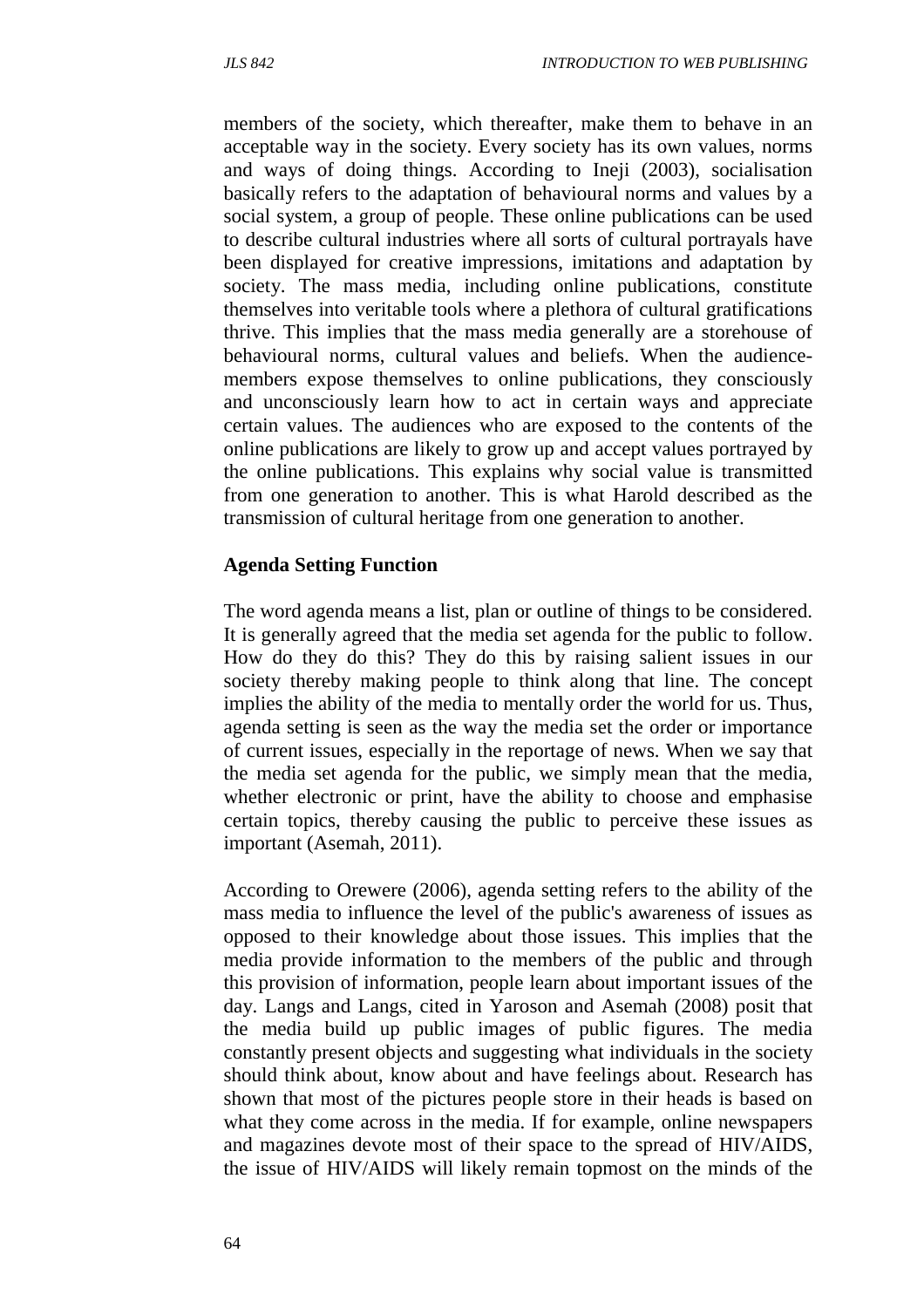members of the society, which thereafter, make them to behave in an acceptable way in the society. Every society has its own values, norms and ways of doing things. According to Ineji (2003), socialisation basically refers to the adaptation of behavioural norms and values by a social system, a group of people. These online publications can be used to describe cultural industries where all sorts of cultural portrayals have been displayed for creative impressions, imitations and adaptation by society. The mass media, including online publications, constitute themselves into veritable tools where a plethora of cultural gratifications thrive. This implies that the mass media generally are a storehouse of behavioural norms, cultural values and beliefs. When the audience-members expose themselves to online publications, they consciously and unconsciously learn how to act in certain ways and appreciate certain values. The audiences who are exposed to the contents of the online publications are likely to grow up and accept values portrayed by the online publications. This explains why social value is transmitted from one generation to another. This is what Harold described as the transmission of cultural heritage from one generation to another.

**Agenda Setting Function**

The word agenda means a list, plan or outline of things to be considered. It is generally agreed that the media set agenda for the public to follow. How do they do this? They do this by raising salient issues in our society thereby making people to think along that line. The concept implies the ability of the media to mentally order the world for us. Thus, agenda setting is seen as the way the media set the order or importance of current issues, especially in the reportage of news. When we say that the media set agenda for the public, we simply mean that the media, whether electronic or print, have the ability to choose and emphasise certain topics, thereby causing the public to perceive these issues as important (Asemah, 2011).

According to Orewere (2006), agenda setting refers to the ability of the mass media to influence the level of the public's awareness of issues as opposed to their knowledge about those issues. This implies that the media provide information to the members of the public and through this provision of information, people learn about important issues of the day. Langs and Langs, cited in Yaroson and Asemah (2008) posit that the media build up public images of public figures. The media constantly present objects and suggesting what individuals in the society should think about, know about and have feelings about. Research has shown that most of the pictures people store in their heads is based on what they come across in the media. If for example, online newspapers and magazines devote most of their space to the spread of HIV/AIDS, the issue of HIV/AIDS will likely remain topmost on the minds of the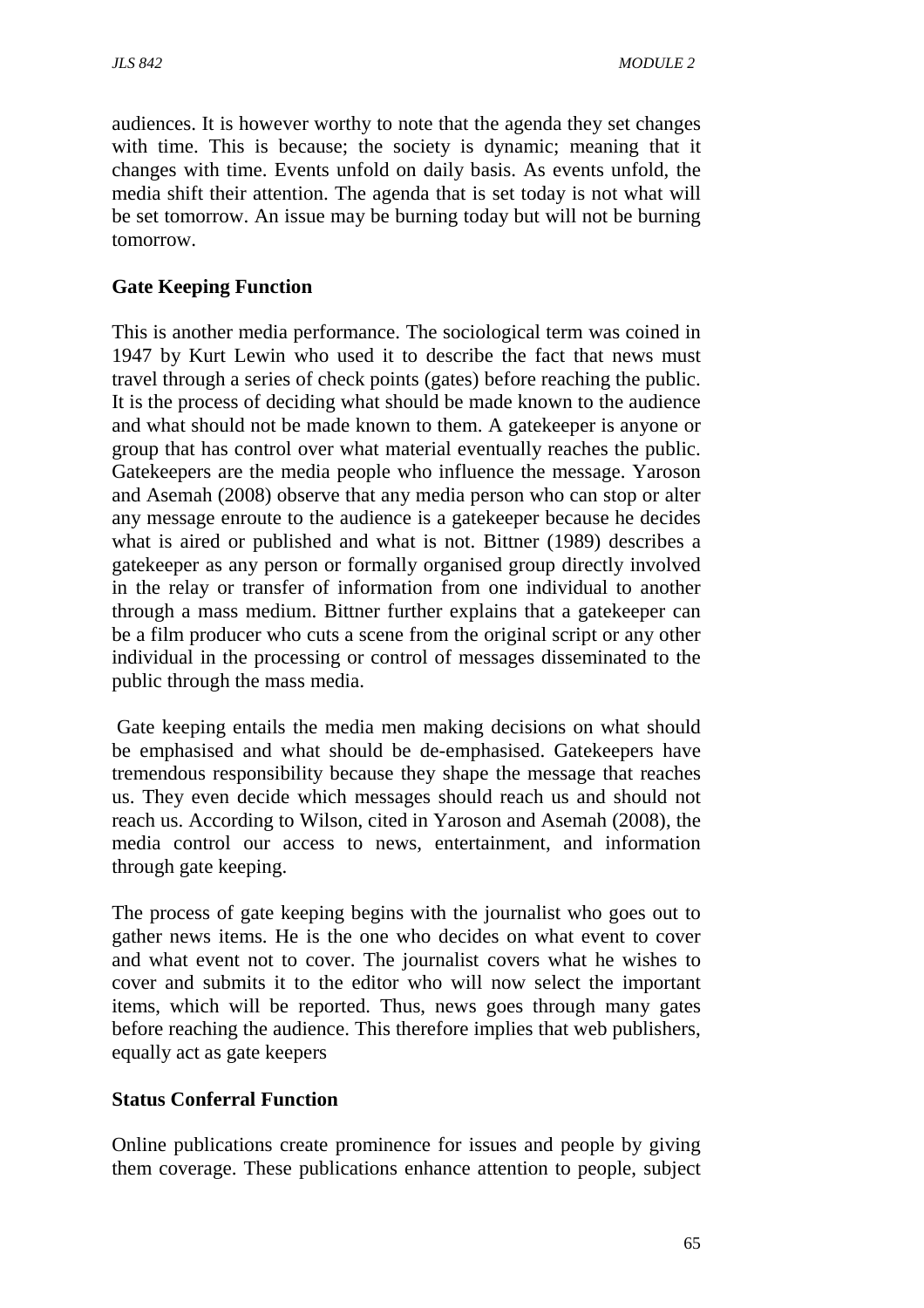audiences. It is however worthy to note that the agenda they set changes with time. This is because; the society is dynamic; meaning that it changes with time. Events unfold on daily basis. As events unfold, the media shift their attention. The agenda that is set today is not what will be set tomorrow. An issue may burning today but will not be burning tomorrow.

**Gate Keeping Function**

This is another media performance. The sociological term was coined in 1947 by Kurt Lewin who used it to describe the fact that news must travel through a series of check points (gates) before reaching the public. It is the process of deciding what should be made known to the audience and what should not be made known to them. A gatekeeper is anyone or group that has control over what material eventually reaches the public. Gatekeepers are the media people who influence the message. Yaroson and Asemah (2008) observe that any media person who can stop or alter any message enroute to the audience is a gatekeeper because he decides what is aired or published and what is not. Bittner (1989) describes a gatekeeper as any person or formally organised group directly involved in the relay or transfer of information from one individual to another through a mass medium. Bittner further explains that a gatekeeper can be a film producer who cuts a scene from the original script or any other individual in the processing or control of messages disseminated to the public through the mass media.

Gate keeping entails the media men making decisions on what should be emphasised and what should be de-emphasised. Gatekeepers have tremendous responsibility because they shape the message that reaches us. They even decide which messages should reach us and should not reach us. According to Wilson, cited in Yaroson and Asemah (2008), the media control our access to news, entertainment, and information through gate keeping.

The process of gate keeping begins with the journalist who goes out to gather news items. He is the one who decides on what event to cover and what event not to cover. The journalist covers what he wishes to cover and submits it to the editor who will now select the important items, which will be reported. Thus, news goes through many gates before reaching the audience. This therefore implies that web publishers, equally act as gate keepers

**Status Conferral Function**

Online publications create prominence for issues and people by giving them coverage. These publications enhance attention to people, subject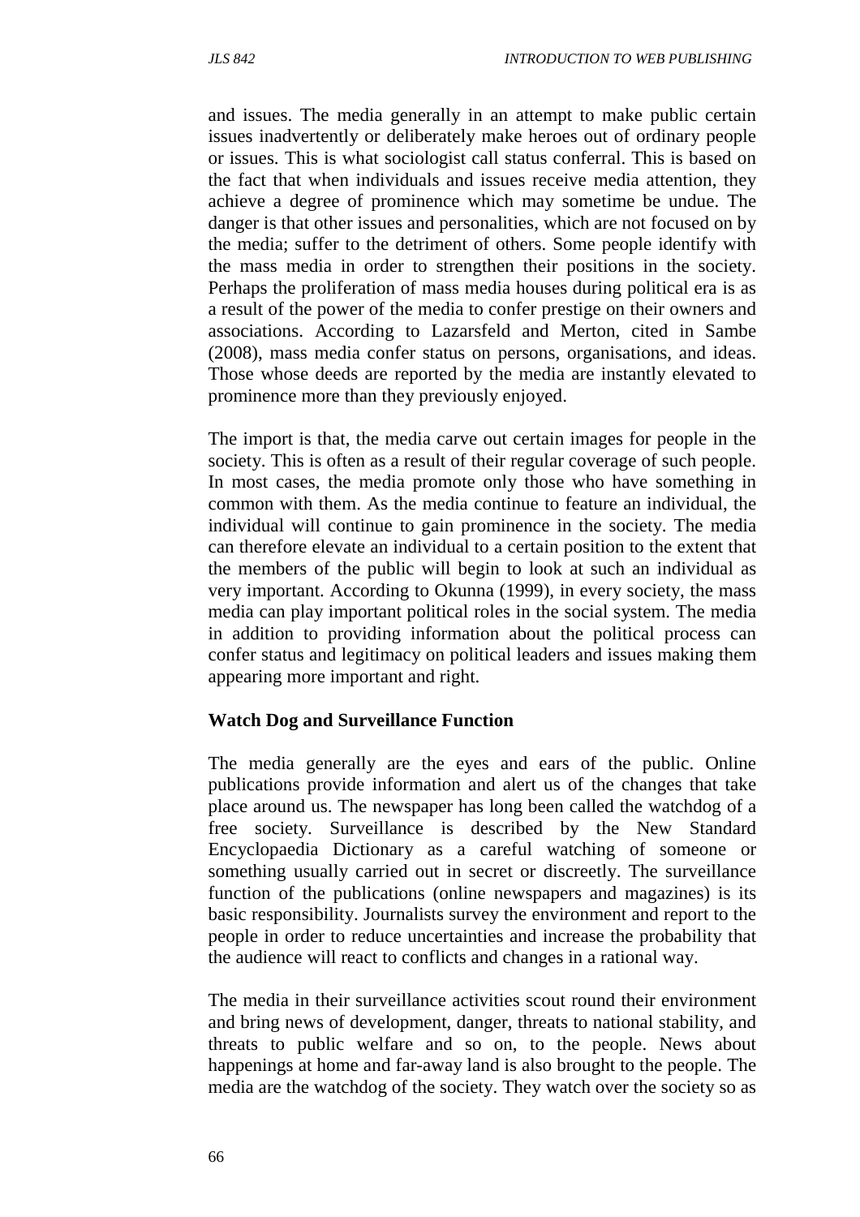and issues. The media generally in an attempt to make public certain issues inadvertently or deliberately make heroes out of ordinary people or issues. This is what sociologist call status conferral. This is based on the fact that when individuals and issues receive media attention, they achieve a degree of prominence which may sometime be undue. The danger is that other issues and personalities, which are not focused on by the media; suffer to the detriment of others. Some people identify with the mass media in order to strengthen their positions in the society. Perhaps the proliferation of mass media houses during political era is as a result of the power of the media to confer prestige on their owners and associations. According to Lazarsfeld and Merton, cited in Sambe (2008), mass media confer status on persons, organisations, and ideas. Those whose deeds are reported by the media are instantly elevated to prominence more than they previously enjoyed.

The import is that, the media carve out certain images for people in the society. This is often as a result of their regular coverage of such people. In most cases, the media promote only those who have something in common with them. As the media continue to feature an individual, the individual will continue to gain prominence in the society. The media can therefore elevate an individual to a certain position to the extent that the members of the public will begin to look at such an individual as very important. According to Okunna (1999), in every society, the mass media can play important political roles in the social system. The media in addition to providing information about the political process can confer status and legitimacy on political leaders and issues making them appearing more important and right.

**Watch Dog and Surveillance Function**

The media generally are the eyes and ears of the public. Online publications provide information and alert us of the changes that take place around us. The newspaper has long been called the watchdog of a free society. Surveillance is described by the New Standard Encyclopaedia Dictionary as a careful watching of someone or something usually carried out in secret or discreetly. The surveillance function of the publications (online newspapers and magazines) is its basic responsibility. Journalists survey the environment and report to the people in order to reduce uncertainties and increase the probability that the audience will react to conflicts and changes in a rational way.

The media in their surveillance activities scout round their environment and bring news of development, danger, threats to national stability, and threats to public welfare and so on, to the people. News about happenings at home and far-away land is also brought to the people. The media are the watchdog of the society. They watch over the society so as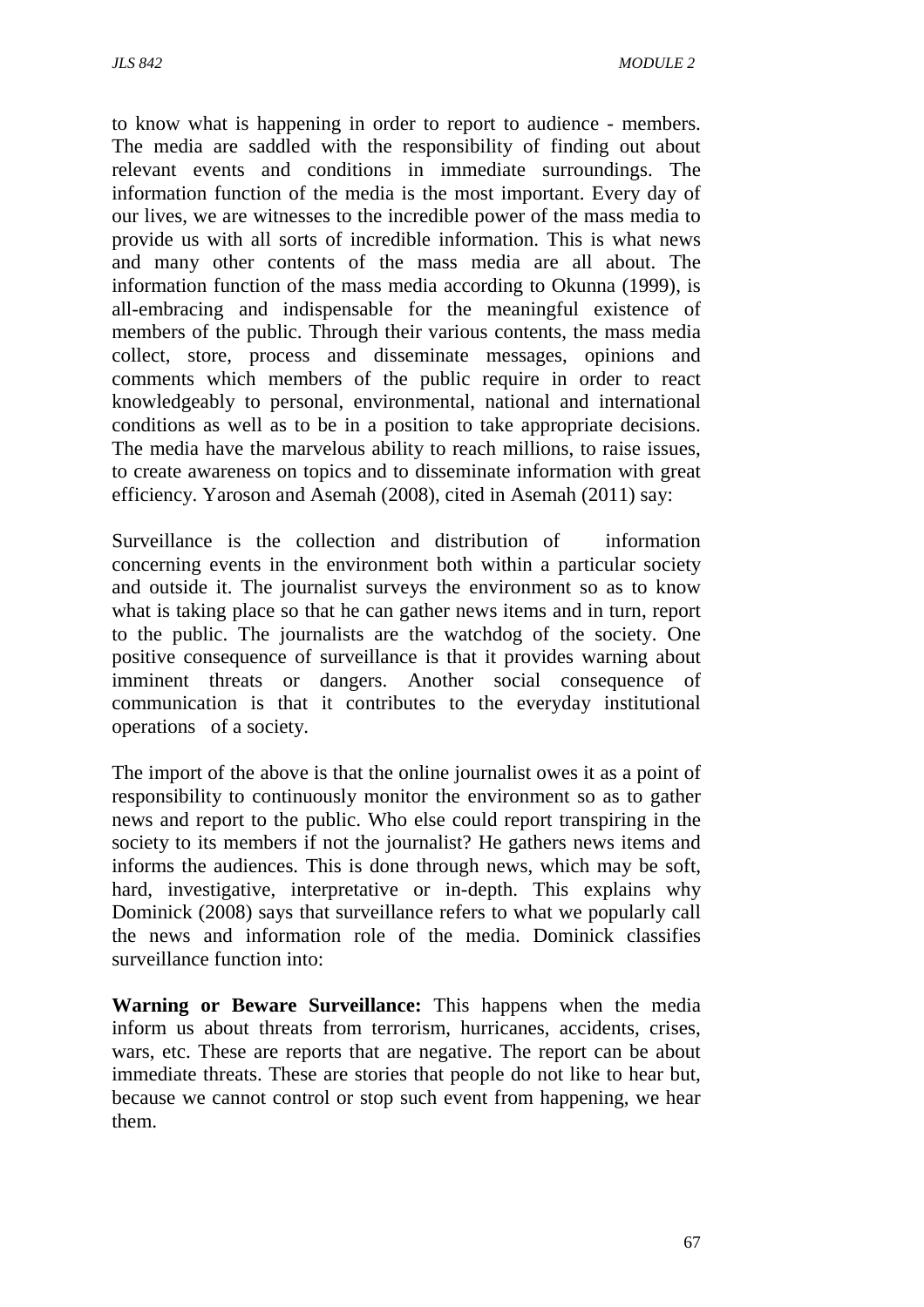to know what is happening in order to report to audience - members. The media are saddled with the responsibility of finding out about relevant events and conditions in immediate surroundings. The information function of the media is the most important. Every day of our lives, we are witnesses to the incredible power of the mass media to provide us with all sorts of incredible information. This is what news and many other contents of the mass media are all about. The information function of the mass media according to Okunna (1999), is all-embracing and indispensable for the meaningful existence of members of the public. Through their various contents, the mass media collect, store, process and disseminate messages, opinions and comments which members of the public require in order to react knowledgeably to personal, environmental, national and international conditions as well as to be in a position to take appropriate decisions. The media have the marvelous ability to reach millions, to raise issues, to create awareness on topics and to disseminate information with great efficiency. Yaroson and Asemah (2008), cited in Asemah (2011) say:

Surveillance is the collection and distribution of information concerning events in the environment both within a particular society and outside it. The journalist surveys the environment so as to know what is taking place so that he can gather news items and in turn, report to the public. The journalists are the watchdog of the society. One positive consequence of surveillance is that it provides warning about imminent threats or dangers. Another social consequence of communication is that it contributes to the everyday institutional operations of a society.

The import of the above is that the online journalist owes it as a point of responsibility to continuously monitor the environment so as to gather news and report to the public. Who else could report transpiring in the society to its members if not the journalist? He gathers news items and informs the audiences. This is done through news, which may be soft, hard, investigative, interpretative or in-depth. This explains why Dominick (2008) says that surveillance refers to what we popularly call the news and information role of the media. Dominick classifies surveillance function into:

**Warning or Beware Surveillance:** This happens when the media inform us about threats from terrorism, hurricanes, accidents, crises, wars, etc. These are reports that are negative. The report can be about immediate threats. These are stories that people do not like to hear but, because we cannot control or stop such event from happening, we hear them.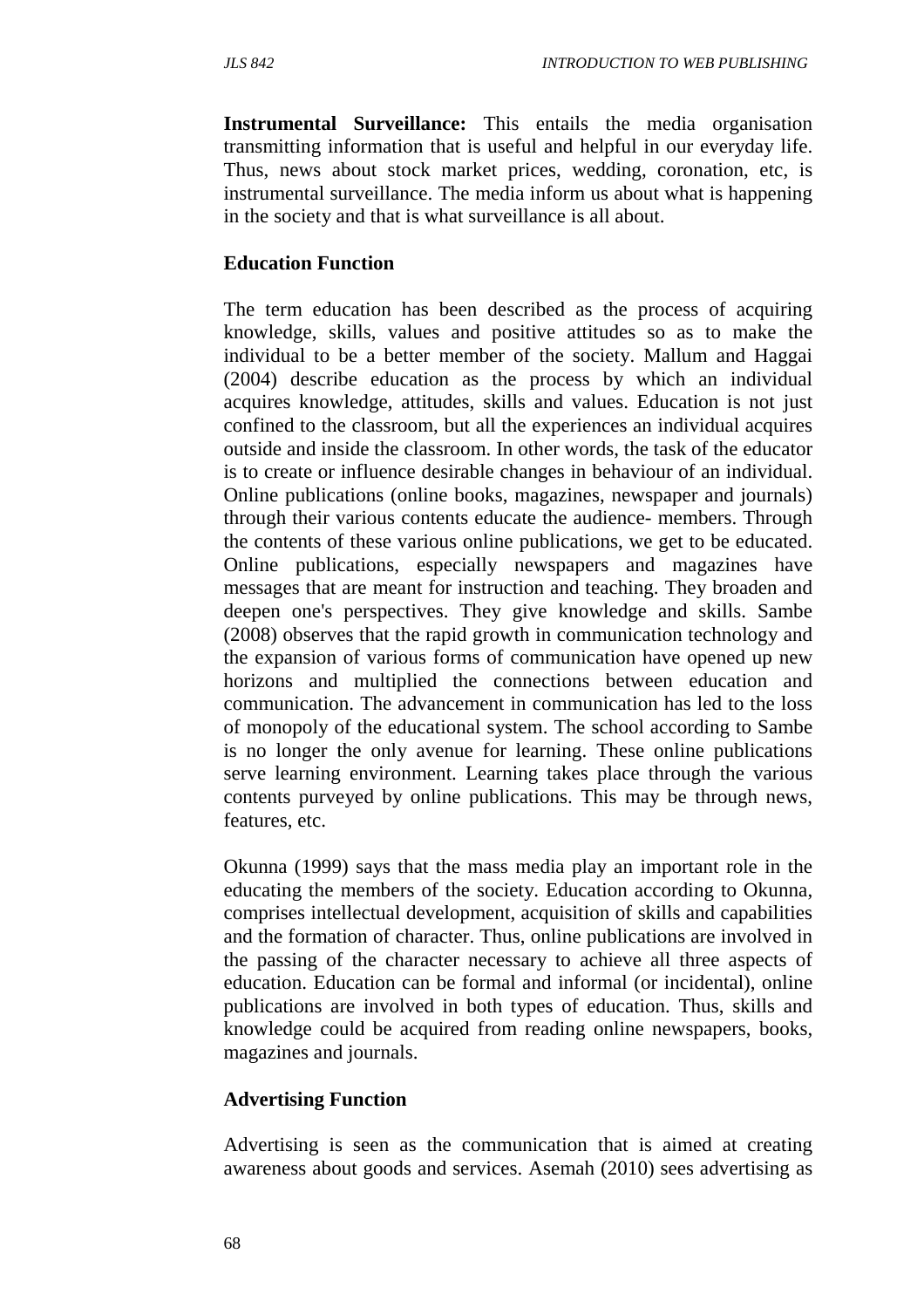**Instrumental Surveillance:** This entails the media organisation transmitting information that is useful and helpful in our everyday life. Thus, news about stock market prices, wedding, coronation, etc, is instrumental surveillance. The media inform us about what is happening in the society and that is what surveillance is all about.

**Education Function**

The term education has been described as the process of acquiring knowledge, skills, values and positive attitudes so as to make the individual to be a better member of the society. Mallum and Haggai (2004) describe education as the process by which an individual acquires knowledge, attitudes, skills and values. Education is not just confined to the classroom, but all the experiences an individual acquires outside and inside the classroom. In other words, the task of the educator is to create or influence desirable changes in behaviour of an individual. Online publications (online books, magazines, newspaper and journals) through their various contents educate the audience- members. Through the contents of these various online publications, we get to be educated. Online publications, especially newspapers and magazines have messages that are meant for instruction and teaching. They broaden and deepen one's perspectives. They give knowledge and skills. Sambe (2008) observes that the rapid growth in communication technology and the expansion of various forms of communication have opened up new horizons and multiplied the connections between education and communication. The advancement in communication has led to the loss of monopoly of the educational system. The school according to Sambe is no longer the only avenue for learning. These online publications serve learning environment. Learning takes place through the various contents purveyed by online publications. This may be through news, features, etc.

Okunna (1999) says that the mass media play an important role in the educating the members of the society. Education according to Okunna, comprises intellectual development, acquisition of skills and capabilities and the formation of character. Thus, online publications are involved in the passing of the character necessary to achieve all three aspects of education. Education can be formal and informal (or incidental), online publications are involved in both types of education. Thus, skills and knowledge could be acquired from reading online newspapers, books, magazines and journals.

**Advertising Function**

Advertising is seen as the communication that is aimed at creating awareness about goods and services. Asemah (2010) sees advertising as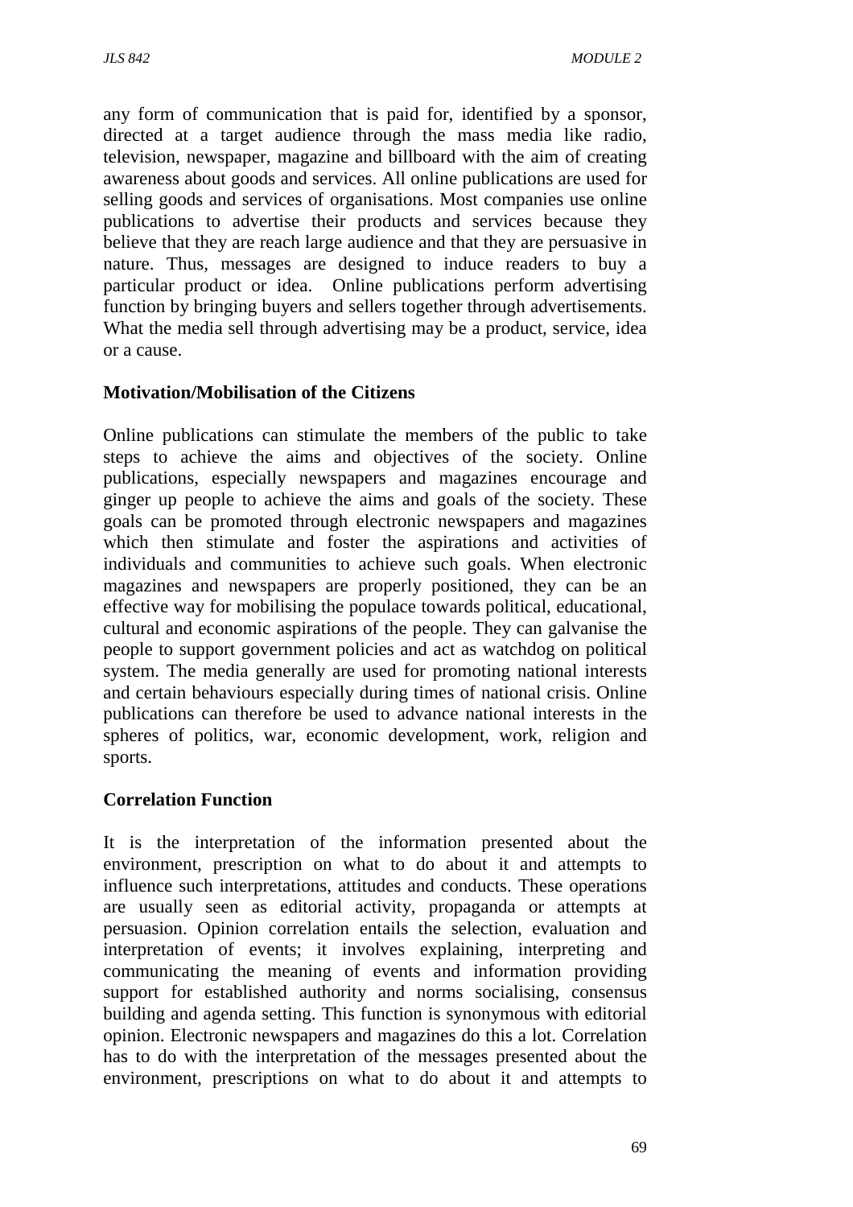any form of communication that is paid for, identified by a sponsor, directed at a target audience through the mass media like radio, television, newspaper, magazine and billboard with the aim of creating awareness about goods and services. All online publications are used for selling goods and services of organisations. Most companies use online publications to advertise their products and services because they believe that they are reach large audience and that they are persuasive in nature. Thus, messages are designed to induce readers to buy a particular product or idea. Online publications perform advertising function by bringing buyers and sellers together through advertisements. What the media sell through advertising may be a product, service, idea or a cause.

**Motivation/Mobilisation of the Citizens**

Online publications can stimulate the members of the public to take steps to achieve the aims and objectives of the society. Online publications, especially newspapers and magazines encourage and ginger up people to achieve the aims and goals of the society. These goals can be promoted through electronic newspapers and magazines which then stimulate and foster the aspirations and activities of individuals and communities to achieve such goals. When electronic magazines and newspapers are properly positioned, they can be an effective way for mobilising the populace towards political, educational, cultural and economic aspirations of the people. They can galvanise the people to support government policies and act as watchdog on political system. The media generally are used for promoting national interests and certain behaviours especially during times of national crisis. Online publications can therefore be used to advance national interests in the spheres of politics, war, economic development, work, religion and sports.

**Correlation Function**

It is the interpretation of the information presented about the environment, prescription on what to do about it and attempts to influence such interpretations, attitudes and conducts. These operations are usually seen as editorial activity, propaganda or attempts at persuasion. Opinion correlation entails the selection, evaluation and interpretation of events; it involves explaining, interpreting and communicating the meaning of events and information providing support for established authority and norms socialising, consensus building and agenda setting. This function is synonymous with editorial opinion. Electronic newspapers and magazines do this a lot. Correlation has to do with the interpretation of the messages presented about the environment, prescriptions on what to do about it and attempts to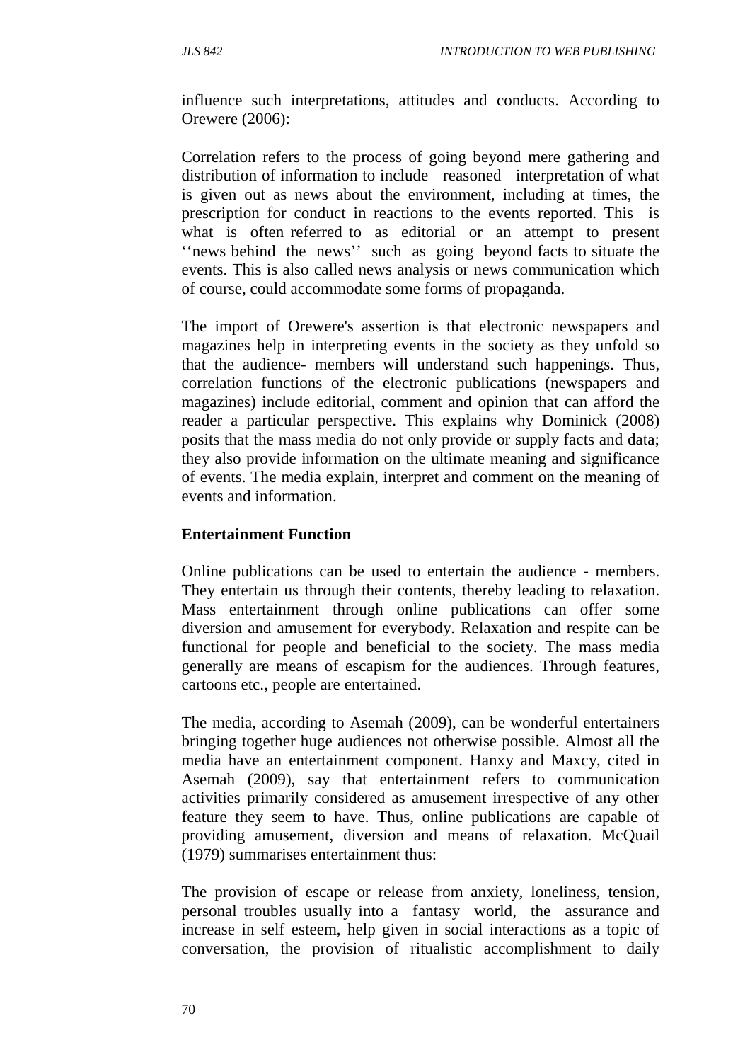influence such interpretations, attitudes and conducts. According to Orewere (2006):

Correlation refers to the process of going beyond mere gathering and distribution of information to include reasoned interpretation of what is given out as news about the environment, including at times, the prescription for conduct in reactions to the events reported. This is what is often referred to as editorial or an attempt to present ''news behind the news'' such as going beyond facts to situate the events. This is also called news analysis or news communication which of course, could accommodate some forms of propaganda.

The import of Orewere's assertion is that electronic newspapers and magazines help in interpreting events in the society as they unfold so that the audience- members will understand such happenings. Thus, correlation functions of the electronic publications (newspapers and magazines) include editorial, comment and opinion that can afford the reader a particular perspective. This explains why Dominick (2008) posits that the mass media do not only provide or supply facts and data; they also provide information on the ultimate meaning and significance of events. The media explain, interpret and comment on the meaning of events and information.

**Entertainment Function**

Online publications can be used to entertain the audience - members. They entertain us through their contents, thereby leading to relaxation. Mass entertainment through online publications can offer some diversion and amusement for everybody. Relaxation and respite can be functional for people and beneficial to the society. The mass media generally are means of escapism for the audiences. Through features, cartoons etc., people are entertained.

The media, according to Asemah (2009), can be wonderful entertainers bringing together huge audiences not otherwise possible. Almost all the media have an entertainment component. Hanxy and Maxcy, cited in Asemah (2009), say that entertainment refers to communication activities primarily considered as amusement irrespective of any other feature they seem to have. Thus, online publications are capable of providing amusement, diversion and means of relaxation. McQuail (1979) summarises entertainment thus:

The provision of escape or release from anxiety, loneliness, tension, personal troubles usually into a fantasy world, the assurance and increase in self esteem, help given in social interactions as a topic of conversation, the provision of ritualistic accomplishment to daily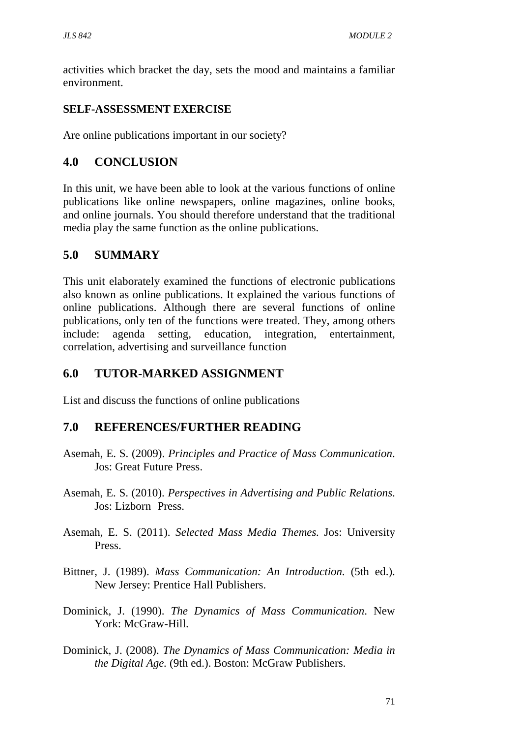activities which bracket the day, sets the mood and maintains a familiar environment.

**SELF-ASSESSMENT EXERCISE**

Are online publications important in our society?

## 4.0 CONCLUSION

In this unit, we have been able to look at the various functions of online publications like online newspapers, online magazines, online books, and online journals. You should therefore understand that the traditional media play the same function as the online publications.

## 5.0 SUMMARY

This unit elaborately examined the functions of electronic publications also known as online publications. It explained the various functions of online publications. Although there are several functions of online publications, only ten of the functions were treated. They, among others include: agenda setting, education, integration, entertainment, correlation, advertising and surveillance function

## 6.0 TUTOR-MARKED ASSIGNMENT

List and discuss the functions of online publications

## 7.0 REFERENCES/FURTHER READING

Asemah, E. S. (2009). *Principles and Practice of Mass Communication*. Jos: Great Future Press.

Asemah, E. S. (2010). *Perspectives in Advertising and Public Relations*. Jos: Lizborn Press.

Asemah, E. S. (2011). *Selected Mass Media Themes.* Jos: University Press.

Bittner, J. (1989). *Mass Communication: An Introduction.* (5th ed.). New Jersey: Prentice Hall Publishers.

Dominick, J. (1990). *The Dynamics of Mass Communication*. New York: McGraw-Hill.

Dominick, J. (2008). *The Dynamics of Mass Communication: Media in the Digital Age.* (9th ed.). Boston: McGraw Publishers.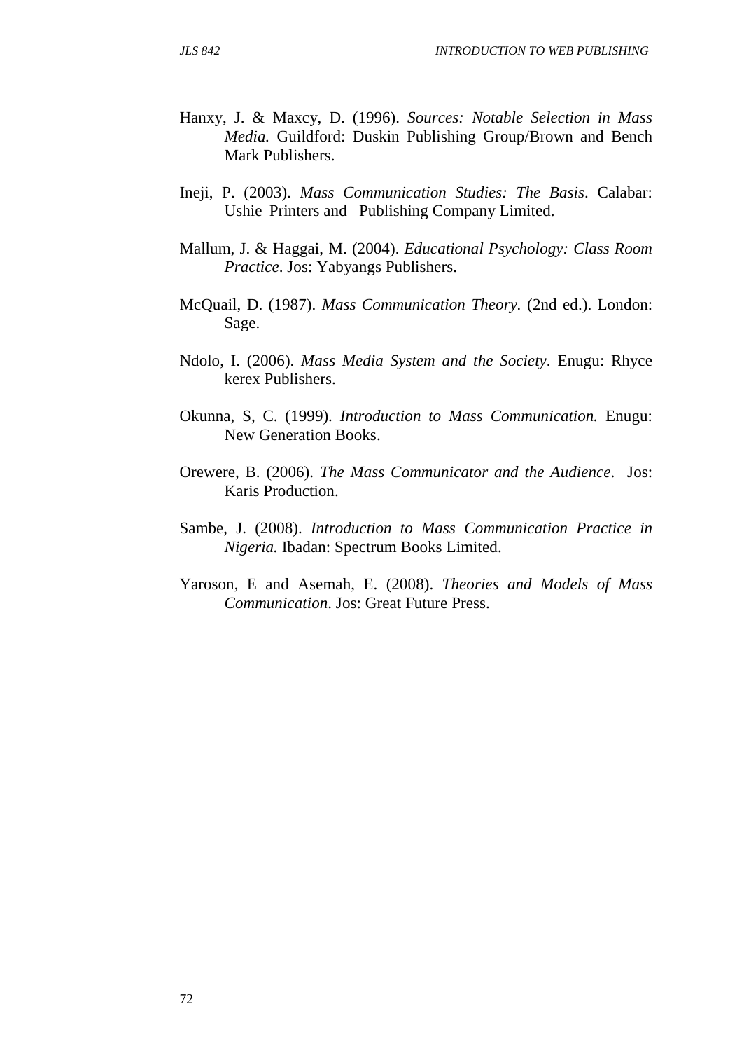Hanxy, J. & Maxcy, D. (1996). *Sources: Notable Selection in Mass Media.* Guildford: Duskin Publishing Group/Brown and Bench Mark Publishers.

Ineji, P. (2003). *Mass Communication Studies: The Basis*. Calabar: Ushie Printers and Publishing Company Limited.

Mallum, J. & Haggai, M. (2004). *Educational Psychology: Class Room Practice*. Jos: Yabyangs Publishers.

McQuail, D. (1987). *Mass Communication Theory.* (2nd ed.). London: Sage.

Ndolo, I. (2006). *Mass Media System and the Society*. Enugu: Rhyce kerex Publishers.

Okunna, S, C. (1999). *Introduction to Mass Communication.* Enugu: New Generation Books.

Orewere, B. (2006). *The Mass Communicator and the Audience*. Jos: Karis Production.

Sambe, J. (2008). *Introduction to Mass Communication Practice in Nigeria.* Ibadan: Spectrum Books Limited.

Yaroson, E and Asemah, E. (2008). *Theories and Models of Mass Communication*. Jos: Great Future Press.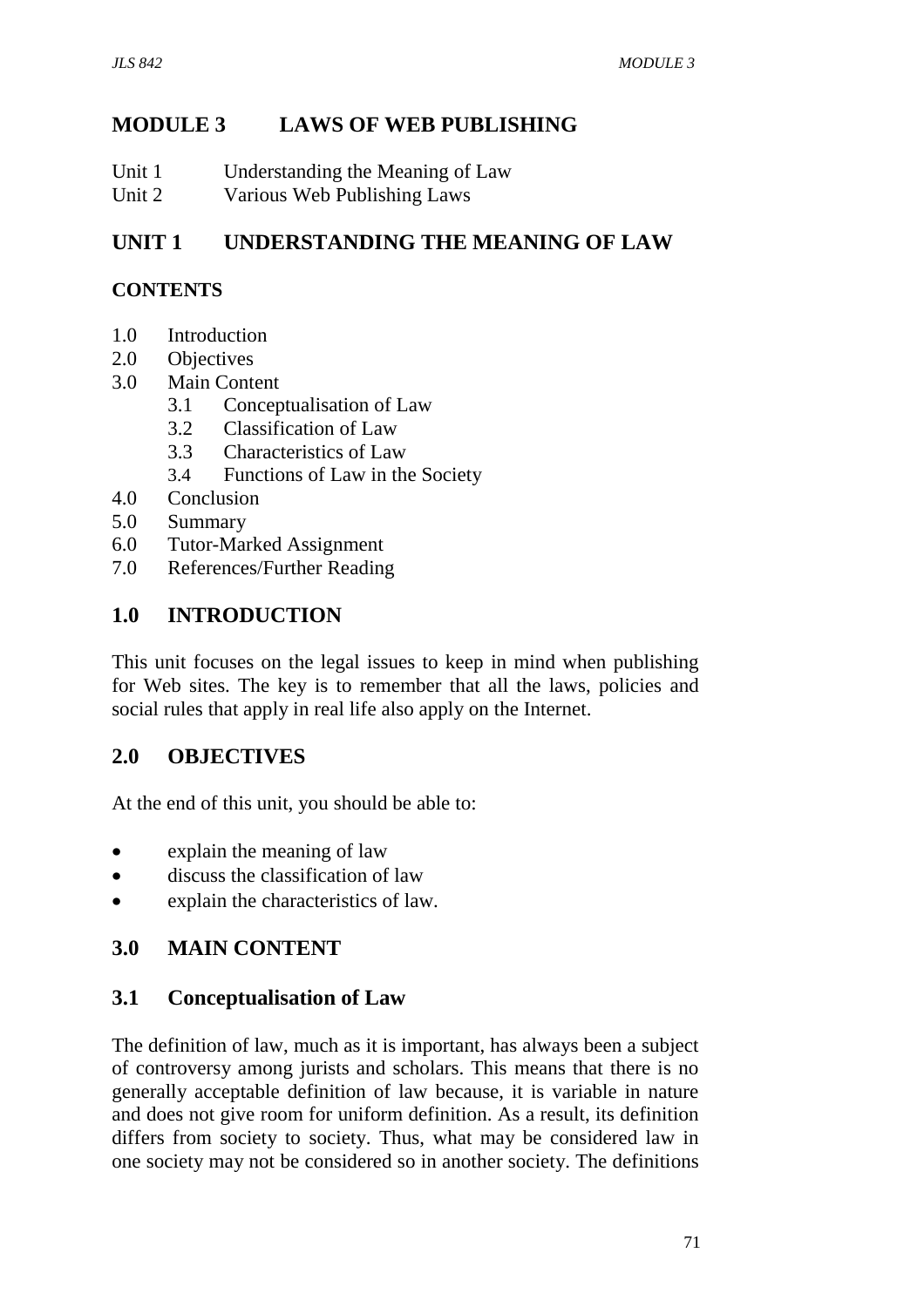# MODULE 3 LAWS OF WEB PUBLISHING

Unit 1 Understanding the Meaning of Law
Unit 2 Various Web Publishing Laws

## UNIT 1 UNDERSTANDING THE MEANING OF LAW

### CONTENTS

- 1.0 Introduction
- 2.0 Objectives
- 3.0 Main Content
    - 3.1 Conceptualisation of Law
    - 3.2 Classification of Law
    - 3.3 Characteristics of Law
    - 3.4 Functions of Law in the Society
- 4.0 Conclusion
- 5.0 Summary
- 6.0 Tutor-Marked Assignment
- 7.0 References/Further Reading

## 1.0 INTRODUCTION

This unit focuses on the legal issues to keep in mind when publishing for Web sites. The key is to remember that all the laws, policies and social rules that apply in real life also apply on the Internet.

## 2.0 OBJECTIVES

At the end of this unit, you should be able to:

- explain the meaning of law
- discuss the classification of law
- explain the characteristics of law.

## 3.0 MAIN CONTENT

### 3.1 Conceptualisation of Law

The definition of law, much as it is important, has always been a subject of controversy among jurists and scholars. This means that there is no generally acceptable definition of law because, it is variable in nature and does not give room for uniform definition. As a result, its definition differs from society to society. Thus, what may be considered law in one society may not be considered so in another society. The definitions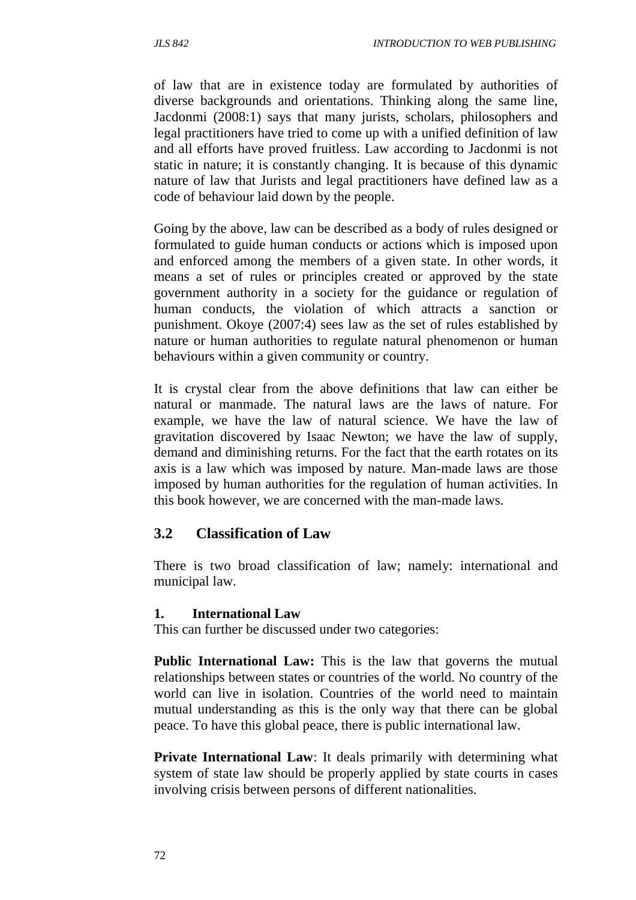of law that are in existence today are formulated by authorities of diverse backgrounds and orientations. Thinking along the same line, Jacdonmi (2008:1) says that many jurists, scholars, philosophers and legal practitioners have tried to come up with a unified definition of law and all efforts have proved fruitless. Law according to Jacdonmi is not static in nature; it is constantly changing. It is because of this dynamic nature of law that Jurists and legal practitioners have defined law as a code of behaviour laid down by the people.

Going by the above, law can be described as a body of rules designed or formulated to guide human conducts or actions which is imposed upon and enforced among the members of a given state. In other words, it means a set of rules or principles created or approved by the state government authority in a society for the guidance or regulation of human conducts, the violation of which attracts a sanction or punishment. Okoye (2007:4) sees law as the set of rules established by nature or human authorities to regulate natural phenomenon or human behaviours within a given community or country.

It is crystal clear from the above definitions that law can either be natural or manmade. The natural laws are the laws of nature. For example, we have the law of natural science. We have the law of gravitation discovered by Isaac Newton; we have the law of supply, demand and diminishing returns. For the fact that the earth rotates on its axis is a law which was imposed by nature. Man-made laws are those imposed by human authorities for the regulation of human activities. In this book however, we are concerned with the man-made laws.

## 3.2 Classification of Law

There is two broad classification of law; namely: international and municipal law.

#### 1. International Law

This can further be discussed under two categories:

**Public International Law:** This is the law that governs the mutual relationships between states or countries of the world. No country of the world can live in isolation. Countries of the world need to maintain mutual understanding as this is the only way that there can be global peace. To have this global peace, there is public international law.

**Private International Law**: It deals primarily with determining what system of state law should be properly applied by state courts in cases involving crisis between persons of different nationalities.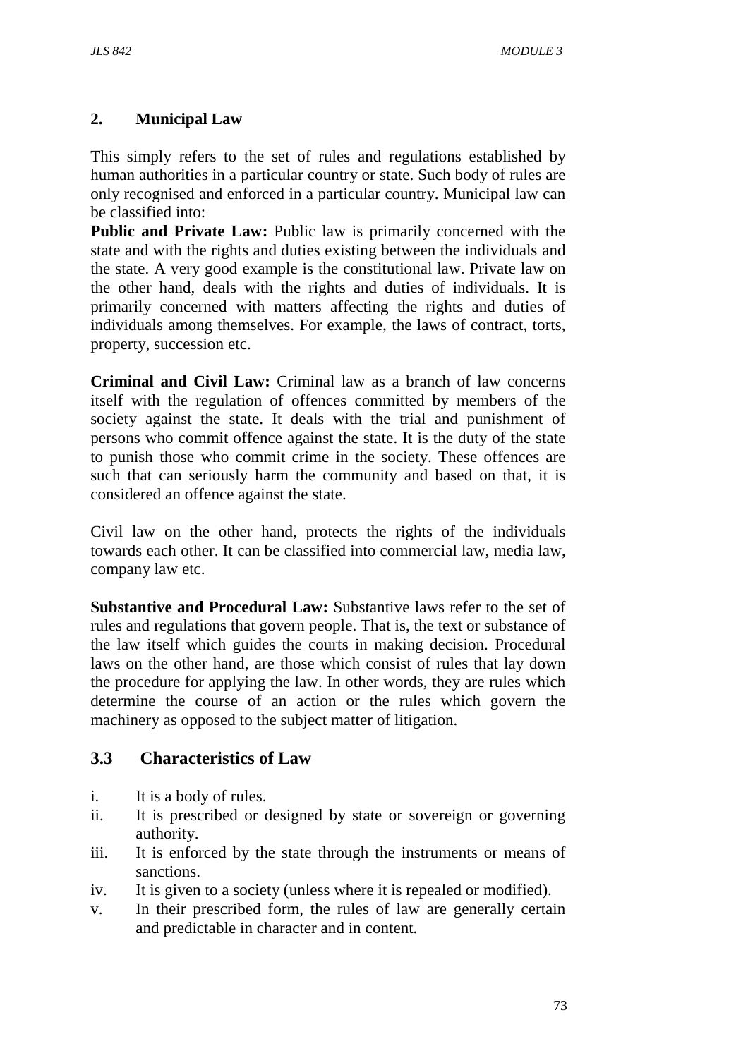## 2. Municipal Law

This simply refers to the set of rules and regulations established by human authorities in a particular country or state. Such body of rules are only recognised and enforced in a particular country. Municipal law can be classified into:

**Public and Private Law:** Public law is primarily concerned with the state and with the rights and duties existing between the individuals and the state. A very good example is the constitutional law. Private law on the other hand, deals with the rights and duties of individuals. It is primarily concerned with matters affecting the rights and duties of individuals among themselves. For example, the laws of contract, torts, property, succession etc.

**Criminal and Civil Law:** Criminal law as a branch of law concerns itself with the regulation of offences committed by members of the society against the state. It deals with the trial and punishment of persons who commit offence against the state. It is the duty of the state to punish those who commit crime in the society. These offences are such that can seriously harm the community and based on that, it is considered an offence against the state.

Civil law on the other hand, protects the rights of the individuals towards each other. It can be classified into commercial law, media law, company law etc.

**Substantive and Procedural Law:** Substantive laws refer to the set of rules and regulations that govern people. That is, the text or substance of the law itself which guides the courts in making decision. Procedural laws on the other hand, are those which consist of rules that lay down the procedure for applying the law. In other words, they are rules which determine the course of an action or the rules which govern the machinery as opposed to the subject matter of litigation.

## 3.3 Characteristics of Law

i. It is a body of rules.
ii. It is prescribed or designed by state or sovereign or governing authority.
iii. It is enforced by the state through the instruments or means of sanctions.
iv. It is given to a society (unless where it is repealed or modified).
v. In their prescribed form, the rules of law are generally certain and predictable in character and in content.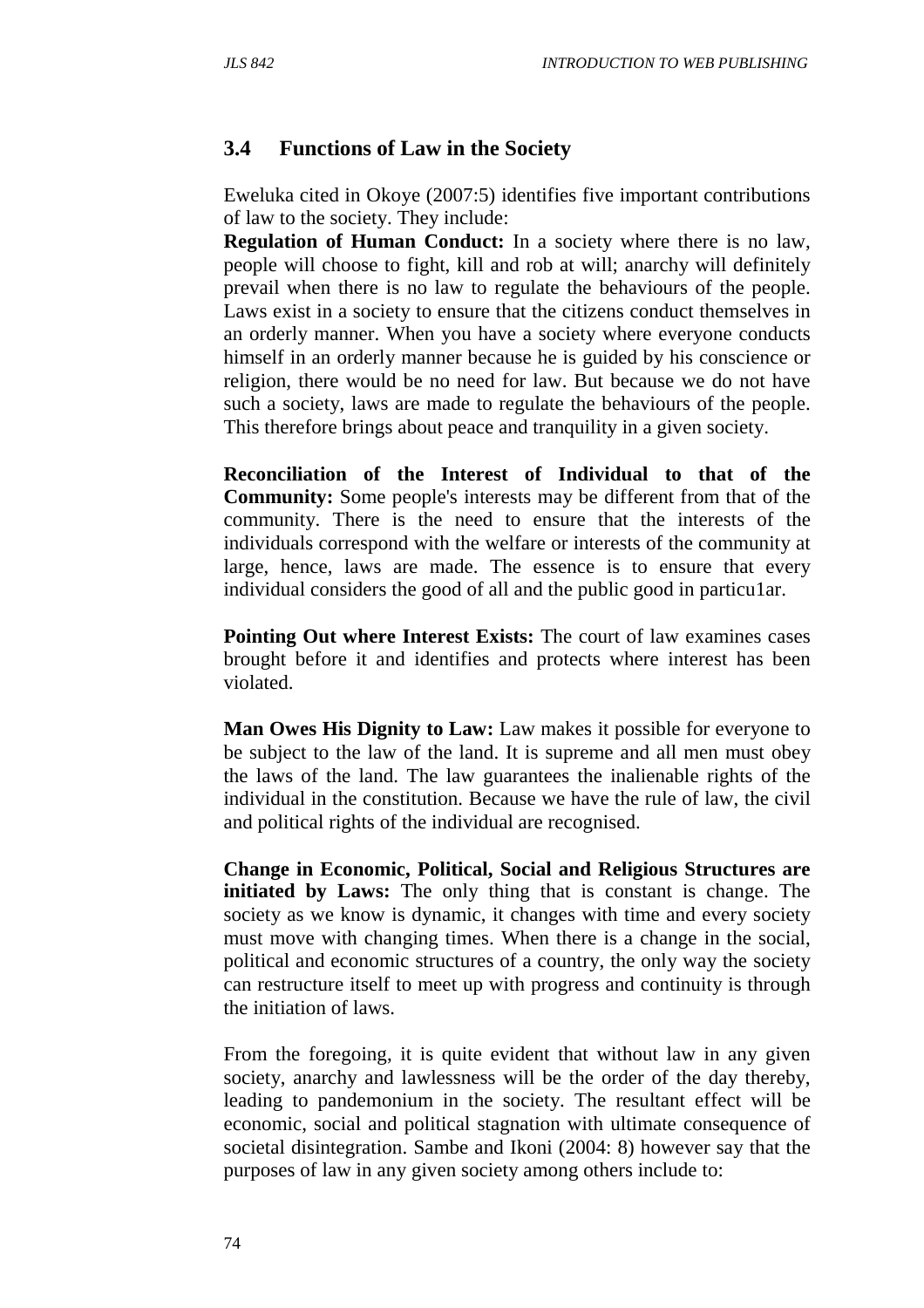## 3.4 Functions of Law in the Society

Eweluka cited in Okoye (2007:5) identifies five important contributions of law to the society. They include:

**Regulation of Human Conduct:** In a society where there is no law, people will choose to fight, kill and rob at will; anarchy will definitely prevail when there is no law to regulate the behaviours of the people. Laws exist in a society to ensure that the citizens conduct themselves in an orderly manner. When you have a society where everyone conducts himself in an orderly manner because he is guided by his conscience or religion, there would be no need for law. But because we do not have such a society, laws are made to regulate the behaviours of the people. This therefore brings about peace and tranquility in a given society.

**Reconciliation of the Interest of Individual to that of the Community:** Some people's interests may be different from that of the community. There is the need to ensure that the interests of the individuals correspond with the welfare or interests of the community at large, hence, laws are made. The essence is to ensure that every individual considers the good of all and the public good in particu1ar.

**Pointing Out where Interest Exists:** The court of law examines cases brought before it and identifies and protects where interest has been violated.

**Man Owes His Dignity to Law:** Law makes it possible for everyone to be subject to the law of the land. It is supreme and all men must obey the laws of the land. The law guarantees the inalienable rights of the individual in the constitution. Because we have the rule of law, the civil and political rights of the individual are recognised.

**Change in Economic, Political, Social and Religious Structures are initiated by Laws:** The only thing that is constant is change. The society as we know is dynamic, it changes with time and every society must move with changing times. When there is a change in the social, political and economic structures of a country, the only way the society can restructure itself to meet up with progress and continuity is through the initiation of laws.

From the foregoing, it is quite evident that without law in any given society, anarchy and lawlessness will be the order of the day thereby, leading to pandemonium in the society. The resultant effect will be economic, social and political stagnation with ultimate consequence of societal disintegration. Sambe and Ikoni (2004: 8) however say that the purposes of law in any given society among others include to: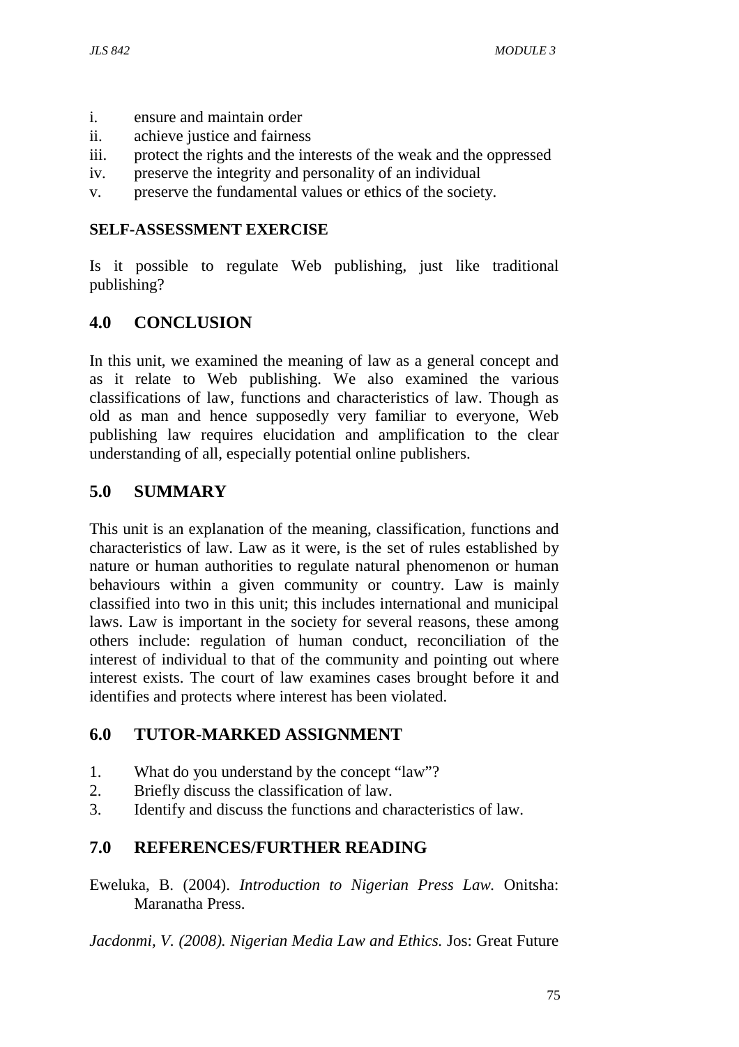i. ensure and maintain order
ii. achieve justice and fairness
iii. protect the rights and the interests of the weak and the oppressed
iv. preserve the integrity and personality of an individual
v. preserve the fundamental values or ethics of the society.

**SELF-ASSESSMENT EXERCISE**

Is it possible to regulate Web publishing, just like traditional publishing?

## 4.0 CONCLUSION

In this unit, we examined the meaning of law as a general concept and as it relate to Web publishing. We also examined the various classifications of law, functions and characteristics of law. Though as old as man and hence supposedly very familiar to everyone, Web publishing law requires elucidation and amplification to the clear understanding of all, especially potential online publishers.

## 5.0 SUMMARY

This unit is an explanation of the meaning, classification, functions and characteristics of law. Law as it were, is the set of rules established by nature or human authorities to regulate natural phenomenon or human behaviours within a given community or country. Law is mainly classified into two in this unit; this includes international and municipal laws. Law is important in the society for several reasons, these among others include: regulation of human conduct, reconciliation of the interest of individual to that of the community and pointing out where interest exists. The court of law examines cases brought before it and identifies and protects where interest has been violated.

## 6.0 TUTOR-MARKED ASSIGNMENT

1. What do you understand by the concept "law"?
2. Briefly discuss the classification of law.
3. Identify and discuss the functions and characteristics of law.

## 7.0 REFERENCES/FURTHER READING

Eweluka, B. (2004). *Introduction to Nigerian Press Law.* Onitsha: Maranatha Press.

*Jacdonmi, V. (2008). Nigerian Media Law and Ethics.* Jos: Great Future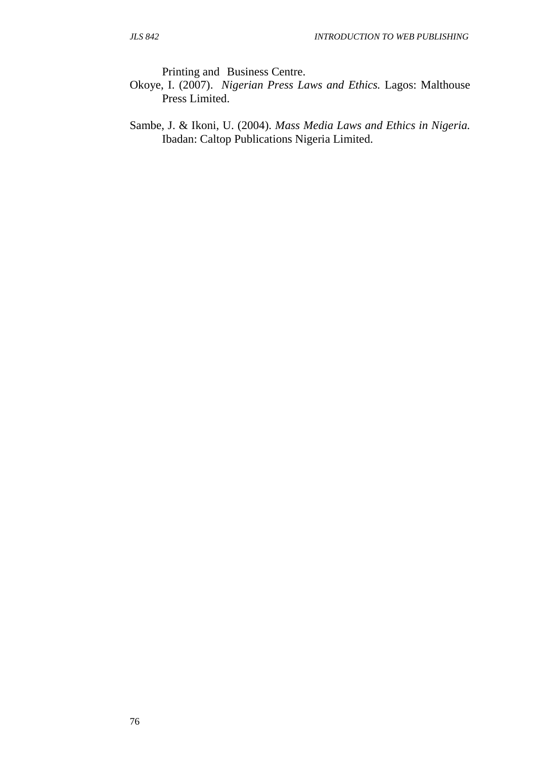Printing and Business Centre.

Okoye, I. (2007). *Nigerian Press Laws and Ethics.* Lagos: Malthouse Press Limited.

Sambe, J. & Ikoni, U. (2004). *Mass Media Laws and Ethics in Nigeria.* Ibadan: Caltop Publications Nigeria Limited.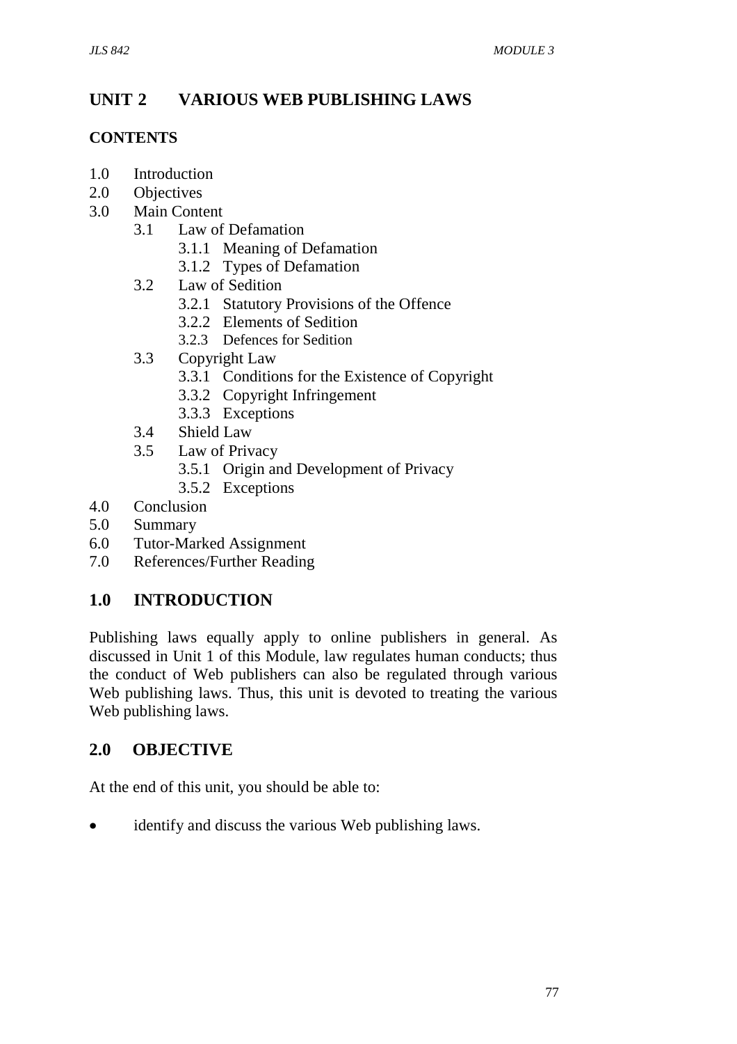# UNIT 2 VARIOUS WEB PUBLISHING LAWS

## CONTENTS

1.0 Introduction
2.0 Objectives
3.0 Main Content
    3.1 Law of Defamation
        3.1.1 Meaning of Defamation
        3.1.2 Types of Defamation
    3.2 Law of Sedition
        3.2.1 Statutory Provisions of the Offence
        3.2.2 Elements of Sedition
        3.2.3 Defences for Sedition
    3.3 Copyright Law
        3.3.1 Conditions for the Existence of Copyright
        3.3.2 Copyright Infringement
        3.3.3 Exceptions
    3.4 Shield Law
    3.5 Law of Privacy
        3.5.1 Origin and Development of Privacy
        3.5.2 Exceptions
4.0 Conclusion
5.0 Summary
6.0 Tutor-Marked Assignment
7.0 References/Further Reading

## 1.0 INTRODUCTION

Publishing laws equally apply to online publishers in general. As discussed in Unit 1 of this Module, law regulates human conducts; thus the conduct of Web publishers can also be regulated through various Web publishing laws. Thus, this unit is devoted to treating the various Web publishing laws.

## 2.0 OBJECTIVE

At the end of this unit, you should be able to:

- identify and discuss the various Web publishing laws.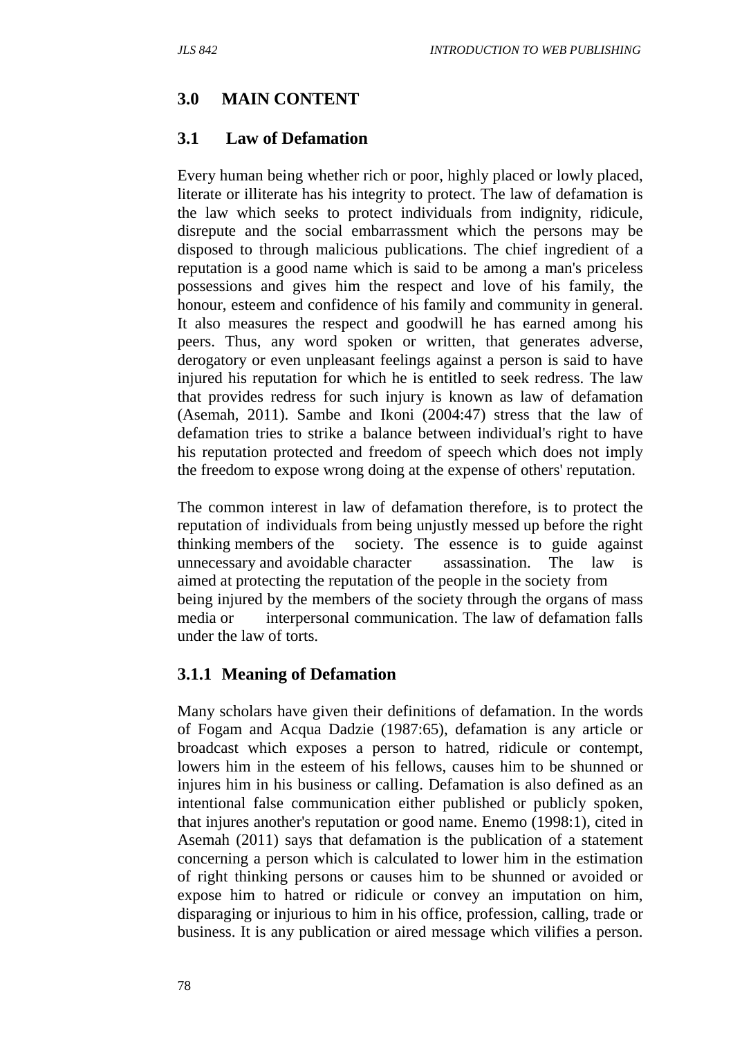## 3.0 MAIN CONTENT

### 3.1 Law of Defamation

Every human being whether rich or poor, highly placed or lowly placed, literate or illiterate has his integrity to protect. The law of defamation is the law which seeks to protect individuals from indignity, ridicule, disrepute and the social embarrassment which the persons may be disposed to through malicious publications. The chief ingredient of a reputation is a good name which is said to be among a man's priceless possessions and gives him the respect and love of his family, the honour, esteem and confidence of his family and community in general. It also measures the respect and goodwill he has earned among his peers. Thus, any word spoken or written, that generates adverse, derogatory or even unpleasant feelings against a person is said to have injured his reputation for which he is entitled to seek redress. The law that provides redress for such injury is known as law of defamation (Asemah, 2011). Sambe and Ikoni (2004:47) stress that the law of defamation tries to strike a balance between individual's right to have his reputation protected and freedom of speech which does not imply the freedom to expose wrong doing at the expense of others' reputation.

The common interest in law of defamation therefore, is to protect the reputation of individuals from being unjustly messed up before the right thinking members of the society. The essence is to guide against unnecessary and avoidable character assassination. The law is aimed at protecting the reputation of the people in the society from being injured by the members of the society through the organs of mass media or interpersonal communication. The law of defamation falls under the law of torts.

#### 3.1.1 Meaning of Defamation

Many scholars have given their definitions of defamation. In the words of Fogam and Acqua Dadzie (1987:65), defamation is any article or broadcast which exposes a person to hatred, ridicule or contempt, lowers him in the esteem of his fellows, causes him to be shunned or injures him in his business or calling. Defamation is also defined as an intentional false communication either published or publicly spoken, that injures another's reputation or good name. Enemo (1998:1), cited in Asemah (2011) says that defamation is the publication of a statement concerning a person which is calculated to lower him in the estimation of right thinking persons or causes him to be shunned or avoided or expose him to hatred or ridicule or convey an imputation on him, disparaging or injurious to him in his office, profession, calling, trade or business. It is any publication or aired message which vilifies a person.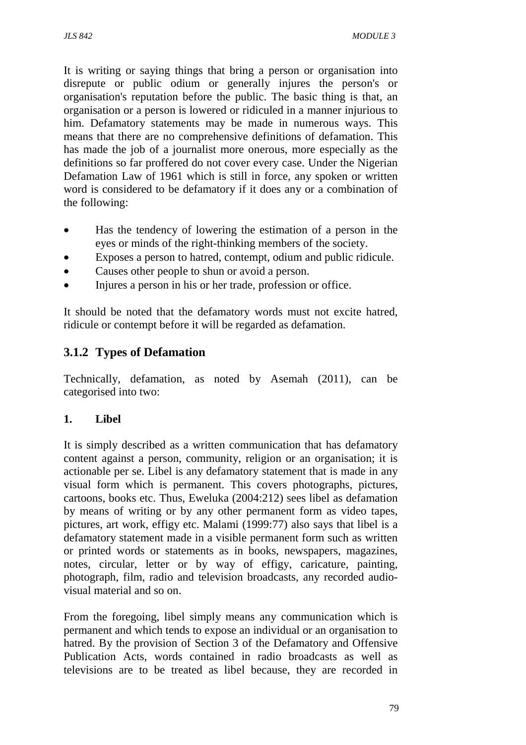It is writing or saying things that bring a person or organisation into disrepute or public odium or generally injures the person's or organisation's reputation before the public. The basic thing is that, an organisation or a person is lowered or ridiculed in a manner injurious to him. Defamatory statements may be made in numerous ways. This means that there are no comprehensive definitions of defamation. This has made the job of a journalist more onerous, more especially as the definitions so far proffered do not cover every case. Under the Nigerian Defamation Law of 1961 which is still in force, any spoken or written word is considered to be defamatory if it does any or a combination of the following:

- Has the tendency of lowering the estimation of a person in the eyes or minds of the right-thinking members of the society.
- Exposes a person to hatred, contempt, odium and public ridicule.
- Causes other people to shun or avoid a person.
- Injures a person in his or her trade, profession or office.

It should be noted that the defamatory words must not excite hatred, ridicule or contempt before it will be regarded as defamation.

### 3.1.2 Types of Defamation

Technically, defamation, as noted by Asemah (2011), can be categorised into two:

**1. Libel**

It is simply described as a written communication that has defamatory content against a person, community, religion or an organisation; it is actionable per se. Libel is any defamatory statement that is made in any visual form which is permanent. This covers photographs, pictures, cartoons, books etc. Thus, Eweluka (2004:212) sees libel as defamation by means of writing or by any other permanent form as video tapes, pictures, art work, effigy etc. Malami (1999:77) also says that libel is a defamatory statement made in a visible permanent form such as written or printed words or statements as in books, newspapers, magazines, notes, circular, letter or by way of effigy, caricature, painting, photograph, film, radio and television broadcasts, any recorded audio-visual material and so on.

From the foregoing, libel simply means any communication which is permanent and which tends to expose an individual or an organisation to hatred. By the provision of Section 3 of the Defamatory and Offensive Publication Acts, words contained in radio broadcasts as well as televisions are to be treated as libel because, they are recorded in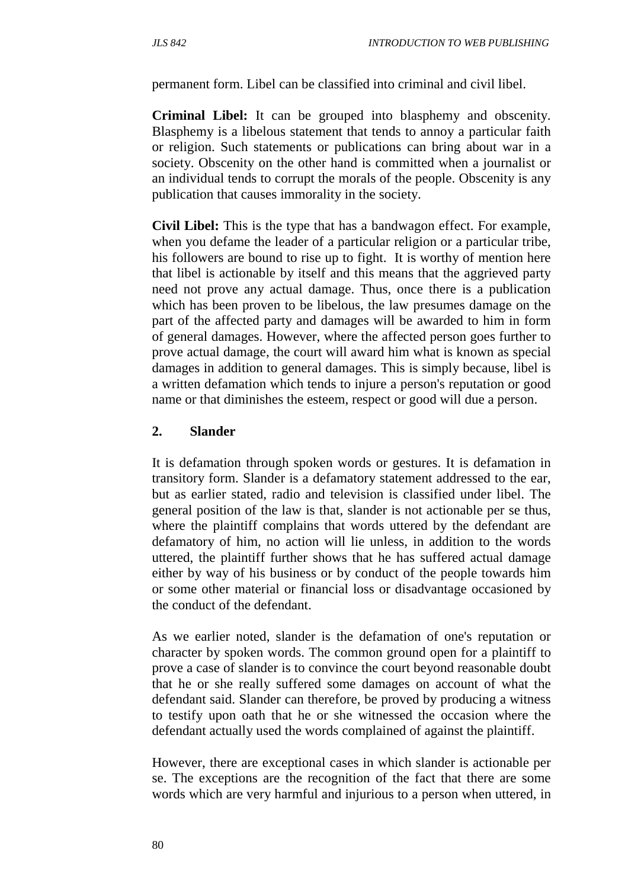permanent form. Libel can be classified into criminal and civil libel.

**Criminal Libel:** It can be grouped into blasphemy and obscenity. Blasphemy is a libelous statement that tends to annoy a particular faith or religion. Such statements or publications can bring about war in a society. Obscenity on the other hand is committed when a journalist or an individual tends to corrupt the morals of the people. Obscenity is any publication that causes immorality in the society.

**Civil Libel:** This is the type that has a bandwagon effect. For example, when you defame the leader of a particular religion or a particular tribe, his followers are bound to rise up to fight. It is worthy of mention here that libel is actionable by itself and this means that the aggrieved party need not prove any actual damage. Thus, once there is a publication which has been proven to be libelous, the law presumes damage on the part of the affected party and damages will be awarded to him in form of general damages. However, where the affected person goes further to prove actual damage, the court will award him what is known as special damages in addition to general damages. This is simply because, libel is a written defamation which tends to injure a person's reputation or good name or that diminishes the esteem, respect or good will due a person.

**2. Slander**

It is defamation through spoken words or gestures. It is defamation in transitory form. Slander is a defamatory statement addressed to the ear, but as earlier stated, radio and television is classified under libel. The general position of the law is that, slander is not actionable per se thus, where the plaintiff complains that words uttered by the defendant are defamatory of him, no action will lie unless, in addition to the words uttered, the plaintiff further shows that he has suffered actual damage either by way of his business or by conduct of the people towards him or some other material or financial loss or disadvantage occasioned by the conduct of the defendant.

As we earlier noted, slander is the defamation of one's reputation or character by spoken words. The common ground open for a plaintiff to prove a case of slander is to convince the court beyond reasonable doubt that he or she really suffered some damages on account of what the defendant said. Slander can therefore, be proved by producing a witness to testify upon oath that he or she witnessed the occasion where the defendant actually used the words complained of against the plaintiff.

However, there are exceptional cases in which slander is actionable per se. The exceptions are the recognition of the fact that there are some words which are very harmful and injurious to a person when uttered, in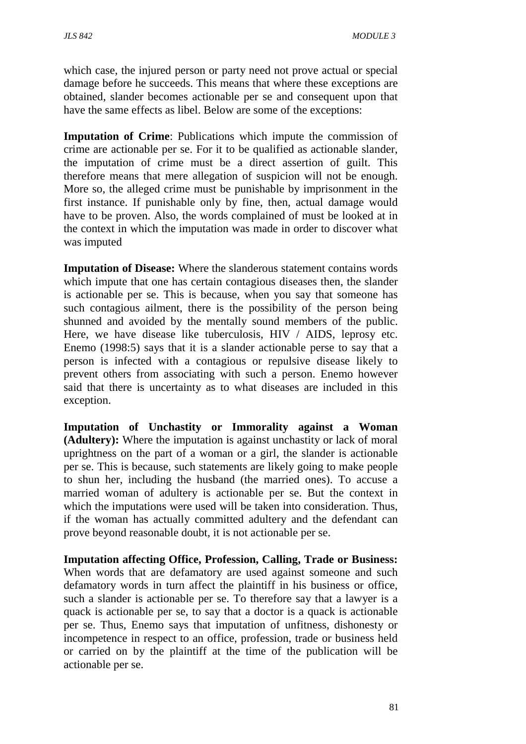which case, the injured person or party need not prove actual or special damage before he succeeds. This means that where these exceptions are obtained, slander becomes actionable per se and consequent upon that have the same effects as libel. Below are some of the exceptions:

**Imputation of Crime**: Publications which impute the commission of crime are actionable per se. For it to be qualified as actionable slander, the imputation of crime must be a direct assertion of guilt. This therefore means that mere allegation of suspicion will not be enough. More so, the alleged crime must be punishable by imprisonment in the first instance. If punishable only by fine, then, actual damage would have to be proven. Also, the words complained of must be looked at in the context in which the imputation was made in order to discover what was imputed

**Imputation of Disease:** Where the slanderous statement contains words which impute that one has certain contagious diseases then, the slander is actionable per se. This is because, when you say that someone has such contagious ailment, there is the possibility of the person being shunned and avoided by the mentally sound members of the public. Here, we have disease like tuberculosis, HIV / AIDS, leprosy etc. Enemo (1998:5) says that it is a slander actionable perse to say that a person is infected with a contagious or repulsive disease likely to prevent others from associating with such a person. Enemo however said that there is uncertainty as to what diseases are included in this exception.

**Imputation of Unchastity or Immorality against a Woman (Adultery):** Where the imputation is against unchastity or lack of moral uprightness on the part of a woman or a girl, the slander is actionable per se. This is because, such statements are likely going to make people to shun her, including the husband (the married ones). To accuse a married woman of adultery is actionable per se. But the context in which the imputations were used will be taken into consideration. Thus, if the woman has actually committed adultery and the defendant can prove beyond reasonable doubt, it is not actionable per se.

**Imputation affecting Office, Profession, Calling, Trade or Business:** When words that are defamatory are used against someone and such defamatory words in turn affect the plaintiff in his business or office, such a slander is actionable per se. To therefore say that a lawyer is a quack is actionable per se, to say that a doctor is a quack is actionable per se. Thus, Enemo says that imputation of unfitness, dishonesty or incompetence in respect to an office, profession, trade or business held or carried on by the plaintiff at the time of the publication will be actionable per se.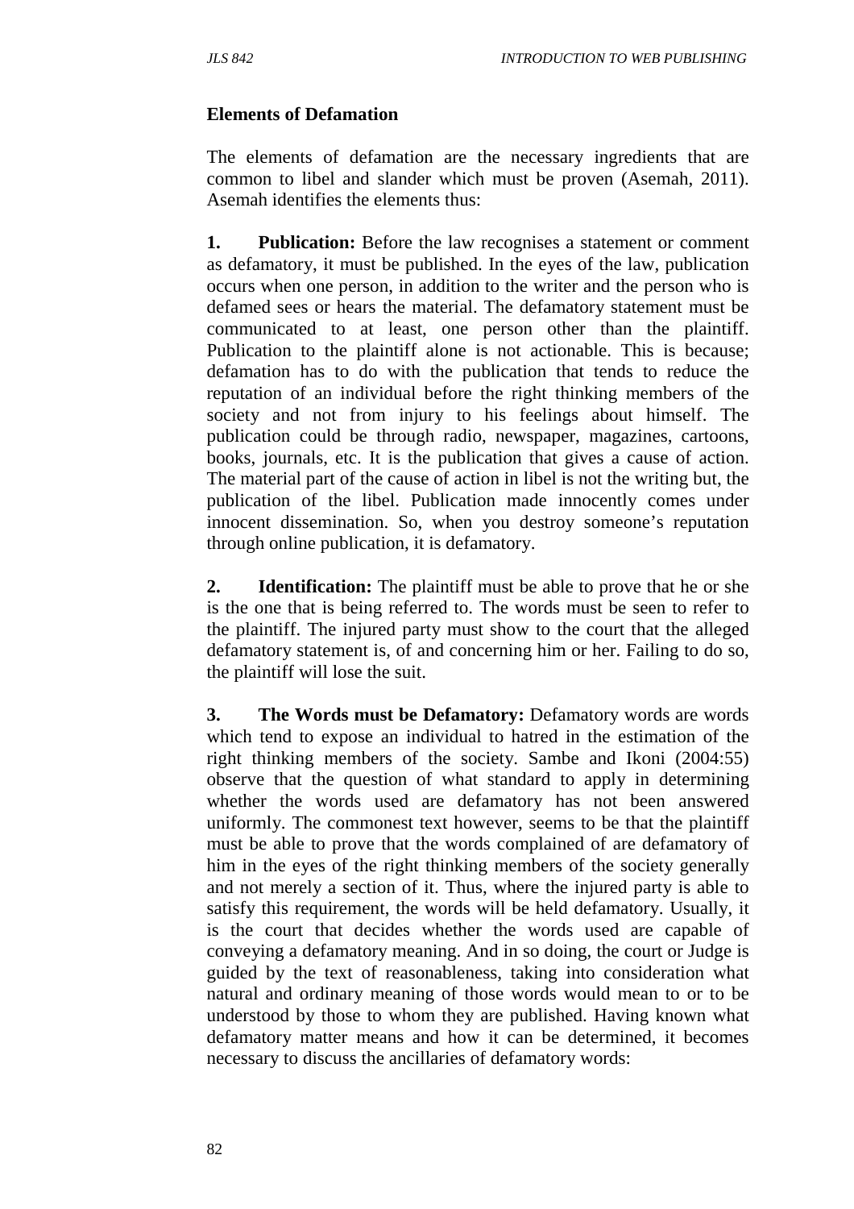## Elements of Defamation

The elements of defamation are the necessary ingredients that are common to libel and slander which must be proven (Asemah, 2011). Asemah identifies the elements thus:

**1. Publication:** Before the law recognises a statement or comment as defamatory, it must be published. In the eyes of the law, publication occurs when one person, in addition to the writer and the person who is defamed sees or hears the material. The defamatory statement must be communicated to at least, one person other than the plaintiff. Publication to the plaintiff alone is not actionable. This is because; defamation has to do with the publication that tends to reduce the reputation of an individual before the right thinking members of the society and not from injury to his feelings about himself. The publication could be through radio, newspaper, magazines, cartoons, books, journals, etc. It is the publication that gives a cause of action. The material part of the cause of action in libel is not the writing but, the publication of the libel. Publication made innocently comes under innocent dissemination. So, when you destroy someone's reputation through online publication, it is defamatory.

**2. Identification:** The plaintiff must be able to prove that he or she is the one that is being referred to. The words must be seen to refer to the plaintiff. The injured party must show to the court that the alleged defamatory statement is, of and concerning him or her. Failing to do so, the plaintiff will lose the suit.

**3. The Words must be Defamatory:** Defamatory words are words which tend to expose an individual to hatred in the estimation of the right thinking members of the society. Sambe and Ikoni (2004:55) observe that the question of what standard to apply in determining whether the words used are defamatory has not been answered uniformly. The commonest text however, seems to be that the plaintiff must be able to prove that the words complained of are defamatory of him in the eyes of the right thinking members of the society generally and not merely a section of it. Thus, where the injured party is able to satisfy this requirement, the words will be held defamatory. Usually, it is the court that decides whether the words used are capable of conveying a defamatory meaning. And in so doing, the court or Judge is guided by the text of reasonableness, taking into consideration what natural and ordinary meaning of those words would mean to or to be understood by those to whom they are published. Having known what defamatory matter means and how it can be determined, it becomes necessary to discuss the ancillaries of defamatory words: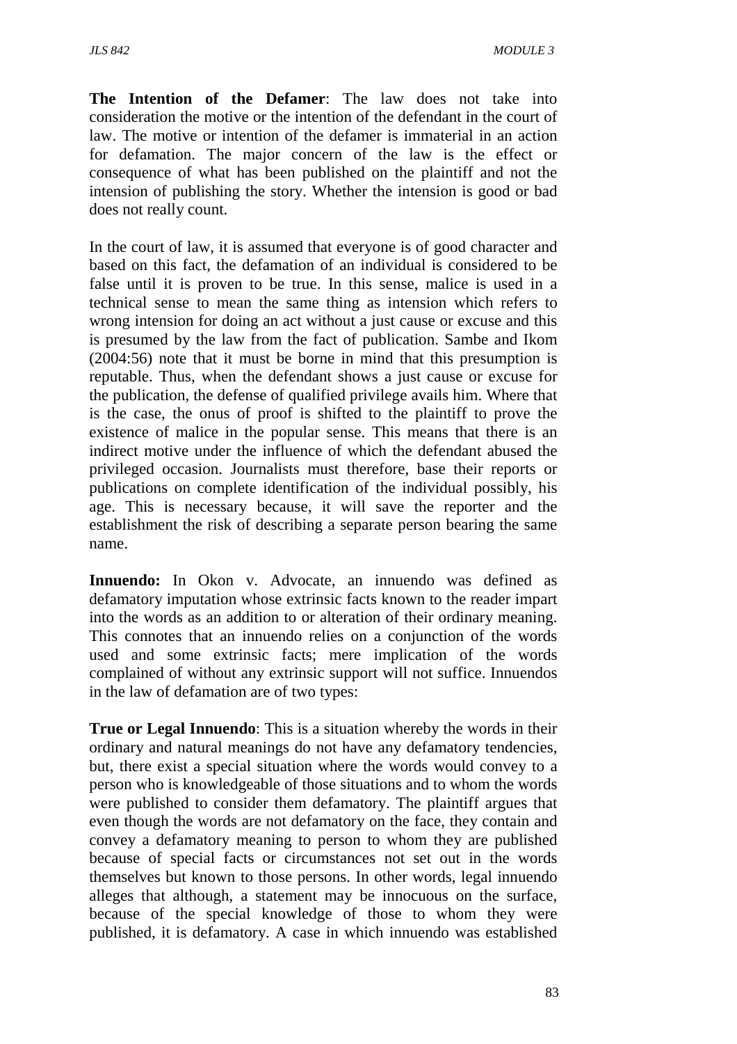**The Intention of the Defamer**: The law does not take into consideration the motive or the intention of the defendant in the court of law. The motive or intention of the defamer is immaterial in an action for defamation. The major concern of the law is the effect or consequence of what has been published on the plaintiff and not the intension of publishing the story. Whether the intension is good or bad does not really count.

In the court of law, it is assumed that everyone is of good character and based on this fact, the defamation of an individual is considered to be false until it is proven to be true. In this sense, malice is used in a technical sense to mean the same thing as intension which refers to wrong intension for doing an act without a just cause or excuse and this is presumed by the law from the fact of publication. Sambe and Ikom (2004:56) note that it must be borne in mind that this presumption is reputable. Thus, when the defendant shows a just cause or excuse for the publication, the defense of qualified privilege avails him. Where that is the case, the onus of proof is shifted to the plaintiff to prove the existence of malice in the popular sense. This means that there is an indirect motive under the influence of which the defendant abused the privileged occasion. Journalists must therefore, base their reports or publications on complete identification of the individual possibly, his age. This is necessary because, it will save the reporter and the establishment the risk of describing a separate person bearing the same name.

**Innuendo:** In Okon v. Advocate, an innuendo was defined as defamatory imputation whose extrinsic facts known to the reader impart into the words as an addition to or alteration of their ordinary meaning. This connotes that an innuendo relies on a conjunction of the words used and some extrinsic facts; mere implication of the words complained of without any extrinsic support will not suffice. Innuendos in the law of defamation are of two types:

**True or Legal Innuendo**: This is a situation whereby the words in their ordinary and natural meanings do not have any defamatory tendencies, but, there exist a special situation where the words would convey to a person who is knowledgeable of those situations and to whom the words were published to consider them defamatory. The plaintiff argues that even though the words are not defamatory on the face, they contain and convey a defamatory meaning to person to whom they are published because of special facts or circumstances not set out in the words themselves but known to those persons. In other words, legal innuendo alleges that although, a statement may be innocuous on the surface, because of the special knowledge of those to whom they were published, it is defamatory. A case in which innuendo was established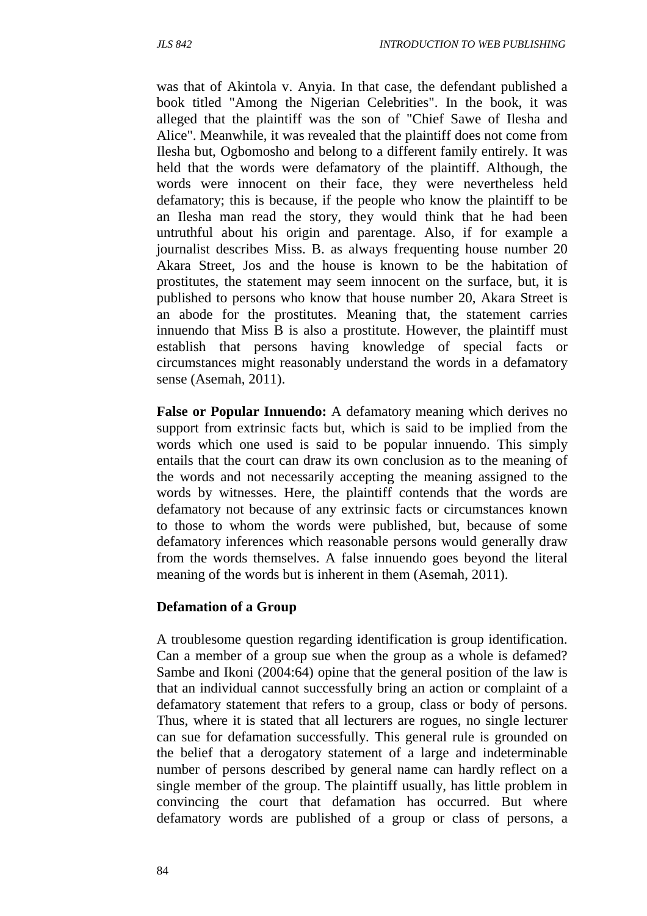was that of Akintola v. Anyia. In that case, the defendant published a book titled "Among the Nigerian Celebrities". In the book, it was alleged that the plaintiff was the son of "Chief Sawe of Ilesha and Alice". Meanwhile, it was revealed that the plaintiff does not come from Ilesha but, Ogbomosho and belong to a different family entirely. It was held that the words were defamatory of the plaintiff. Although, the words were innocent on their face, they were nevertheless held defamatory; this is because, if the people who know the plaintiff to be an Ilesha man read the story, they would think that he had been untruthful about his origin and parentage. Also, if for example a journalist describes Miss. B. as always frequenting house number 20 Akara Street, Jos and the house is known to be the habitation of prostitutes, the statement may seem innocent on the surface, but, it is published to persons who know that house number 20, Akara Street is an abode for the prostitutes. Meaning that, the statement carries innuendo that Miss B is also a prostitute. However, the plaintiff must establish that persons having knowledge of special facts or circumstances might reasonably understand the words in a defamatory sense (Asemah, 2011).

**False or Popular Innuendo:** A defamatory meaning which derives no support from extrinsic facts but, which is said to be implied from the words which one used is said to be popular innuendo. This simply entails that the court can draw its own conclusion as to the meaning of the words and not necessarily accepting the meaning assigned to the words by witnesses. Here, the plaintiff contends that the words are defamatory not because of any extrinsic facts or circumstances known to those to whom the words were published, but, because of some defamatory inferences which reasonable persons would generally draw from the words themselves. A false innuendo goes beyond the literal meaning of the words but is inherent in them (Asemah, 2011).

**Defamation of a Group**

A troublesome question regarding identification is group identification. Can a member of a group sue when the group as a whole is defamed? Sambe and Ikoni (2004:64) opine that the general position of the law is that an individual cannot successfully bring an action or complaint of a defamatory statement that refers to a group, class or body of persons. Thus, where it is stated that all lecturers are rogues, no single lecturer can sue for defamation successfully. This general rule is grounded on the belief that a derogatory statement of a large and indeterminable number of persons described by general name can hardly reflect on a single member of the group. The plaintiff usually, has little problem in convincing the court that defamation has occurred. But where defamatory words are published of a group or class of persons, a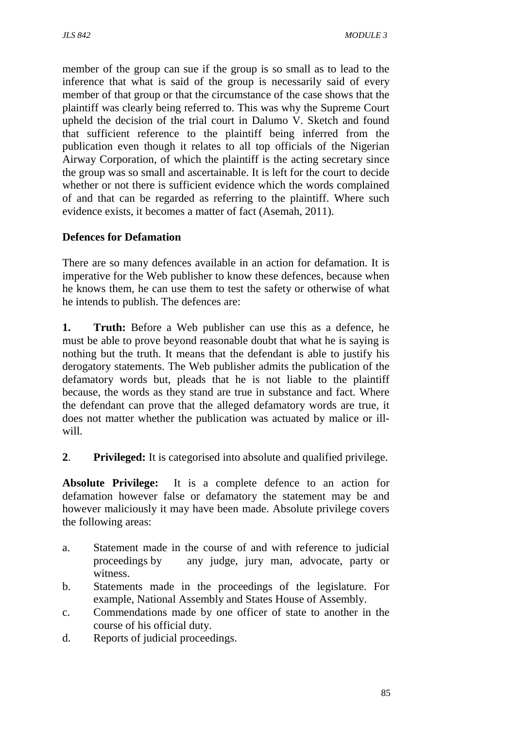member of the group can sue if the group is so small as to lead to the inference that what is said of the group is necessarily said of every member of that group or that the circumstance of the case shows that the plaintiff was clearly being referred to. This was why the Supreme Court upheld the decision of the trial court in Dalumo V. Sketch and found that sufficient reference to the plaintiff being inferred from the publication even though it relates to all top officials of the Nigerian Airway Corporation, of which the plaintiff is the acting secretary since the group was so small and ascertainable. It is left for the court to decide whether or not there is sufficient evidence which the words complained of and that can be regarded as referring to the plaintiff. Where such evidence exists, it becomes a matter of fact (Asemah, 2011).

**Defences for Defamation**

There are so many defences available in an action for defamation. It is imperative for the Web publisher to know these defences, because when he knows them, he can use them to test the safety or otherwise of what he intends to publish. The defences are:

**1. Truth:** Before a Web publisher can use this as a defence, he must be able to prove beyond reasonable doubt that what he is saying is nothing but the truth. It means that the defendant is able to justify his derogatory statements. The Web publisher admits the publication of the defamatory words but, pleads that he is not liable to the plaintiff because, the words as they stand are true in substance and fact. Where the defendant can prove that the alleged defamatory words are true, it does not matter whether the publication was actuated by malice or ill-will.

**2**. **Privileged:** It is categorised into absolute and qualified privilege.

**Absolute Privilege:** It is a complete defence to an action for defamation however false or defamatory the statement may be and however maliciously it may have been made. Absolute privilege covers the following areas:

a. Statement made in the course of and with reference to judicial proceedings by any judge, jury man, advocate, party or witness.
b. Statements made in the proceedings of the legislature. For example, National Assembly and States House of Assembly.
c. Commendations made by one officer of state to another in the course of his official duty.
d. Reports of judicial proceedings.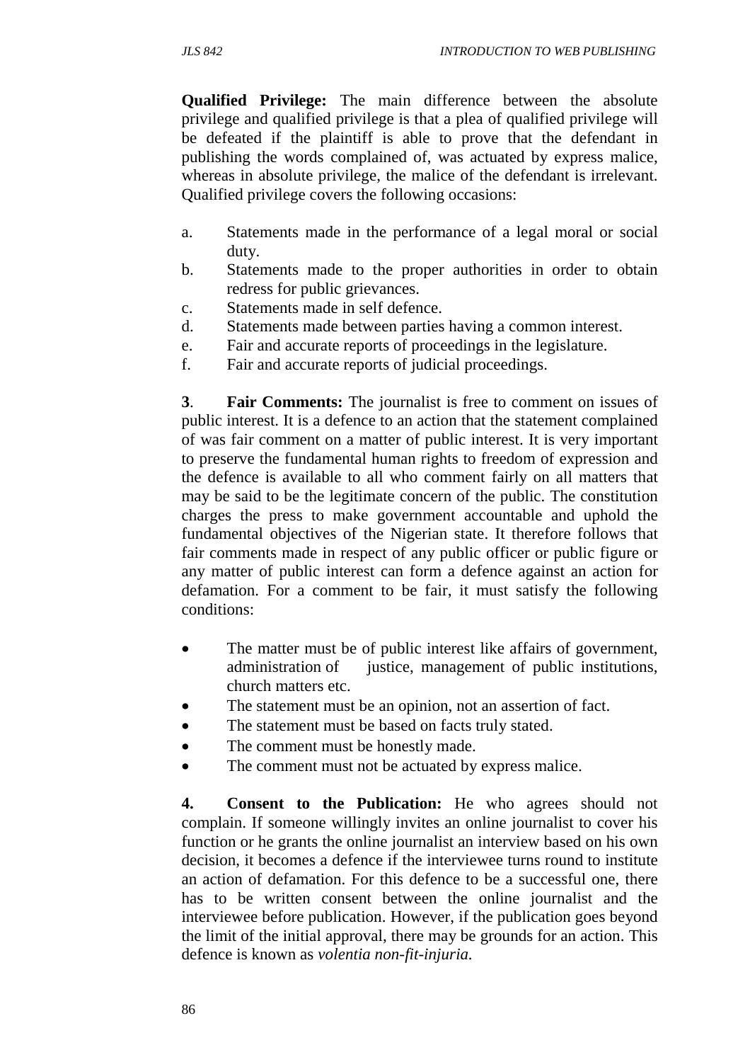**Qualified Privilege:** The main difference between the absolute privilege and qualified privilege is that a plea of qualified privilege will be defeated if the plaintiff is able to prove that the defendant in publishing the words complained of, was actuated by express malice, whereas in absolute privilege, the malice of the defendant is irrelevant. Qualified privilege covers the following occasions:

a. Statements made in the performance of a legal moral or social duty.
b. Statements made to the proper authorities in order to obtain redress for public grievances.
c. Statements made in self defence.
d. Statements made between parties having a common interest.
e. Fair and accurate reports of proceedings in the legislature.
f. Fair and accurate reports of judicial proceedings.

**3**. **Fair Comments:** The journalist is free to comment on issues of public interest. It is a defence to an action that the statement complained of was fair comment on a matter of public interest. It is very important to preserve the fundamental human rights to freedom of expression and the defence is available to all who comment fairly on all matters that may be said to be the legitimate concern of the public. The constitution charges the press to make government accountable and uphold the fundamental objectives of the Nigerian state. It therefore follows that fair comments made in respect of any public officer or public figure or any matter of public interest can form a defence against an action for defamation. For a comment to be fair, it must satisfy the following conditions:

- The matter must be of public interest like affairs of government, administration of justice, management of public institutions, church matters etc.
- The statement must be an opinion, not an assertion of fact.
- The statement must be based on facts truly stated.
- The comment must be honestly made.
- The comment must not be actuated by express malice.

**4. Consent to the Publication:** He who agrees should not complain. If someone willingly invites an online journalist to cover his function or he grants the online journalist an interview based on his own decision, it becomes a defence if the interviewee turns round to institute an action of defamation. For this defence to be a successful one, there has to be written consent between the online journalist and the interviewee before publication. However, if the publication goes beyond the limit of the initial approval, there may be grounds for an action. This defence is known as *volentia non-fit-injuria.*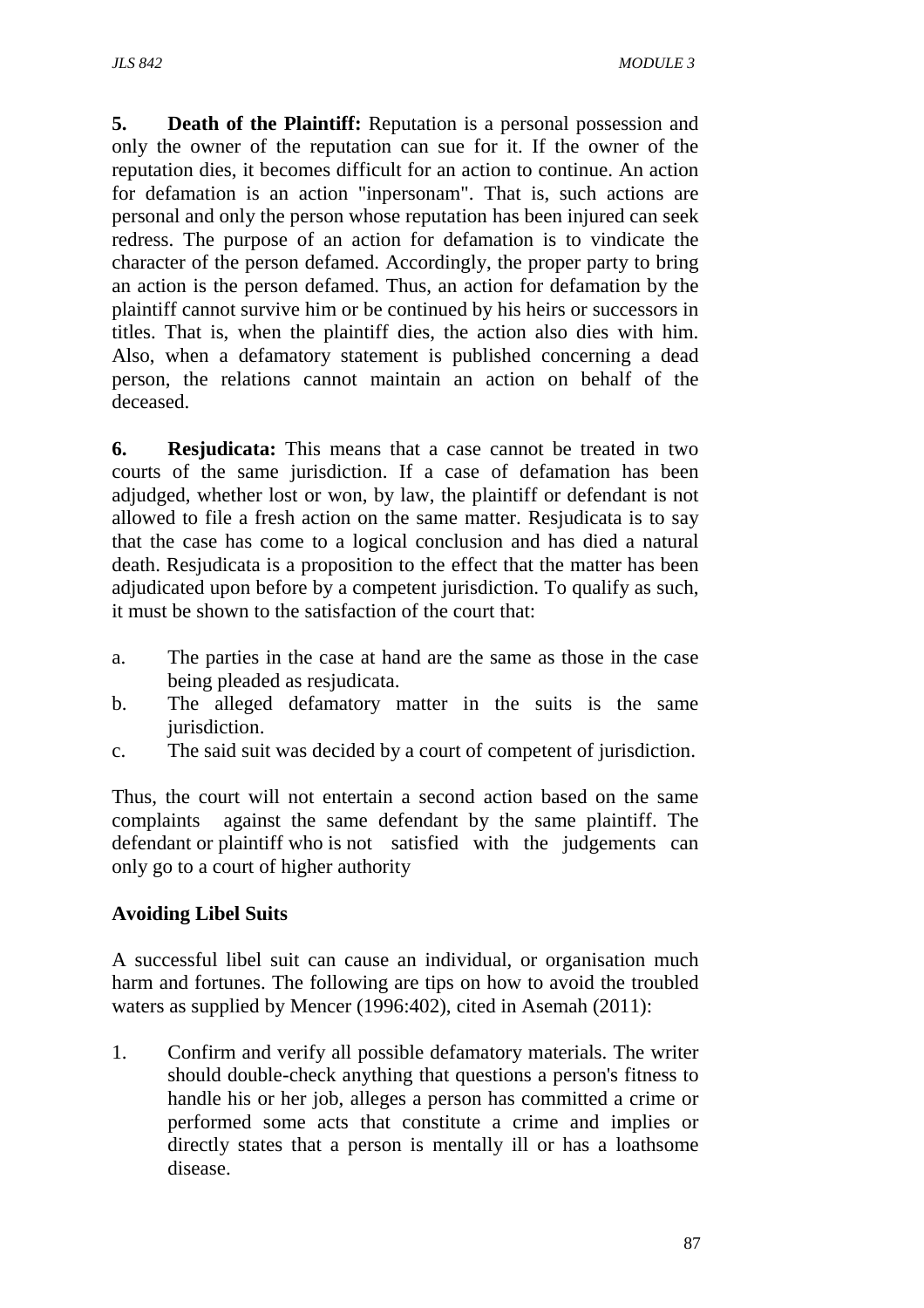**5. Death of the Plaintiff:** Reputation is a personal possession and only the owner of the reputation can sue for it. If the owner of the reputation dies, it becomes difficult for an action to continue. An action for defamation is an action "inpersonam". That is, such actions are personal and only the person whose reputation has been injured can seek redress. The purpose of an action for defamation is to vindicate the character of the person defamed. Accordingly, the proper party to bring an action is the person defamed. Thus, an action for defamation by the plaintiff cannot survive him or be continued by his heirs or successors in titles. That is, when the plaintiff dies, the action also dies with him. Also, when a defamatory statement is published concerning a dead person, the relations cannot maintain an action on behalf of the deceased.

**6. Resjudicata:** This means that a case cannot be treated in two courts of the same jurisdiction. If a case of defamation has been adjudged, whether lost or won, by law, the plaintiff or defendant is not allowed to file a fresh action on the same matter. Resjudicata is to say that the case has come to a logical conclusion and has died a natural death. Resjudicata is a proposition to the effect that the matter has been adjudicated upon before by a competent jurisdiction. To qualify as such, it must be shown to the satisfaction of the court that:

a. The parties in the case at hand are the same as those in the case being pleaded as resjudicata.
b. The alleged defamatory matter in the suits is the same jurisdiction.
c. The said suit was decided by a court of competent of jurisdiction.

Thus, the court will not entertain a second action based on the same complaints against the same defendant by the same plaintiff. The defendant or plaintiff who is not satisfied with the judgements can only go to a court of higher authority

**Avoiding Libel Suits**

A successful libel suit can cause an individual, or organisation much harm and fortunes. The following are tips on how to avoid the troubled waters as supplied by Mencer (1996:402), cited in Asemah (2011):

1. Confirm and verify all possible defamatory materials. The writer should double-check anything that questions a person's fitness to handle his or her job, alleges a person has committed a crime or performed some acts that constitute a crime and implies or directly states that a person is mentally ill or has a loathsome disease.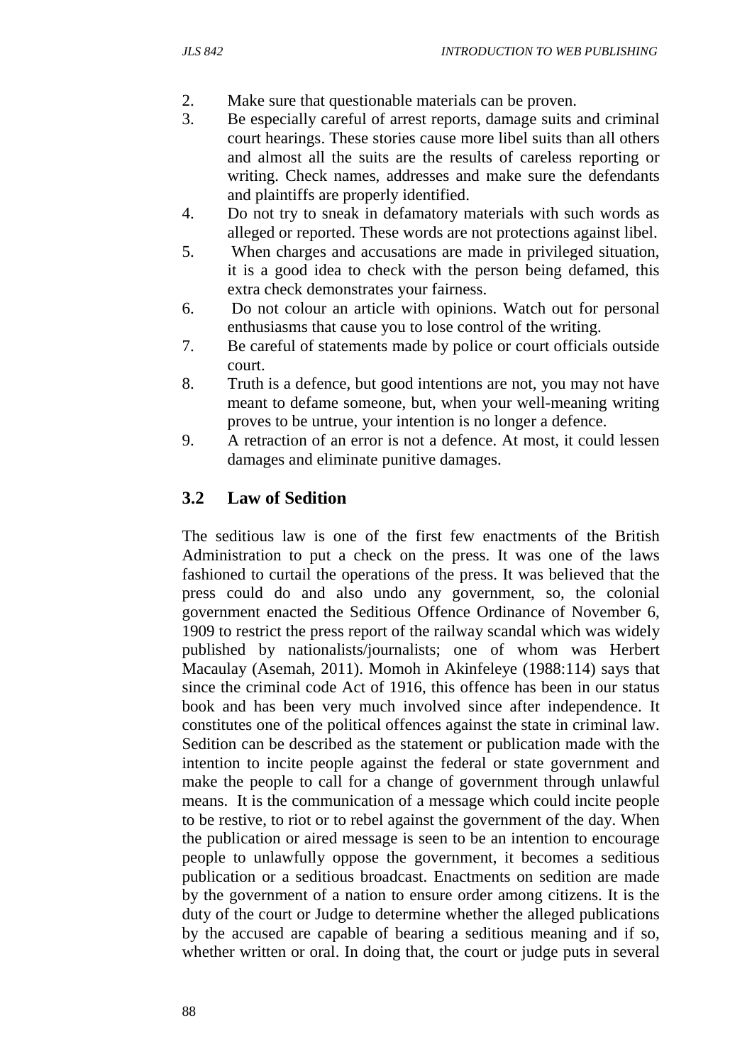2. Make sure that questionable materials can be proven.
3. Be especially careful of arrest reports, damage suits and criminal court hearings. These stories cause more libel suits than all others and almost all the suits are the results of careless reporting or writing. Check names, addresses and make sure the defendants and plaintiffs are properly identified.
4. Do not try to sneak in defamatory materials with such words as alleged or reported. These words are not protections against libel.
5. When charges and accusations are made in privileged situation, it is a good idea to check with the person being defamed, this extra check demonstrates your fairness.
6. Do not colour an article with opinions. Watch out for personal enthusiasms that cause you to lose control of the writing.
7. Be careful of statements made by police or court officials outside court.
8. Truth is a defence, but good intentions are not, you may not have meant to defame someone, but, when your well-meaning writing proves to be untrue, your intention is no longer a defence.
9. A retraction of an error is not a defence. At most, it could lessen damages and eliminate punitive damages.

### 3.2 Law of Sedition

The seditious law is one of the first few enactments of the British Administration to put a check on the press. It was one of the laws fashioned to curtail the operations of the press. It was believed that the press could do and also undo any government, so, the colonial government enacted the Seditious Offence Ordinance of November 6, 1909 to restrict the press report of the railway scandal which was widely published by nationalists/journalists; one of whom was Herbert Macaulay (Asemah, 2011). Momoh in Akinfeleye (1988:114) says that since the criminal code Act of 1916, this offence has been in our status book and has been very much involved since after independence. It constitutes one of the political offences against the state in criminal law. Sedition can be described as the statement or publication made with the intention to incite people against the federal or state government and make the people to call for a change of government through unlawful means. It is the communication of a message which could incite people to be restive, to riot or to rebel against the government of the day. When the publication or aired message is seen to be an intention to encourage people to unlawfully oppose the government, it becomes a seditious publication or a seditious broadcast. Enactments on sedition are made by the government of a nation to ensure order among citizens. It is the duty of the court or Judge to determine whether the alleged publications by the accused are capable of bearing a seditious meaning and if so, whether written or oral. In doing that, the court or judge puts in several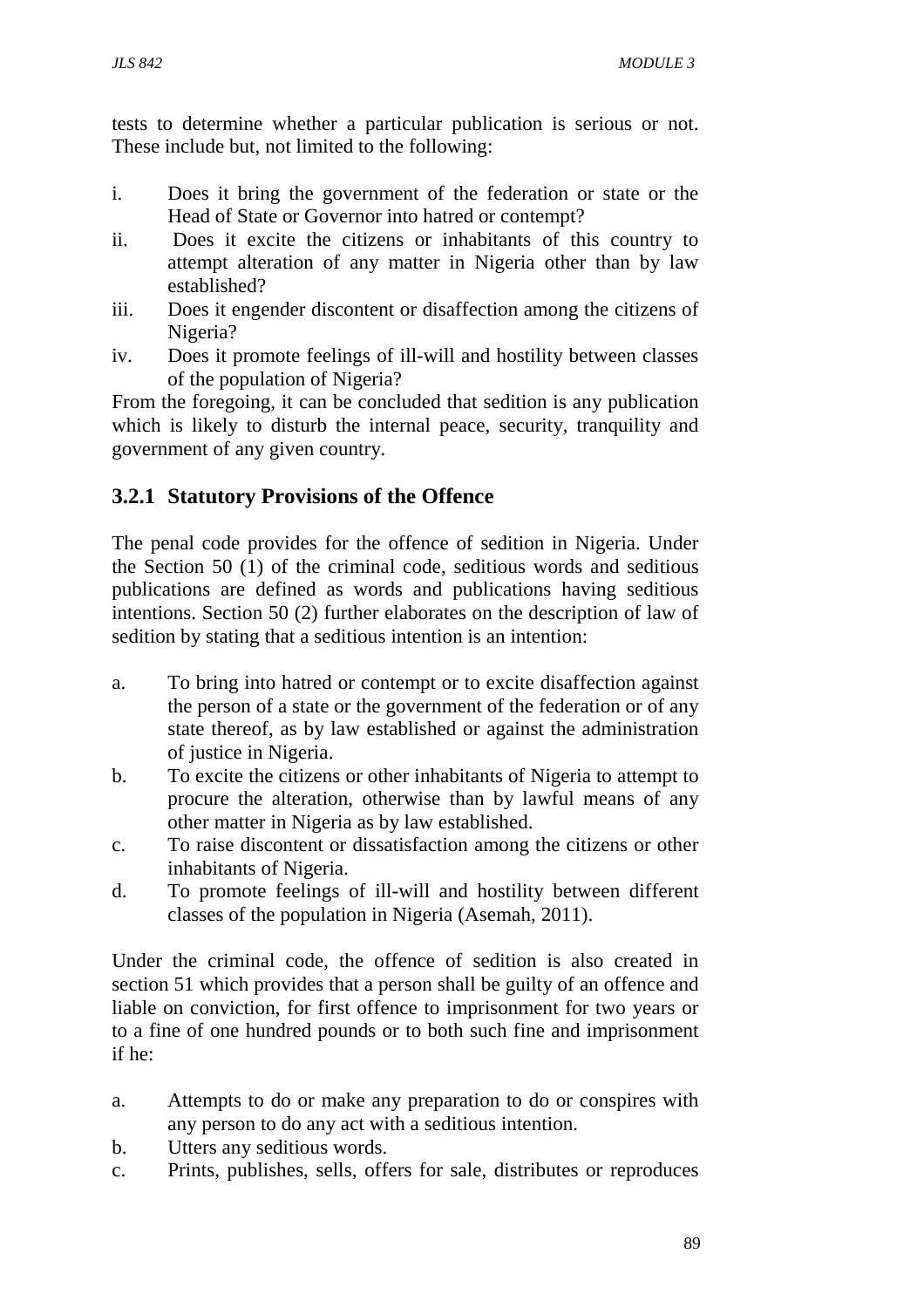tests to determine whether a particular publication is serious or not. These include but, not limited to the following:

i. Does it bring the government of the federation or state or the Head of State or Governor into hatred or contempt?
ii. Does it excite the citizens or inhabitants of this country to attempt alteration of any matter in Nigeria other than by law established?
iii. Does it engender discontent or disaffection among the citizens of Nigeria?
iv. Does it promote feelings of ill-will and hostility between classes of the population of Nigeria?

From the foregoing, it can be concluded that sedition is any publication which is likely to disturb the internal peace, security, tranquility and government of any given country.

### 3.2.1 Statutory Provisions of the Offence

The penal code provides for the offence of sedition in Nigeria. Under the Section 50 (1) of the criminal code, seditious words and seditious publications are defined as words and publications having seditious intentions. Section 50 (2) further elaborates on the description of law of sedition by stating that a seditious intention is an intention:

a. To bring into hatred or contempt or to excite disaffection against the person of a state or the government of the federation or of any state thereof, as by law established or against the administration of justice in Nigeria.
b. To excite the citizens or other inhabitants of Nigeria to attempt to procure the alteration, otherwise than by lawful means of any other matter in Nigeria as by law established.
c. To raise discontent or dissatisfaction among the citizens or other inhabitants of Nigeria.
d. To promote feelings of ill-will and hostility between different classes of the population in Nigeria (Asemah, 2011).

Under the criminal code, the offence of sedition is also created in section 51 which provides that a person shall be guilty of an offence and liable on conviction, for first offence to imprisonment for two years or to a fine of one hundred pounds or to both such fine and imprisonment if he:

a. Attempts to do or make any preparation to do or conspires with any person to do any act with a seditious intention.
b. Utters any seditious words.
c. Prints, publishes, sells, offers for sale, distributes or reproduces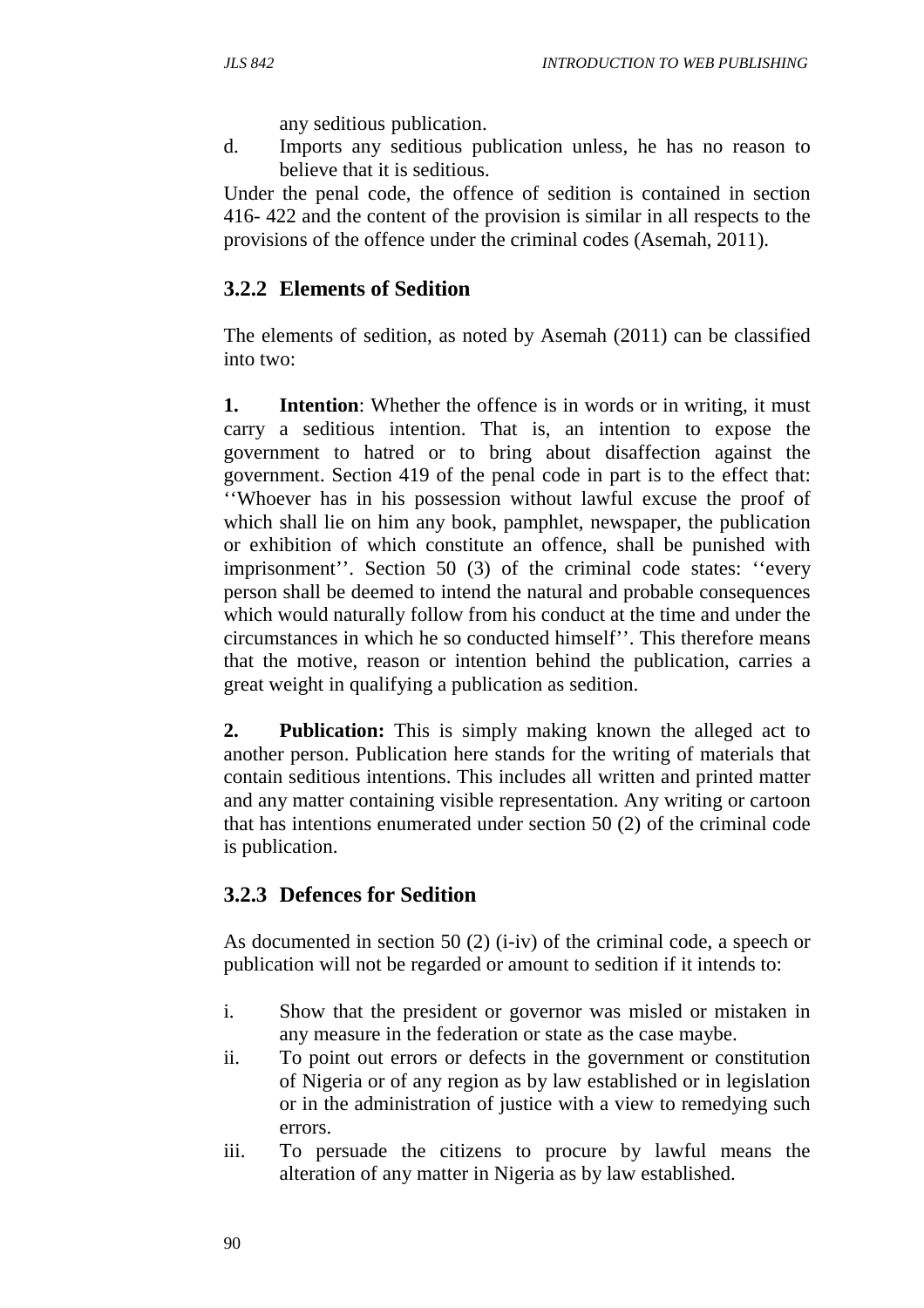any seditious publication.

d. Imports any seditious publication unless, he has no reason to believe that it is seditious.

Under the penal code, the offence of sedition is contained in section 416- 422 and the content of the provision is similar in all respects to the provisions of the offence under the criminal codes (Asemah, 2011).

### 3.2.2 Elements of Sedition

The elements of sedition, as noted by Asemah (2011) can be classified into two:

**1. Intention**: Whether the offence is in words or in writing, it must carry a seditious intention. That is, an intention to expose the government to hatred or to bring about disaffection against the government. Section 419 of the penal code in part is to the effect that: ''Whoever has in his possession without lawful excuse the proof of which shall lie on him any book, pamphlet, newspaper, the publication or exhibition of which constitute an offence, shall be punished with imprisonment''. Section 50 (3) of the criminal code states: ''every person shall be deemed to intend the natural and probable consequences which would naturally follow from his conduct at the time and under the circumstances in which he so conducted himself''. This therefore means that the motive, reason or intention behind the publication, carries a great weight in qualifying a publication as sedition.

**2. Publication:** This is simply making known the alleged act to another person. Publication here stands for the writing of materials that contain seditious intentions. This includes all written and printed matter and any matter containing visible representation. Any writing or cartoon that has intentions enumerated under section 50 (2) of the criminal code is publication.

### 3.2.3 Defences for Sedition

As documented in section 50 (2) (i-iv) of the criminal code, a speech or publication will not be regarded or amount to sedition if it intends to:

i. Show that the president or governor was misled or mistaken in any measure in the federation or state as the case maybe.

ii. To point out errors or defects in the government or constitution of Nigeria or of any region as by law established or in legislation or in the administration of justice with a view to remedying such errors.

iii. To persuade the citizens to procure by lawful means the alteration of any matter in Nigeria as by law established.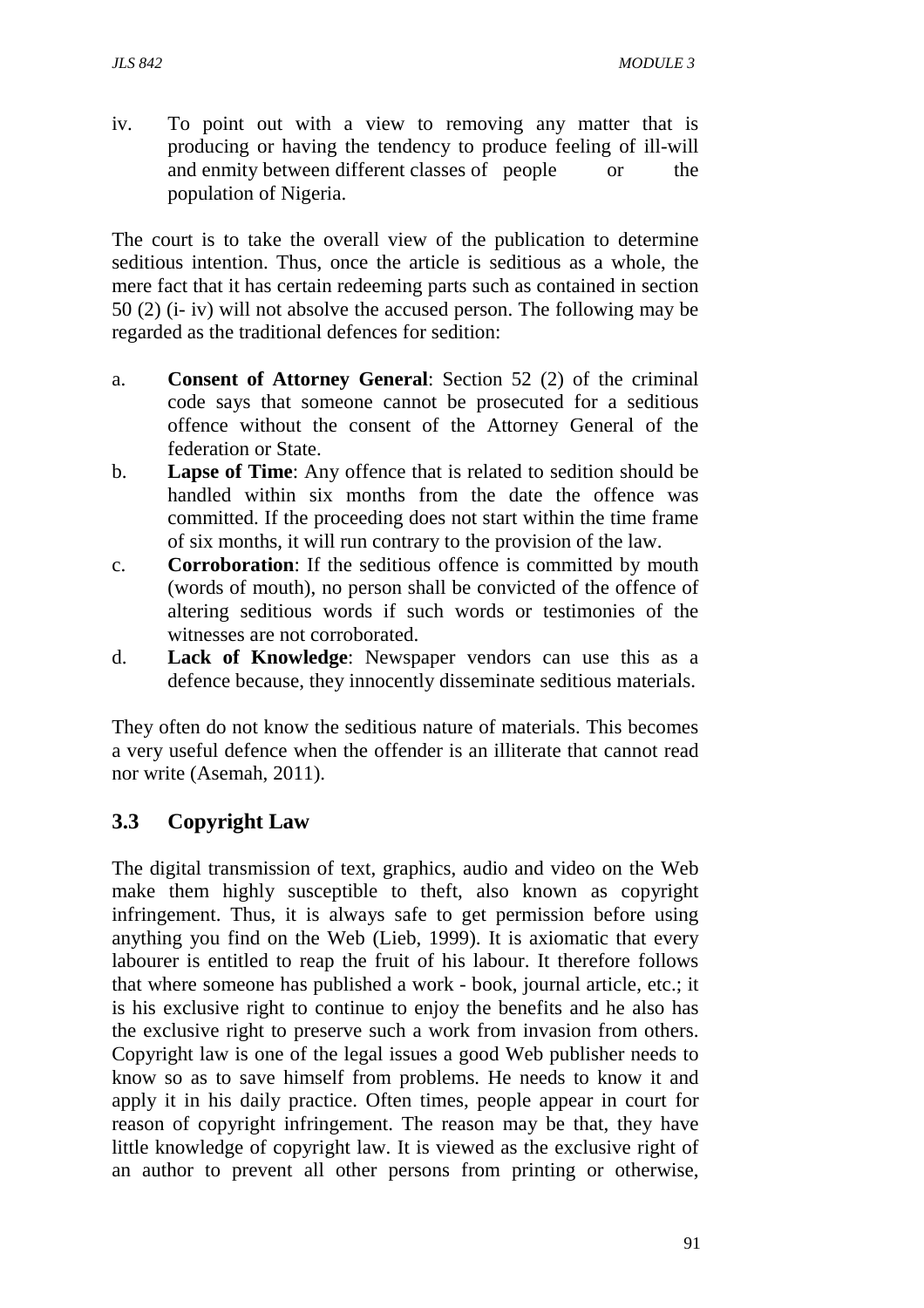iv. To point out with a view to removing any matter that is producing or having the tendency to produce feeling of ill-will and enmity between different classes of people or the population of Nigeria.

The court is to take the overall view of the publication to determine seditious intention. Thus, once the article is seditious as a whole, the mere fact that it has certain redeeming parts such as contained in section 50 (2) (i- iv) will not absolve the accused person. The following may be regarded as the traditional defences for sedition:

a. **Consent of Attorney General**: Section 52 (2) of the criminal code says that someone cannot be prosecuted for a seditious offence without the consent of the Attorney General of the federation or State.
b. **Lapse of Time**: Any offence that is related to sedition should be handled within six months from the date the offence was committed. If the proceeding does not start within the time frame of six months, it will run contrary to the provision of the law.
c. **Corroboration**: If the seditious offence is committed by mouth (words of mouth), no person shall be convicted of the offence of altering seditious words if such words or testimonies of the witnesses are not corroborated.
d. **Lack of Knowledge**: Newspaper vendors can use this as a defence because, they innocently disseminate seditious materials.

They often do not know the seditious nature of materials. This becomes a very useful defence when the offender is an illiterate that cannot read nor write (Asemah, 2011).

## 3.3 Copyright Law

The digital transmission of text, graphics, audio and video on the Web make them highly susceptible to theft, also known as copyright infringement. Thus, it is always safe to get permission before using anything you find on the Web (Lieb, 1999). It is axiomatic that every labourer is entitled to reap the fruit of his labour. It therefore follows that where someone has published a work - book, journal article, etc.; it is his exclusive right to continue to enjoy the benefits and he also has the exclusive right to preserve such a work from invasion from others. Copyright law is one of the legal issues a good Web publisher needs to know so as to save himself from problems. He needs to know it and apply it in his daily practice. Often times, people appear in court for reason of copyright infringement. The reason may be that, they have little knowledge of copyright law. It is viewed as the exclusive right of an author to prevent all other persons from printing or otherwise,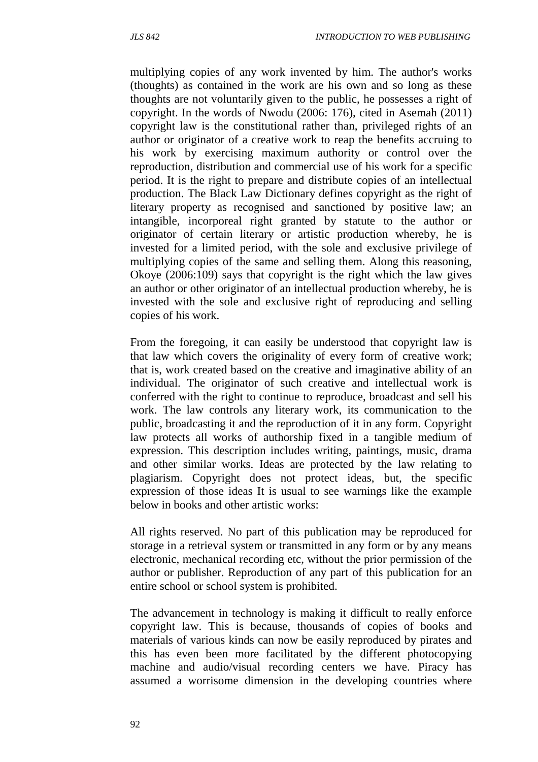multiplying copies of any work invented by him. The author's works (thoughts) as contained in the work are his own and so long as these thoughts are not voluntarily given to the public, he possesses a right of copyright. In the words of Nwodu (2006: 176), cited in Asemah (2011) copyright law is the constitutional rather than, privileged rights of an author or originator of a creative work to reap the benefits accruing to his work by exercising maximum authority or control over the reproduction, distribution and commercial use of his work for a specific period. It is the right to prepare and distribute copies of an intellectual production. The Black Law Dictionary defines copyright as the right of literary property as recognised and sanctioned by positive law; an intangible, incorporeal right granted by statute to the author or originator of certain literary or artistic production whereby, he is invested for a limited period, with the sole and exclusive privilege of multiplying copies of the same and selling them. Along this reasoning, Okoye (2006:109) says that copyright is the right which the law gives an author or other originator of an intellectual production whereby, he is invested with the sole and exclusive right of reproducing and selling copies of his work.

From the foregoing, it can easily be understood that copyright law is that law which covers the originality of every form of creative work; that is, work created based on the creative and imaginative ability of an individual. The originator of such creative and intellectual work is conferred with the right to continue to reproduce, broadcast and sell his work. The law controls any literary work, its communication to the public, broadcasting it and the reproduction of it in any form. Copyright law protects all works of authorship fixed in a tangible medium of expression. This description includes writing, paintings, music, drama and other similar works. Ideas are protected by the law relating to plagiarism. Copyright does not protect ideas, but, the specific expression of those ideas It is usual to see warnings like the example below in books and other artistic works:

All rights reserved. No part of this publication may be reproduced for storage in a retrieval system or transmitted in any form or by any means electronic, mechanical recording etc, without the prior permission of the author or publisher. Reproduction of any part of this publication for an entire school or school system is prohibited.

The advancement in technology is making it difficult to really enforce copyright law. This is because, thousands of copies of books and materials of various kinds can now be easily reproduced by pirates and this has even been more facilitated by the different photocopying machine and audio/visual recording centers we have. Piracy has assumed a worrisome dimension in the developing countries where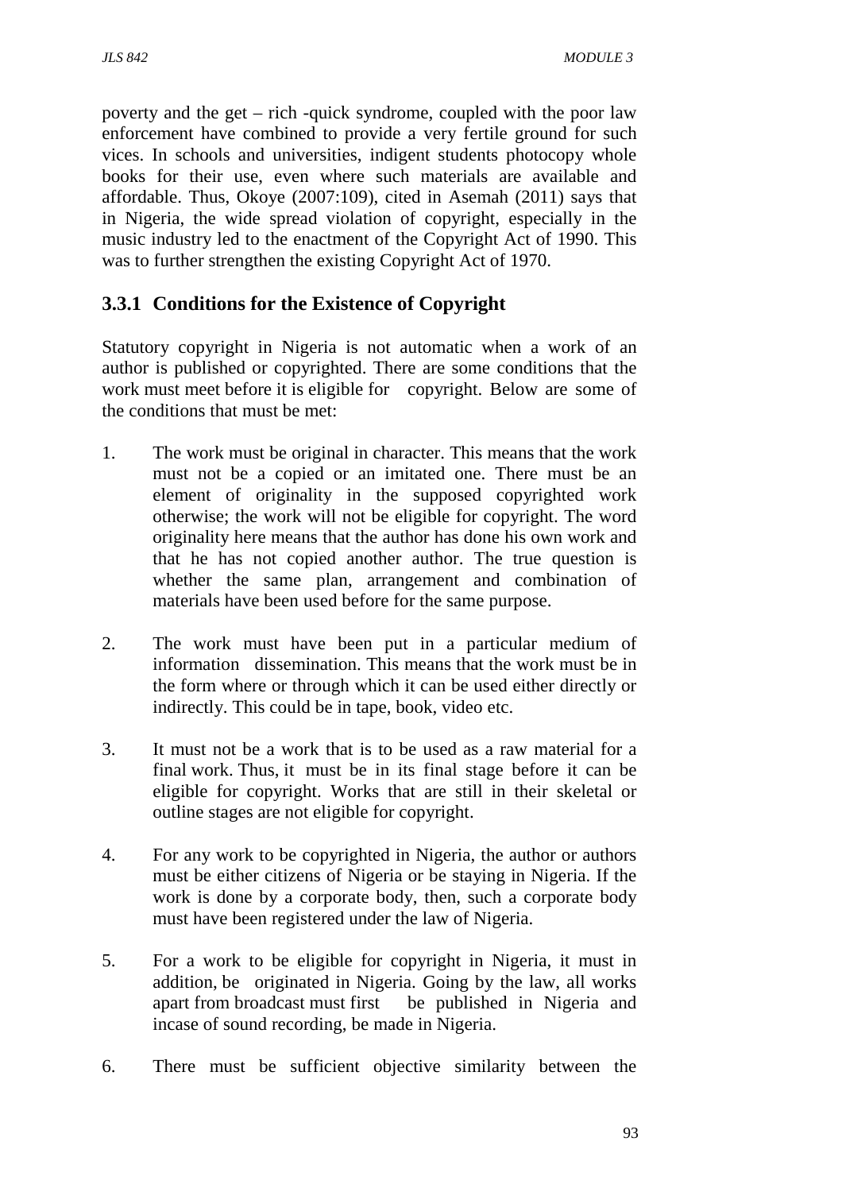poverty and the get – rich -quick syndrome, coupled with the poor law enforcement have combined to provide a very fertile ground for such vices. In schools and universities, indigent students photocopy whole books for their use, even where such materials are available and affordable. Thus, Okoye (2007:109), cited in Asemah (2011) says that in Nigeria, the wide spread violation of copyright, especially in the music industry led to the enactment of the Copyright Act of 1990. This was to further strengthen the existing Copyright Act of 1970.

### 3.3.1 Conditions for the Existence of Copyright

Statutory copyright in Nigeria is not automatic when a work of an author is published or copyrighted. There are some conditions that the work must meet before it is eligible for copyright. Below are some of the conditions that must be met:

1. The work must be original in character. This means that the work must not be a copied or an imitated one. There must be an element of originality in the supposed copyrighted work otherwise; the work will not be eligible for copyright. The word originality here means that the author has done his own work and that he has not copied another author. The true question is whether the same plan, arrangement and combination of materials have been used before for the same purpose.

2. The work must have been put in a particular medium of information dissemination. This means that the work must be in the form where or through which it can be used either directly or indirectly. This could be in tape, book, video etc.

3. It must not be a work that is to be used as a raw material for a final work. Thus, it must be in its final stage before it can be eligible for copyright. Works that are still in their skeletal or outline stages are not eligible for copyright.

4. For any work to be copyrighted in Nigeria, the author or authors must be either citizens of Nigeria or be staying in Nigeria. If the work is done by a corporate body, then, such a corporate body must have been registered under the law of Nigeria.

5. For a work to be eligible for copyright in Nigeria, it must in addition, be originated in Nigeria. Going by the law, all works apart from broadcast must first be published in Nigeria and incase of sound recording, be made in Nigeria.

6. There must be sufficient objective similarity between the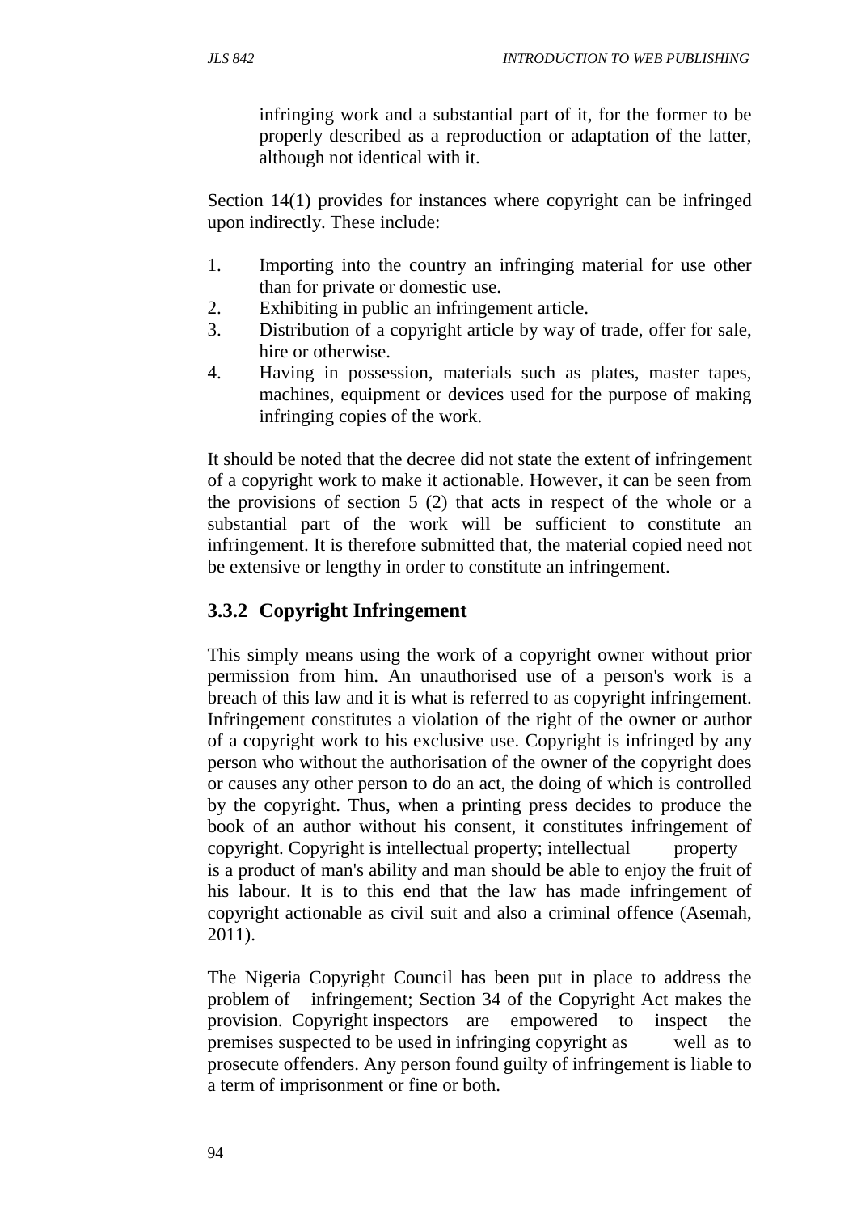infringing work and a substantial part of it, for the former to be properly described as a reproduction or adaptation of the latter, although not identical with it.

Section 14(1) provides for instances where copyright can be infringed upon indirectly. These include:

1. Importing into the country an infringing material for use other than for private or domestic use.
2. Exhibiting in public an infringement article.
3. Distribution of a copyright article by way of trade, offer for sale, hire or otherwise.
4. Having in possession, materials such as plates, master tapes, machines, equipment or devices used for the purpose of making infringing copies of the work.

It should be noted that the decree did not state the extent of infringement of a copyright work to make it actionable. However, it can be seen from the provisions of section 5 (2) that acts in respect of the whole or a substantial part of the work will be sufficient to constitute an infringement. It is therefore submitted that, the material copied need not be extensive or lengthy in order to constitute an infringement.

### 3.3.2 Copyright Infringement

This simply means using the work of a copyright owner without prior permission from him. An unauthorised use of a person's work is a breach of this law and it is what is referred to as copyright infringement. Infringement constitutes a violation of the right of the owner or author of a copyright work to his exclusive use. Copyright is infringed by any person who without the authorisation of the owner of the copyright does or causes any other person to do an act, the doing of which is controlled by the copyright. Thus, when a printing press decides to produce the book of an author without his consent, it constitutes infringement of copyright. Copyright is intellectual property; intellectual property is a product of man's ability and man should be able to enjoy the fruit of his labour. It is to this end that the law has made infringement of copyright actionable as civil suit and also a criminal offence (Asemah, 2011).

The Nigeria Copyright Council has been put in place to address the problem of infringement; Section 34 of the Copyright Act makes the provision. Copyright inspectors are empowered to inspect the premises suspected to be used in infringing copyright as well as to prosecute offenders. Any person found guilty of infringement is liable to a term of imprisonment or fine or both.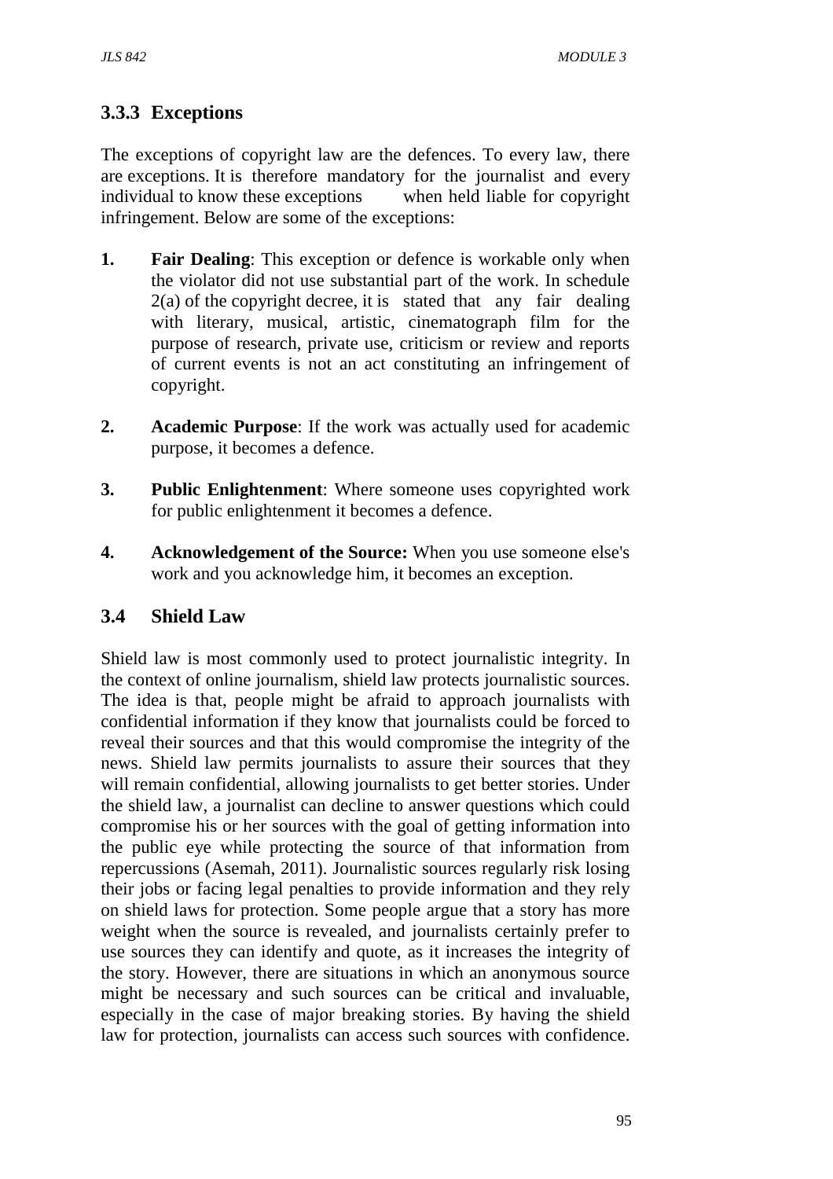### 3.3.3 Exceptions

The exceptions of copyright law are the defences. To every law, there are exceptions. It is therefore mandatory for the journalist and every individual to know these exceptions when held liable for copyright infringement. Below are some of the exceptions:

1. **Fair Dealing**: This exception or defence is workable only when the violator did not use substantial part of the work. In schedule 2(a) of the copyright decree, it is stated that any fair dealing with literary, musical, artistic, cinematograph film for the purpose of research, private use, criticism or review and reports of current events is not an act constituting an infringement of copyright.

2. **Academic Purpose**: If the work was actually used for academic purpose, it becomes a defence.

3. **Public Enlightenment**: Where someone uses copyrighted work for public enlightenment it becomes a defence.

4. **Acknowledgement of the Source:** When you use someone else's work and you acknowledge him, it becomes an exception.

## 3.4 Shield Law

Shield law is most commonly used to protect journalistic integrity. In the context of online journalism, shield law protects journalistic sources. The idea is that, people might be afraid to approach journalists with confidential information if they know that journalists could be forced to reveal their sources and that this would compromise the integrity of the news. Shield law permits journalists to assure their sources that they will remain confidential, allowing journalists to get better stories. Under the shield law, a journalist can decline to answer questions which could compromise his or her sources with the goal of getting information into the public eye while protecting the source of that information from repercussions (Asemah, 2011). Journalistic sources regularly risk losing their jobs or facing legal penalties to provide information and they rely on shield laws for protection. Some people argue that a story has more weight when the source is revealed, and journalists certainly prefer to use sources they can identify and quote, as it increases the integrity of the story. However, there are situations in which an anonymous source might be necessary and such sources can be critical and invaluable, especially in the case of major breaking stories. By having the shield law for protection, journalists can access such sources with confidence.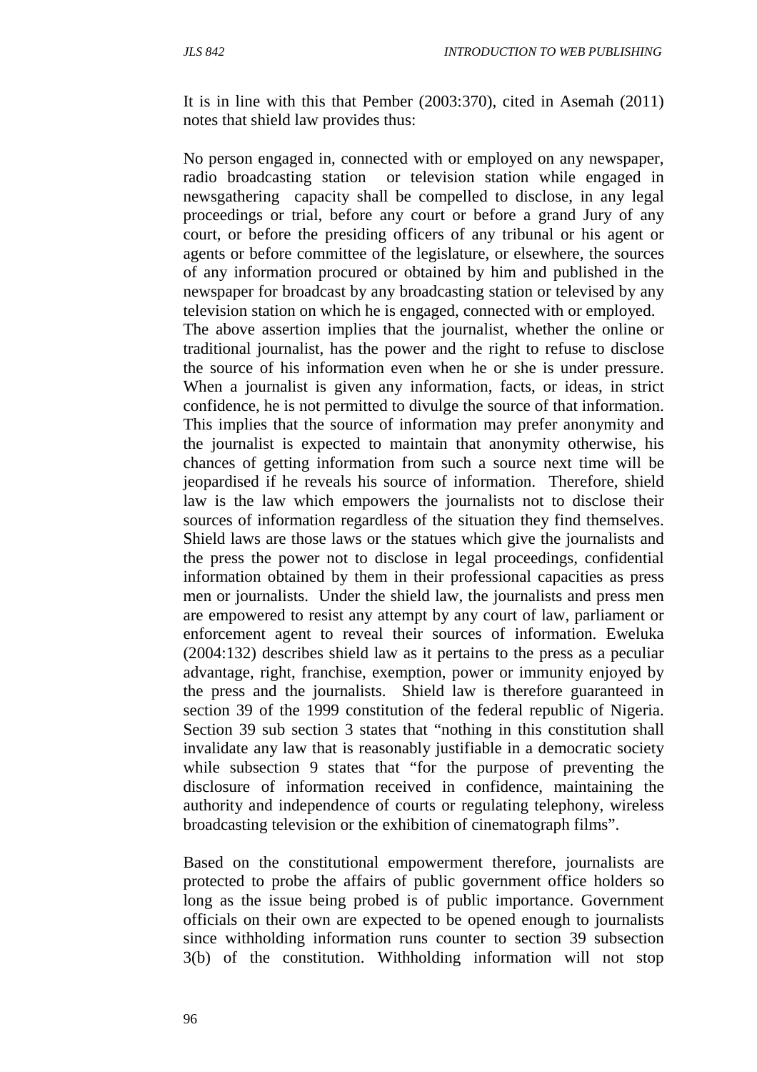It is in line with this that Pember (2003:370), cited in Asemah (2011) notes that shield law provides thus:

No person engaged in, connected with or employed on any newspaper, radio broadcasting station or television station while engaged in newsgathering capacity shall be compelled to disclose, in any legal proceedings or trial, before any court or before a grand Jury of any court, or before the presiding officers of any tribunal or his agent or agents or before committee of the legislature, or elsewhere, the sources of any information procured or obtained by him and published in the newspaper for broadcast by any broadcasting station or televised by any television station on which he is engaged, connected with or employed.
The above assertion implies that the journalist, whether the online or traditional journalist, has the power and the right to refuse to disclose the source of his information even when he or she is under pressure. When a journalist is given any information, facts, or ideas, in strict confidence, he is not permitted to divulge the source of that information. This implies that the source of information may prefer anonymity and the journalist is expected to maintain that anonymity otherwise, his chances of getting information from such a source next time will be jeopardised if he reveals his source of information. Therefore, shield law is the law which empowers the journalists not to disclose their sources of information regardless of the situation they find themselves. Shield laws are those laws or the statues which give the journalists and the press the power not to disclose in legal proceedings, confidential information obtained by them in their professional capacities as press men or journalists. Under the shield law, the journalists and press men are empowered to resist any attempt by any court of law, parliament or enforcement agent to reveal their sources of information. Eweluka (2004:132) describes shield law as it pertains to the press as a peculiar advantage, right, franchise, exemption, power or immunity enjoyed by the press and the journalists. Shield law is therefore guaranteed in section 39 of the 1999 constitution of the federal republic of Nigeria. Section 39 sub section 3 states that "nothing in this constitution shall invalidate any law that is reasonably justifiable in a democratic society while subsection 9 states that "for the purpose of preventing the disclosure of information received in confidence, maintaining the authority and independence of courts or regulating telephony, wireless broadcasting television or the exhibition of cinematograph films".

Based on the constitutional empowerment therefore, journalists are protected to probe the affairs of public government office holders so long as the issue being probed is of public importance. Government officials on their own are expected to be opened enough to journalists since withholding information runs counter to section 39 subsection 3(b) of the constitution. Withholding information will not stop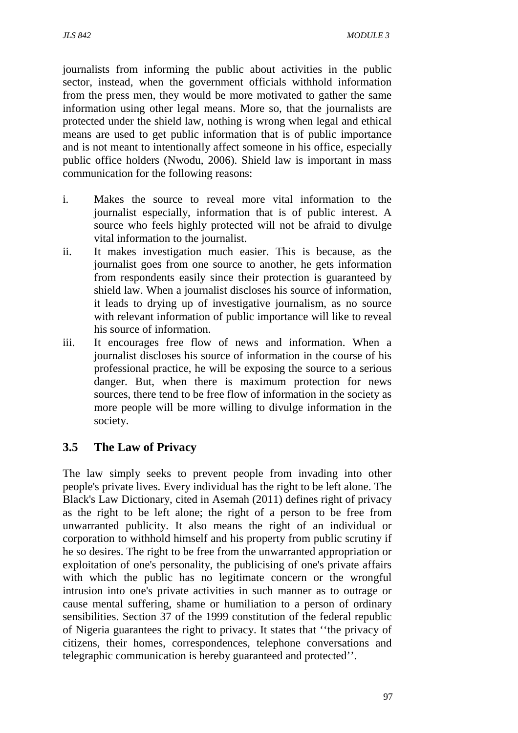journalists from informing the public about activities in the public sector, instead, when the government officials withhold information from the press men, they would be more motivated to gather the same information using other legal means. More so, that the journalists are protected under the shield law, nothing is wrong when legal and ethical means are used to get public information that is of public importance and is not meant to intentionally affect someone in his office, especially public office holders (Nwodu, 2006). Shield law is important in mass communication for the following reasons:

i. Makes the source to reveal more vital information to the journalist especially, information that is of public interest. A source who feels highly protected will not be afraid to divulge vital information to the journalist.
ii. It makes investigation much easier. This is because, as the journalist goes from one source to another, he gets information from respondents easily since their protection is guaranteed by shield law. When a journalist discloses his source of information, it leads to drying up of investigative journalism, as no source with relevant information of public importance will like to reveal his source of information.
iii. It encourages free flow of news and information. When a journalist discloses his source of information in the course of his professional practice, he will be exposing the source to a serious danger. But, when there is maximum protection for news sources, there tend to be free flow of information in the society as more people will be more willing to divulge information in the society.

## 3.5 The Law of Privacy

The law simply seeks to prevent people from invading into other people's private lives. Every individual has the right to be left alone. The Black's Law Dictionary, cited in Asemah (2011) defines right of privacy as the right to be left alone; the right of a person to be free from unwarranted publicity. It also means the right of an individual or corporation to withhold himself and his property from public scrutiny if he so desires. The right to be free from the unwarranted appropriation or exploitation of one's personality, the publicising of one's private affairs with which the public has no legitimate concern or the wrongful intrusion into one's private activities in such manner as to outrage or cause mental suffering, shame or humiliation to a person of ordinary sensibilities. Section 37 of the 1999 constitution of the federal republic of Nigeria guarantees the right to privacy. It states that ''the privacy of citizens, their homes, correspondences, telephone conversations and telegraphic communication is hereby guaranteed and protected''.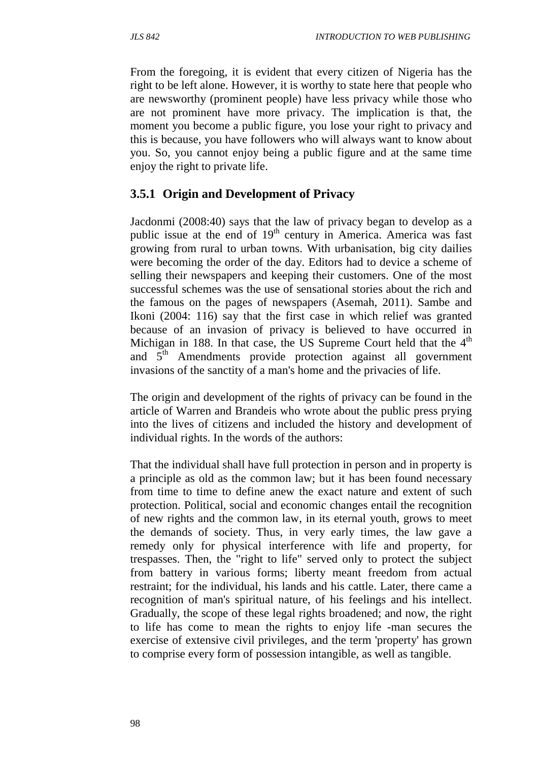From the foregoing, it is evident that every citizen of Nigeria has the right to be left alone. However, it is worthy to state here that people who are newsworthy (prominent people) have less privacy while those who are not prominent have more privacy. The implication is that, the moment you become a public figure, you lose your right to privacy and this is because, you have followers who will always want to know about you. So, you cannot enjoy being a public figure and at the same time enjoy the right to private life.

### 3.5.1 Origin and Development of Privacy

Jacdonmi (2008:40) says that the law of privacy began to develop as a public issue at the end of 19th century in America. America was fast growing from rural to urban towns. With urbanisation, big city dailies were becoming the order of the day. Editors had to device a scheme of selling their newspapers and keeping their customers. One of the most successful schemes was the use of sensational stories about the rich and the famous on the pages of newspapers (Asemah, 2011). Sambe and Ikoni (2004: 116) say that the first case in which relief was granted because of an invasion of privacy is believed to have occurred in Michigan in 188. In that case, the US Supreme Court held that the 4th and 5th Amendments provide protection against all government invasions of the sanctity of a man's home and the privacies of life.

The origin and development of the rights of privacy can be found in the article of Warren and Brandeis who wrote about the public press prying into the lives of citizens and included the history and development of individual rights. In the words of the authors:

That the individual shall have full protection in person and in property is a principle as old as the common law; but it has been found necessary from time to time to define anew the exact nature and extent of such protection. Political, social and economic changes entail the recognition of new rights and the common law, in its eternal youth, grows to meet the demands of society. Thus, in very early times, the law gave a remedy only for physical interference with life and property, for trespasses. Then, the "right to life" served only to protect the subject from battery in various forms; liberty meant freedom from actual restraint; for the individual, his lands and his cattle. Later, there came a recognition of man's spiritual nature, of his feelings and his intellect. Gradually, the scope of these legal rights broadened; and now, the right to life has come to mean the rights to enjoy life -man secures the exercise of extensive civil privileges, and the term 'property' has grown to comprise every form of possession intangible, as well as tangible.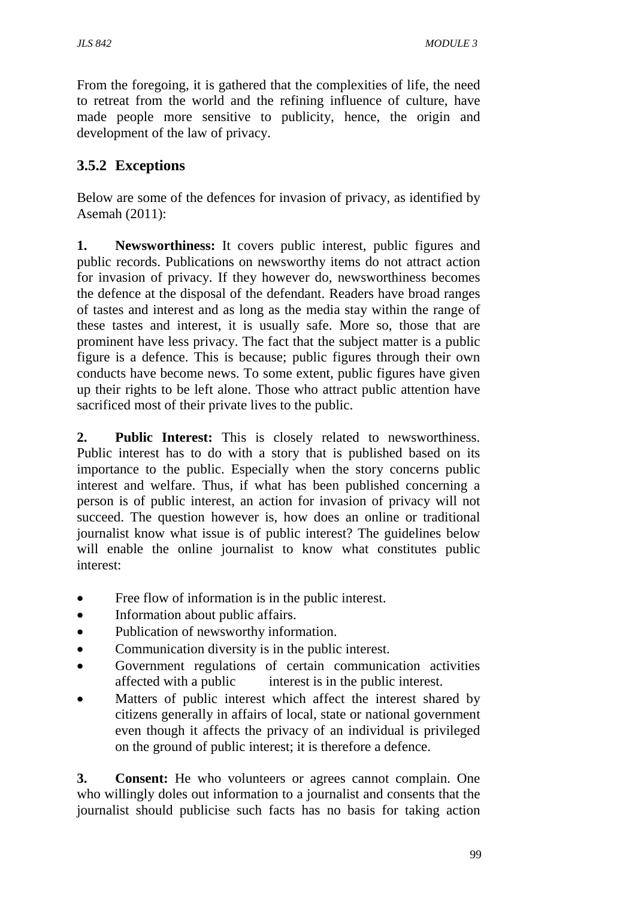From the foregoing, it is gathered that the complexities of life, the need to retreat from the world and the refining influence of culture, have made people more sensitive to publicity, hence, the origin and development of the law of privacy.

### 3.5.2 Exceptions

Below are some of the defences for invasion of privacy, as identified by Asemah (2011):

**1. Newsworthiness:** It covers public interest, public figures and public records. Publications on newsworthy items do not attract action for invasion of privacy. If they however do, newsworthiness becomes the defence at the disposal of the defendant. Readers have broad ranges of tastes and interest and as long as the media stay within the range of these tastes and interest, it is usually safe. More so, those that are prominent have less privacy. The fact that the subject matter is a public figure is a defence. This is because; public figures through their own conducts have become news. To some extent, public figures have given up their rights to be left alone. Those who attract public attention have sacrificed most of their private lives to the public.

**2. Public Interest:** This is closely related to newsworthiness. Public interest has to do with a story that is published based on its importance to the public. Especially when the story concerns public interest and welfare. Thus, if what has been published concerning a person is of public interest, an action for invasion of privacy will not succeed. The question however is, how does an online or traditional journalist know what issue is of public interest? The guidelines below will enable the online journalist to know what constitutes public interest:

- Free flow of information is in the public interest.
- Information about public affairs.
- Publication of newsworthy information.
- Communication diversity is in the public interest.
- Government regulations of certain communication activities affected with a public interest is in the public interest.
- Matters of public interest which affect the interest shared by citizens generally in affairs of local, state or national government even though it affects the privacy of an individual is privileged on the ground of public interest; it is therefore a defence.

**3. Consent:** He who volunteers or agrees cannot complain. One who willingly doles out information to a journalist and consents that the journalist should publicise such facts has no basis for taking action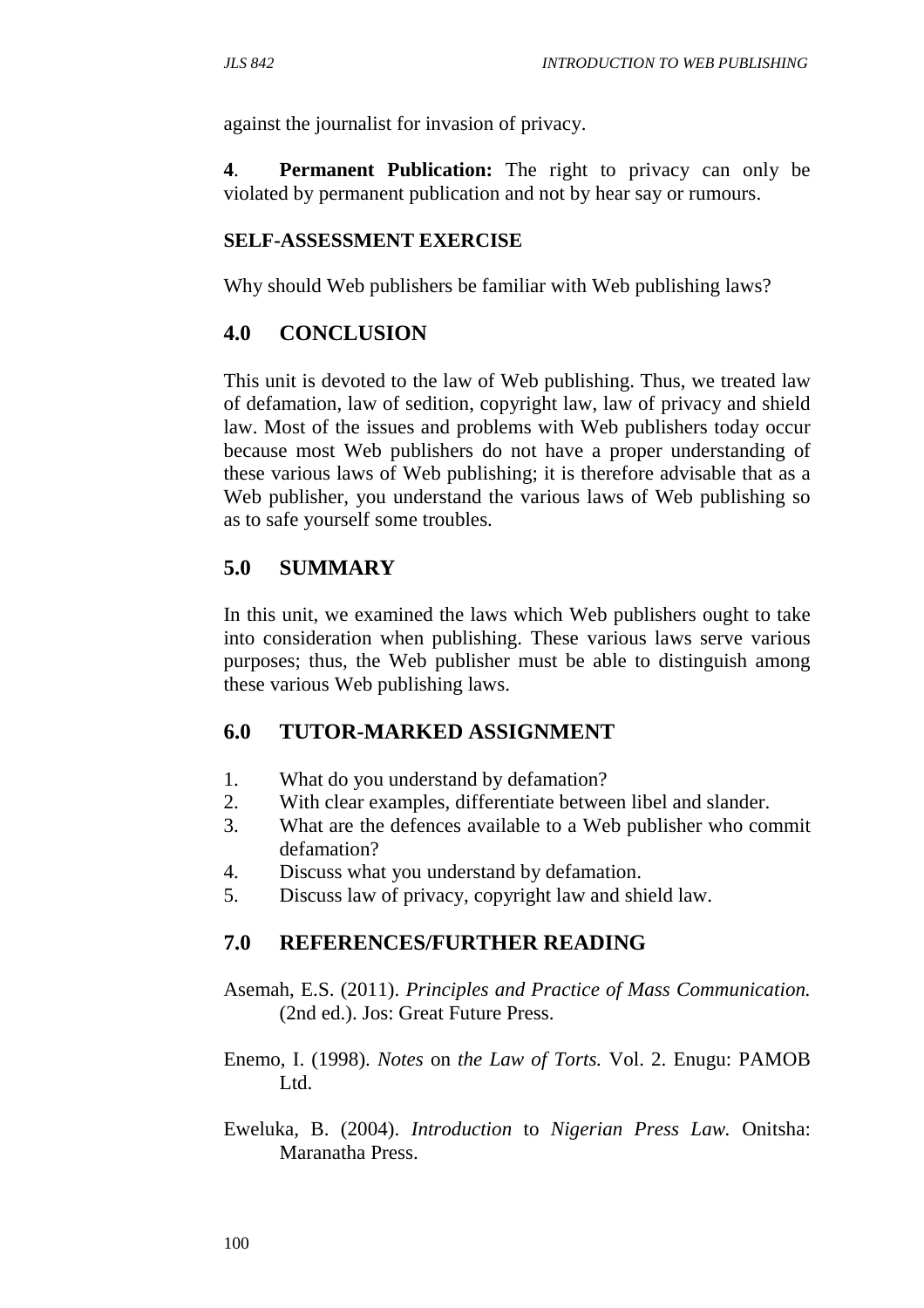against the journalist for invasion of privacy.

**4**. **Permanent Publication:** The right to privacy can only be violated by permanent publication and not by hear say or rumours.

#### SELF-ASSESSMENT EXERCISE

Why should Web publishers be familiar with Web publishing laws?

## 4.0 CONCLUSION

This unit is devoted to the law of Web publishing. Thus, we treated law of defamation, law of sedition, copyright law, law of privacy and shield law. Most of the issues and problems with Web publishers today occur because most Web publishers do not have a proper understanding of these various laws of Web publishing; it is therefore advisable that as a Web publisher, you understand the various laws of Web publishing so as to safe yourself some troubles.

## 5.0 SUMMARY

In this unit, we examined the laws which Web publishers ought to take into consideration when publishing. These various laws serve various purposes; thus, the Web publisher must be able to distinguish among these various Web publishing laws.

## 6.0 TUTOR-MARKED ASSIGNMENT

1. What do you understand by defamation?
2. With clear examples, differentiate between libel and slander.
3. What are the defences available to a Web publisher who commit defamation?
4. Discuss what you understand by defamation.
5. Discuss law of privacy, copyright law and shield law.

## 7.0 REFERENCES/FURTHER READING

Asemah, E.S. (2011). *Principles and Practice of Mass Communication.* (2nd ed.). Jos: Great Future Press.

Enemo, I. (1998). *Notes* on *the Law of Torts.* Vol. 2. Enugu: PAMOB Ltd.

Eweluka, B. (2004). *Introduction* to *Nigerian Press Law.* Onitsha: Maranatha Press.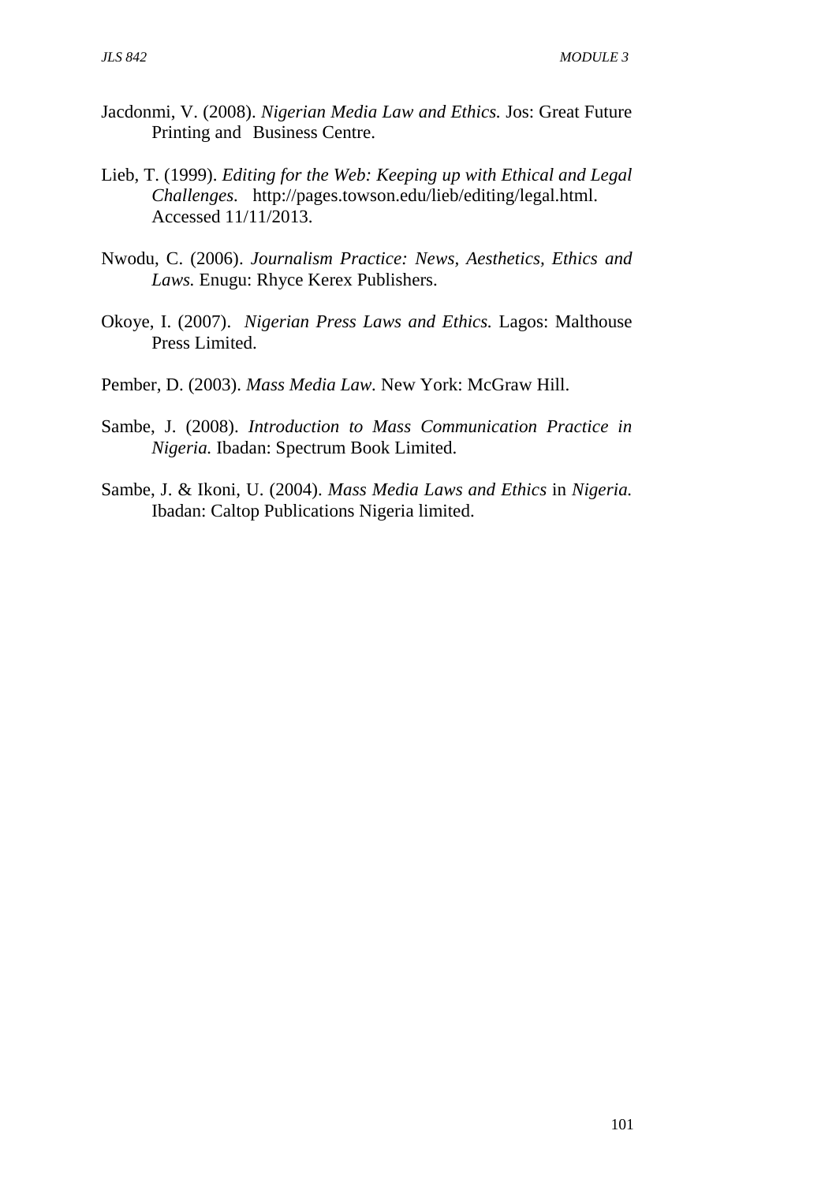Jacdonmi, V. (2008). *Nigerian Media Law and Ethics.* Jos: Great Future Printing and Business Centre.

Lieb, T. (1999). *Editing for the Web: Keeping up with Ethical and Legal Challenges*. http://pages.towson.edu/lieb/editing/legal.html. Accessed 11/11/2013.

Nwodu, C. (2006). *Journalism Practice: News, Aesthetics, Ethics and Laws.* Enugu: Rhyce Kerex Publishers.

Okoye, I. (2007). *Nigerian Press Laws and Ethics.* Lagos: Malthouse Press Limited.

Pember, D. (2003). *Mass Media Law.* New York: McGraw Hill.

Sambe, J. (2008). *Introduction to Mass Communication Practice in Nigeria.* Ibadan: Spectrum Book Limited.

Sambe, J. & Ikoni, U. (2004). *Mass Media Laws and Ethics* in *Nigeria.* Ibadan: Caltop Publications Nigeria limited.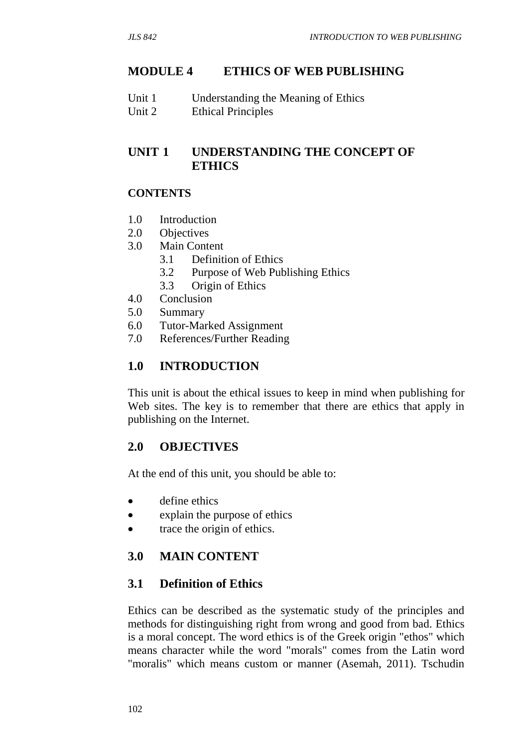## MODULE 4 ETHICS OF WEB PUBLISHING

Unit 1 Understanding the Meaning of Ethics
Unit 2 Ethical Principles

## UNIT 1 UNDERSTANDING THE CONCEPT OF ETHICS

### CONTENTS

1.0 Introduction
2.0 Objectives
3.0 Main Content
    3.1 Definition of Ethics
    3.2 Purpose of Web Publishing Ethics
    3.3 Origin of Ethics
4.0 Conclusion
5.0 Summary
6.0 Tutor-Marked Assignment
7.0 References/Further Reading

### 1.0 INTRODUCTION

This unit is about the ethical issues to keep in mind when publishing for Web sites. The key is to remember that there are ethics that apply in publishing on the Internet.

### 2.0 OBJECTIVES

At the end of this unit, you should be able to:

- define ethics
- explain the purpose of ethics
- trace the origin of ethics.

### 3.0 MAIN CONTENT

### 3.1 Definition of Ethics

Ethics can be described as the systematic study of the principles and methods for distinguishing right from wrong and good from bad. Ethics is a moral concept. The word ethics is of the Greek origin "ethos" which means character while the word "morals" comes from the Latin word "moralis" which means custom or manner (Asemah, 2011). Tschudin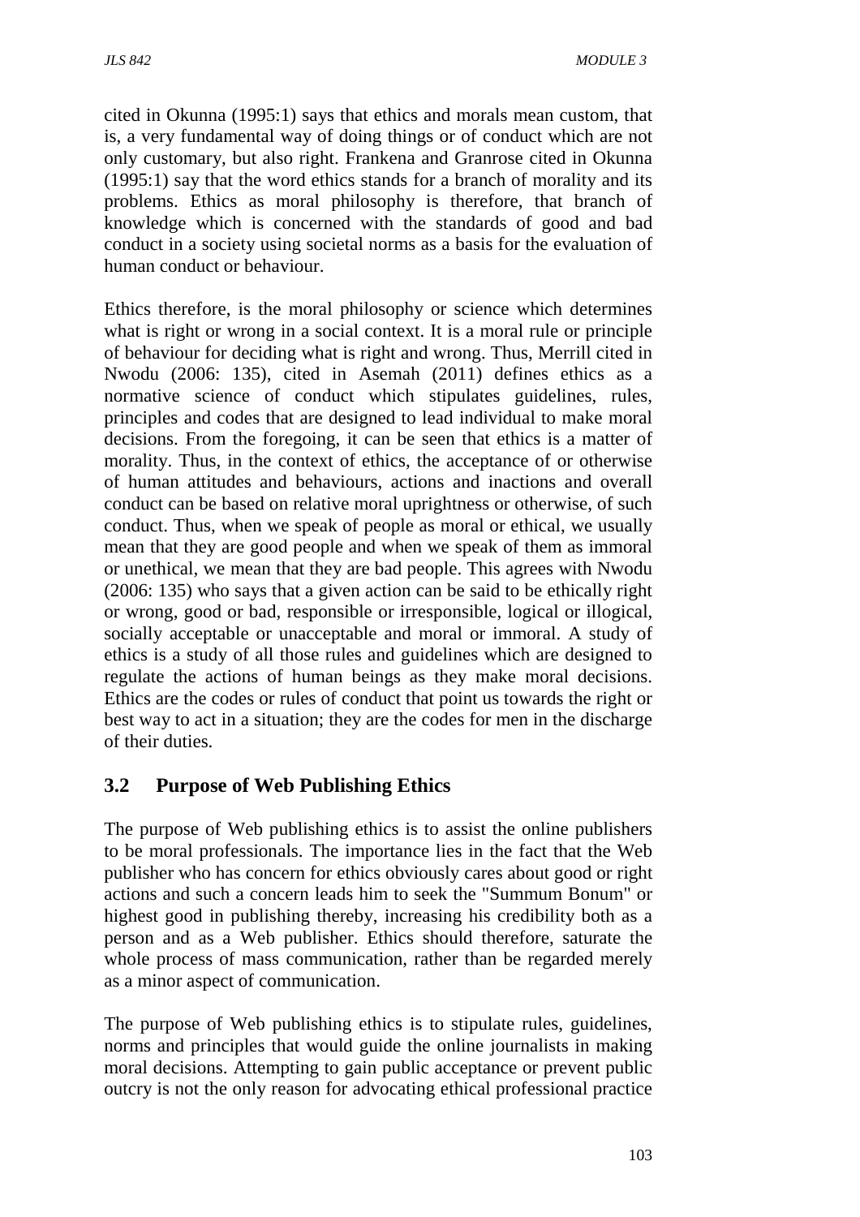cited in Okunna (1995:1) says that ethics and morals mean custom, that is, a very fundamental way of doing things or of conduct which are not only customary, but also right. Frankena and Granrose cited in Okunna (1995:1) say that the word ethics stands for a branch of morality and its problems. Ethics as moral philosophy is therefore, that branch of knowledge which is concerned with the standards of good and bad conduct in a society using societal norms as a basis for the evaluation of human conduct or behaviour.

Ethics therefore, is the moral philosophy or science which determines what is right or wrong in a social context. It is a moral rule or principle of behaviour for deciding what is right and wrong. Thus, Merrill cited in Nwodu (2006: 135), cited in Asemah (2011) defines ethics as a normative science of conduct which stipulates guidelines, rules, principles and codes that are designed to lead individual to make moral decisions. From the foregoing, it can be seen that ethics is a matter of morality. Thus, in the context of ethics, the acceptance of or otherwise of human attitudes and behaviours, actions and inactions and overall conduct can be based on relative moral uprightness or otherwise, of such conduct. Thus, when we speak of people as moral or ethical, we usually mean that they are good people and when we speak of them as immoral or unethical, we mean that they are bad people. This agrees with Nwodu (2006: 135) who says that a given action can be said to be ethically right or wrong, good or bad, responsible or irresponsible, logical or illogical, socially acceptable or unacceptable and moral or immoral. A study of ethics is a study of all those rules and guidelines which are designed to regulate the actions of human beings as they make moral decisions. Ethics are the codes or rules of conduct that point us towards the right or best way to act in a situation; they are the codes for men in the discharge of their duties.

## 3.2 Purpose of Web Publishing Ethics

The purpose of Web publishing ethics is to assist the online publishers to be moral professionals. The importance lies in the fact that the Web publisher who has concern for ethics obviously cares about good or right actions and such a concern leads him to seek the "Summum Bonum" or highest good in publishing thereby, increasing his credibility both as a person and as a Web publisher. Ethics should therefore, saturate the whole process of mass communication, rather than be regarded merely as a minor aspect of communication.

The purpose of Web publishing ethics is to stipulate rules, guidelines, norms and principles that would guide the online journalists in making moral decisions. Attempting to gain public acceptance or prevent public outcry is not the only reason for advocating ethical professional practice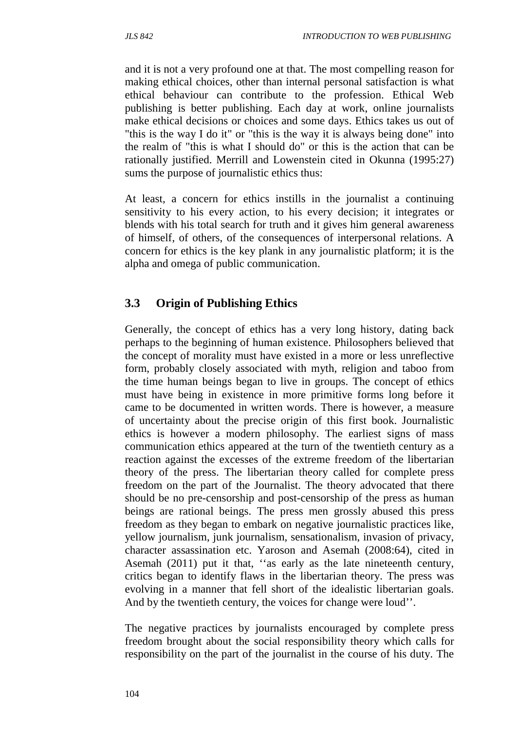and it is not a very profound one at that. The most compelling reason for making ethical choices, other than internal personal satisfaction is what ethical behaviour can contribute to the profession. Ethical Web publishing is better publishing. Each day at work, online journalists make ethical decisions or choices and some days. Ethics takes us out of "this is the way I do it" or "this is the way it is always being done" into the realm of "this is what I should do" or this is the action that can be rationally justified. Merrill and Lowenstein cited in Okunna (1995:27) sums the purpose of journalistic ethics thus:

At least, a concern for ethics instills in the journalist a continuing sensitivity to his every action, to his every decision; it integrates or blends with his total search for truth and it gives him general awareness of himself, of others, of the consequences of interpersonal relations. A concern for ethics is the key plank in any journalistic platform; it is the alpha and omega of public communication.

## 3.3 Origin of Publishing Ethics

Generally, the concept of ethics has a very long history, dating back perhaps to the beginning of human existence. Philosophers believed that the concept of morality must have existed in a more or less unreflective form, probably closely associated with myth, religion and taboo from the time human beings began to live in groups. The concept of ethics must have being in existence in more primitive forms long before it came to be documented in written words. There is however, a measure of uncertainty about the precise origin of this first book. Journalistic ethics is however a modern philosophy. The earliest signs of mass communication ethics appeared at the turn of the twentieth century as a reaction against the excesses of the extreme freedom of the libertarian theory of the press. The libertarian theory called for complete press freedom on the part of the Journalist. The theory advocated that there should be no pre-censorship and post-censorship of the press as human beings are rational beings. The press men grossly abused this press freedom as they began to embark on negative journalistic practices like, yellow journalism, junk journalism, sensationalism, invasion of privacy, character assassination etc. Yaroson and Asemah (2008:64), cited in Asemah (2011) put it that, ''as early as the late nineteenth century, critics began to identify flaws in the libertarian theory. The press was evolving in a manner that fell short of the idealistic libertarian goals. And by the twentieth century, the voices for change were loud''.

The negative practices by journalists encouraged by complete press freedom brought about the social responsibility theory which calls for responsibility on the part of the journalist in the course of his duty. The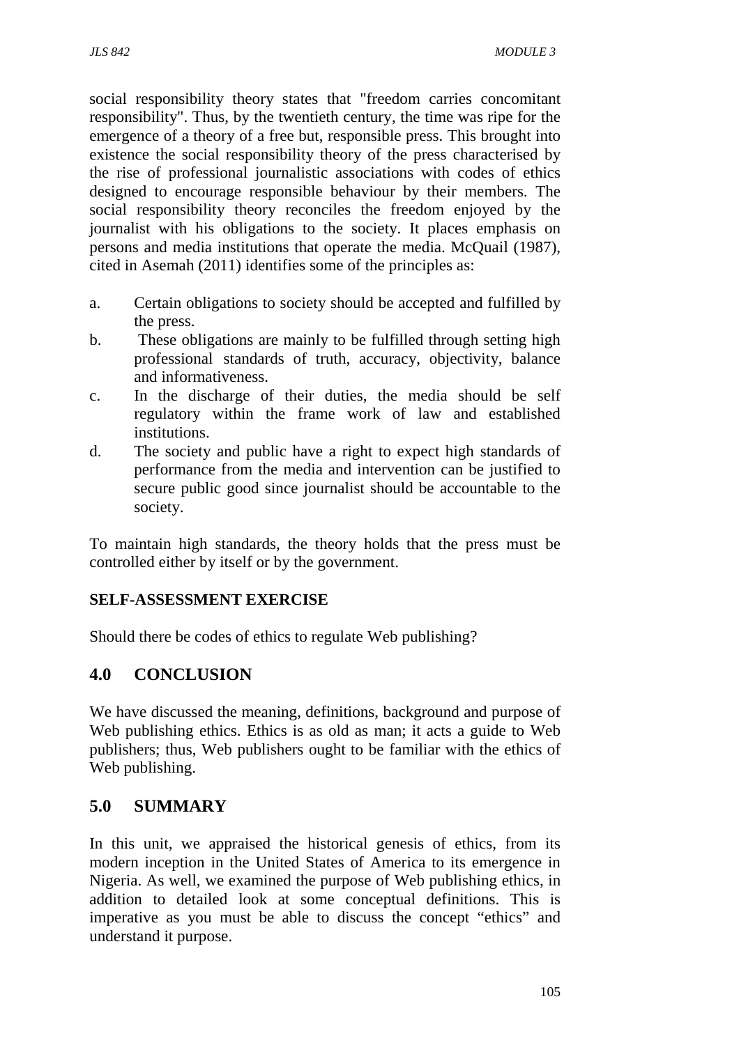social responsibility theory states that "freedom carries concomitant responsibility". Thus, by the twentieth century, the time was ripe for the emergence of a theory of a free but, responsible press. This brought into existence the social responsibility theory of the press characterised by the rise of professional journalistic associations with codes of ethics designed to encourage responsible behaviour by their members. The social responsibility theory reconciles the freedom enjoyed by the journalist with his obligations to the society. It places emphasis on persons and media institutions that operate the media. McQuail (1987), cited in Asemah (2011) identifies some of the principles as:

a. Certain obligations to society should be accepted and fulfilled by the press.
b. These obligations are mainly to be fulfilled through setting high professional standards of truth, accuracy, objectivity, balance and informativeness.
c. In the discharge of their duties, the media should be self regulatory within the frame work of law and established institutions.
d. The society and public have a right to expect high standards of performance from the media and intervention can be justified to secure public good since journalist should be accountable to the society.

To maintain high standards, the theory holds that the press must be controlled either by itself or by the government.

**SELF-ASSESSMENT EXERCISE**

Should there be codes of ethics to regulate Web publishing?

## 4.0 CONCLUSION

We have discussed the meaning, definitions, background and purpose of Web publishing ethics. Ethics is as old as man; it acts a guide to Web publishers; thus, Web publishers ought to be familiar with the ethics of Web publishing.

## 5.0 SUMMARY

In this unit, we appraised the historical genesis of ethics, from its modern inception in the United States of America to its emergence in Nigeria. As well, we examined the purpose of Web publishing ethics, in addition to detailed look at some conceptual definitions. This is imperative as you must be able to discuss the concept "ethics" and understand it purpose.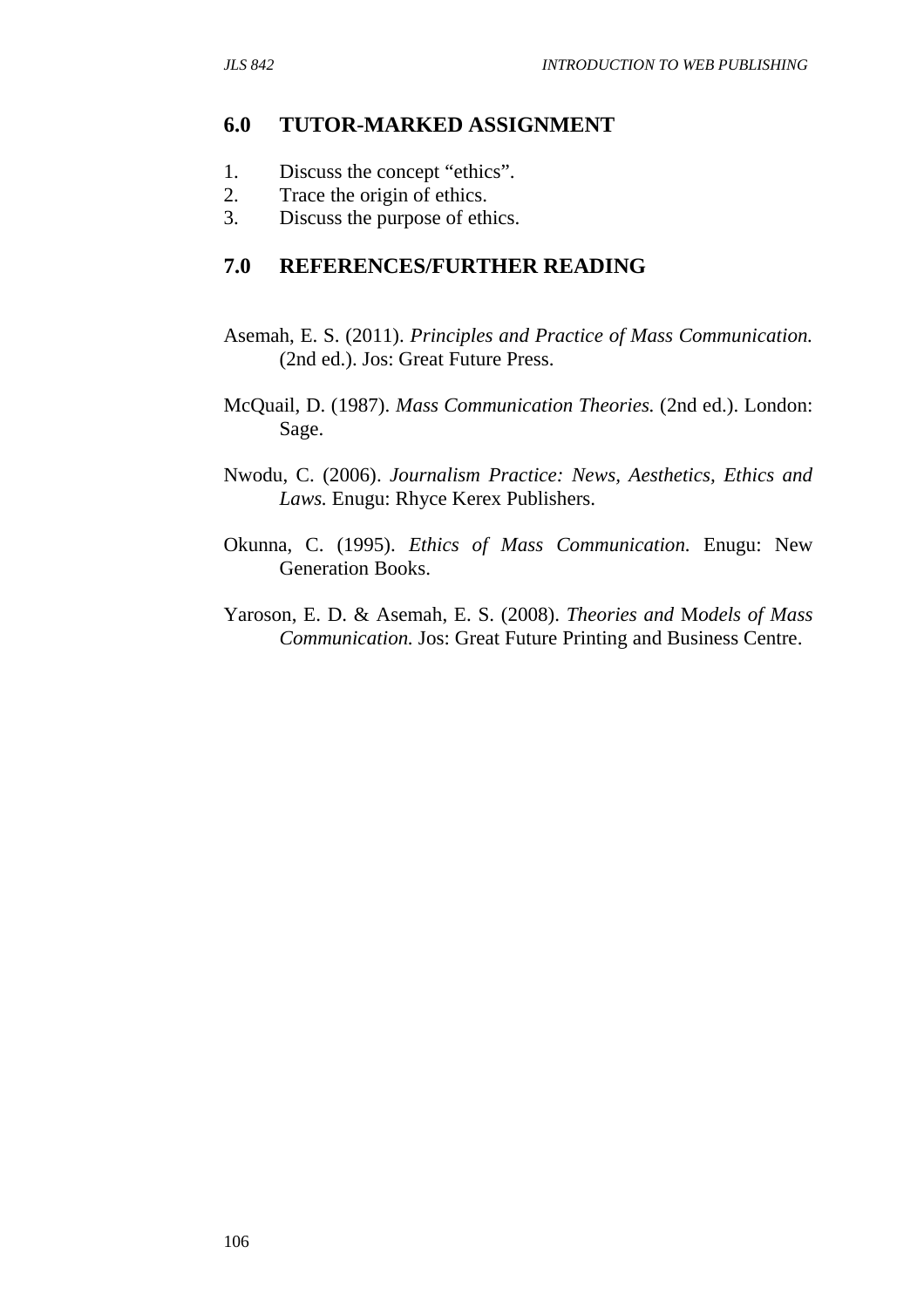## 6.0 TUTOR-MARKED ASSIGNMENT

1. Discuss the concept "ethics".
2. Trace the origin of ethics.
3. Discuss the purpose of ethics.

## 7.0 REFERENCES/FURTHER READING

Asemah, E. S. (2011). *Principles and Practice of Mass Communication.* (2nd ed.). Jos: Great Future Press.

McQuail, D. (1987). *Mass Communication Theories.* (2nd ed.). London: Sage.

Nwodu, C. (2006). *Journalism Practice: News, Aesthetics, Ethics and Laws.* Enugu: Rhyce Kerex Publishers.

Okunna, C. (1995). *Ethics of Mass Communication.* Enugu: New Generation Books.

Yaroson, E. D. & Asemah, E. S. (2008). *Theories and Models of Mass Communication.* Jos: Great Future Printing and Business Centre.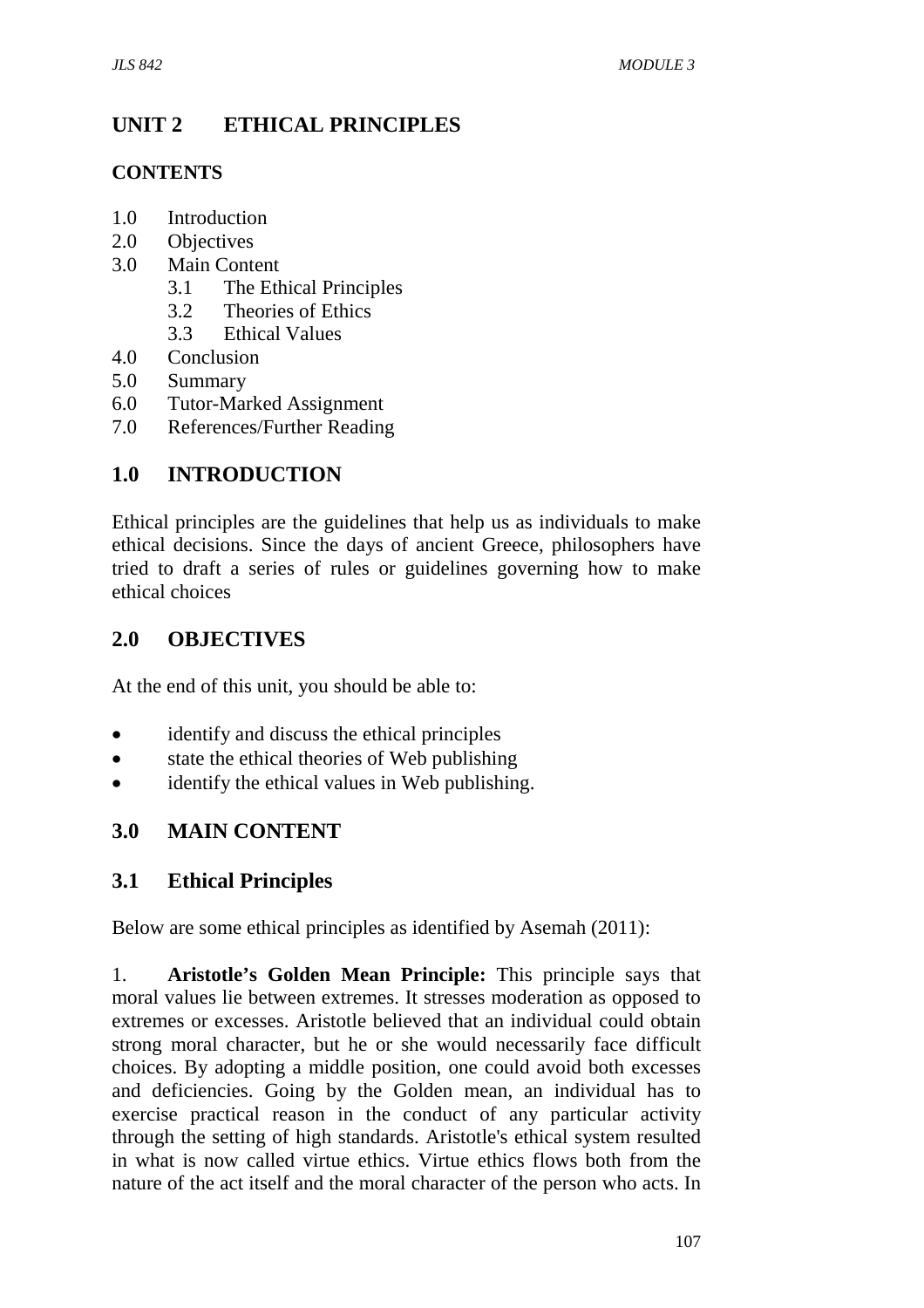# UNIT 2 ETHICAL PRINCIPLES

## CONTENTS

1.0 Introduction
2.0 Objectives
3.0 Main Content
    3.1 The Ethical Principles
    3.2 Theories of Ethics
    3.3 Ethical Values
4.0 Conclusion
5.0 Summary
6.0 Tutor-Marked Assignment
7.0 References/Further Reading

## 1.0 INTRODUCTION

Ethical principles are the guidelines that help us as individuals to make ethical decisions. Since the days of ancient Greece, philosophers have tried to draft a series of rules or guidelines governing how to make ethical choices

## 2.0 OBJECTIVES

At the end of this unit, you should be able to:

- identify and discuss the ethical principles
- state the ethical theories of Web publishing
- identify the ethical values in Web publishing.

## 3.0 MAIN CONTENT

### 3.1 Ethical Principles

Below are some ethical principles as identified by Asemah (2011):

1. **Aristotle's Golden Mean Principle:** This principle says that moral values lie between extremes. It stresses moderation as opposed to extremes or excesses. Aristotle believed that an individual could obtain strong moral character, but he or she would necessarily face difficult choices. By adopting a middle position, one could avoid both excesses and deficiencies. Going by the Golden mean, an individual has to exercise practical reason in the conduct of any particular activity through the setting of high standards. Aristotle's ethical system resulted in what is now called virtue ethics. Virtue ethics flows both from the nature of the act itself and the moral character of the person who acts. In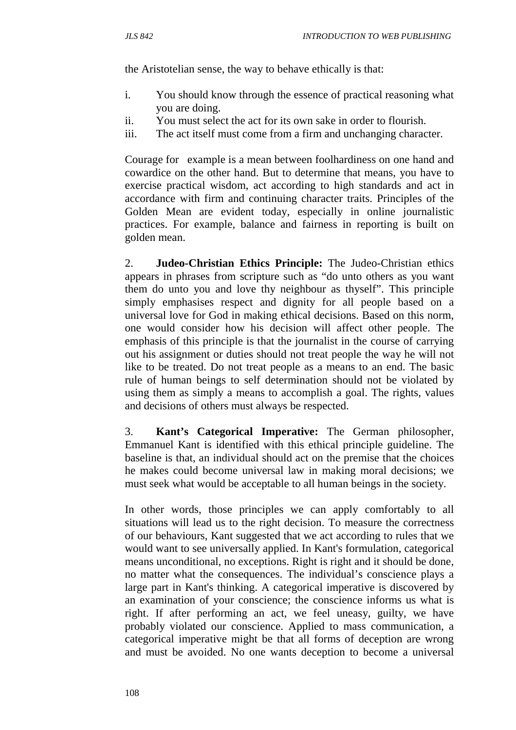the Aristotelian sense, the way to behave ethically is that:

i. You should know through the essence of practical reasoning what you are doing.
ii. You must select the act for its own sake in order to flourish.
iii. The act itself must come from a firm and unchanging character.

Courage for example is a mean between foolhardiness on one hand and cowardice on the other hand. But to determine that means, you have to exercise practical wisdom, act according to high standards and act in accordance with firm and continuing character traits. Principles of the Golden Mean are evident today, especially in online journalistic practices. For example, balance and fairness in reporting is built on golden mean.

2. **Judeo-Christian Ethics Principle:** The Judeo-Christian ethics appears in phrases from scripture such as "do unto others as you want them do unto you and love thy neighbour as thyself". This principle simply emphasises respect and dignity for all people based on a universal love for God in making ethical decisions. Based on this norm, one would consider how his decision will affect other people. The emphasis of this principle is that the journalist in the course of carrying out his assignment or duties should not treat people the way he will not like to be treated. Do not treat people as a means to an end. The basic rule of human beings to self determination should not be violated by using them as simply a means to accomplish a goal. The rights, values and decisions of others must always be respected.

3. **Kant's Categorical Imperative:** The German philosopher, Emmanuel Kant is identified with this ethical principle guideline. The baseline is that, an individual should act on the premise that the choices he makes could become universal law in making moral decisions; we must seek what would be acceptable to all human beings in the society.

In other words, those principles we can apply comfortably to all situations will lead us to the right decision. To measure the correctness of our behaviours, Kant suggested that we act according to rules that we would want to see universally applied. In Kant's formulation, categorical means unconditional, no exceptions. Right is right and it should be done, no matter what the consequences. The individual's conscience plays a large part in Kant's thinking. A categorical imperative is discovered by an examination of your conscience; the conscience informs us what is right. If after performing an act, we feel uneasy, guilty, we have probably violated our conscience. Applied to mass communication, a categorical imperative might be that all forms of deception are wrong and must be avoided. No one wants deception to become a universal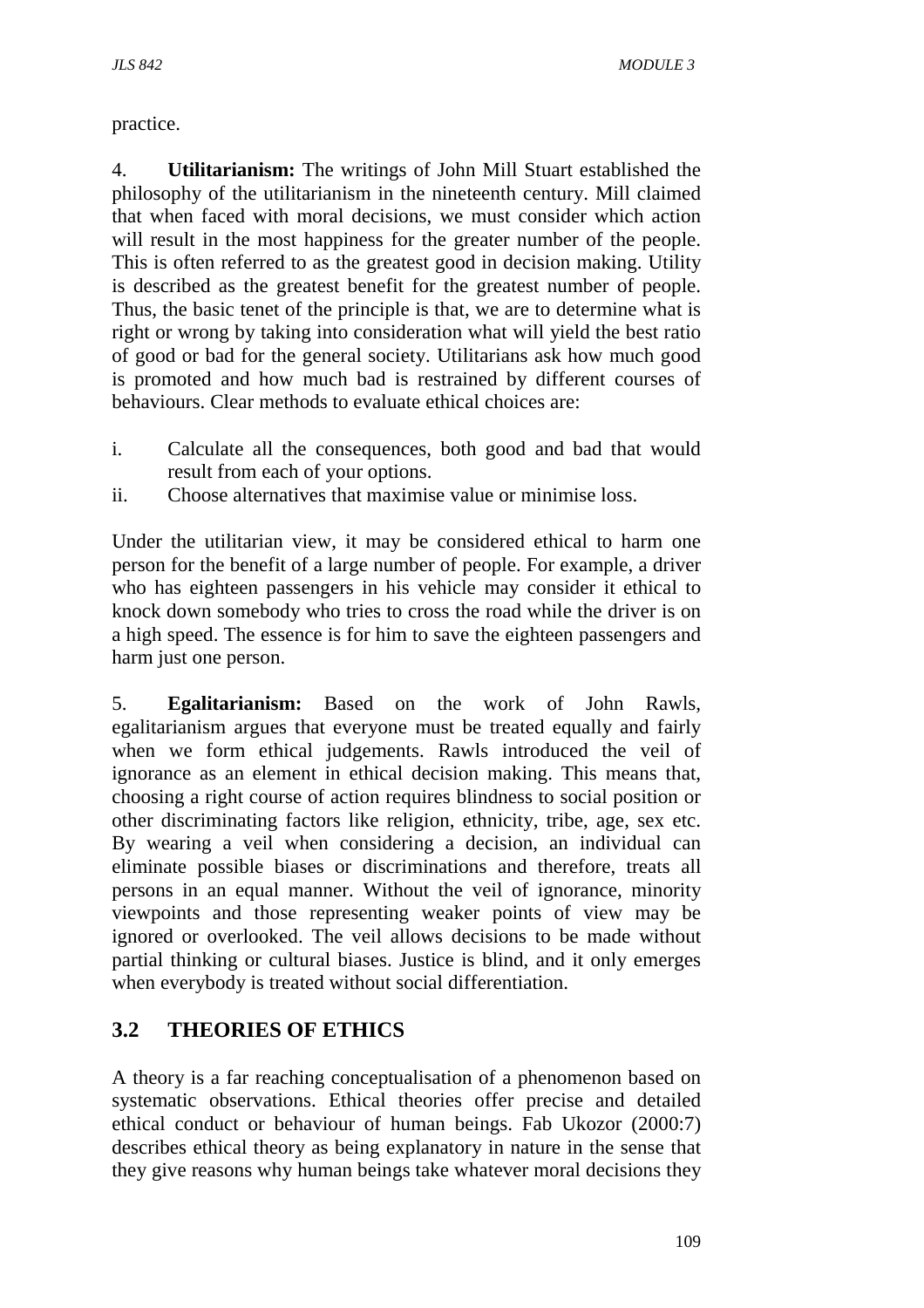practice.

4. **Utilitarianism:** The writings of John Mill Stuart established the philosophy of the utilitarianism in the nineteenth century. Mill claimed that when faced with moral decisions, we must consider which action will result in the most happiness for the greater number of the people. This is often referred to as the greatest good in decision making. Utility is described as the greatest benefit for the greatest number of people. Thus, the basic tenet of the principle is that, we are to determine what is right or wrong by taking into consideration what will yield the best ratio of good or bad for the general society. Utilitarians ask how much good is promoted and how much bad is restrained by different courses of behaviours. Clear methods to evaluate ethical choices are:

i. Calculate all the consequences, both good and bad that would result from each of your options.
ii. Choose alternatives that maximise value or minimise loss.

Under the utilitarian view, it may be considered ethical to harm one person for the benefit of a large number of people. For example, a driver who has eighteen passengers in his vehicle may consider it ethical to knock down somebody who tries to cross the road while the driver is on a high speed. The essence is for him to save the eighteen passengers and harm just one person.

5. **Egalitarianism:** Based on the work of John Rawls, egalitarianism argues that everyone must be treated equally and fairly when we form ethical judgements. Rawls introduced the veil of ignorance as an element in ethical decision making. This means that, choosing a right course of action requires blindness to social position or other discriminating factors like religion, ethnicity, tribe, age, sex etc. By wearing a veil when considering a decision, an individual can eliminate possible biases or discriminations and therefore, treats all persons in an equal manner. Without the veil of ignorance, minority viewpoints and those representing weaker points of view may be ignored or overlooked. The veil allows decisions to be made without partial thinking or cultural biases. Justice is blind, and it only emerges when everybody is treated without social differentiation.

## 3.2 THEORIES OF ETHICS

A theory is a far reaching conceptualisation of a phenomenon based on systematic observations. Ethical theories offer precise and detailed ethical conduct or behaviour of human beings. Fab Ukozor (2000:7) describes ethical theory as being explanatory in nature in the sense that they give reasons why human beings take whatever moral decisions they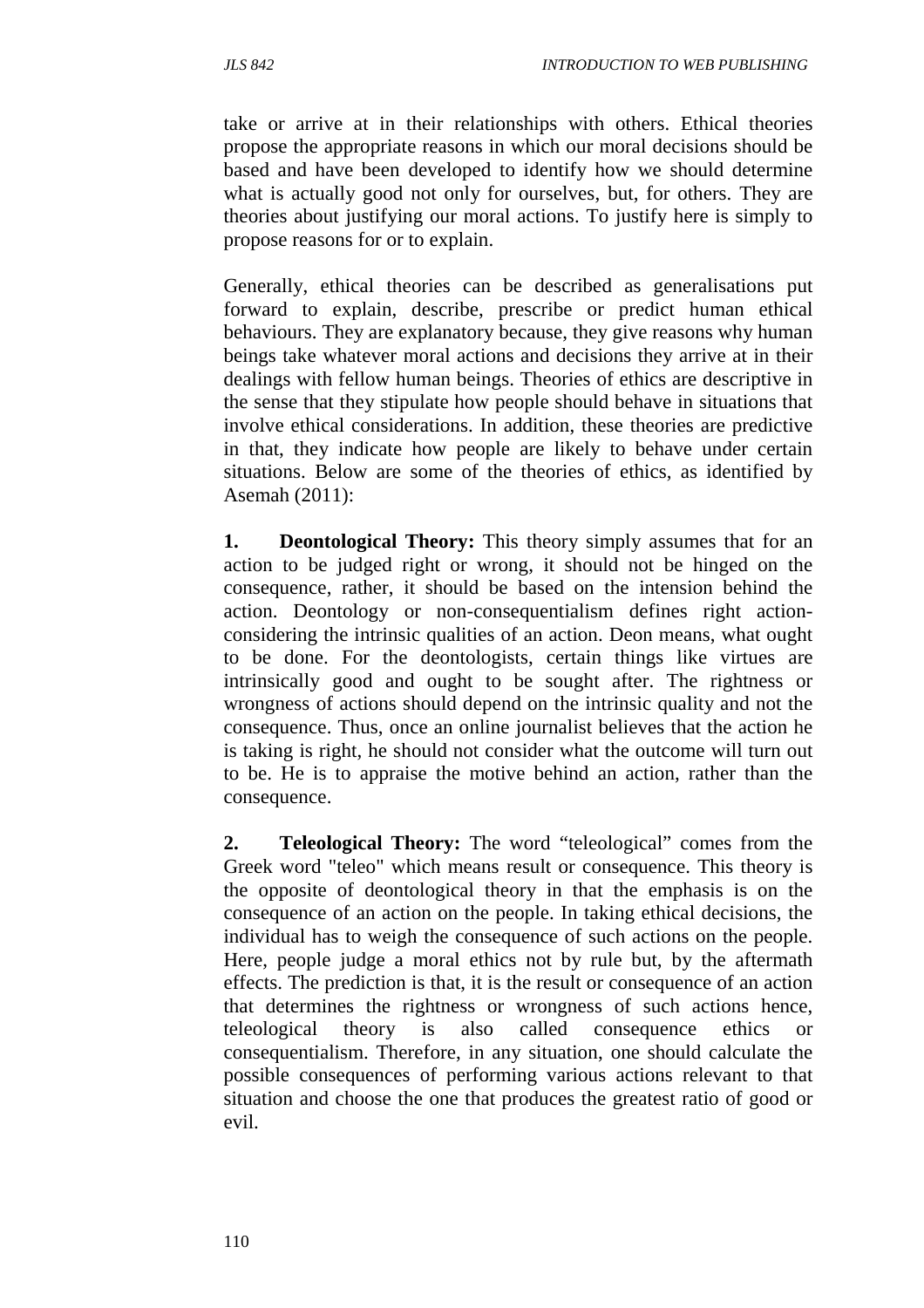take or arrive at in their relationships with others. Ethical theories propose the appropriate reasons in which our moral decisions should be based and have been developed to identify how we should determine what is actually good not only for ourselves, but, for others. They are theories about justifying our moral actions. To justify here is simply to propose reasons for or to explain.

Generally, ethical theories can be described as generalisations put forward to explain, describe, prescribe or predict human ethical behaviours. They are explanatory because, they give reasons why human beings take whatever moral actions and decisions they arrive at in their dealings with fellow human beings. Theories of ethics are descriptive in the sense that they stipulate how people should behave in situations that involve ethical considerations. In addition, these theories are predictive in that, they indicate how people are likely to behave under certain situations. Below are some of the theories of ethics, as identified by Asemah (2011):

**1. Deontological Theory:** This theory simply assumes that for an action to be judged right or wrong, it should not be hinged on the consequence, rather, it should be based on the intension behind the action. Deontology or non-consequentialism defines right action-considering the intrinsic qualities of an action. Deon means, what ought to be done. For the deontologists, certain things like virtues are intrinsically good and ought to be sought after. The rightness or wrongness of actions should depend on the intrinsic quality and not the consequence. Thus, once an online journalist believes that the action he is taking is right, he should not consider what the outcome will turn out to be. He is to appraise the motive behind an action, rather than the consequence.

**2. Teleological Theory:** The word "teleological" comes from the Greek word "teleo" which means result or consequence. This theory is the opposite of deontological theory in that the emphasis is on the consequence of an action on the people. In taking ethical decisions, the individual has to weigh the consequence of such actions on the people. Here, people judge a moral ethics not by rule but, by the aftermath effects. The prediction is that, it is the result or consequence of an action that determines the rightness or wrongness of such actions hence, teleological theory is also called consequence ethics or consequentialism. Therefore, in any situation, one should calculate the possible consequences of performing various actions relevant to that situation and choose the one that produces the greatest ratio of good or evil.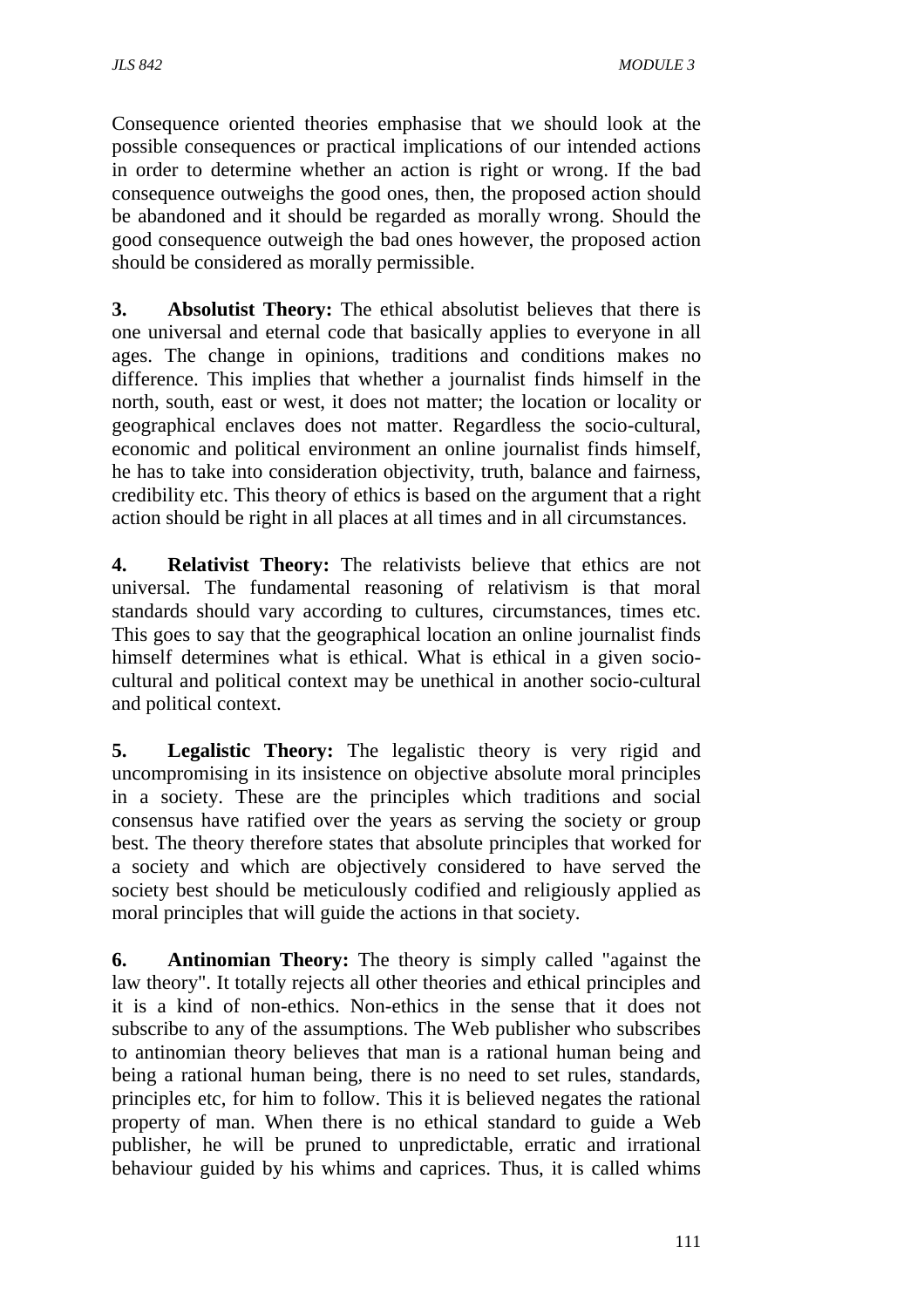Consequence oriented theories emphasise that we should look at the possible consequences or practical implications of our intended actions in order to determine whether an action is right or wrong. If the bad consequence outweighs the good ones, then, the proposed action should be abandoned and it should be regarded as morally wrong. Should the good consequence outweigh the bad ones however, the proposed action should be considered as morally permissible.

**3. Absolutist Theory:** The ethical absolutist believes that there is one universal and eternal code that basically applies to everyone in all ages. The change in opinions, traditions and conditions makes no difference. This implies that whether a journalist finds himself in the north, south, east or west, it does not matter; the location or locality or geographical enclaves does not matter. Regardless the socio-cultural, economic and political environment an online journalist finds himself, he has to take into consideration objectivity, truth, balance and fairness, credibility etc. This theory of ethics is based on the argument that a right action should be right in all places at all times and in all circumstances.

**4. Relativist Theory:** The relativists believe that ethics are not universal. The fundamental reasoning of relativism is that moral standards should vary according to cultures, circumstances, times etc. This goes to say that the geographical location an online journalist finds himself determines what is ethical. What is ethical in a given socio-cultural and political context may be unethical in another socio-cultural and political context.

**5. Legalistic Theory:** The legalistic theory is very rigid and uncompromising in its insistence on objective absolute moral principles in a society. These are the principles which traditions and social consensus have ratified over the years as serving the society or group best. The theory therefore states that absolute principles that worked for a society and which are objectively considered to have served the society best should be meticulously codified and religiously applied as moral principles that will guide the actions in that society.

**6. Antinomian Theory:** The theory is simply called "against the law theory". It totally rejects all other theories and ethical principles and it is a kind of non-ethics. Non-ethics in the sense that it does not subscribe to any of the assumptions. The Web publisher who subscribes to antinomian theory believes that man is a rational human being and being a rational human being, there is no need to set rules, standards, principles etc, for him to follow. This it is believed negates the rational property of man. When there is no ethical standard to guide a Web publisher, he will be pruned to unpredictable, erratic and irrational behaviour guided by his whims and caprices. Thus, it is called whims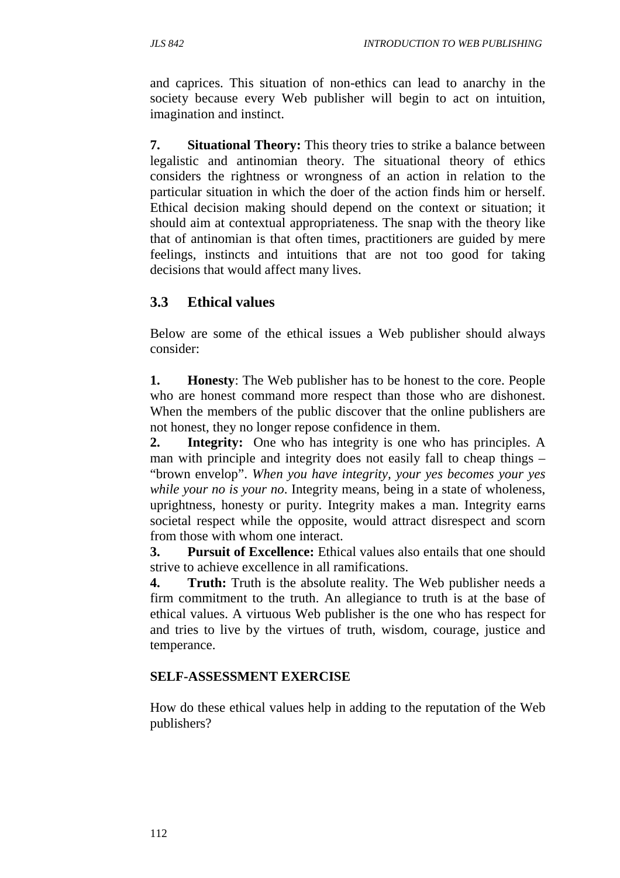and caprices. This situation of non-ethics can lead to anarchy in the society because every Web publisher will begin to act on intuition, imagination and instinct.

**7. Situational Theory:** This theory tries to strike a balance between legalistic and antinomian theory. The situational theory of ethics considers the rightness or wrongness of an action in relation to the particular situation in which the doer of the action finds him or herself. Ethical decision making should depend on the context or situation; it should aim at contextual appropriateness. The snap with the theory like that of antinomian is that often times, practitioners are guided by mere feelings, instincts and intuitions that are not too good for taking decisions that would affect many lives.

## 3.3 Ethical values

Below are some of the ethical issues a Web publisher should always consider:

**1. Honesty**: The Web publisher has to be honest to the core. People who are honest command more respect than those who are dishonest. When the members of the public discover that the online publishers are not honest, they no longer repose confidence in them.

**2. Integrity:** One who has integrity is one who has principles. A man with principle and integrity does not easily fall to cheap things – "brown envelop". *When you have integrity, your yes becomes your yes while your no is your no*. Integrity means, being in a state of wholeness, uprightness, honesty or purity. Integrity makes a man. Integrity earns societal respect while the opposite, would attract disrespect and scorn from those with whom one interact.

**3. Pursuit of Excellence:** Ethical values also entails that one should strive to achieve excellence in all ramifications.

**4. Truth:** Truth is the absolute reality. The Web publisher needs a firm commitment to the truth. An allegiance to truth is at the base of ethical values. A virtuous Web publisher is the one who has respect for and tries to live by the virtues of truth, wisdom, courage, justice and temperance.

**SELF-ASSESSMENT EXERCISE**

How do these ethical values help in adding to the reputation of the Web publishers?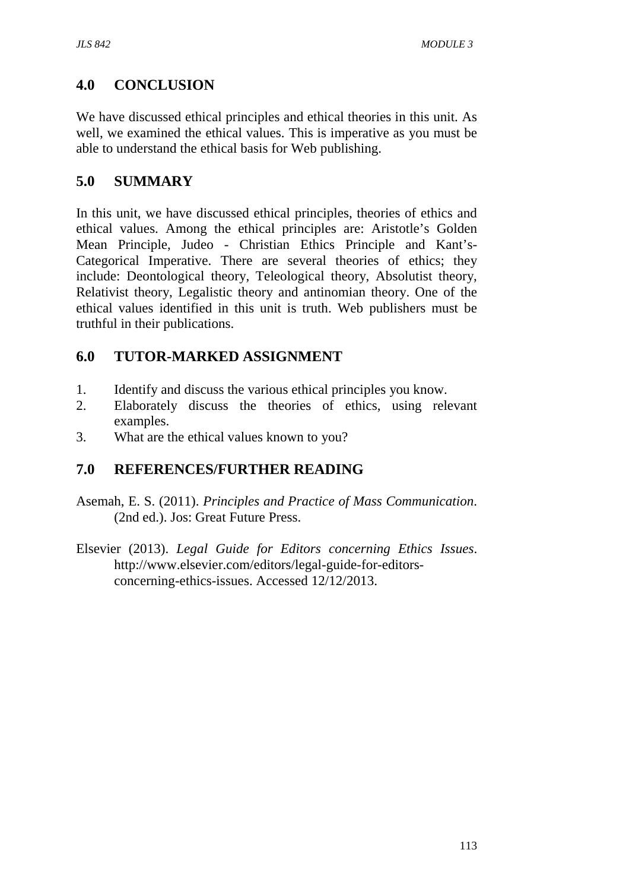## 4.0 CONCLUSION

We have discussed ethical principles and ethical theories in this unit. As well, we examined the ethical values. This is imperative as you must be able to understand the ethical basis for Web publishing.

## 5.0 SUMMARY

In this unit, we have discussed ethical principles, theories of ethics and ethical values. Among the ethical principles are: Aristotle's Golden Mean Principle, Judeo - Christian Ethics Principle and Kant's-Categorical Imperative. There are several theories of ethics; they include: Deontological theory, Teleological theory, Absolutist theory, Relativist theory, Legalistic theory and antinomian theory. One of the ethical values identified in this unit is truth. Web publishers must be truthful in their publications.

## 6.0 TUTOR-MARKED ASSIGNMENT

1. Identify and discuss the various ethical principles you know.
2. Elaborately discuss the theories of ethics, using relevant examples.
3. What are the ethical values known to you?

## 7.0 REFERENCES/FURTHER READING

Asemah, E. S. (2011). *Principles and Practice of Mass Communication*. (2nd ed.). Jos: Great Future Press.

Elsevier (2013). *Legal Guide for Editors concerning Ethics Issues*. http://www.elsevier.com/editors/legal-guide-for-editors-concerning-ethics-issues. Accessed 12/12/2013.